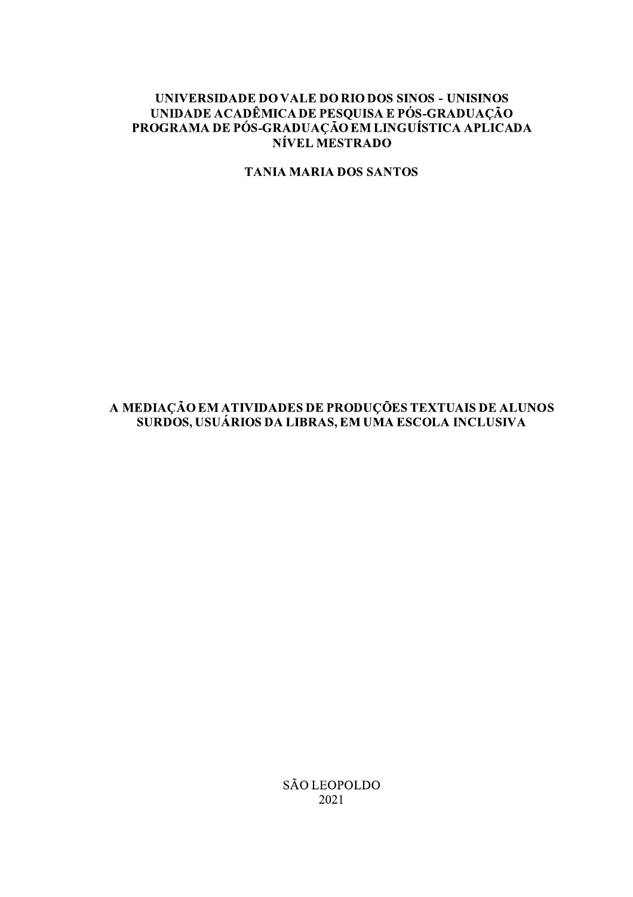**UNIVERSIDADE DO VALE DO RIO DOS SINOS - UNISINOS**
**UNIDADE ACADÊMICA DE PESQUISA E PÓS-GRADUAÇÃO**
**PROGRAMA DE PÓS-GRADUAÇÃO EM LINGUÍSTICA APLICADA**
**NÍVEL MESTRADO**

**TANIA MARIA DOS SANTOS**

# A MEDIAÇÃO EM ATIVIDADES DE PRODUÇÕES TEXTUAIS DE ALUNOS SURDOS, USUÁRIOS DA LIBRAS, EM UMA ESCOLA INCLUSIVA

SÃO LEOPOLDO
2021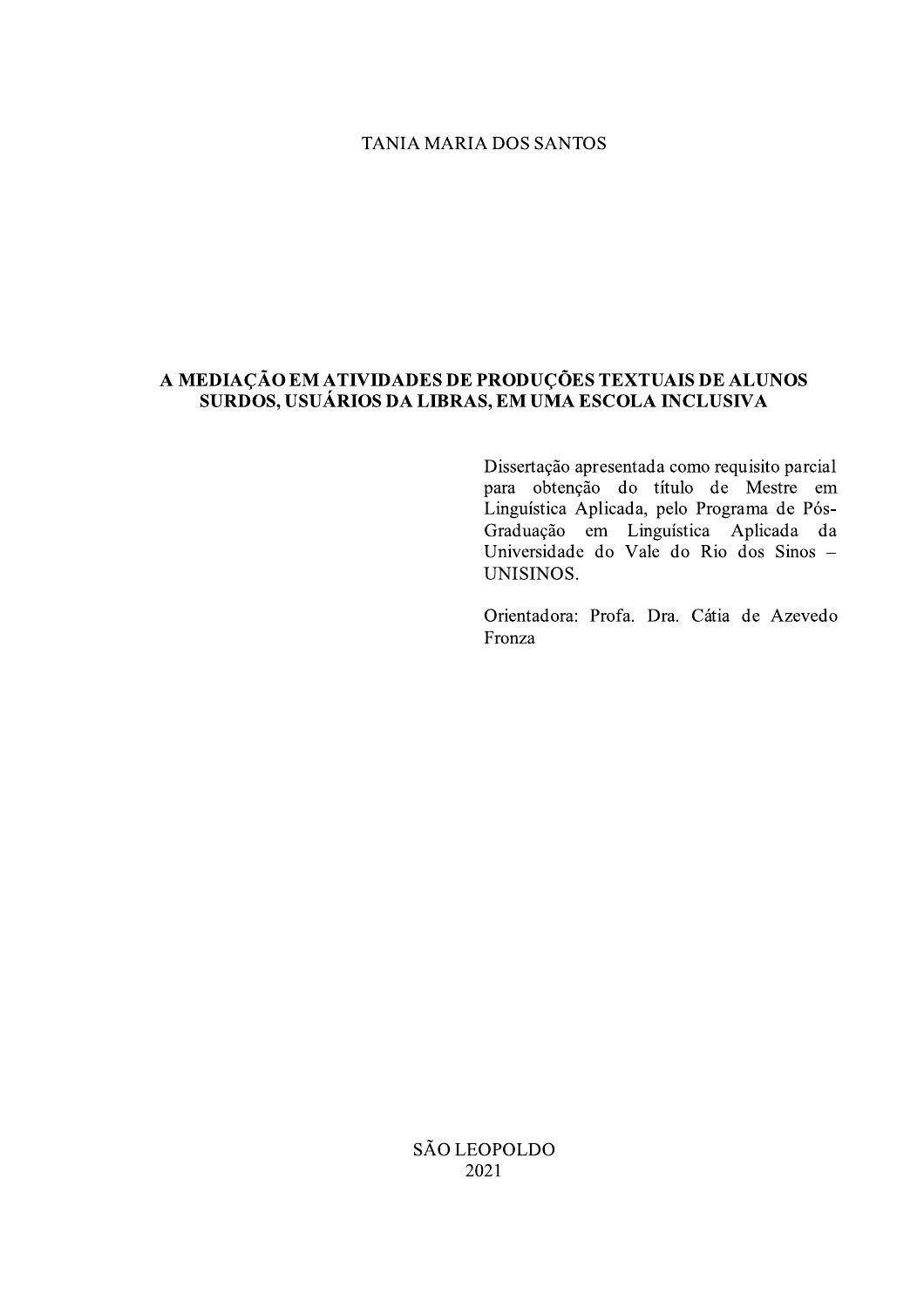TANIA MARIA DOS SANTOS

**A MEDIAÇÃO EM ATIVIDADES DE PRODUÇÕES TEXTUAIS DE ALUNOS SURDOS, USUÁRIOS DA LIBRAS, EM UMA ESCOLA INCLUSIVA**

Dissertação apresentada como requisito parcial para obtenção do título de Mestre em Linguística Aplicada, pelo Programa de Pós-Graduação em Linguística Aplicada da Universidade do Vale do Rio dos Sinos – UNISINOS.

Orientadora: Profa. Dra. Cátia de Azevedo Fronza

SÃO LEOPOLDO
2021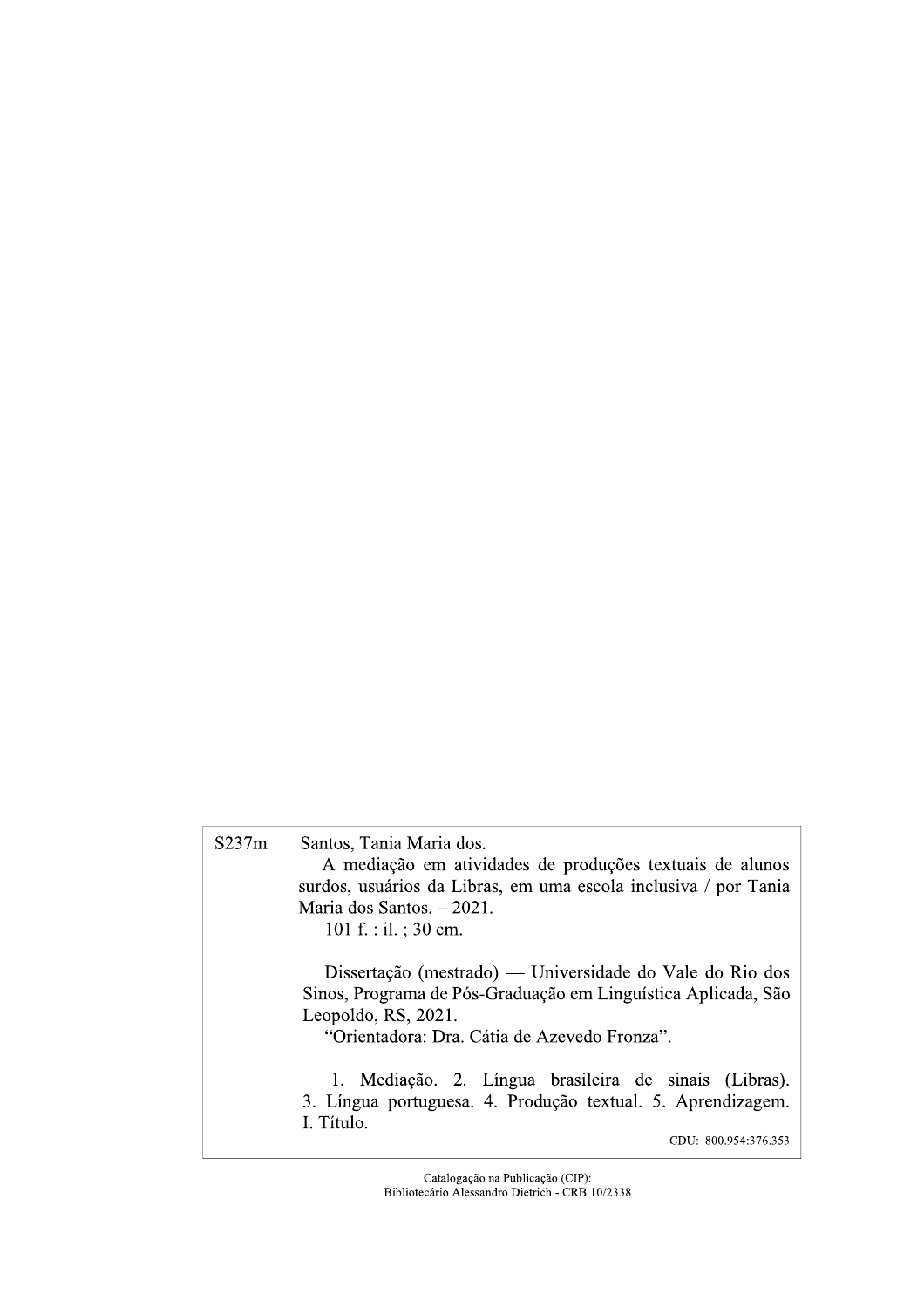S237m Santos, Tania Maria dos.

A mediação em atividades de produções textuais de alunos surdos, usuários da Libras, em uma escola inclusiva / por Tania Maria dos Santos. – 2021.

101 f. : il. ; 30 cm.

Dissertação (mestrado) — Universidade do Vale do Rio dos Sinos, Programa de Pós-Graduação em Linguística Aplicada, São Leopoldo, RS, 2021.

"Orientadora: Dra. Cátia de Azevedo Fronza".

1. Mediação. 2. Língua brasileira de sinais (Libras). 3. Língua portuguesa. 4. Produção textual. 5. Aprendizagem. I. Título.

CDU: 800.954:376.353

Catalogação na Publicação (CIP):
Bibliotecário Alessandro Dietrich - CRB 10/2338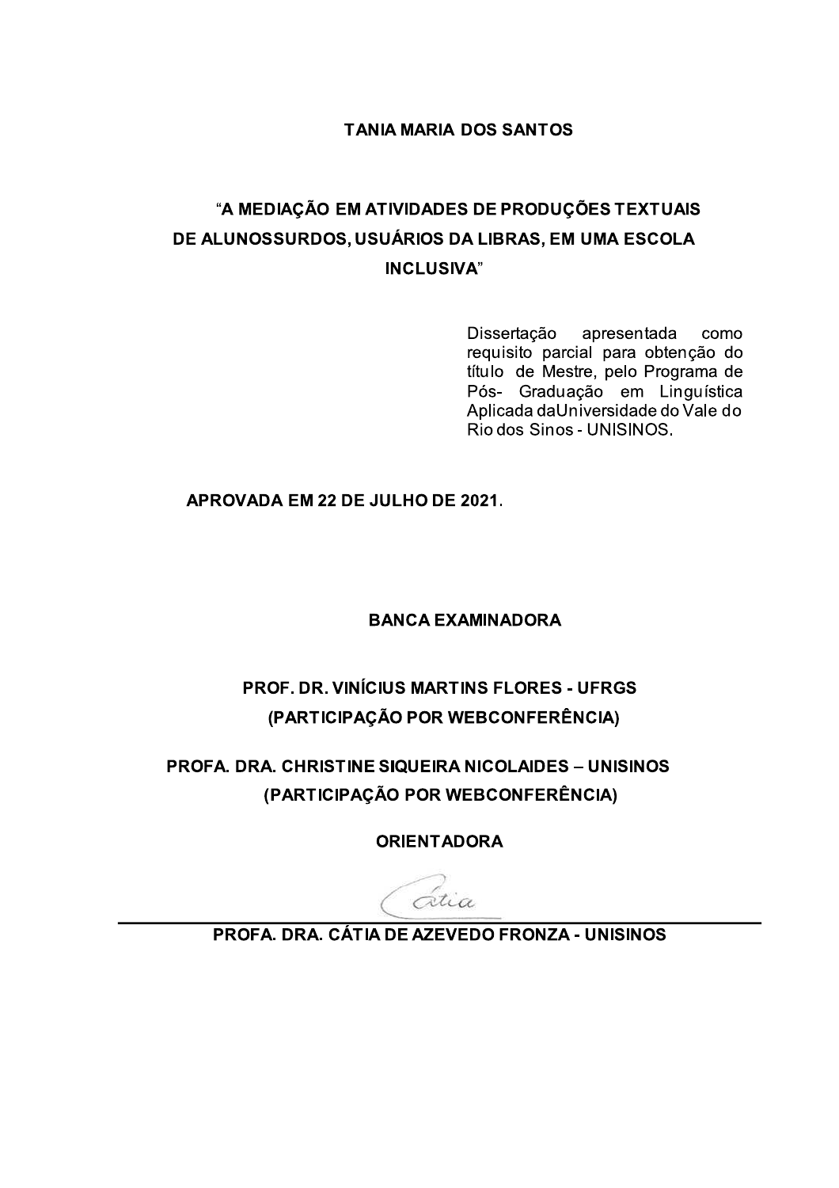**TANIA MARIA DOS SANTOS**

**"A MEDIAÇÃO EM ATIVIDADES DE PRODUÇÕES TEXTUAIS DE ALUNOSSURDOS, USUÁRIOS DA LIBRAS, EM UMA ESCOLA INCLUSIVA"**

Dissertação apresentada como requisito parcial para obtenção do título de Mestre, pelo Programa de Pós- Graduação em Linguística Aplicada daUniversidade do Vale do Rio dos Sinos - UNISINOS.

**APROVADA EM 22 DE JULHO DE 2021**.

**BANCA EXAMINADORA**

**PROF. DR. VINÍCIUS MARTINS FLORES - UFRGS (PARTICIPAÇÃO POR WEBCONFERÊNCIA)**

**PROFA. DRA. CHRISTINE SIQUEIRA NICOLAIDES – UNISINOS (PARTICIPAÇÃO POR WEBCONFERÊNCIA)**

**ORIENTADORA**

Cátia

**PROFA. DRA. CÁTIA DE AZEVEDO FRONZA - UNISINOS**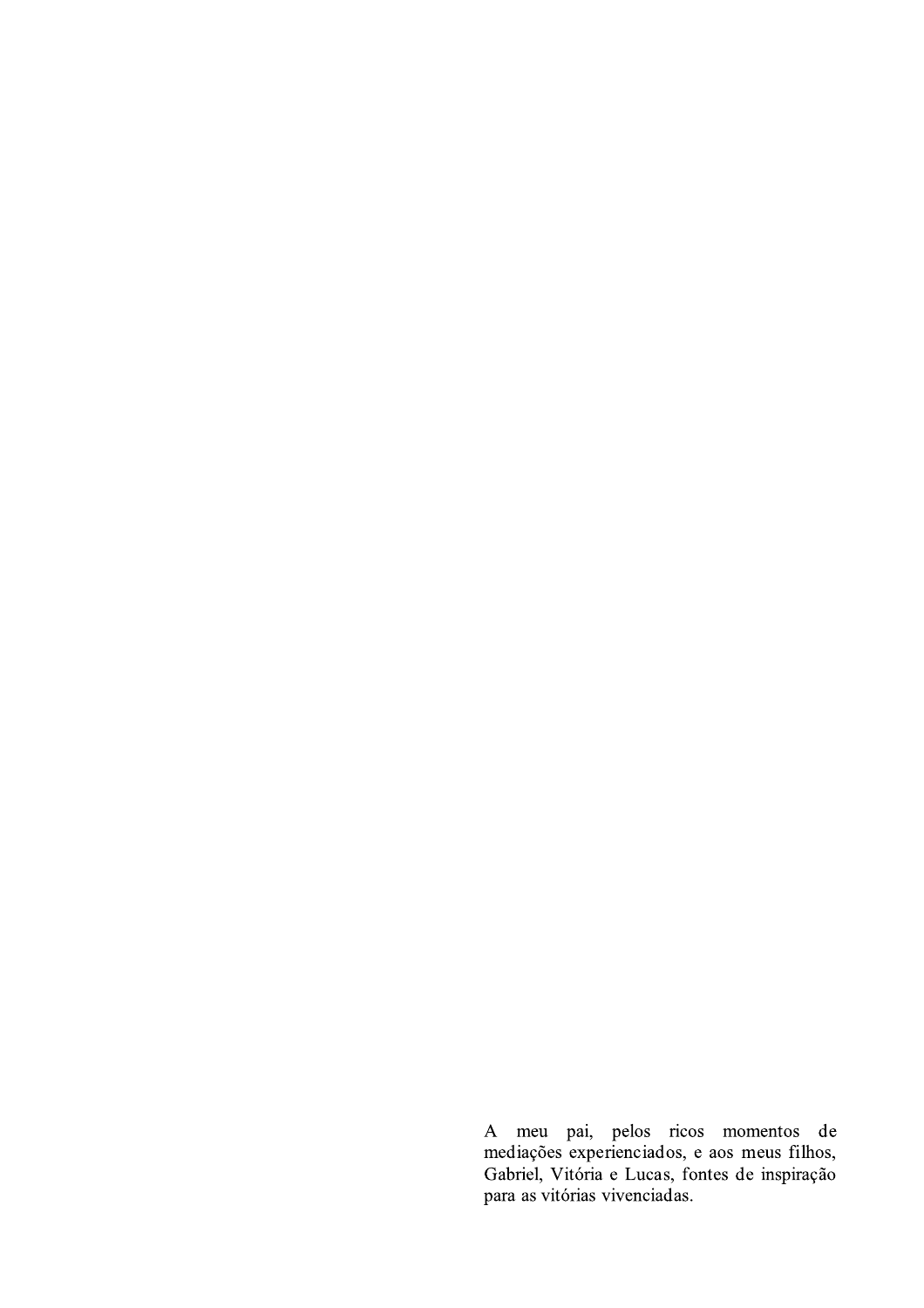A meu pai, pelos ricos momentos de mediações experienciados, e aos meus filhos, Gabriel, Vitória e Lucas, fontes de inspiração para as vitórias vivenciadas.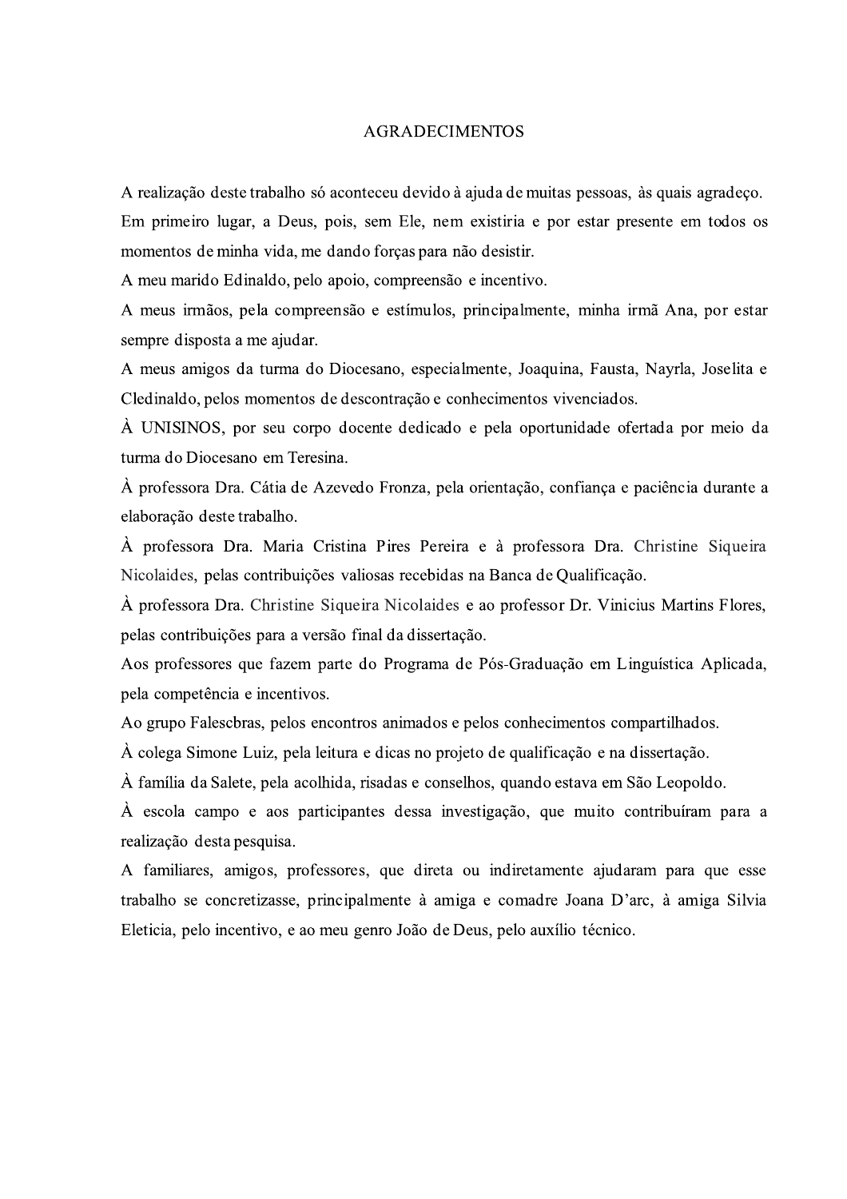# AGRADECIMENTOS

A realização deste trabalho só aconteceu devido à ajuda de muitas pessoas, às quais agradeço.

Em primeiro lugar, a Deus, pois, sem Ele, nem existiria e por estar presente em todos os momentos de minha vida, me dando forças para não desistir.

A meu marido Edinaldo, pelo apoio, compreensão e incentivo.

A meus irmãos, pela compreensão e estímulos, principalmente, minha irmã Ana, por estar sempre disposta a me ajudar.

A meus amigos da turma do Diocesano, especialmente, Joaquina, Fausta, Nayrla, Joselita e Cledinaldo, pelos momentos de descontração e conhecimentos vivenciados.

À UNISINOS, por seu corpo docente dedicado e pela oportunidade ofertada por meio da turma do Diocesano em Teresina.

À professora Dra. Cátia de Azevedo Fronza, pela orientação, confiança e paciência durante a elaboração deste trabalho.

À professora Dra. Maria Cristina Pires Pereira e à professora Dra. Christine Siqueira Nicolaides, pelas contribuições valiosas recebidas na Banca de Qualificação.

À professora Dra. Christine Siqueira Nicolaides e ao professor Dr. Vinicius Martins Flores, pelas contribuições para a versão final da dissertação.

Aos professores que fazem parte do Programa de Pós-Graduação em Linguística Aplicada, pela competência e incentivos.

Ao grupo Falescbras, pelos encontros animados e pelos conhecimentos compartilhados.

À colega Simone Luiz, pela leitura e dicas no projeto de qualificação e na dissertação.

À família da Salete, pela acolhida, risadas e conselhos, quando estava em São Leopoldo.

À escola campo e aos participantes dessa investigação, que muito contribuíram para a realização desta pesquisa.

A familiares, amigos, professores, que direta ou indiretamente ajudaram para que esse trabalho se concretizasse, principalmente à amiga e comadre Joana D'arc, à amiga Silvia Eleticia, pelo incentivo, e ao meu genro João de Deus, pelo auxílio técnico.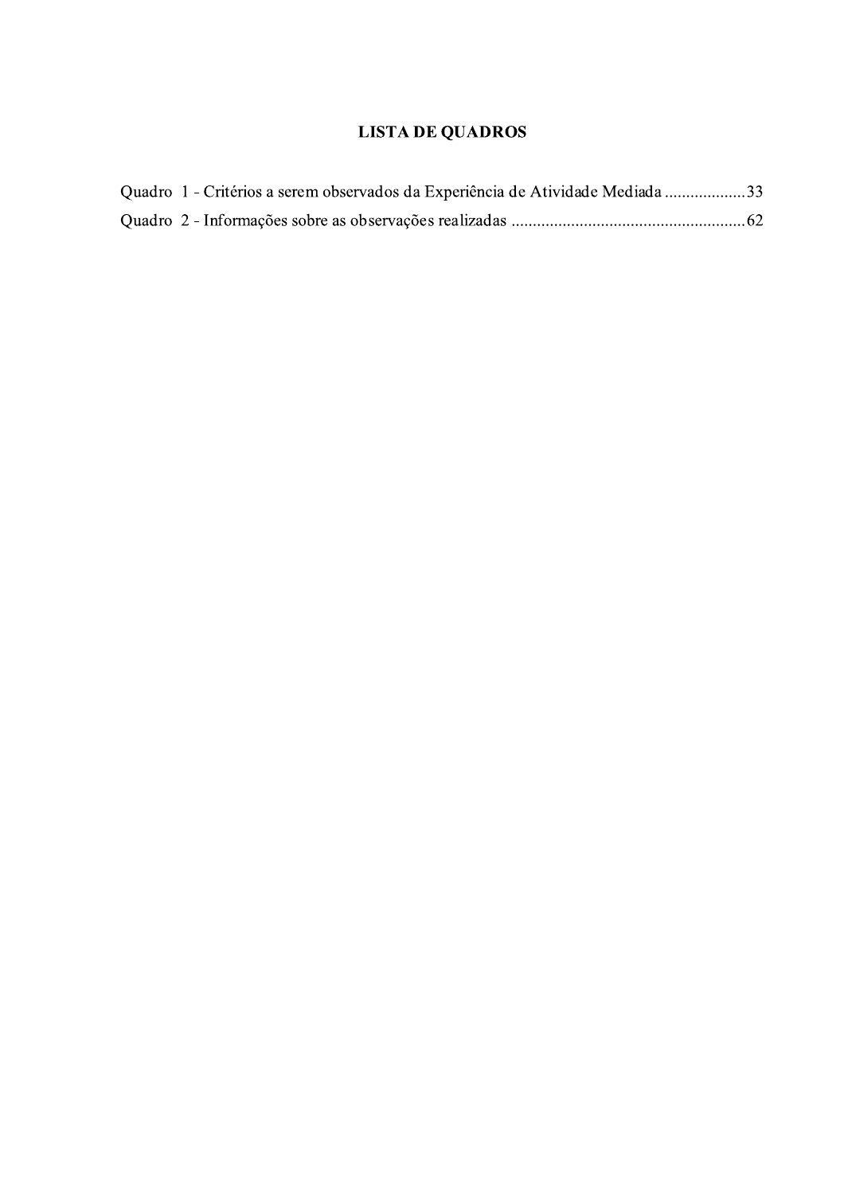# LISTA DE QUADROS

Quadro 1 - Critérios a serem observados da Experiência de Atividade Mediada .................. 33

Quadro 2 - Informações sobre as observações realizadas ...................................................... 62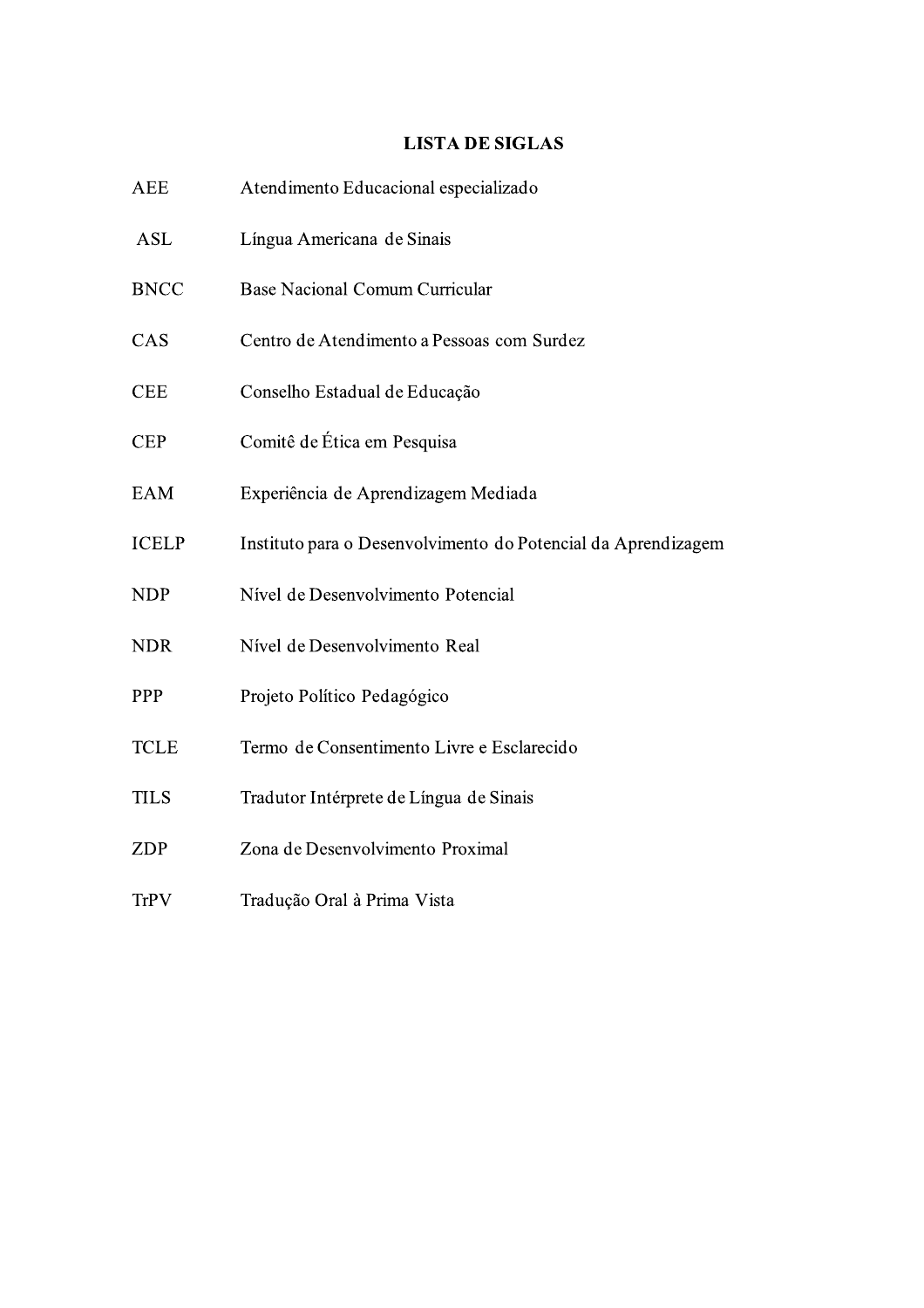# LISTA DE SIGLAS

| | |
|---|---|
| AEE | Atendimento Educacional especializado |
| ASL | Língua Americana de Sinais |
| BNCC | Base Nacional Comum Curricular |
| CAS | Centro de Atendimento a Pessoas com Surdez |
| CEE | Conselho Estadual de Educação |
| CEP | Comitê de Ética em Pesquisa |
| EAM | Experiência de Aprendizagem Mediada |
| ICELP | Instituto para o Desenvolvimento do Potencial da Aprendizagem |
| NDP | Nível de Desenvolvimento Potencial |
| NDR | Nível de Desenvolvimento Real |
| PPP | Projeto Político Pedagógico |
| TCLE | Termo de Consentimento Livre e Esclarecido |
| TILS | Tradutor Intérprete de Língua de Sinais |
| ZDP | Zona de Desenvolvimento Proximal |
| TrPV | Tradução Oral à Prima Vista |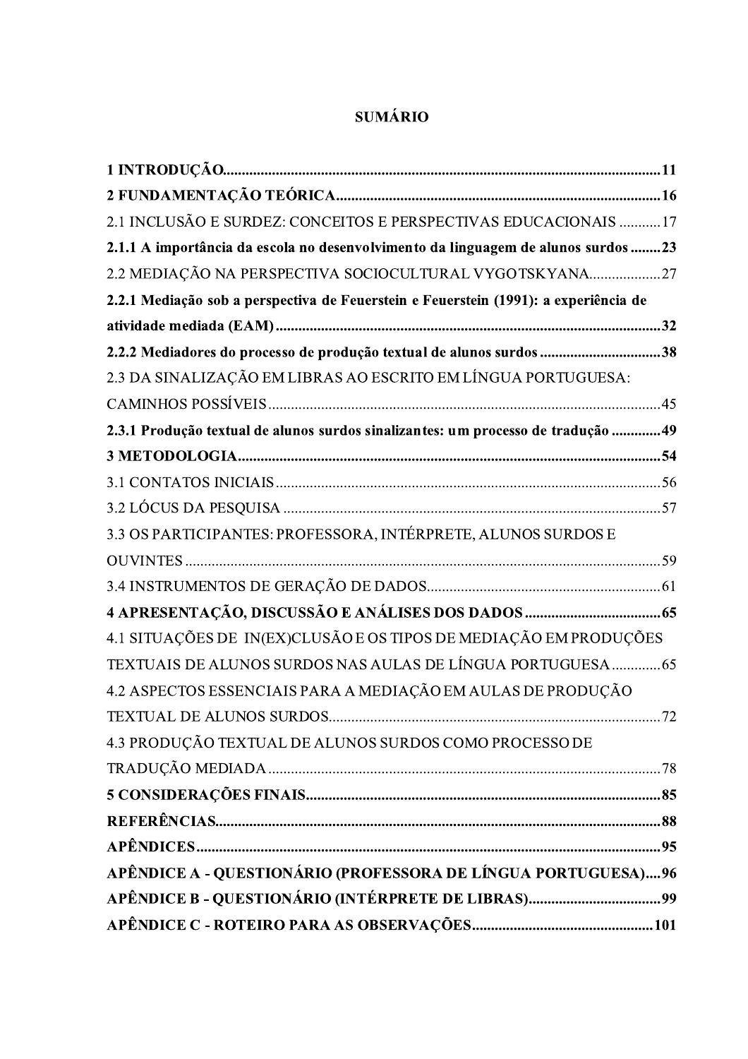# SUMÁRIO

**1 INTRODUÇÃO** ........................................................................................................ **11**

**2 FUNDAMENTAÇÃO TEÓRICA** ............................................................................. **16**

2.1 INCLUSÃO E SURDEZ: CONCEITOS E PERSPECTIVAS EDUCACIONAIS ........... 17

**2.1.1 A importância da escola no desenvolvimento da linguagem de alunos surdos** ........ **23**

2.2 MEDIAÇÃO NA PERSPECTIVA SOCIOCULTURAL VYGOTSKYANA .................. 27

**2.2.1 Mediação sob a perspectiva de Feuerstein e Feuerstein (1991): a experiência de atividade mediada (EAM)** ........................................................................................ **32**

**2.2.2 Mediadores do processo de produção textual de alunos surdos** ............................ **38**

2.3 DA SINALIZAÇÃO EM LIBRAS AO ESCRITO EM LÍNGUA PORTUGUESA: CAMINHOS POSSÍVEIS ........................................................................................ 45

**2.3.1 Produção textual de alunos surdos sinalizantes: um processo de tradução** ............. **49**

**3 METODOLOGIA** ..................................................................................................... **54**

3.1 CONTATOS INICIAIS ............................................................................................ 56

3.2 LÓCUS DA PESQUISA .......................................................................................... 57

3.3 OS PARTICIPANTES: PROFESSORA, INTÉRPRETE, ALUNOS SURDOS E OUVINTES ............................................................................................................. 59

3.4 INSTRUMENTOS DE GERAÇÃO DE DADOS ........................................................ 61

**4 APRESENTAÇÃO, DISCUSSÃO E ANÁLISES DOS DADOS** .................................... **65**

4.1 SITUAÇÕES DE IN(EX)CLUSÃO E OS TIPOS DE MEDIAÇÃO EM PRODUÇÕES TEXTUAIS DE ALUNOS SURDOS NAS AULAS DE LÍNGUA PORTUGUESA ............. 65

4.2 ASPECTOS ESSENCIAIS PARA A MEDIAÇÃO EM AULAS DE PRODUÇÃO TEXTUAL DE ALUNOS SURDOS ............................................................................ 72

4.3 PRODUÇÃO TEXTUAL DE ALUNOS SURDOS COMO PROCESSO DE TRADUÇÃO MEDIADA ........................................................................................... 78

**5 CONSIDERAÇÕES FINAIS** ...................................................................................... **85**

**REFERÊNCIAS** ......................................................................................................... **88**

**APÊNDICES** ............................................................................................................. **95**

**APÊNDICE A - QUESTIONÁRIO (PROFESSORA DE LÍNGUA PORTUGUESA)** .... **96**

**APÊNDICE B - QUESTIONÁRIO (INTÉRPRETE DE LIBRAS)** ................................... **99**

**APÊNDICE C - ROTEIRO PARA AS OBSERVAÇÕES** ............................................... **101**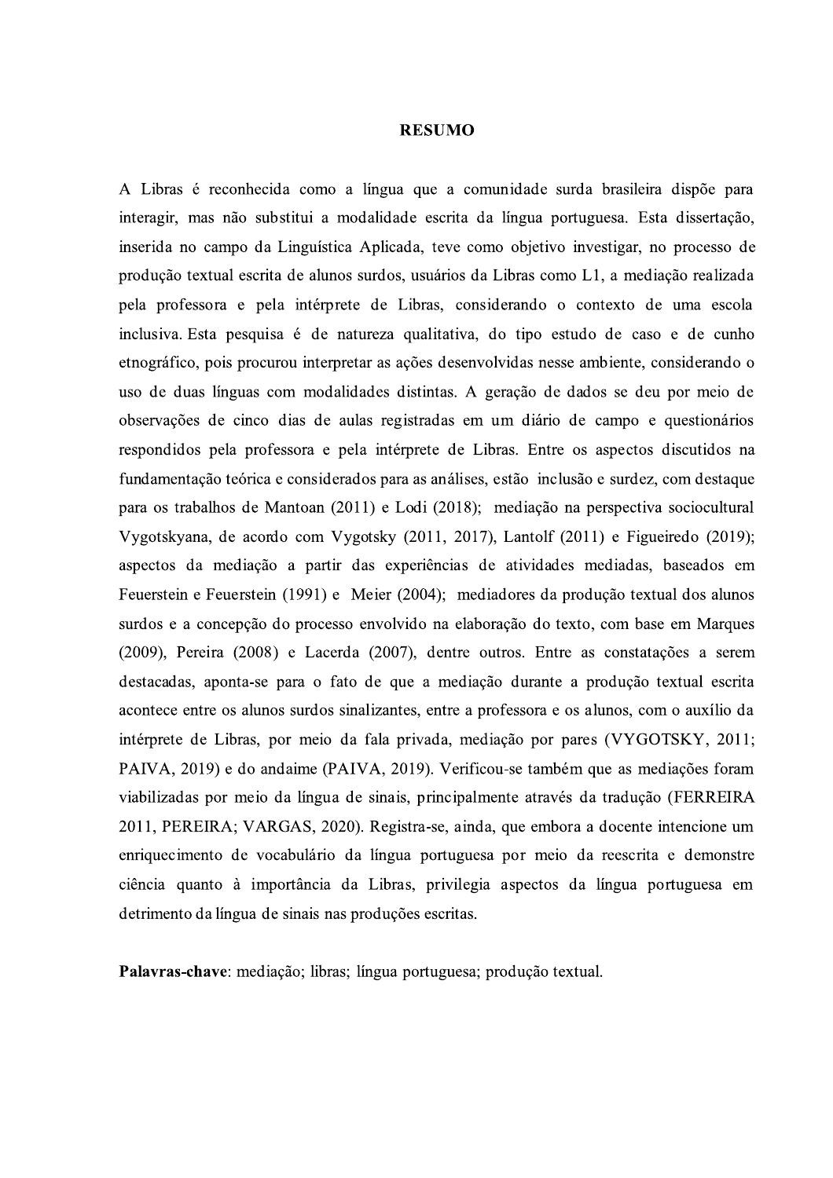# RESUMO

A Libras é reconhecida como a língua que a comunidade surda brasileira dispõe para interagir, mas não substitui a modalidade escrita da língua portuguesa. Esta dissertação, inserida no campo da Linguística Aplicada, teve como objetivo investigar, no processo de produção textual escrita de alunos surdos, usuários da Libras como L1, a mediação realizada pela professora e pela intérprete de Libras, considerando o contexto de uma escola inclusiva. Esta pesquisa é de natureza qualitativa, do tipo estudo de caso e de cunho etnográfico, pois procurou interpretar as ações desenvolvidas nesse ambiente, considerando o uso de duas línguas com modalidades distintas. A geração de dados se deu por meio de observações de cinco dias de aulas registradas em um diário de campo e questionários respondidos pela professora e pela intérprete de Libras. Entre os aspectos discutidos na fundamentação teórica e considerados para as análises, estão inclusão e surdez, com destaque para os trabalhos de Mantoan (2011) e Lodi (2018); mediação na perspectiva sociocultural Vygotskyana, de acordo com Vygotsky (2011, 2017), Lantolf (2011) e Figueiredo (2019); aspectos da mediação a partir das experiências de atividades mediadas, baseados em Feuerstein e Feuerstein (1991) e Meier (2004); mediadores da produção textual dos alunos surdos e a concepção do processo envolvido na elaboração do texto, com base em Marques (2009), Pereira (2008) e Lacerda (2007), dentre outros. Entre as constatações a serem destacadas, aponta-se para o fato de que a mediação durante a produção textual escrita acontece entre os alunos surdos sinalizantes, entre a professora e os alunos, com o auxílio da intérprete de Libras, por meio da fala privada, mediação por pares (VYGOTSKY, 2011; PAIVA, 2019) e do andaime (PAIVA, 2019). Verificou-se também que as mediações foram viabilizadas por meio da língua de sinais, principalmente através da tradução (FERREIRA 2011, PEREIRA; VARGAS, 2020). Registra-se, ainda, que embora a docente intencione um enriquecimento de vocabulário da língua portuguesa por meio da reescrita e demonstre ciência quanto à importância da Libras, privilegia aspectos da língua portuguesa em detrimento da língua de sinais nas produções escritas.

**Palavras-chave**: mediação; libras; língua portuguesa; produção textual.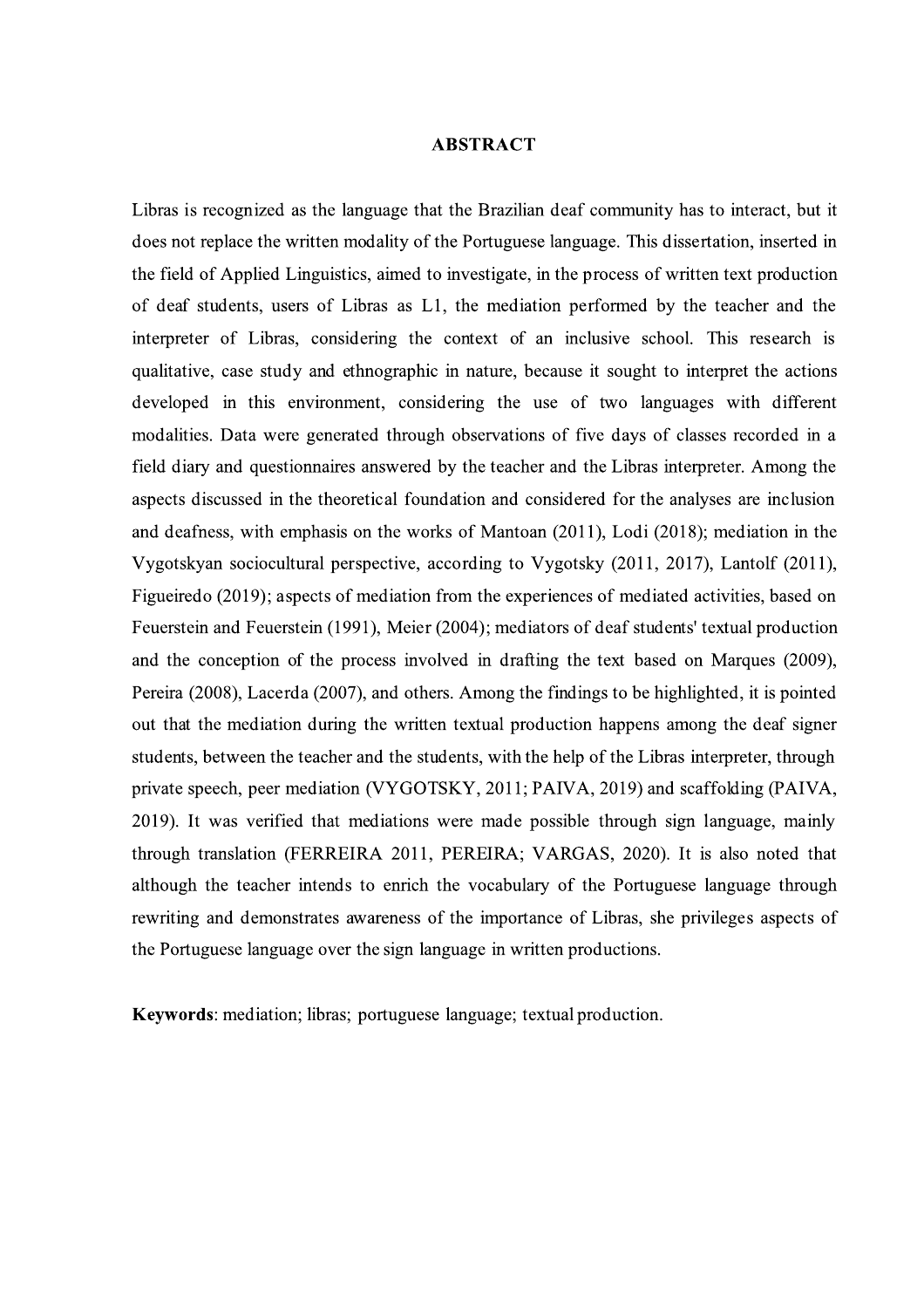# ABSTRACT

Libras is recognized as the language that the Brazilian deaf community has to interact, but it does not replace the written modality of the Portuguese language. This dissertation, inserted in the field of Applied Linguistics, aimed to investigate, in the process of written text production of deaf students, users of Libras as L1, the mediation performed by the teacher and the interpreter of Libras, considering the context of an inclusive school. This research is qualitative, case study and ethnographic in nature, because it sought to interpret the actions developed in this environment, considering the use of two languages with different modalities. Data were generated through observations of five days of classes recorded in a field diary and questionnaires answered by the teacher and the Libras interpreter. Among the aspects discussed in the theoretical foundation and considered for the analyses are inclusion and deafness, with emphasis on the works of Mantoan (2011), Lodi (2018); mediation in the Vygotskyan sociocultural perspective, according to Vygotsky (2011, 2017), Lantolf (2011), Figueiredo (2019); aspects of mediation from the experiences of mediated activities, based on Feuerstein and Feuerstein (1991), Meier (2004); mediators of deaf students' textual production and the conception of the process involved in drafting the text based on Marques (2009), Pereira (2008), Lacerda (2007), and others. Among the findings to be highlighted, it is pointed out that the mediation during the written textual production happens among the deaf signer students, between the teacher and the students, with the help of the Libras interpreter, through private speech, peer mediation (VYGOTSKY, 2011; PAIVA, 2019) and scaffolding (PAIVA, 2019). It was verified that mediations were made possible through sign language, mainly through translation (FERREIRA 2011, PEREIRA; VARGAS, 2020). It is also noted that although the teacher intends to enrich the vocabulary of the Portuguese language through rewriting and demonstrates awareness of the importance of Libras, she privileges aspects of the Portuguese language over the sign language in written productions.

**Keywords**: mediation; libras; portuguese language; textual production.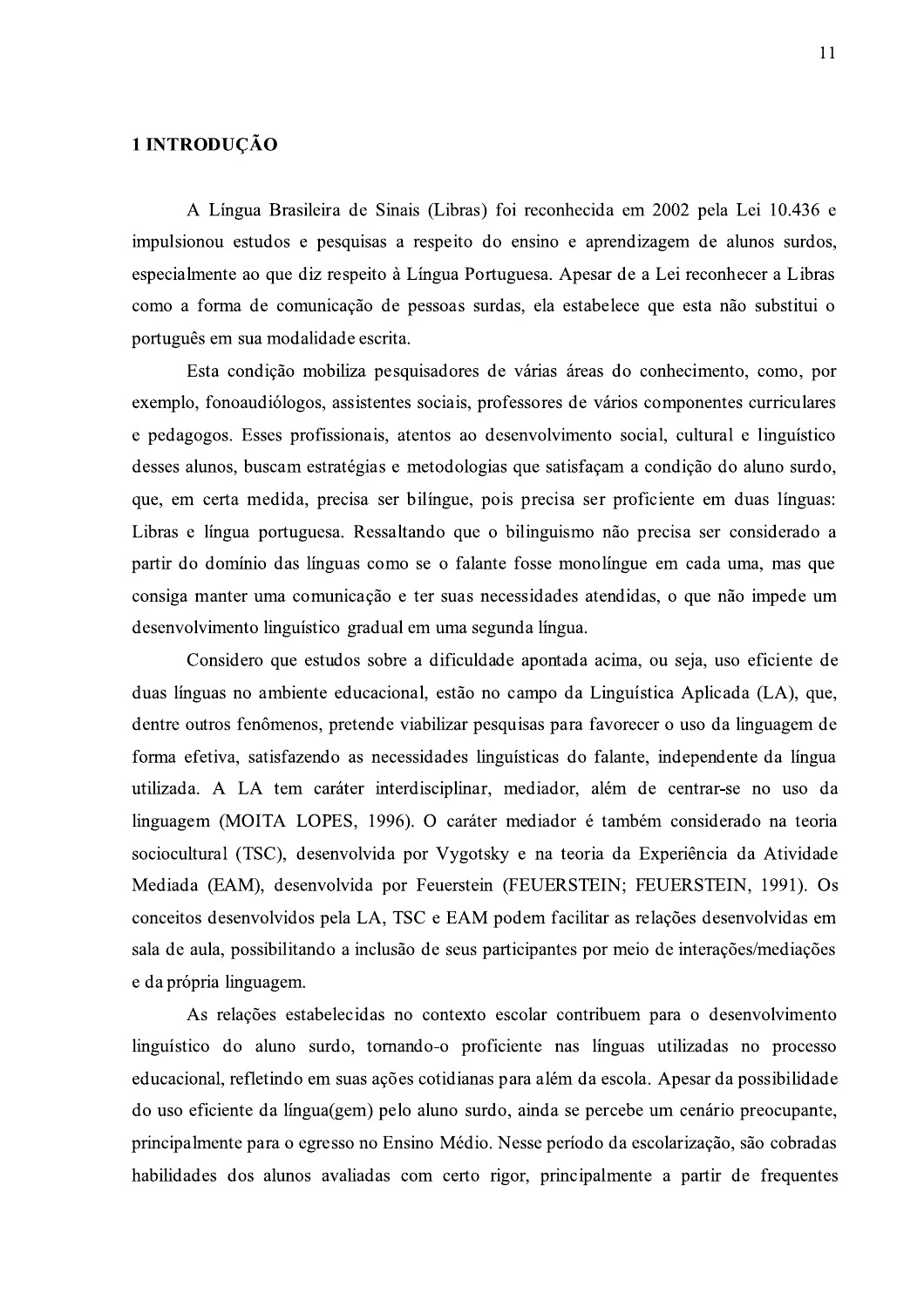# 1 INTRODUÇÃO

A Língua Brasileira de Sinais (Libras) foi reconhecida em 2002 pela Lei 10.436 e impulsionou estudos e pesquisas a respeito do ensino e aprendizagem de alunos surdos, especialmente ao que diz respeito à Língua Portuguesa. Apesar de a Lei reconhecer a Libras como a forma de comunicação de pessoas surdas, ela estabelece que esta não substitui o português em sua modalidade escrita.

Esta condição mobiliza pesquisadores de várias áreas do conhecimento, como, por exemplo, fonoaudiólogos, assistentes sociais, professores de vários componentes curriculares e pedagogos. Esses profissionais, atentos ao desenvolvimento social, cultural e linguístico desses alunos, buscam estratégias e metodologias que satisfaçam a condição do aluno surdo, que, em certa medida, precisa ser bilíngue, pois precisa ser proficiente em duas línguas: Libras e língua portuguesa. Ressaltando que o bilinguismo não precisa ser considerado a partir do domínio das línguas como se o falante fosse monolíngue em cada uma, mas que consiga manter uma comunicação e ter suas necessidades atendidas, o que não impede um desenvolvimento linguístico gradual em uma segunda língua.

Considero que estudos sobre a dificuldade apontada acima, ou seja, uso eficiente de duas línguas no ambiente educacional, estão no campo da Linguística Aplicada (LA), que, dentre outros fenômenos, pretende viabilizar pesquisas para favorecer o uso da linguagem de forma efetiva, satisfazendo as necessidades linguísticas do falante, independente da língua utilizada. A LA tem caráter interdisciplinar, mediador, além de centrar-se no uso da linguagem (MOITA LOPES, 1996). O caráter mediador é também considerado na teoria sociocultural (TSC), desenvolvida por Vygotsky e na teoria da Experiência da Atividade Mediada (EAM), desenvolvida por Feuerstein (FEUERSTEIN; FEUERSTEIN, 1991). Os conceitos desenvolvidos pela LA, TSC e EAM podem facilitar as relações desenvolvidas em sala de aula, possibilitando a inclusão de seus participantes por meio de interações/mediações e da própria linguagem.

As relações estabelecidas no contexto escolar contribuem para o desenvolvimento linguístico do aluno surdo, tornando-o proficiente nas línguas utilizadas no processo educacional, refletindo em suas ações cotidianas para além da escola. Apesar da possibilidade do uso eficiente da língua(gem) pelo aluno surdo, ainda se percebe um cenário preocupante, principalmente para o egresso no Ensino Médio. Nesse período da escolarização, são cobradas habilidades dos alunos avaliadas com certo rigor, principalmente a partir de frequentes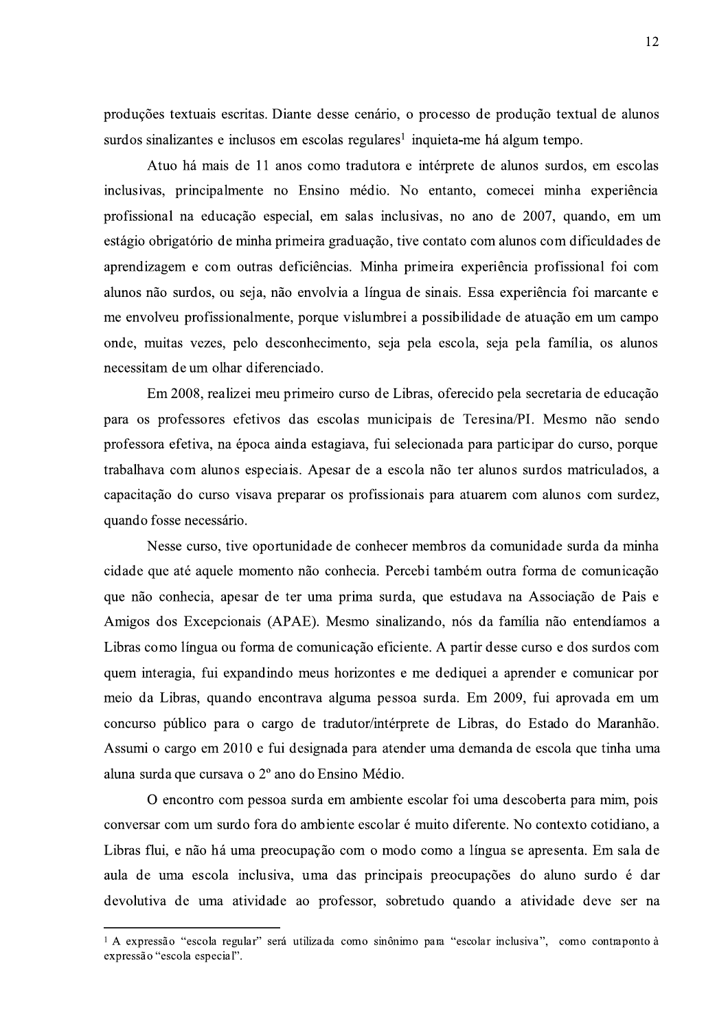produções textuais escritas. Diante desse cenário, o processo de produção textual de alunos surdos sinalizantes e inclusos em escolas regulares[1] inquieta-me há algum tempo.

Atuo há mais de 11 anos como tradutora e intérprete de alunos surdos, em escolas inclusivas, principalmente no Ensino médio. No entanto, comecei minha experiência profissional na educação especial, em salas inclusivas, no ano de 2007, quando, em um estágio obrigatório de minha primeira graduação, tive contato com alunos com dificuldades de aprendizagem e com outras deficiências. Minha primeira experiência profissional foi com alunos não surdos, ou seja, não envolvia a língua de sinais. Essa experiência foi marcante e me envolveu profissionalmente, porque vislumbrei a possibilidade de atuação em um campo onde, muitas vezes, pelo desconhecimento, seja pela escola, seja pela família, os alunos necessitam de um olhar diferenciado.

Em 2008, realizei meu primeiro curso de Libras, oferecido pela secretaria de educação para os professores efetivos das escolas municipais de Teresina/PI. Mesmo não sendo professora efetiva, na época ainda estagiava, fui selecionada para participar do curso, porque trabalhava com alunos especiais. Apesar de a escola não ter alunos surdos matriculados, a capacitação do curso visava preparar os profissionais para atuarem com alunos com surdez, quando fosse necessário.

Nesse curso, tive oportunidade de conhecer membros da comunidade surda da minha cidade que até aquele momento não conhecia. Percebi também outra forma de comunicação que não conhecia, apesar de ter uma prima surda, que estudava na Associação de Pais e Amigos dos Excepcionais (APAE). Mesmo sinalizando, nós da família não entendíamos a Libras como língua ou forma de comunicação eficiente. A partir desse curso e dos surdos com quem interagia, fui expandindo meus horizontes e me dediquei a aprender e comunicar por meio da Libras, quando encontrava alguma pessoa surda. Em 2009, fui aprovada em um concurso público para o cargo de tradutor/intérprete de Libras, do Estado do Maranhão. Assumi o cargo em 2010 e fui designada para atender uma demanda de escola que tinha uma aluna surda que cursava o 2º ano do Ensino Médio.

O encontro com pessoa surda em ambiente escolar foi uma descoberta para mim, pois conversar com um surdo fora do ambiente escolar é muito diferente. No contexto cotidiano, a Libras flui, e não há uma preocupação com o modo como a língua se apresenta. Em sala de aula de uma escola inclusiva, uma das principais preocupações do aluno surdo é dar devolutiva de uma atividade ao professor, sobretudo quando a atividade deve ser na

---

[1] A expressão "escola regular" será utilizada como sinônimo para "escolar inclusiva", como contraponto à expressão "escola especial".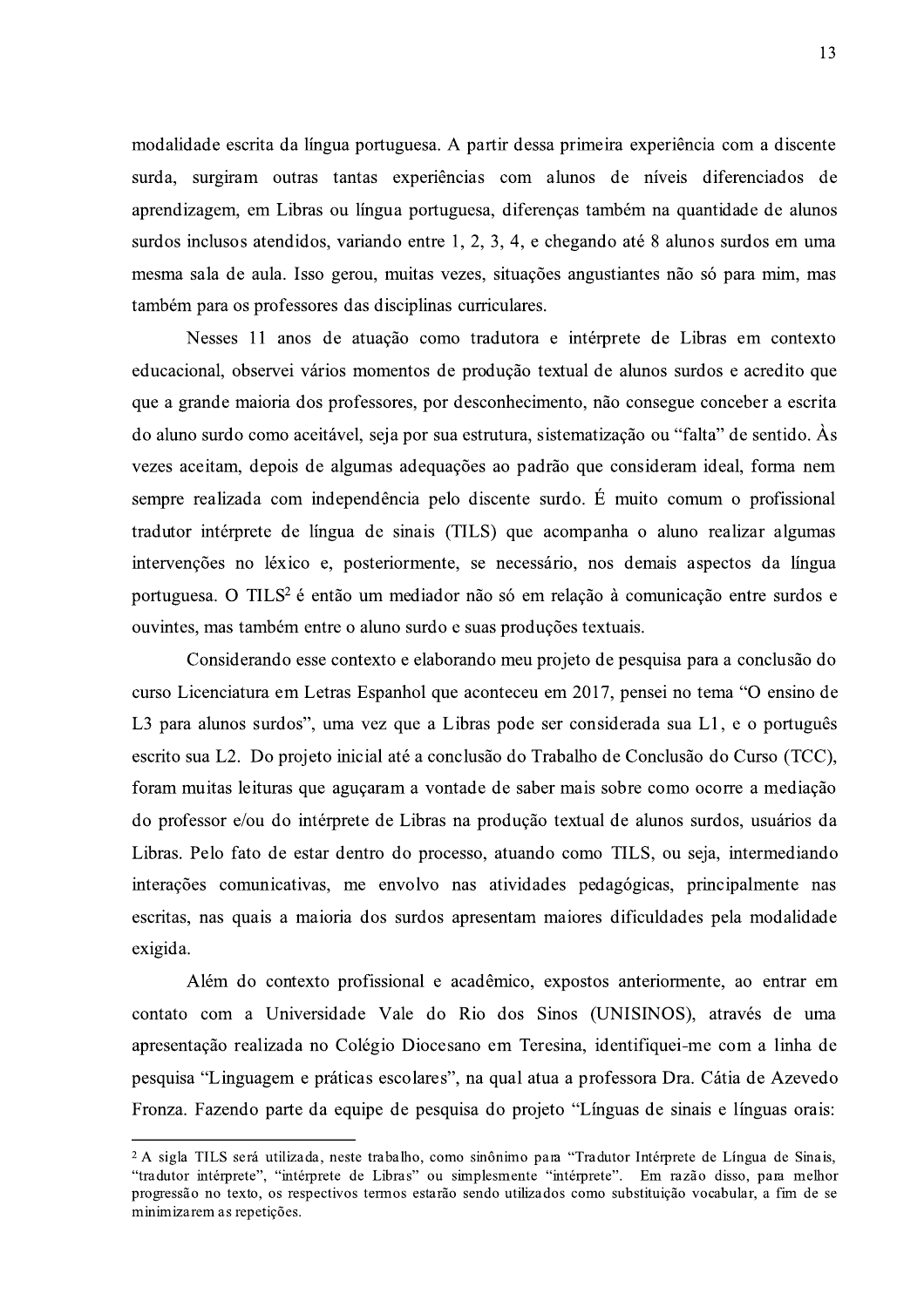modalidade escrita da língua portuguesa. A partir dessa primeira experiência com a discente surda, surgiram outras tantas experiências com alunos de níveis diferenciados de aprendizagem, em Libras ou língua portuguesa, diferenças também na quantidade de alunos surdos inclusos atendidos, variando entre 1, 2, 3, 4, e chegando até 8 alunos surdos em uma mesma sala de aula. Isso gerou, muitas vezes, situações angustiantes não só para mim, mas também para os professores das disciplinas curriculares.

Nesses 11 anos de atuação como tradutora e intérprete de Libras em contexto educacional, observei vários momentos de produção textual de alunos surdos e acredito que que a grande maioria dos professores, por desconhecimento, não consegue conceber a escrita do aluno surdo como aceitável, seja por sua estrutura, sistematização ou "falta" de sentido. Às vezes aceitam, depois de algumas adequações ao padrão que consideram ideal, forma nem sempre realizada com independência pelo discente surdo. É muito comum o profissional tradutor intérprete de língua de sinais (TILS) que acompanha o aluno realizar algumas intervenções no léxico e, posteriormente, se necessário, nos demais aspectos da língua portuguesa. O TILS[2] é então um mediador não só em relação à comunicação entre surdos e ouvintes, mas também entre o aluno surdo e suas produções textuais.

Considerando esse contexto e elaborando meu projeto de pesquisa para a conclusão do curso Licenciatura em Letras Espanhol que aconteceu em 2017, pensei no tema "O ensino de L3 para alunos surdos", uma vez que a Libras pode ser considerada sua L1, e o português escrito sua L2. Do projeto inicial até a conclusão do Trabalho de Conclusão do Curso (TCC), foram muitas leituras que aguçaram a vontade de saber mais sobre como ocorre a mediação do professor e/ou do intérprete de Libras na produção textual de alunos surdos, usuários da Libras. Pelo fato de estar dentro do processo, atuando como TILS, ou seja, intermediando interações comunicativas, me envolvo nas atividades pedagógicas, principalmente nas escritas, nas quais a maioria dos surdos apresentam maiores dificuldades pela modalidade exigida.

Além do contexto profissional e acadêmico, expostos anteriormente, ao entrar em contato com a Universidade Vale do Rio dos Sinos (UNISINOS), através de uma apresentação realizada no Colégio Diocesano em Teresina, identifiquei-me com a linha de pesquisa "Linguagem e práticas escolares", na qual atua a professora Dra. Cátia de Azevedo Fronza. Fazendo parte da equipe de pesquisa do projeto "Línguas de sinais e línguas orais:

---

[2] A sigla TILS será utilizada, neste trabalho, como sinônimo para "Tradutor Intérprete de Língua de Sinais, "tradutor intérprete", "intérprete de Libras" ou simplesmente "intérprete". Em razão disso, para melhor progressão no texto, os respectivos termos estarão sendo utilizados como substituição vocabular, a fim de se minimizarem as repetições.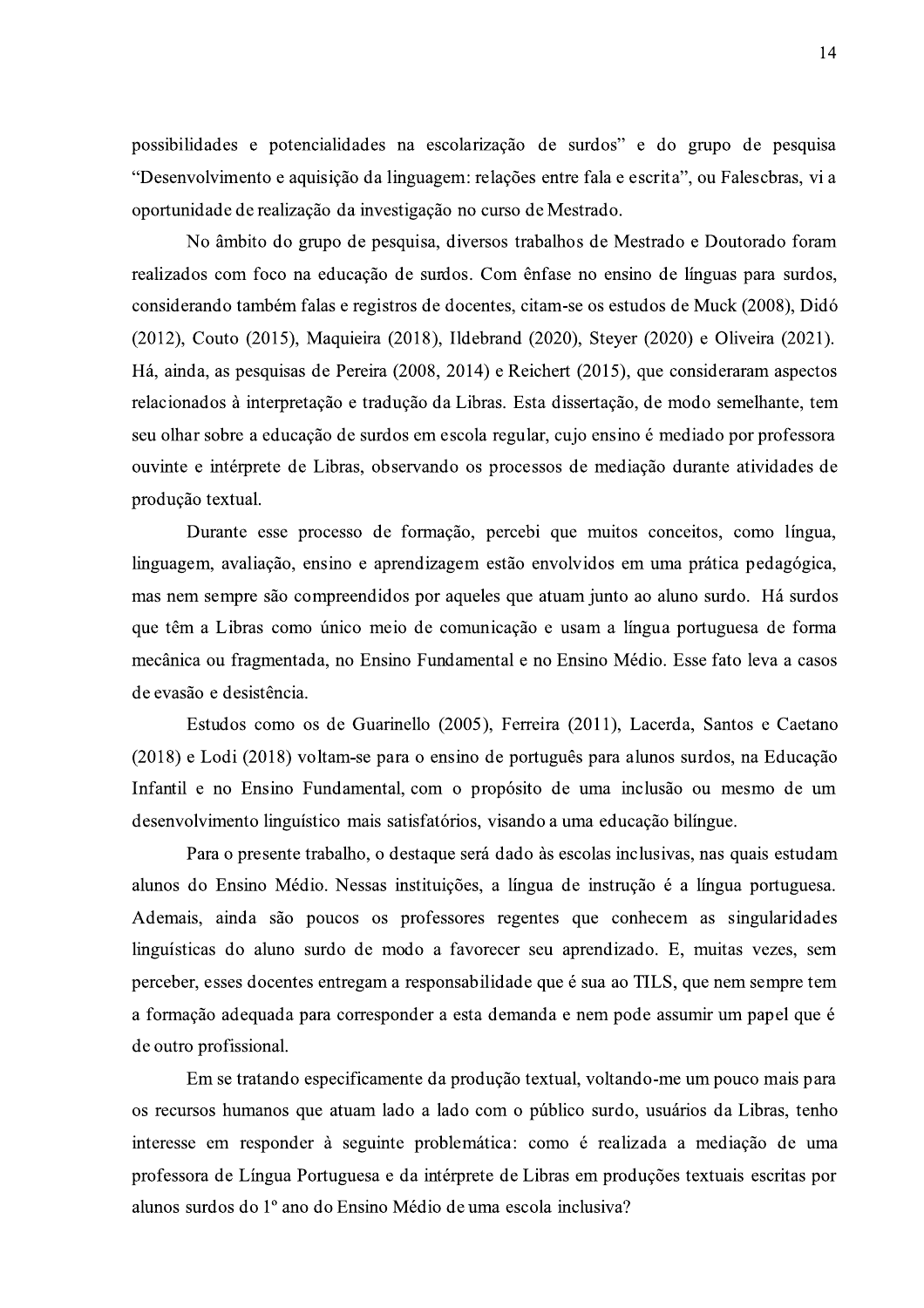possibilidades e potencialidades na escolarização de surdos" e do grupo de pesquisa "Desenvolvimento e aquisição da linguagem: relações entre fala e escrita", ou Falescbras, vi a oportunidade de realização da investigação no curso de Mestrado.

No âmbito do grupo de pesquisa, diversos trabalhos de Mestrado e Doutorado foram realizados com foco na educação de surdos. Com ênfase no ensino de línguas para surdos, considerando também falas e registros de docentes, citam-se os estudos de Muck (2008), Didó (2012), Couto (2015), Maquieira (2018), Ildebrand (2020), Steyer (2020) e Oliveira (2021). Há, ainda, as pesquisas de Pereira (2008, 2014) e Reichert (2015), que consideraram aspectos relacionados à interpretação e tradução da Libras. Esta dissertação, de modo semelhante, tem seu olhar sobre a educação de surdos em escola regular, cujo ensino é mediado por professora ouvinte e intérprete de Libras, observando os processos de mediação durante atividades de produção textual.

Durante esse processo de formação, percebi que muitos conceitos, como língua, linguagem, avaliação, ensino e aprendizagem estão envolvidos em uma prática pedagógica, mas nem sempre são compreendidos por aqueles que atuam junto ao aluno surdo. Há surdos que têm a Libras como único meio de comunicação e usam a língua portuguesa de forma mecânica ou fragmentada, no Ensino Fundamental e no Ensino Médio. Esse fato leva a casos de evasão e desistência.

Estudos como os de Guarinello (2005), Ferreira (2011), Lacerda, Santos e Caetano (2018) e Lodi (2018) voltam-se para o ensino de português para alunos surdos, na Educação Infantil e no Ensino Fundamental, com o propósito de uma inclusão ou mesmo de um desenvolvimento linguístico mais satisfatórios, visando a uma educação bilíngue.

Para o presente trabalho, o destaque será dado às escolas inclusivas, nas quais estudam alunos do Ensino Médio. Nessas instituições, a língua de instrução é a língua portuguesa. Ademais, ainda são poucos os professores regentes que conhecem as singularidades linguísticas do aluno surdo de modo a favorecer seu aprendizado. E, muitas vezes, sem perceber, esses docentes entregam a responsabilidade que é sua ao TILS, que nem sempre tem a formação adequada para corresponder a esta demanda e nem pode assumir um papel que é de outro profissional.

Em se tratando especificamente da produção textual, voltando-me um pouco mais para os recursos humanos que atuam lado a lado com o público surdo, usuários da Libras, tenho interesse em responder à seguinte problemática: como é realizada a mediação de uma professora de Língua Portuguesa e da intérprete de Libras em produções textuais escritas por alunos surdos do 1º ano do Ensino Médio de uma escola inclusiva?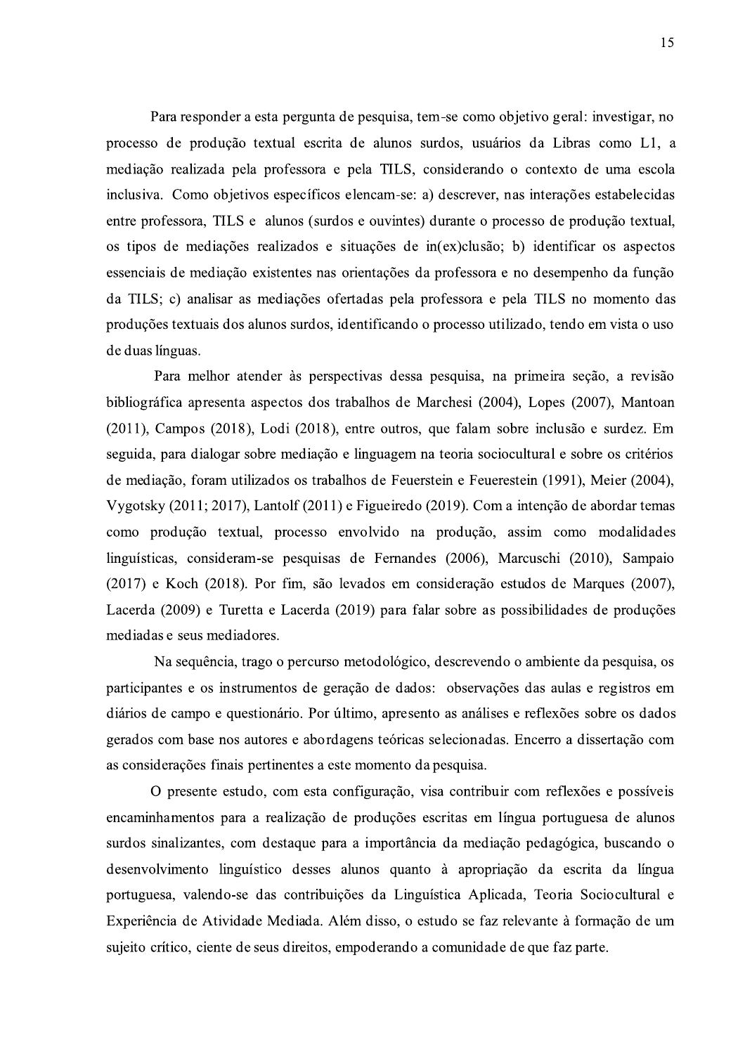Para responder a esta pergunta de pesquisa, tem-se como objetivo geral: investigar, no processo de produção textual escrita de alunos surdos, usuários da Libras como L1, a mediação realizada pela professora e pela TILS, considerando o contexto de uma escola inclusiva. Como objetivos específicos elencam-se: a) descrever, nas interações estabelecidas entre professora, TILS e alunos (surdos e ouvintes) durante o processo de produção textual, os tipos de mediações realizados e situações de in(ex)clusão; b) identificar os aspectos essenciais de mediação existentes nas orientações da professora e no desempenho da função da TILS; c) analisar as mediações ofertadas pela professora e pela TILS no momento das produções textuais dos alunos surdos, identificando o processo utilizado, tendo em vista o uso de duas línguas.

Para melhor atender às perspectivas dessa pesquisa, na primeira seção, a revisão bibliográfica apresenta aspectos dos trabalhos de Marchesi (2004), Lopes (2007), Mantoan (2011), Campos (2018), Lodi (2018), entre outros, que falam sobre inclusão e surdez. Em seguida, para dialogar sobre mediação e linguagem na teoria sociocultural e sobre os critérios de mediação, foram utilizados os trabalhos de Feuerstein e Feuerestein (1991), Meier (2004), Vygotsky (2011; 2017), Lantolf (2011) e Figueiredo (2019). Com a intenção de abordar temas como produção textual, processo envolvido na produção, assim como modalidades linguísticas, consideram-se pesquisas de Fernandes (2006), Marcuschi (2010), Sampaio (2017) e Koch (2018). Por fim, são levados em consideração estudos de Marques (2007), Lacerda (2009) e Turetta e Lacerda (2019) para falar sobre as possibilidades de produções mediadas e seus mediadores.

Na sequência, trago o percurso metodológico, descrevendo o ambiente da pesquisa, os participantes e os instrumentos de geração de dados: observações das aulas e registros em diários de campo e questionário. Por último, apresento as análises e reflexões sobre os dados gerados com base nos autores e abordagens teóricas selecionadas. Encerro a dissertação com as considerações finais pertinentes a este momento da pesquisa.

O presente estudo, com esta configuração, visa contribuir com reflexões e possíveis encaminhamentos para a realização de produções escritas em língua portuguesa de alunos surdos sinalizantes, com destaque para a importância da mediação pedagógica, buscando o desenvolvimento linguístico desses alunos quanto à apropriação da escrita da língua portuguesa, valendo-se das contribuições da Linguística Aplicada, Teoria Sociocultural e Experiência de Atividade Mediada. Além disso, o estudo se faz relevante à formação de um sujeito crítico, ciente de seus direitos, empoderando a comunidade de que faz parte.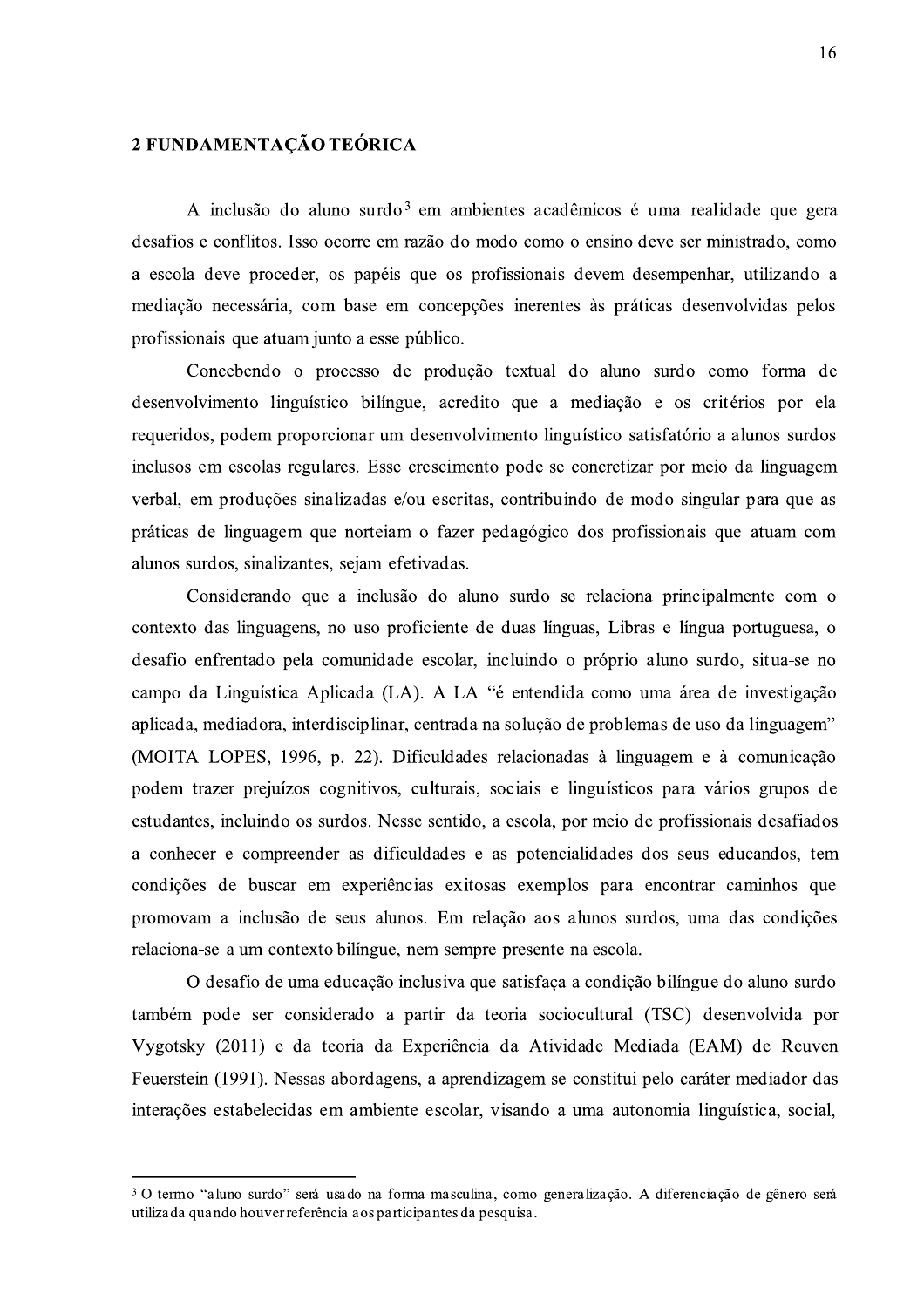## 2 FUNDAMENTAÇÃO TEÓRICA

A inclusão do aluno surdo[3] em ambientes acadêmicos é uma realidade que gera desafios e conflitos. Isso ocorre em razão do modo como o ensino deve ser ministrado, como a escola deve proceder, os papéis que os profissionais devem desempenhar, utilizando a mediação necessária, com base em concepções inerentes às práticas desenvolvidas pelos profissionais que atuam junto a esse público.

Concebendo o processo de produção textual do aluno surdo como forma de desenvolvimento linguístico bilíngue, acredito que a mediação e os critérios por ela requeridos, podem proporcionar um desenvolvimento linguístico satisfatório a alunos surdos inclusos em escolas regulares. Esse crescimento pode se concretizar por meio da linguagem verbal, em produções sinalizadas e/ou escritas, contribuindo de modo singular para que as práticas de linguagem que norteiam o fazer pedagógico dos profissionais que atuam com alunos surdos, sinalizantes, sejam efetivadas.

Considerando que a inclusão do aluno surdo se relaciona principalmente com o contexto das linguagens, no uso proficiente de duas línguas, Libras e língua portuguesa, o desafio enfrentado pela comunidade escolar, incluindo o próprio aluno surdo, situa-se no campo da Linguística Aplicada (LA). A LA "é entendida como uma área de investigação aplicada, mediadora, interdisciplinar, centrada na solução de problemas de uso da linguagem" (MOITA LOPES, 1996, p. 22). Dificuldades relacionadas à linguagem e à comunicação podem trazer prejuízos cognitivos, culturais, sociais e linguísticos para vários grupos de estudantes, incluindo os surdos. Nesse sentido, a escola, por meio de profissionais desafiados a conhecer e compreender as dificuldades e as potencialidades dos seus educandos, tem condições de buscar em experiências exitosas exemplos para encontrar caminhos que promovam a inclusão de seus alunos. Em relação aos alunos surdos, uma das condições relaciona-se a um contexto bilíngue, nem sempre presente na escola.

O desafio de uma educação inclusiva que satisfaça a condição bilíngue do aluno surdo também pode ser considerado a partir da teoria sociocultural (TSC) desenvolvida por Vygotsky (2011) e da teoria da Experiência da Atividade Mediada (EAM) de Reuven Feuerstein (1991). Nessas abordagens, a aprendizagem se constitui pelo caráter mediador das interações estabelecidas em ambiente escolar, visando a uma autonomia linguística, social,

---

[3] O termo "aluno surdo" será usado na forma masculina, como generalização. A diferenciação de gênero será utilizada quando houver referência aos participantes da pesquisa.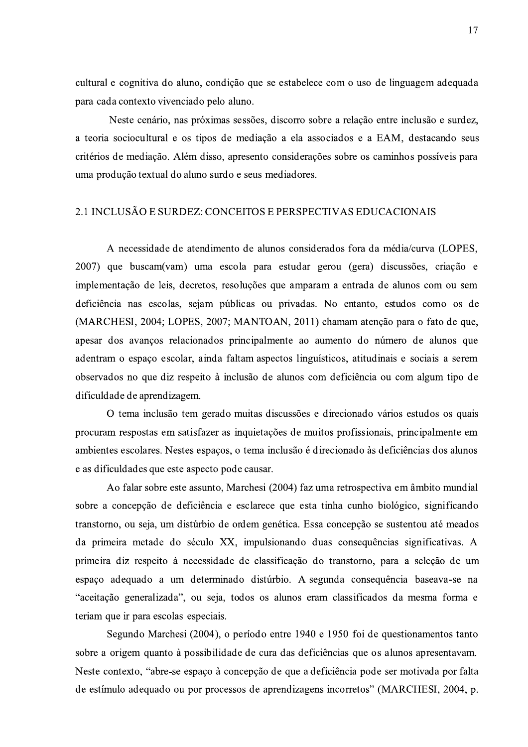cultural e cognitiva do aluno, condição que se estabelece com o uso de linguagem adequada para cada contexto vivenciado pelo aluno.

Neste cenário, nas próximas sessões, discorro sobre a relação entre inclusão e surdez, a teoria sociocultural e os tipos de mediação a ela associados e a EAM, destacando seus critérios de mediação. Além disso, apresento considerações sobre os caminhos possíveis para uma produção textual do aluno surdo e seus mediadores.

## 2.1 INCLUSÃO E SURDEZ: CONCEITOS E PERSPECTIVAS EDUCACIONAIS

A necessidade de atendimento de alunos considerados fora da média/curva (LOPES, 2007) que buscam(vam) uma escola para estudar gerou (gera) discussões, criação e implementação de leis, decretos, resoluções que amparam a entrada de alunos com ou sem deficiência nas escolas, sejam públicas ou privadas. No entanto, estudos como os de (MARCHESI, 2004; LOPES, 2007; MANTOAN, 2011) chamam atenção para o fato de que, apesar dos avanços relacionados principalmente ao aumento do número de alunos que adentram o espaço escolar, ainda faltam aspectos linguísticos, atitudinais e sociais a serem observados no que diz respeito à inclusão de alunos com deficiência ou com algum tipo de dificuldade de aprendizagem.

O tema inclusão tem gerado muitas discussões e direcionado vários estudos os quais procuram respostas em satisfazer as inquietações de muitos profissionais, principalmente em ambientes escolares. Nestes espaços, o tema inclusão é direcionado às deficiências dos alunos e as dificuldades que este aspecto pode causar.

Ao falar sobre este assunto, Marchesi (2004) faz uma retrospectiva em âmbito mundial sobre a concepção de deficiência e esclarece que esta tinha cunho biológico, significando transtorno, ou seja, um distúrbio de ordem genética. Essa concepção se sustentou até meados da primeira metade do século XX, impulsionando duas consequências significativas. A primeira diz respeito à necessidade de classificação do transtorno, para a seleção de um espaço adequado a um determinado distúrbio. A segunda consequência baseava-se na "aceitação generalizada", ou seja, todos os alunos eram classificados da mesma forma e teriam que ir para escolas especiais.

Segundo Marchesi (2004), o período entre 1940 e 1950 foi de questionamentos tanto sobre a origem quanto à possibilidade de cura das deficiências que os alunos apresentavam. Neste contexto, "abre-se espaço à concepção de que a deficiência pode ser motivada por falta de estímulo adequado ou por processos de aprendizagens incorretos" (MARCHESI, 2004, p.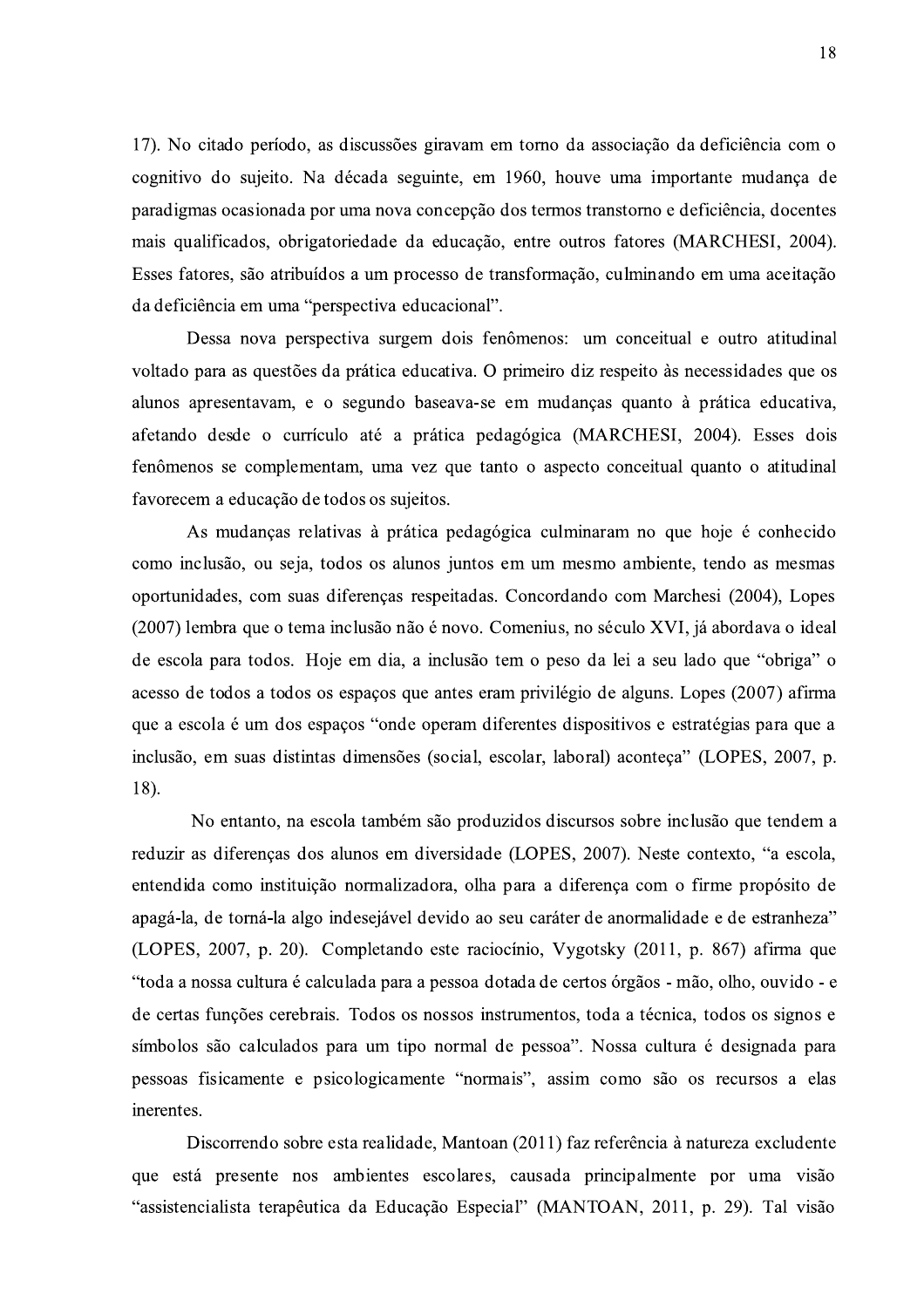17). No citado período, as discussões giravam em torno da associação da deficiência com o cognitivo do sujeito. Na década seguinte, em 1960, houve uma importante mudança de paradigmas ocasionada por uma nova concepção dos termos transtorno e deficiência, docentes mais qualificados, obrigatoriedade da educação, entre outros fatores (MARCHESI, 2004). Esses fatores, são atribuídos a um processo de transformação, culminando em uma aceitação da deficiência em uma "perspectiva educacional".

Dessa nova perspectiva surgem dois fenômenos: um conceitual e outro atitudinal voltado para as questões da prática educativa. O primeiro diz respeito às necessidades que os alunos apresentavam, e o segundo baseava-se em mudanças quanto à prática educativa, afetando desde o currículo até a prática pedagógica (MARCHESI, 2004). Esses dois fenômenos se complementam, uma vez que tanto o aspecto conceitual quanto o atitudinal favorecem a educação de todos os sujeitos.

As mudanças relativas à prática pedagógica culminaram no que hoje é conhecido como inclusão, ou seja, todos os alunos juntos em um mesmo ambiente, tendo as mesmas oportunidades, com suas diferenças respeitadas. Concordando com Marchesi (2004), Lopes (2007) lembra que o tema inclusão não é novo. Comenius, no século XVI, já abordava o ideal de escola para todos. Hoje em dia, a inclusão tem o peso da lei a seu lado que "obriga" o acesso de todos a todos os espaços que antes eram privilégio de alguns. Lopes (2007) afirma que a escola é um dos espaços "onde operam diferentes dispositivos e estratégias para que a inclusão, em suas distintas dimensões (social, escolar, laboral) aconteça" (LOPES, 2007, p. 18).

No entanto, na escola também são produzidos discursos sobre inclusão que tendem a reduzir as diferenças dos alunos em diversidade (LOPES, 2007). Neste contexto, "a escola, entendida como instituição normalizadora, olha para a diferença com o firme propósito de apagá-la, de torná-la algo indesejável devido ao seu caráter de anormalidade e de estranheza" (LOPES, 2007, p. 20). Completando este raciocínio, Vygotsky (2011, p. 867) afirma que "toda a nossa cultura é calculada para a pessoa dotada de certos órgãos - mão, olho, ouvido - e de certas funções cerebrais. Todos os nossos instrumentos, toda a técnica, todos os signos e símbolos são calculados para um tipo normal de pessoa". Nossa cultura é designada para pessoas fisicamente e psicologicamente "normais", assim como são os recursos a elas inerentes.

Discorrendo sobre esta realidade, Mantoan (2011) faz referência à natureza excludente que está presente nos ambientes escolares, causada principalmente por uma visão "assistencialista terapêutica da Educação Especial" (MANTOAN, 2011, p. 29). Tal visão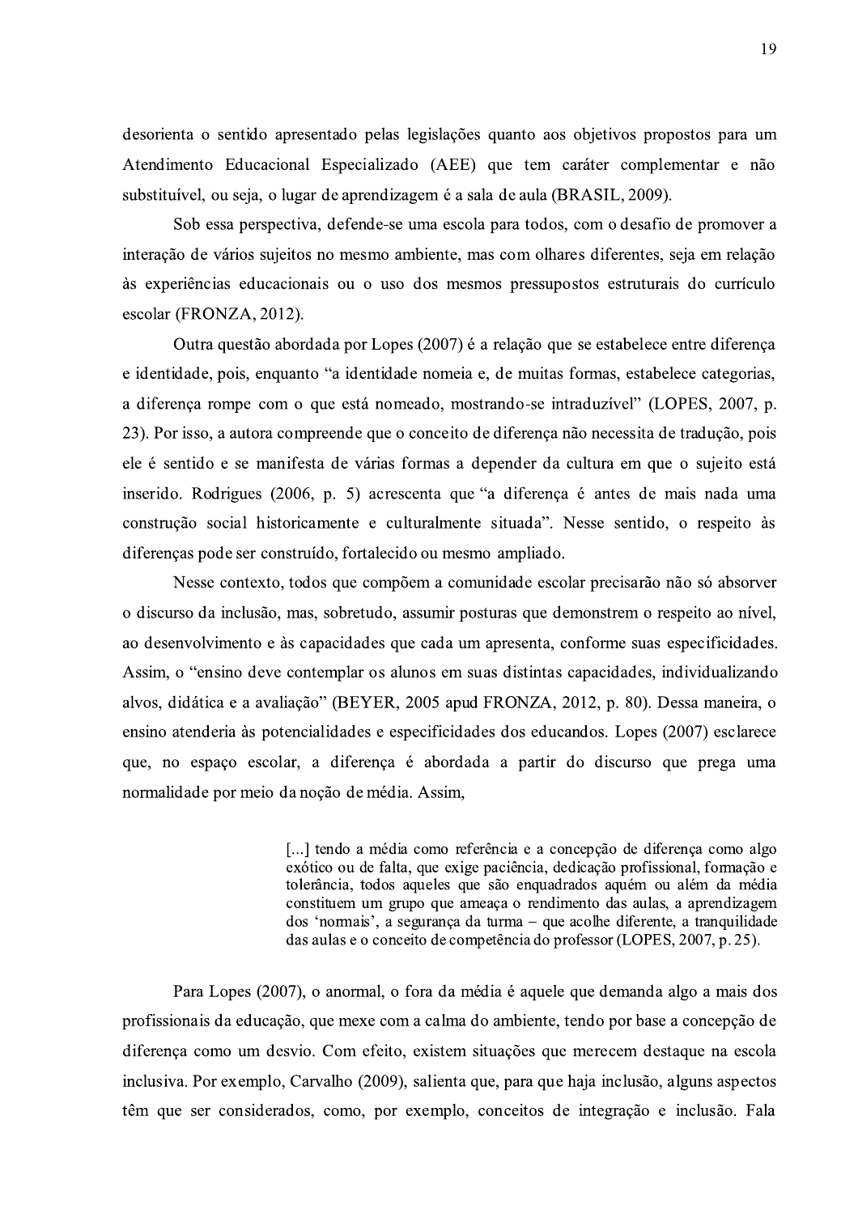desorienta o sentido apresentado pelas legislações quanto aos objetivos propostos para um Atendimento Educacional Especializado (AEE) que tem caráter complementar e não substituível, ou seja, o lugar de aprendizagem é a sala de aula (BRASIL, 2009).

Sob essa perspectiva, defende-se uma escola para todos, com o desafio de promover a interação de vários sujeitos no mesmo ambiente, mas com olhares diferentes, seja em relação às experiências educacionais ou o uso dos mesmos pressupostos estruturais do currículo escolar (FRONZA, 2012).

Outra questão abordada por Lopes (2007) é a relação que se estabelece entre diferença e identidade, pois, enquanto "a identidade nomeia e, de muitas formas, estabelece categorias, a diferença rompe com o que está nomeado, mostrando-se intraduzível" (LOPES, 2007, p. 23). Por isso, a autora compreende que o conceito de diferença não necessita de tradução, pois ele é sentido e se manifesta de várias formas a depender da cultura em que o sujeito está inserido. Rodrigues (2006, p. 5) acrescenta que "a diferença é antes de mais nada uma construção social historicamente e culturalmente situada". Nesse sentido, o respeito às diferenças pode ser construído, fortalecido ou mesmo ampliado.

Nesse contexto, todos que compõem a comunidade escolar precisarão não só absorver o discurso da inclusão, mas, sobretudo, assumir posturas que demonstrem o respeito ao nível, ao desenvolvimento e às capacidades que cada um apresenta, conforme suas especificidades. Assim, o "ensino deve contemplar os alunos em suas distintas capacidades, individualizando alvos, didática e a avaliação" (BEYER, 2005 apud FRONZA, 2012, p. 80). Dessa maneira, o ensino atenderia às potencialidades e especificidades dos educandos. Lopes (2007) esclarece que, no espaço escolar, a diferença é abordada a partir do discurso que prega uma normalidade por meio da noção de média. Assim,

> [...] tendo a média como referência e a concepção de diferença como algo exótico ou de falta, que exige paciência, dedicação profissional, formação e tolerância, todos aqueles que são enquadrados aquém ou além da média constituem um grupo que ameaça o rendimento das aulas, a aprendizagem dos 'normais', a segurança da turma – que acolhe diferente, a tranquilidade das aulas e o conceito de competência do professor (LOPES, 2007, p. 25).

Para Lopes (2007), o anormal, o fora da média é aquele que demanda algo a mais dos profissionais da educação, que mexe com a calma do ambiente, tendo por base a concepção de diferença como um desvio. Com efeito, existem situações que merecem destaque na escola inclusiva. Por exemplo, Carvalho (2009), salienta que, para que haja inclusão, alguns aspectos têm que ser considerados, como, por exemplo, conceitos de integração e inclusão. Fala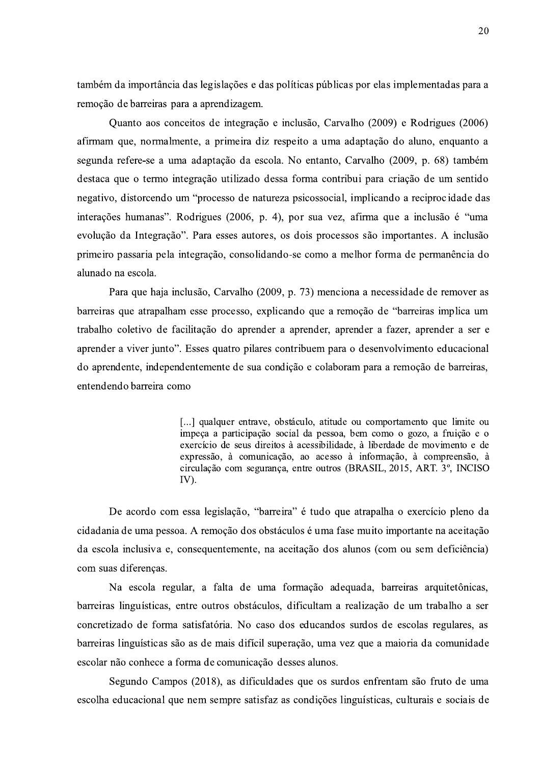também da importância das legislações e das políticas públicas por elas implementadas para a remoção de barreiras para a aprendizagem.

Quanto aos conceitos de integração e inclusão, Carvalho (2009) e Rodrigues (2006) afirmam que, normalmente, a primeira diz respeito a uma adaptação do aluno, enquanto a segunda refere-se a uma adaptação da escola. No entanto, Carvalho (2009, p. 68) também destaca que o termo integração utilizado dessa forma contribui para criação de um sentido negativo, distorcendo um "processo de natureza psicossocial, implicando a reciprocidade das interações humanas". Rodrigues (2006, p. 4), por sua vez, afirma que a inclusão é "uma evolução da Integração". Para esses autores, os dois processos são importantes. A inclusão primeiro passaria pela integração, consolidando-se como a melhor forma de permanência do alunado na escola.

Para que haja inclusão, Carvalho (2009, p. 73) menciona a necessidade de remover as barreiras que atrapalham esse processo, explicando que a remoção de "barreiras implica um trabalho coletivo de facilitação do aprender a aprender, aprender a fazer, aprender a ser e aprender a viver junto". Esses quatro pilares contribuem para o desenvolvimento educacional do aprendente, independentemente de sua condição e colaboram para a remoção de barreiras, entendendo barreira como

> [...] qualquer entrave, obstáculo, atitude ou comportamento que limite ou impeça a participação social da pessoa, bem como o gozo, a fruição e o exercício de seus direitos à acessibilidade, à liberdade de movimento e de expressão, à comunicação, ao acesso à informação, à compreensão, à circulação com segurança, entre outros (BRASIL, 2015, ART. 3º, INCISO IV).

De acordo com essa legislação, "barreira" é tudo que atrapalha o exercício pleno da cidadania de uma pessoa. A remoção dos obstáculos é uma fase muito importante na aceitação da escola inclusiva e, consequentemente, na aceitação dos alunos (com ou sem deficiência) com suas diferenças.

Na escola regular, a falta de uma formação adequada, barreiras arquitetônicas, barreiras linguísticas, entre outros obstáculos, dificultam a realização de um trabalho a ser concretizado de forma satisfatória. No caso dos educandos surdos de escolas regulares, as barreiras linguísticas são as de mais difícil superação, uma vez que a maioria da comunidade escolar não conhece a forma de comunicação desses alunos.

Segundo Campos (2018), as dificuldades que os surdos enfrentam são fruto de uma escolha educacional que nem sempre satisfaz as condições linguísticas, culturais e sociais de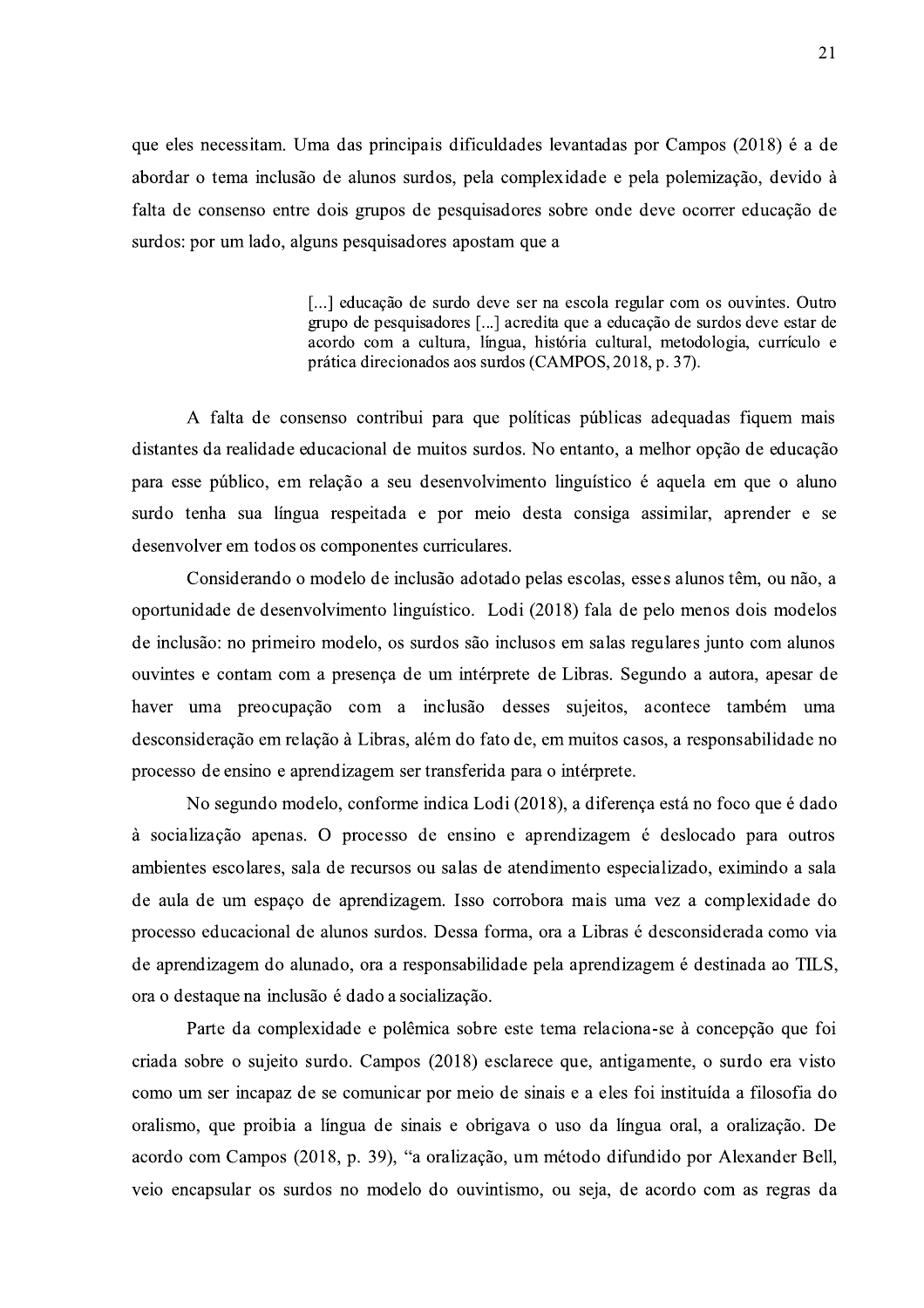que eles necessitam. Uma das principais dificuldades levantadas por Campos (2018) é a de abordar o tema inclusão de alunos surdos, pela complexidade e pela polemização, devido à falta de consenso entre dois grupos de pesquisadores sobre onde deve ocorrer educação de surdos: por um lado, alguns pesquisadores apostam que a

> [...] educação de surdo deve ser na escola regular com os ouvintes. Outro grupo de pesquisadores [...] acredita que a educação de surdos deve estar de acordo com a cultura, língua, história cultural, metodologia, currículo e prática direcionados aos surdos (CAMPOS, 2018, p. 37).

A falta de consenso contribui para que políticas públicas adequadas fiquem mais distantes da realidade educacional de muitos surdos. No entanto, a melhor opção de educação para esse público, em relação a seu desenvolvimento linguístico é aquela em que o aluno surdo tenha sua língua respeitada e por meio desta consiga assimilar, aprender e se desenvolver em todos os componentes curriculares.

Considerando o modelo de inclusão adotado pelas escolas, esses alunos têm, ou não, a oportunidade de desenvolvimento linguístico. Lodi (2018) fala de pelo menos dois modelos de inclusão: no primeiro modelo, os surdos são inclusos em salas regulares junto com alunos ouvintes e contam com a presença de um intérprete de Libras. Segundo a autora, apesar de haver uma preocupação com a inclusão desses sujeitos, acontece também uma desconsideração em relação à Libras, além do fato de, em muitos casos, a responsabilidade no processo de ensino e aprendizagem ser transferida para o intérprete.

No segundo modelo, conforme indica Lodi (2018), a diferença está no foco que é dado à socialização apenas. O processo de ensino e aprendizagem é deslocado para outros ambientes escolares, sala de recursos ou salas de atendimento especializado, eximindo a sala de aula de um espaço de aprendizagem. Isso corrobora mais uma vez a complexidade do processo educacional de alunos surdos. Dessa forma, ora a Libras é desconsiderada como via de aprendizagem do alunado, ora a responsabilidade pela aprendizagem é destinada ao TILS, ora o destaque na inclusão é dado a socialização.

Parte da complexidade e polêmica sobre este tema relaciona-se à concepção que foi criada sobre o sujeito surdo. Campos (2018) esclarece que, antigamente, o surdo era visto como um ser incapaz de se comunicar por meio de sinais e a eles foi instituída a filosofia do oralismo, que proibia a língua de sinais e obrigava o uso da língua oral, a oralização. De acordo com Campos (2018, p. 39), "a oralização, um método difundido por Alexander Bell, veio encapsular os surdos no modelo do ouvintismo, ou seja, de acordo com as regras da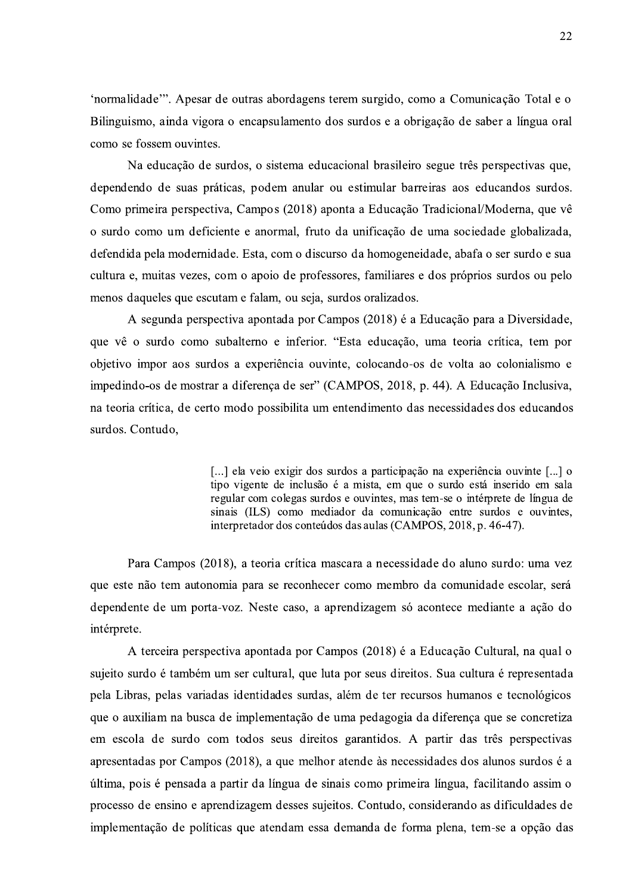'normalidade'". Apesar de outras abordagens terem surgido, como a Comunicação Total e o Bilinguismo, ainda vigora o encapsulamento dos surdos e a obrigação de saber a língua oral como se fossem ouvintes.

Na educação de surdos, o sistema educacional brasileiro segue três perspectivas que, dependendo de suas práticas, podem anular ou estimular barreiras aos educandos surdos. Como primeira perspectiva, Campos (2018) aponta a Educação Tradicional/Moderna, que vê o surdo como um deficiente e anormal, fruto da unificação de uma sociedade globalizada, defendida pela modernidade. Esta, com o discurso da homogeneidade, abafa o ser surdo e sua cultura e, muitas vezes, com o apoio de professores, familiares e dos próprios surdos ou pelo menos daqueles que escutam e falam, ou seja, surdos oralizados.

A segunda perspectiva apontada por Campos (2018) é a Educação para a Diversidade, que vê o surdo como subalterno e inferior. "Esta educação, uma teoria crítica, tem por objetivo impor aos surdos a experiência ouvinte, colocando-os de volta ao colonialismo e impedindo-os de mostrar a diferença de ser" (CAMPOS, 2018, p. 44). A Educação Inclusiva, na teoria crítica, de certo modo possibilita um entendimento das necessidades dos educandos surdos. Contudo,

> [...] ela veio exigir dos surdos a participação na experiência ouvinte [...] o tipo vigente de inclusão é a mista, em que o surdo está inserido em sala regular com colegas surdos e ouvintes, mas tem-se o intérprete de língua de sinais (ILS) como mediador da comunicação entre surdos e ouvintes, interpretador dos conteúdos das aulas (CAMPOS, 2018, p. 46-47).

Para Campos (2018), a teoria crítica mascara a necessidade do aluno surdo: uma vez que este não tem autonomia para se reconhecer como membro da comunidade escolar, será dependente de um porta-voz. Neste caso, a aprendizagem só acontece mediante a ação do intérprete.

A terceira perspectiva apontada por Campos (2018) é a Educação Cultural, na qual o sujeito surdo é também um ser cultural, que luta por seus direitos. Sua cultura é representada pela Libras, pelas variadas identidades surdas, além de ter recursos humanos e tecnológicos que o auxiliam na busca de implementação de uma pedagogia da diferença que se concretiza em escola de surdo com todos seus direitos garantidos. A partir das três perspectivas apresentadas por Campos (2018), a que melhor atende às necessidades dos alunos surdos é a última, pois é pensada a partir da língua de sinais como primeira língua, facilitando assim o processo de ensino e aprendizagem desses sujeitos. Contudo, considerando as dificuldades de implementação de políticas que atendam essa demanda de forma plena, tem-se a opção das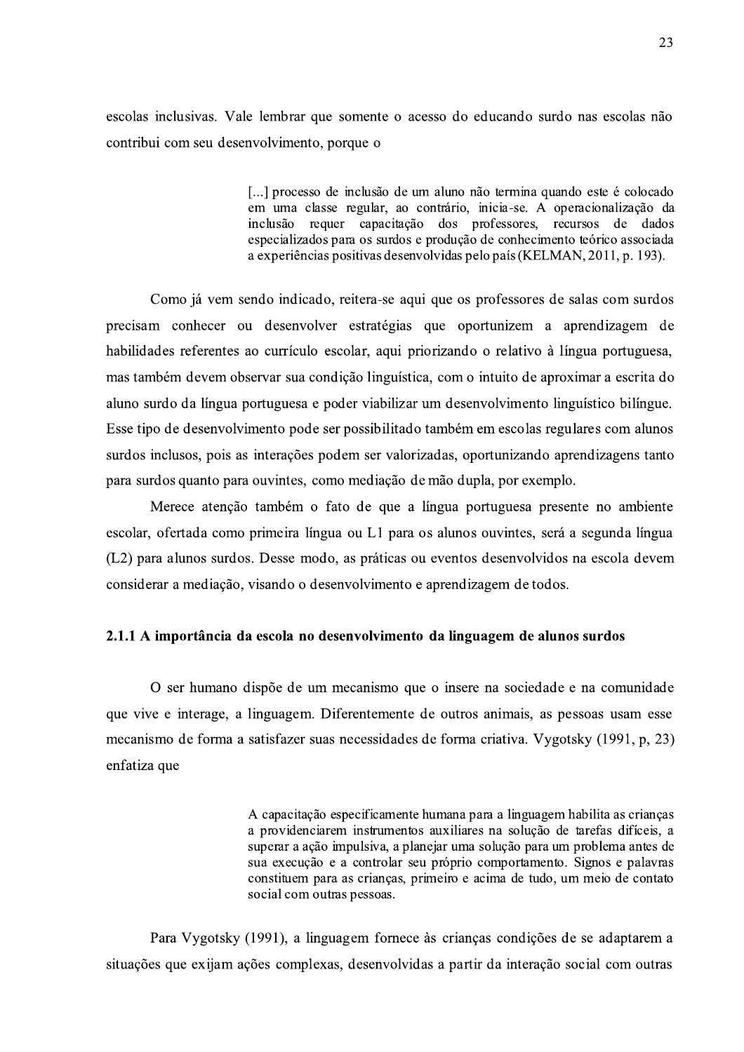escolas inclusivas. Vale lembrar que somente o acesso do educando surdo nas escolas não contribui com seu desenvolvimento, porque o

> [...] processo de inclusão de um aluno não termina quando este é colocado em uma classe regular, ao contrário, inicia-se. A operacionalização da inclusão requer capacitação dos professores, recursos de dados especializados para os surdos e produção de conhecimento teórico associada a experiências positivas desenvolvidas pelo país (KELMAN, 2011, p. 193).

Como já vem sendo indicado, reitera-se aqui que os professores de salas com surdos precisam conhecer ou desenvolver estratégias que oportunizem a aprendizagem de habilidades referentes ao currículo escolar, aqui priorizando o relativo à língua portuguesa, mas também devem observar sua condição linguística, com o intuito de aproximar a escrita do aluno surdo da língua portuguesa e poder viabilizar um desenvolvimento linguístico bilíngue. Esse tipo de desenvolvimento pode ser possibilitado também em escolas regulares com alunos surdos inclusos, pois as interações podem ser valorizadas, oportunizando aprendizagens tanto para surdos quanto para ouvintes, como mediação de mão dupla, por exemplo.

Merece atenção também o fato de que a língua portuguesa presente no ambiente escolar, ofertada como primeira língua ou L1 para os alunos ouvintes, será a segunda língua (L2) para alunos surdos. Desse modo, as práticas ou eventos desenvolvidos na escola devem considerar a mediação, visando o desenvolvimento e aprendizagem de todos.

### 2.1.1 A importância da escola no desenvolvimento da linguagem de alunos surdos

O ser humano dispõe de um mecanismo que o insere na sociedade e na comunidade que vive e interage, a linguagem. Diferentemente de outros animais, as pessoas usam esse mecanismo de forma a satisfazer suas necessidades de forma criativa. Vygotsky (1991, p, 23) enfatiza que

> A capacitação especificamente humana para a linguagem habilita as crianças a providenciarem instrumentos auxiliares na solução de tarefas difíceis, a superar a ação impulsiva, a planejar uma solução para um problema antes de sua execução e a controlar seu próprio comportamento. Signos e palavras constituem para as crianças, primeiro e acima de tudo, um meio de contato social com outras pessoas.

Para Vygotsky (1991), a linguagem fornece às crianças condições de se adaptarem a situações que exijam ações complexas, desenvolvidas a partir da interação social com outras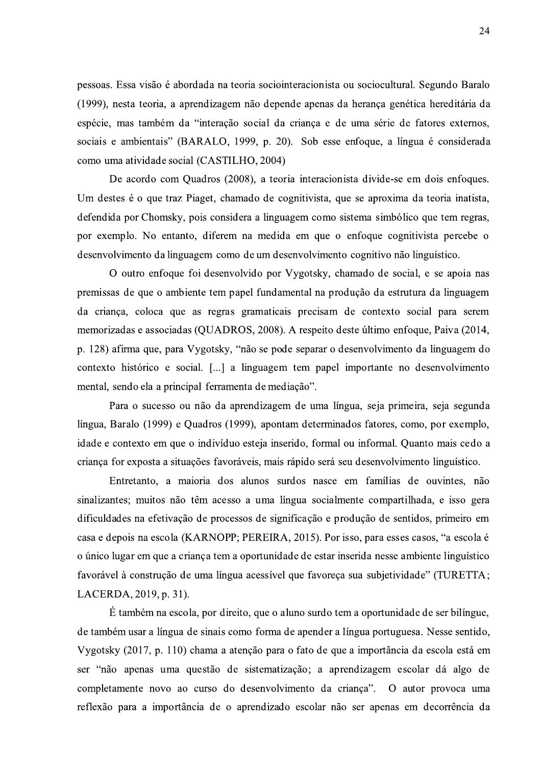pessoas. Essa visão é abordada na teoria sociointeracionista ou sociocultural. Segundo Baralo (1999), nesta teoria, a aprendizagem não depende apenas da herança genética hereditária da espécie, mas também da "interação social da criança e de uma série de fatores externos, sociais e ambientais" (BARALO, 1999, p. 20). Sob esse enfoque, a língua é considerada como uma atividade social (CASTILHO, 2004)

De acordo com Quadros (2008), a teoria interacionista divide-se em dois enfoques. Um destes é o que traz Piaget, chamado de cognitivista, que se aproxima da teoria inatista, defendida por Chomsky, pois considera a linguagem como sistema simbólico que tem regras, por exemplo. No entanto, diferem na medida em que o enfoque cognitivista percebe o desenvolvimento da linguagem como de um desenvolvimento cognitivo não linguístico.

O outro enfoque foi desenvolvido por Vygotsky, chamado de social, e se apoia nas premissas de que o ambiente tem papel fundamental na produção da estrutura da linguagem da criança, coloca que as regras gramaticais precisam de contexto social para serem memorizadas e associadas (QUADROS, 2008). A respeito deste último enfoque, Paiva (2014, p. 128) afirma que, para Vygotsky, "não se pode separar o desenvolvimento da linguagem do contexto histórico e social. [...] a linguagem tem papel importante no desenvolvimento mental, sendo ela a principal ferramenta de mediação".

Para o sucesso ou não da aprendizagem de uma língua, seja primeira, seja segunda língua, Baralo (1999) e Quadros (1999), apontam determinados fatores, como, por exemplo, idade e contexto em que o indivíduo esteja inserido, formal ou informal. Quanto mais cedo a criança for exposta a situações favoráveis, mais rápido será seu desenvolvimento linguístico.

Entretanto, a maioria dos alunos surdos nasce em famílias de ouvintes, não sinalizantes; muitos não têm acesso a uma língua socialmente compartilhada, e isso gera dificuldades na efetivação de processos de significação e produção de sentidos, primeiro em casa e depois na escola (KARNOPP; PEREIRA, 2015). Por isso, para esses casos, "a escola é o único lugar em que a criança tem a oportunidade de estar inserida nesse ambiente linguístico favorável à construção de uma língua acessível que favoreça sua subjetividade" (TURETTA; LACERDA, 2019, p. 31).

É também na escola, por direito, que o aluno surdo tem a oportunidade de ser bilíngue, de também usar a língua de sinais como forma de apender a língua portuguesa. Nesse sentido, Vygotsky (2017, p. 110) chama a atenção para o fato de que a importância da escola está em ser "não apenas uma questão de sistematização; a aprendizagem escolar dá algo de completamente novo ao curso do desenvolvimento da criança". O autor provoca uma reflexão para a importância de o aprendizado escolar não ser apenas em decorrência da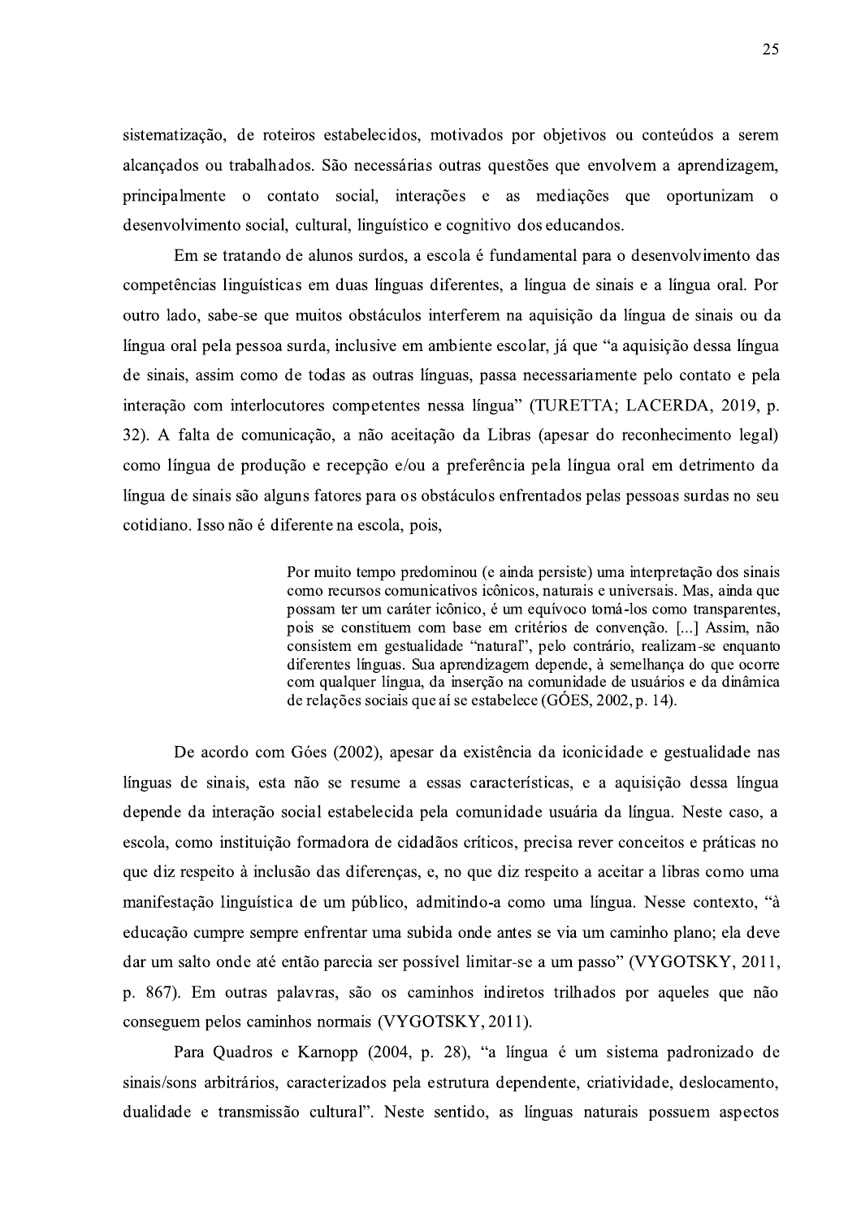sistematização, de roteiros estabelecidos, motivados por objetivos ou conteúdos a serem alcançados ou trabalhados. São necessárias outras questões que envolvem a aprendizagem, principalmente o contato social, interações e as mediações que oportunizam o desenvolvimento social, cultural, linguístico e cognitivo dos educandos.

Em se tratando de alunos surdos, a escola é fundamental para o desenvolvimento das competências linguísticas em duas línguas diferentes, a língua de sinais e a língua oral. Por outro lado, sabe-se que muitos obstáculos interferem na aquisição da língua de sinais ou da língua oral pela pessoa surda, inclusive em ambiente escolar, já que "a aquisição dessa língua de sinais, assim como de todas as outras línguas, passa necessariamente pelo contato e pela interação com interlocutores competentes nessa língua" (TURETTA; LACERDA, 2019, p. 32). A falta de comunicação, a não aceitação da Libras (apesar do reconhecimento legal) como língua de produção e recepção e/ou a preferência pela língua oral em detrimento da língua de sinais são alguns fatores para os obstáculos enfrentados pelas pessoas surdas no seu cotidiano. Isso não é diferente na escola, pois,

> Por muito tempo predominou (e ainda persiste) uma interpretação dos sinais como recursos comunicativos icônicos, naturais e universais. Mas, ainda que possam ter um caráter icônico, é um equívoco tomá-los como transparentes, pois se constituem com base em critérios de convenção. [...] Assim, não consistem em gestualidade "natural", pelo contrário, realizam-se enquanto diferentes línguas. Sua aprendizagem depende, à semelhança do que ocorre com qualquer língua, da inserção na comunidade de usuários e da dinâmica de relações sociais que aí se estabelece (GÓES, 2002, p. 14).

De acordo com Góes (2002), apesar da existência da iconicidade e gestualidade nas línguas de sinais, esta não se resume a essas características, e a aquisição dessa língua depende da interação social estabelecida pela comunidade usuária da língua. Neste caso, a escola, como instituição formadora de cidadãos críticos, precisa rever conceitos e práticas no que diz respeito à inclusão das diferenças, e, no que diz respeito a aceitar a libras como uma manifestação linguística de um público, admitindo-a como uma língua. Nesse contexto, "à educação cumpre sempre enfrentar uma subida onde antes se via um caminho plano; ela deve dar um salto onde até então parecia ser possível limitar-se a um passo" (VYGOTSKY, 2011, p. 867). Em outras palavras, são os caminhos indiretos trilhados por aqueles que não conseguem pelos caminhos normais (VYGOTSKY, 2011).

Para Quadros e Karnopp (2004, p. 28), "a língua é um sistema padronizado de sinais/sons arbitrários, caracterizados pela estrutura dependente, criatividade, deslocamento, dualidade e transmissão cultural". Neste sentido, as línguas naturais possuem aspectos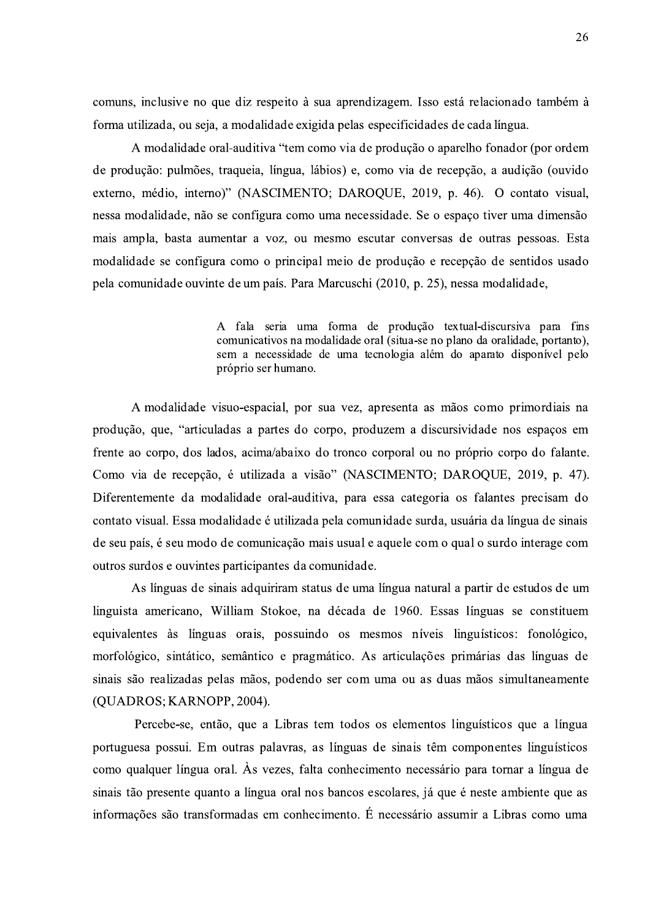comuns, inclusive no que diz respeito à sua aprendizagem. Isso está relacionado também à forma utilizada, ou seja, a modalidade exigida pelas especificidades de cada língua.

A modalidade oral-auditiva “tem como via de produção o aparelho fonador (por ordem de produção: pulmões, traqueia, língua, lábios) e, como via de recepção, a audição (ouvido externo, médio, interno)” (NASCIMENTO; DAROQUE, 2019, p. 46). O contato visual, nessa modalidade, não se configura como uma necessidade. Se o espaço tiver uma dimensão mais ampla, basta aumentar a voz, ou mesmo escutar conversas de outras pessoas. Esta modalidade se configura como o principal meio de produção e recepção de sentidos usado pela comunidade ouvinte de um país. Para Marcuschi (2010, p. 25), nessa modalidade,

> A fala seria uma forma de produção textual-discursiva para fins comunicativos na modalidade oral (situa-se no plano da oralidade, portanto), sem a necessidade de uma tecnologia além do aparato disponível pelo próprio ser humano.

A modalidade visuo-espacial, por sua vez, apresenta as mãos como primordiais na produção, que, “articuladas a partes do corpo, produzem a discursividade nos espaços em frente ao corpo, dos lados, acima/abaixo do tronco corporal ou no próprio corpo do falante. Como via de recepção, é utilizada a visão” (NASCIMENTO; DAROQUE, 2019, p. 47). Diferentemente da modalidade oral-auditiva, para essa categoria os falantes precisam do contato visual. Essa modalidade é utilizada pela comunidade surda, usuária da língua de sinais de seu país, é seu modo de comunicação mais usual e aquele com o qual o surdo interage com outros surdos e ouvintes participantes da comunidade.

As línguas de sinais adquiriram status de uma língua natural a partir de estudos de um linguista americano, William Stokoe, na década de 1960. Essas línguas se constituem equivalentes às línguas orais, possuindo os mesmos níveis linguísticos: fonológico, morfológico, sintático, semântico e pragmático. As articulações primárias das línguas de sinais são realizadas pelas mãos, podendo ser com uma ou as duas mãos simultaneamente (QUADROS; KARNOPP, 2004).

Percebe-se, então, que a Libras tem todos os elementos linguísticos que a língua portuguesa possui. Em outras palavras, as línguas de sinais têm componentes linguísticos como qualquer língua oral. Às vezes, falta conhecimento necessário para tornar a língua de sinais tão presente quanto a língua oral nos bancos escolares, já que é neste ambiente que as informações são transformadas em conhecimento. É necessário assumir a Libras como uma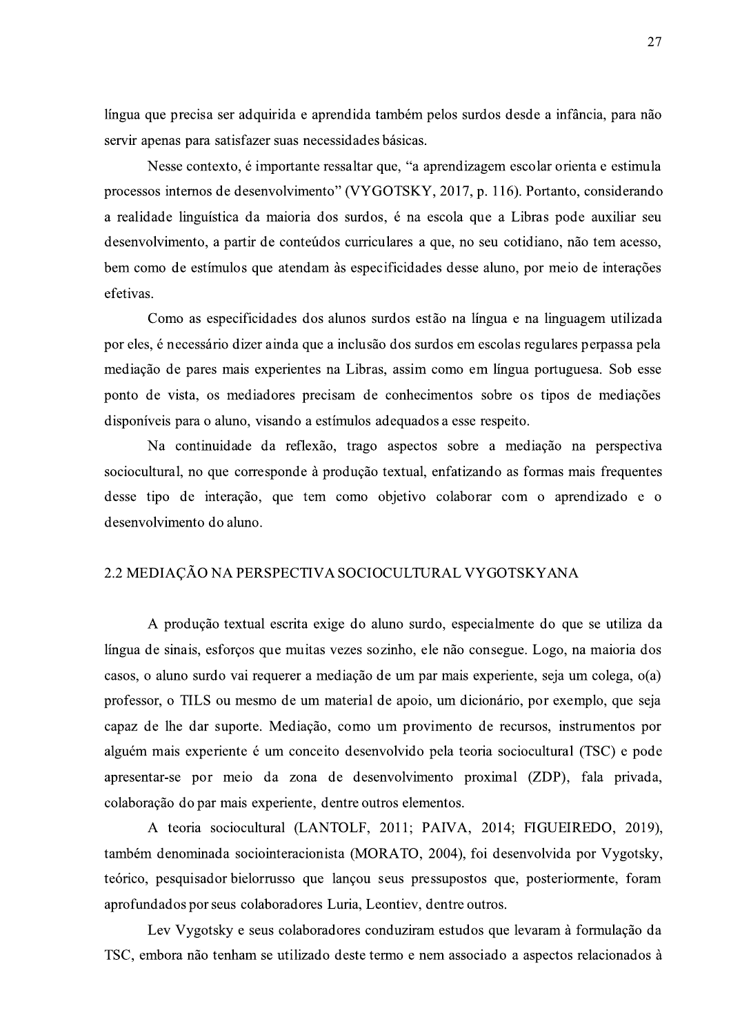língua que precisa ser adquirida e aprendida também pelos surdos desde a infância, para não servir apenas para satisfazer suas necessidades básicas.

Nesse contexto, é importante ressaltar que, "a aprendizagem escolar orienta e estimula processos internos de desenvolvimento" (VYGOTSKY, 2017, p. 116). Portanto, considerando a realidade linguística da maioria dos surdos, é na escola que a Libras pode auxiliar seu desenvolvimento, a partir de conteúdos curriculares a que, no seu cotidiano, não tem acesso, bem como de estímulos que atendam às especificidades desse aluno, por meio de interações efetivas.

Como as especificidades dos alunos surdos estão na língua e na linguagem utilizada por eles, é necessário dizer ainda que a inclusão dos surdos em escolas regulares perpassa pela mediação de pares mais experientes na Libras, assim como em língua portuguesa. Sob esse ponto de vista, os mediadores precisam de conhecimentos sobre os tipos de mediações disponíveis para o aluno, visando a estímulos adequados a esse respeito.

Na continuidade da reflexão, trago aspectos sobre a mediação na perspectiva sociocultural, no que corresponde à produção textual, enfatizando as formas mais frequentes desse tipo de interação, que tem como objetivo colaborar com o aprendizado e o desenvolvimento do aluno.

## 2.2 MEDIAÇÃO NA PERSPECTIVA SOCIOCULTURAL VYGOTSKYANA

A produção textual escrita exige do aluno surdo, especialmente do que se utiliza da língua de sinais, esforços que muitas vezes sozinho, ele não consegue. Logo, na maioria dos casos, o aluno surdo vai requerer a mediação de um par mais experiente, seja um colega, o(a) professor, o TILS ou mesmo de um material de apoio, um dicionário, por exemplo, que seja capaz de lhe dar suporte. Mediação, como um provimento de recursos, instrumentos por alguém mais experiente é um conceito desenvolvido pela teoria sociocultural (TSC) e pode apresentar-se por meio da zona de desenvolvimento proximal (ZDP), fala privada, colaboração do par mais experiente, dentre outros elementos.

A teoria sociocultural (LANTOLF, 2011; PAIVA, 2014; FIGUEIREDO, 2019), também denominada sociointeracionista (MORATO, 2004), foi desenvolvida por Vygotsky, teórico, pesquisador bielorrusso que lançou seus pressupostos que, posteriormente, foram aprofundados por seus colaboradores Luria, Leontiev, dentre outros.

Lev Vygotsky e seus colaboradores conduziram estudos que levaram à formulação da TSC, embora não tenham se utilizado deste termo e nem associado a aspectos relacionados à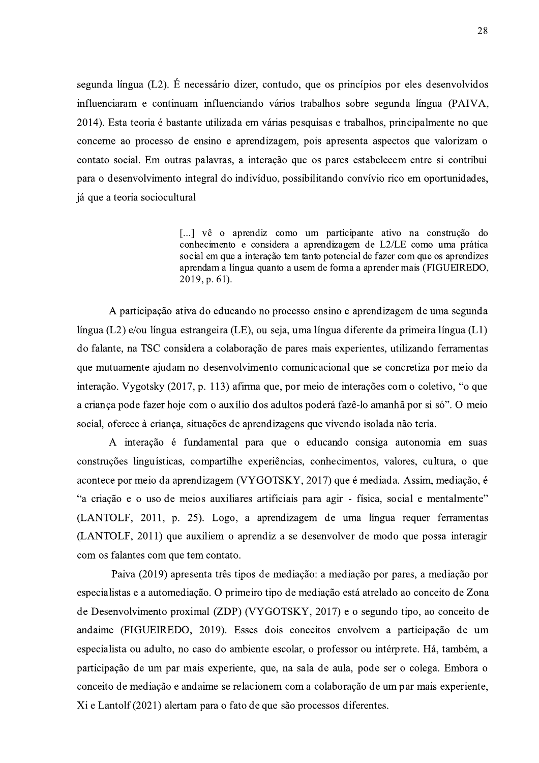segunda língua (L2). É necessário dizer, contudo, que os princípios por eles desenvolvidos influenciaram e continuam influenciando vários trabalhos sobre segunda língua (PAIVA, 2014). Esta teoria é bastante utilizada em várias pesquisas e trabalhos, principalmente no que concerne ao processo de ensino e aprendizagem, pois apresenta aspectos que valorizam o contato social. Em outras palavras, a interação que os pares estabelecem entre si contribui para o desenvolvimento integral do indivíduo, possibilitando convívio rico em oportunidades, já que a teoria sociocultural

> [...] vê o aprendiz como um participante ativo na construção do conhecimento e considera a aprendizagem de L2/LE como uma prática social em que a interação tem tanto potencial de fazer com que os aprendizes aprendam a língua quanto a usem de forma a aprender mais (FIGUEIREDO, 2019, p. 61).

A participação ativa do educando no processo ensino e aprendizagem de uma segunda língua (L2) e/ou língua estrangeira (LE), ou seja, uma língua diferente da primeira língua (L1) do falante, na TSC considera a colaboração de pares mais experientes, utilizando ferramentas que mutuamente ajudam no desenvolvimento comunicacional que se concretiza por meio da interação. Vygotsky (2017, p. 113) afirma que, por meio de interações com o coletivo, "o que a criança pode fazer hoje com o auxílio dos adultos poderá fazê-lo amanhã por si só". O meio social, oferece à criança, situações de aprendizagens que vivendo isolada não teria.

A interação é fundamental para que o educando consiga autonomia em suas construções linguísticas, compartilhe experiências, conhecimentos, valores, cultura, o que acontece por meio da aprendizagem (VYGOTSKY, 2017) que é mediada. Assim, mediação, é "a criação e o uso de meios auxiliares artificiais para agir - física, social e mentalmente" (LANTOLF, 2011, p. 25). Logo, a aprendizagem de uma língua requer ferramentas (LANTOLF, 2011) que auxiliem o aprendiz a se desenvolver de modo que possa interagir com os falantes com que tem contato.

Paiva (2019) apresenta três tipos de mediação: a mediação por pares, a mediação por especialistas e a automediação. O primeiro tipo de mediação está atrelado ao conceito de Zona de Desenvolvimento proximal (ZDP) (VYGOTSKY, 2017) e o segundo tipo, ao conceito de andaime (FIGUEIREDO, 2019). Esses dois conceitos envolvem a participação de um especialista ou adulto, no caso do ambiente escolar, o professor ou intérprete. Há, também, a participação de um par mais experiente, que, na sala de aula, pode ser o colega. Embora o conceito de mediação e andaime se relacionem com a colaboração de um par mais experiente, Xi e Lantolf (2021) alertam para o fato de que são processos diferentes.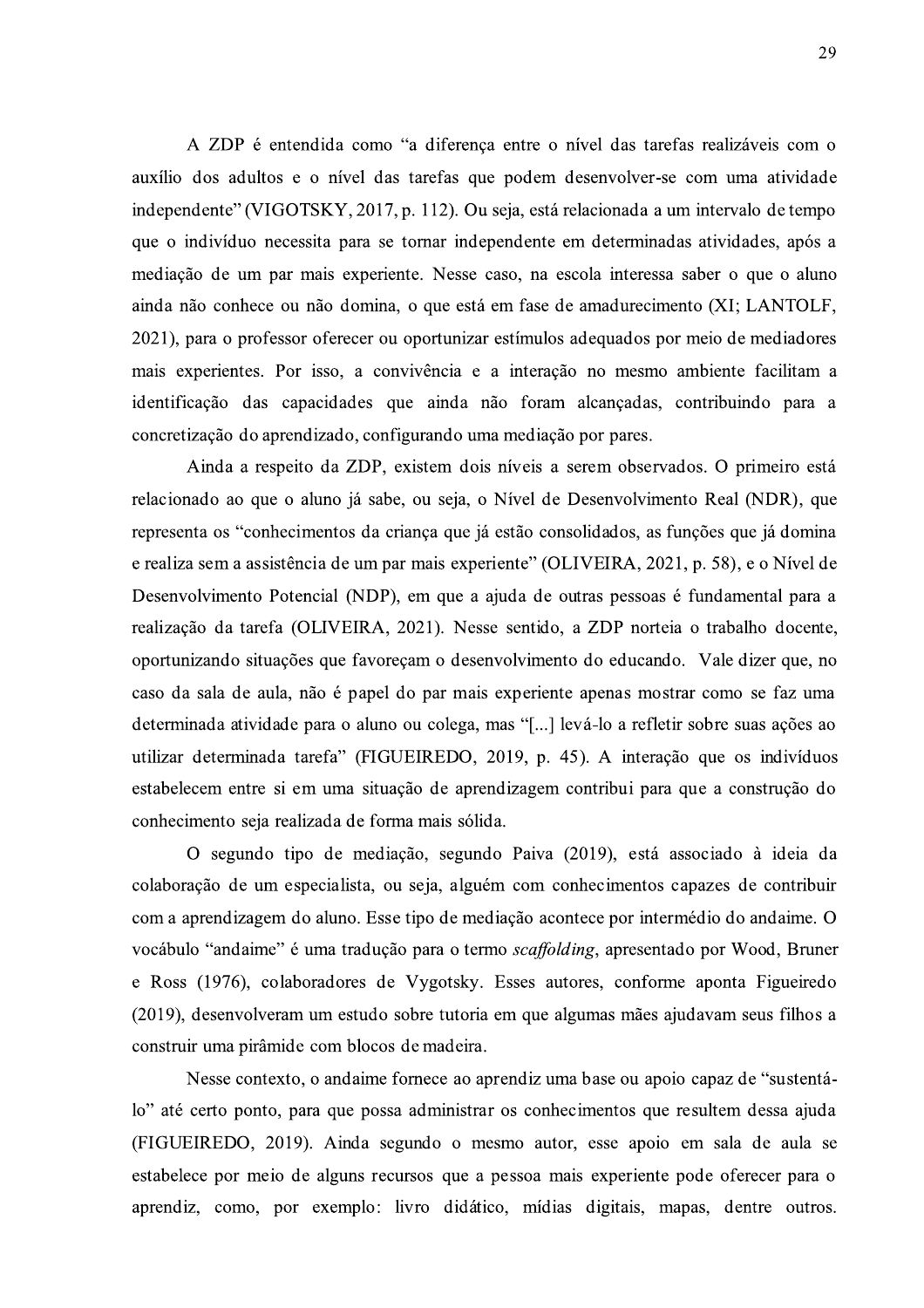A ZDP é entendida como "a diferença entre o nível das tarefas realizáveis com o auxílio dos adultos e o nível das tarefas que podem desenvolver-se com uma atividade independente" (VIGOTSKY, 2017, p. 112). Ou seja, está relacionada a um intervalo de tempo que o indivíduo necessita para se tornar independente em determinadas atividades, após a mediação de um par mais experiente. Nesse caso, na escola interessa saber o que o aluno ainda não conhece ou não domina, o que está em fase de amadurecimento (XI; LANTOLF, 2021), para o professor oferecer ou oportunizar estímulos adequados por meio de mediadores mais experientes. Por isso, a convivência e a interação no mesmo ambiente facilitam a identificação das capacidades que ainda não foram alcançadas, contribuindo para a concretização do aprendizado, configurando uma mediação por pares.

Ainda a respeito da ZDP, existem dois níveis a serem observados. O primeiro está relacionado ao que o aluno já sabe, ou seja, o Nível de Desenvolvimento Real (NDR), que representa os "conhecimentos da criança que já estão consolidados, as funções que já domina e realiza sem a assistência de um par mais experiente" (OLIVEIRA, 2021, p. 58), e o Nível de Desenvolvimento Potencial (NDP), em que a ajuda de outras pessoas é fundamental para a realização da tarefa (OLIVEIRA, 2021). Nesse sentido, a ZDP norteia o trabalho docente, oportunizando situações que favoreçam o desenvolvimento do educando. Vale dizer que, no caso da sala de aula, não é papel do par mais experiente apenas mostrar como se faz uma determinada atividade para o aluno ou colega, mas "[...] levá-lo a refletir sobre suas ações ao utilizar determinada tarefa" (FIGUEIREDO, 2019, p. 45). A interação que os indivíduos estabelecem entre si em uma situação de aprendizagem contribui para que a construção do conhecimento seja realizada de forma mais sólida.

O segundo tipo de mediação, segundo Paiva (2019), está associado à ideia da colaboração de um especialista, ou seja, alguém com conhecimentos capazes de contribuir com a aprendizagem do aluno. Esse tipo de mediação acontece por intermédio do andaime. O vocábulo "andaime" é uma tradução para o termo *scaffolding*, apresentado por Wood, Bruner e Ross (1976), colaboradores de Vygotsky. Esses autores, conforme aponta Figueiredo (2019), desenvolveram um estudo sobre tutoria em que algumas mães ajudavam seus filhos a construir uma pirâmide com blocos de madeira.

Nesse contexto, o andaime fornece ao aprendiz uma base ou apoio capaz de "sustentá-lo" até certo ponto, para que possa administrar os conhecimentos que resultem dessa ajuda (FIGUEIREDO, 2019). Ainda segundo o mesmo autor, esse apoio em sala de aula se estabelece por meio de alguns recursos que a pessoa mais experiente pode oferecer para o aprendiz, como, por exemplo: livro didático, mídias digitais, mapas, dentre outros.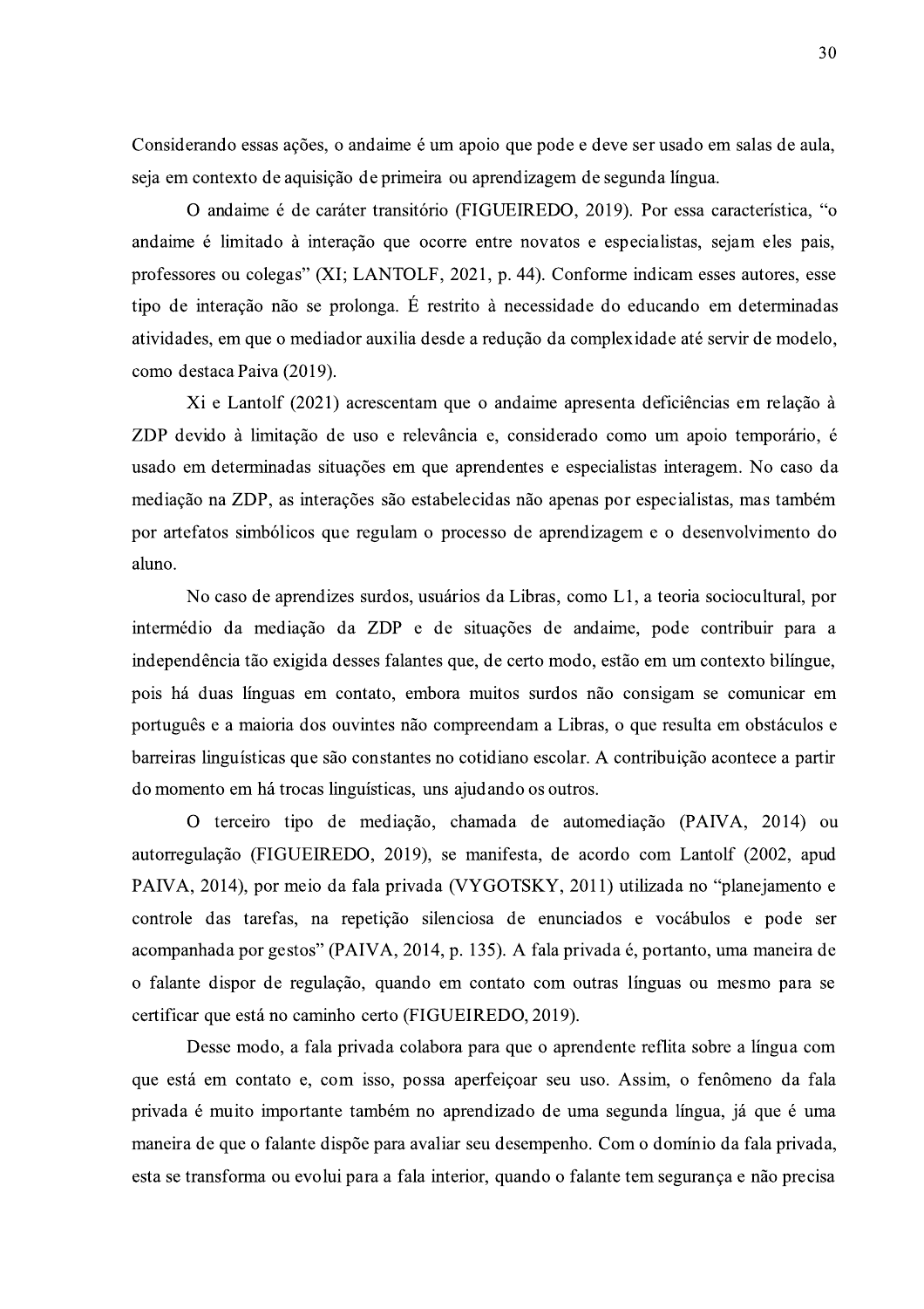Considerando essas ações, o andaime é um apoio que pode e deve ser usado em salas de aula, seja em contexto de aquisição de primeira ou aprendizagem de segunda língua.

O andaime é de caráter transitório (FIGUEIREDO, 2019). Por essa característica, "o andaime é limitado à interação que ocorre entre novatos e especialistas, sejam eles pais, professores ou colegas" (XI; LANTOLF, 2021, p. 44). Conforme indicam esses autores, esse tipo de interação não se prolonga. É restrito à necessidade do educando em determinadas atividades, em que o mediador auxilia desde a redução da complexidade até servir de modelo, como destaca Paiva (2019).

Xi e Lantolf (2021) acrescentam que o andaime apresenta deficiências em relação à ZDP devido à limitação de uso e relevância e, considerado como um apoio temporário, é usado em determinadas situações em que aprendentes e especialistas interagem. No caso da mediação na ZDP, as interações são estabelecidas não apenas por especialistas, mas também por artefatos simbólicos que regulam o processo de aprendizagem e o desenvolvimento do aluno.

No caso de aprendizes surdos, usuários da Libras, como L1, a teoria sociocultural, por intermédio da mediação da ZDP e de situações de andaime, pode contribuir para a independência tão exigida desses falantes que, de certo modo, estão em um contexto bilíngue, pois há duas línguas em contato, embora muitos surdos não consigam se comunicar em português e a maioria dos ouvintes não compreendam a Libras, o que resulta em obstáculos e barreiras linguísticas que são constantes no cotidiano escolar. A contribuição acontece a partir do momento em há trocas linguísticas, uns ajudando os outros.

O terceiro tipo de mediação, chamada de automediação (PAIVA, 2014) ou autorregulação (FIGUEIREDO, 2019), se manifesta, de acordo com Lantolf (2002, apud PAIVA, 2014), por meio da fala privada (VYGOTSKY, 2011) utilizada no "planejamento e controle das tarefas, na repetição silenciosa de enunciados e vocábulos e pode ser acompanhada por gestos" (PAIVA, 2014, p. 135). A fala privada é, portanto, uma maneira de o falante dispor de regulação, quando em contato com outras línguas ou mesmo para se certificar que está no caminho certo (FIGUEIREDO, 2019).

Desse modo, a fala privada colabora para que o aprendente reflita sobre a língua com que está em contato e, com isso, possa aperfeiçoar seu uso. Assim, o fenômeno da fala privada é muito importante também no aprendizado de uma segunda língua, já que é uma maneira de que o falante dispõe para avaliar seu desempenho. Com o domínio da fala privada, esta se transforma ou evolui para a fala interior, quando o falante tem segurança e não precisa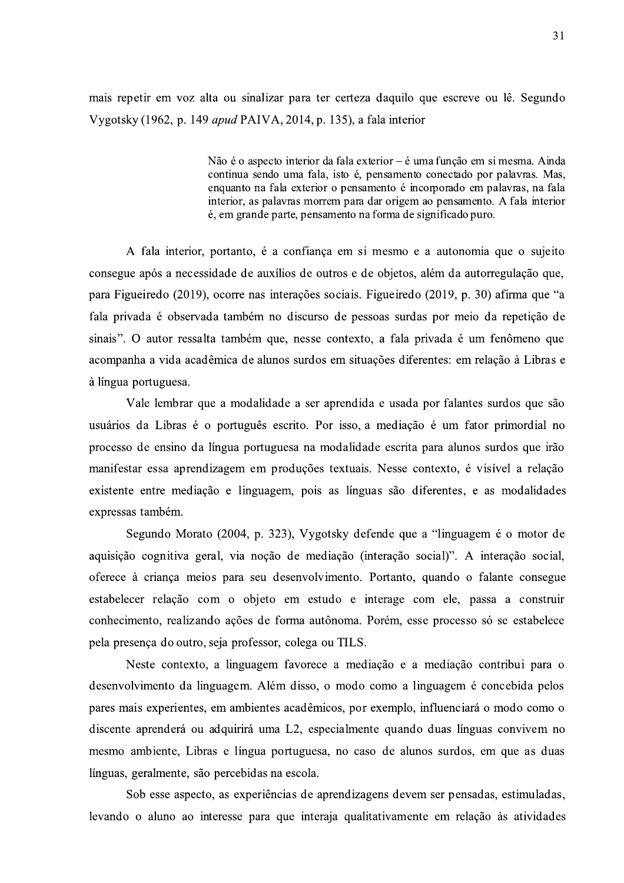mais repetir em voz alta ou sinalizar para ter certeza daquilo que escreve ou lê. Segundo Vygotsky (1962, p. 149 *apud* PAIVA, 2014, p. 135), a fala interior

> Não é o aspecto interior da fala exterior – é uma função em si mesma. Ainda continua sendo uma fala, isto é, pensamento conectado por palavras. Mas, enquanto na fala exterior o pensamento é incorporado em palavras, na fala interior, as palavras morrem para dar origem ao pensamento. A fala interior é, em grande parte, pensamento na forma de significado puro.

A fala interior, portanto, é a confiança em si mesmo e a autonomia que o sujeito consegue após a necessidade de auxílios de outros e de objetos, além da autorregulação que, para Figueiredo (2019), ocorre nas interações sociais. Figueiredo (2019, p. 30) afirma que "a fala privada é observada também no discurso de pessoas surdas por meio da repetição de sinais". O autor ressalta também que, nesse contexto, a fala privada é um fenômeno que acompanha a vida acadêmica de alunos surdos em situações diferentes: em relação à Libras e à língua portuguesa.

Vale lembrar que a modalidade a ser aprendida e usada por falantes surdos que são usuários da Libras é o português escrito. Por isso, a mediação é um fator primordial no processo de ensino da língua portuguesa na modalidade escrita para alunos surdos que irão manifestar essa aprendizagem em produções textuais. Nesse contexto, é visível a relação existente entre mediação e linguagem, pois as línguas são diferentes, e as modalidades expressas também.

Segundo Morato (2004, p. 323), Vygotsky defende que a "linguagem é o motor de aquisição cognitiva geral, via noção de mediação (interação social)". A interação social, oferece à criança meios para seu desenvolvimento. Portanto, quando o falante consegue estabelecer relação com o objeto em estudo e interage com ele, passa a construir conhecimento, realizando ações de forma autônoma. Porém, esse processo só se estabelece pela presença do outro, seja professor, colega ou TILS.

Neste contexto, a linguagem favorece a mediação e a mediação contribui para o desenvolvimento da linguagem. Além disso, o modo como a linguagem é concebida pelos pares mais experientes, em ambientes acadêmicos, por exemplo, influenciará o modo como o discente aprenderá ou adquirirá uma L2, especialmente quando duas línguas convivem no mesmo ambiente, Libras e língua portuguesa, no caso de alunos surdos, em que as duas línguas, geralmente, são percebidas na escola.

Sob esse aspecto, as experiências de aprendizagens devem ser pensadas, estimuladas, levando o aluno ao interesse para que interaja qualitativamente em relação às atividades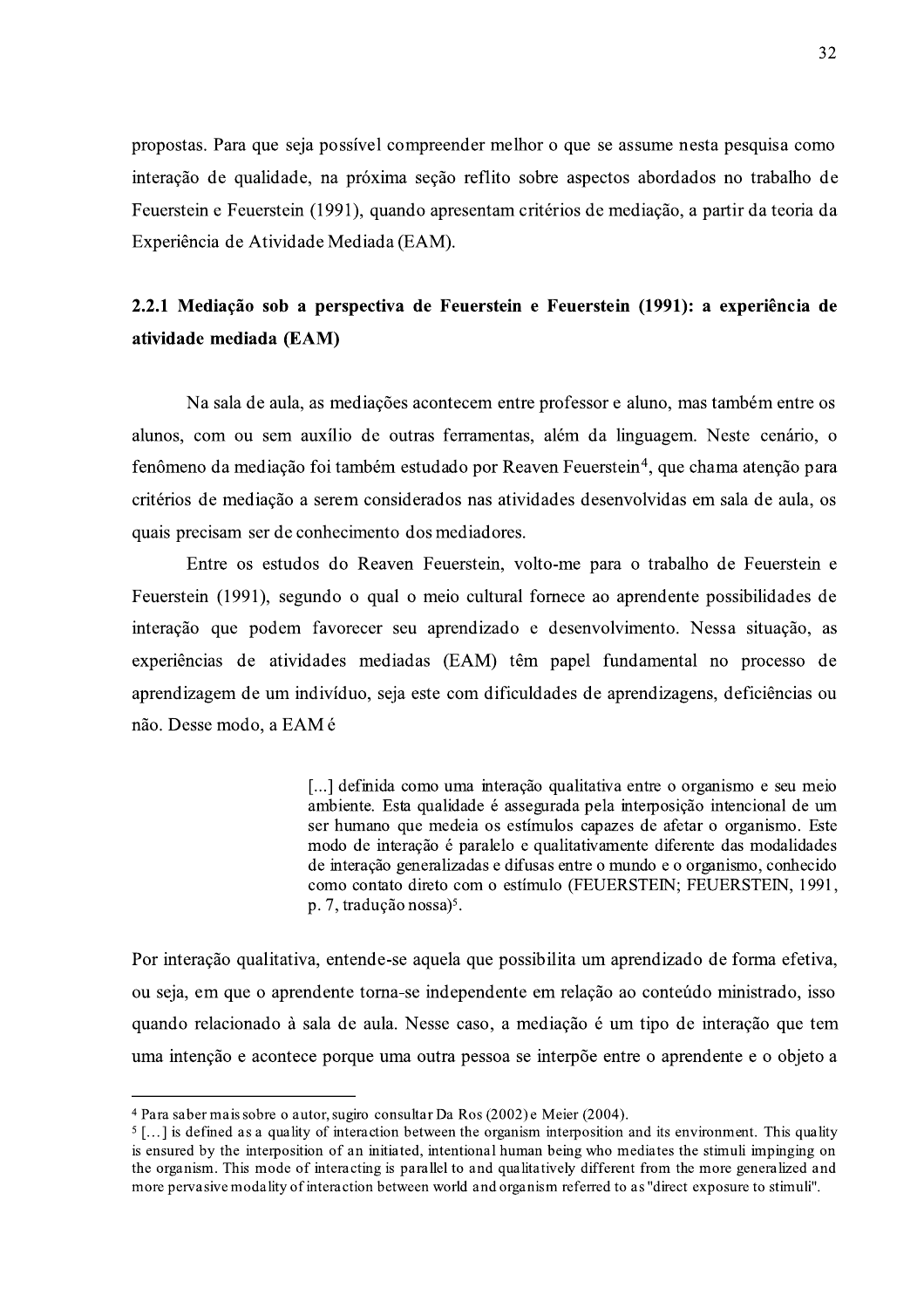propostas. Para que seja possível compreender melhor o que se assume nesta pesquisa como interação de qualidade, na próxima seção reflito sobre aspectos abordados no trabalho de Feuerstein e Feuerstein (1991), quando apresentam critérios de mediação, a partir da teoria da Experiência de Atividade Mediada (EAM).

### 2.2.1 Mediação sob a perspectiva de Feuerstein e Feuerstein (1991): a experiência de atividade mediada (EAM)

Na sala de aula, as mediações acontecem entre professor e aluno, mas também entre os alunos, com ou sem auxílio de outras ferramentas, além da linguagem. Neste cenário, o fenômeno da mediação foi também estudado por Reaven Feuerstein[4], que chama atenção para critérios de mediação a serem considerados nas atividades desenvolvidas em sala de aula, os quais precisam ser de conhecimento dos mediadores.

Entre os estudos do Reaven Feuerstein, volto-me para o trabalho de Feuerstein e Feuerstein (1991), segundo o qual o meio cultural fornece ao aprendente possibilidades de interação que podem favorecer seu aprendizado e desenvolvimento. Nessa situação, as experiências de atividades mediadas (EAM) têm papel fundamental no processo de aprendizagem de um indivíduo, seja este com dificuldades de aprendizagens, deficiências ou não. Desse modo, a EAM é

> [...] definida como uma interação qualitativa entre o organismo e seu meio ambiente. Esta qualidade é assegurada pela interposição intencional de um ser humano que medeia os estímulos capazes de afetar o organismo. Este modo de interação é paralelo e qualitativamente diferente das modalidades de interação generalizadas e difusas entre o mundo e o organismo, conhecido como contato direto com o estímulo (FEUERSTEIN; FEUERSTEIN, 1991, p. 7, tradução nossa)[5].

Por interação qualitativa, entende-se aquela que possibilita um aprendizado de forma efetiva, ou seja, em que o aprendente torna-se independente em relação ao conteúdo ministrado, isso quando relacionado à sala de aula. Nesse caso, a mediação é um tipo de interação que tem uma intenção e acontece porque uma outra pessoa se interpõe entre o aprendente e o objeto a

---

[4] Para saber mais sobre o autor, sugiro consultar Da Ros (2002) e Meier (2004).

[5] [...] is defined as a quality of interaction between the organism interposition and its environment. This quality is ensured by the interposition of an initiated, intentional human being who mediates the stimuli impinging on the organism. This mode of interacting is parallel to and qualitatively different from the more generalized and more pervasive modality of interaction between world and organism referred to as "direct exposure to stimuli".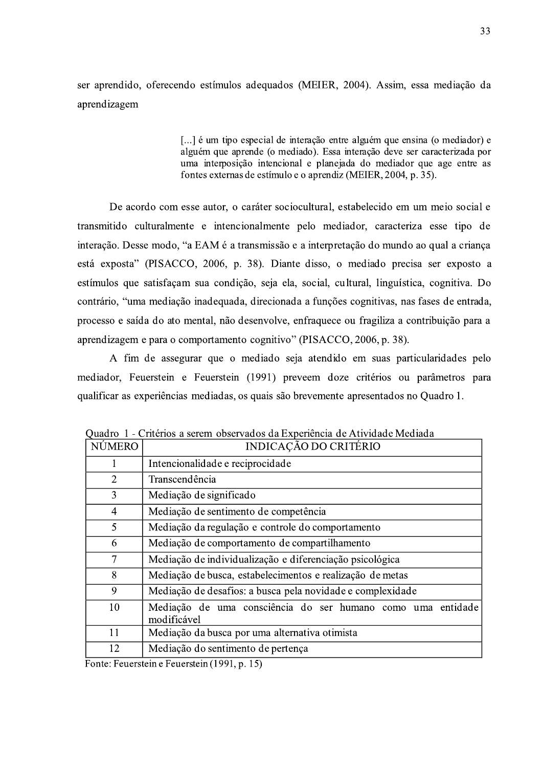ser aprendido, oferecendo estímulos adequados (MEIER, 2004). Assim, essa mediação da aprendizagem

> [...] é um tipo especial de interação entre alguém que ensina (o mediador) e alguém que aprende (o mediado). Essa interação deve ser caracterizada por uma interposição intencional e planejada do mediador que age entre as fontes externas de estímulo e o aprendiz (MEIER, 2004, p. 35).

De acordo com esse autor, o caráter sociocultural, estabelecido em um meio social e transmitido culturalmente e intencionalmente pelo mediador, caracteriza esse tipo de interação. Desse modo, "a EAM é a transmissão e a interpretação do mundo ao qual a criança está exposta" (PISACCO, 2006, p. 38). Diante disso, o mediado precisa ser exposto a estímulos que satisfaçam sua condição, seja ela, social, cultural, linguística, cognitiva. Do contrário, "uma mediação inadequada, direcionada a funções cognitivas, nas fases de entrada, processo e saída do ato mental, não desenvolve, enfraquece ou fragiliza a contribuição para a aprendizagem e para o comportamento cognitivo" (PISACCO, 2006, p. 38).

A fim de assegurar que o mediado seja atendido em suas particularidades pelo mediador, Feuerstein e Feuerstein (1991) preveem doze critérios ou parâmetros para qualificar as experiências mediadas, os quais são brevemente apresentados no Quadro 1.

Quadro 1 - Critérios a serem observados da Experiência de Atividade Mediada

| NÚMERO | INDICAÇÃO DO CRITÉRIO |
|---|---|
| 1 | Intencionalidade e reciprocidade |
| 2 | Transcendência |
| 3 | Mediação de significado |
| 4 | Mediação de sentimento de competência |
| 5 | Mediação da regulação e controle do comportamento |
| 6 | Mediação de comportamento de compartilhamento |
| 7 | Mediação de individualização e diferenciação psicológica |
| 8 | Mediação de busca, estabelecimentos e realização de metas |
| 9 | Mediação de desafios: a busca pela novidade e complexidade |
| 10 | Mediação de uma consciência do ser humano como uma entidade modificável |
| 11 | Mediação da busca por uma alternativa otimista |
| 12 | Mediação do sentimento de pertença |

Fonte: Feuerstein e Feuerstein (1991, p. 15)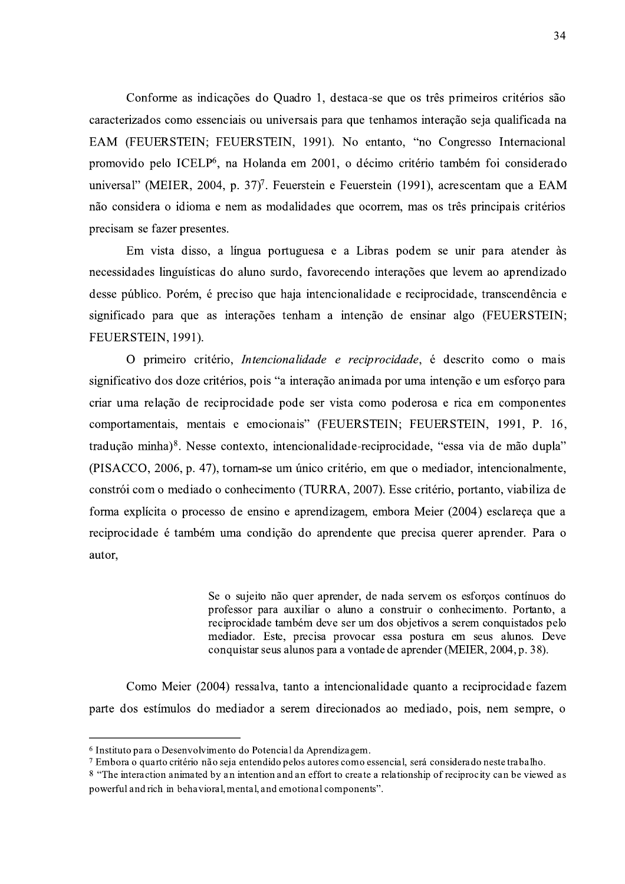Conforme as indicações do Quadro 1, destaca-se que os três primeiros critérios são caracterizados como essenciais ou universais para que tenhamos interação seja qualificada na EAM (FEUERSTEIN; FEUERSTEIN, 1991). No entanto, "no Congresso Internacional promovido pelo ICELP[6], na Holanda em 2001, o décimo critério também foi considerado universal" (MEIER, 2004, p. 37)[7]. Feuerstein e Feuerstein (1991), acrescentam que a EAM não considera o idioma e nem as modalidades que ocorrem, mas os três principais critérios precisam se fazer presentes.

Em vista disso, a língua portuguesa e a Libras podem se unir para atender às necessidades linguísticas do aluno surdo, favorecendo interações que levem ao aprendizado desse público. Porém, é preciso que haja intencionalidade e reciprocidade, transcendência e significado para que as interações tenham a intenção de ensinar algo (FEUERSTEIN; FEUERSTEIN, 1991).

O primeiro critério, *Intencionalidade e reciprocidade*, é descrito como o mais significativo dos doze critérios, pois "a interação animada por uma intenção e um esforço para criar uma relação de reciprocidade pode ser vista como poderosa e rica em componentes comportamentais, mentais e emocionais" (FEUERSTEIN; FEUERSTEIN, 1991, P. 16, tradução minha)[8]. Nesse contexto, intencionalidade-reciprocidade, "essa via de mão dupla" (PISACCO, 2006, p. 47), tornam-se um único critério, em que o mediador, intencionalmente, constrói com o mediado o conhecimento (TURRA, 2007). Esse critério, portanto, viabiliza de forma explícita o processo de ensino e aprendizagem, embora Meier (2004) esclareça que a reciprocidade é também uma condição do aprendente que precisa querer aprender. Para o autor,

> Se o sujeito não quer aprender, de nada servem os esforços contínuos do professor para auxiliar o aluno a construir o conhecimento. Portanto, a reciprocidade também deve ser um dos objetivos a serem conquistados pelo mediador. Este, precisa provocar essa postura em seus alunos. Deve conquistar seus alunos para a vontade de aprender (MEIER, 2004, p. 38).

Como Meier (2004) ressalva, tanto a intencionalidade quanto a reciprocidade fazem parte dos estímulos do mediador a serem direcionados ao mediado, pois, nem sempre, o

---

[6] Instituto para o Desenvolvimento do Potencial da Aprendizagem.

[7] Embora o quarto critério não seja entendido pelos autores como essencial, será considerado neste trabalho.

[8] "The interaction animated by an intention and an effort to create a relationship of reciprocity can be viewed as powerful and rich in behavioral, mental, and emotional components".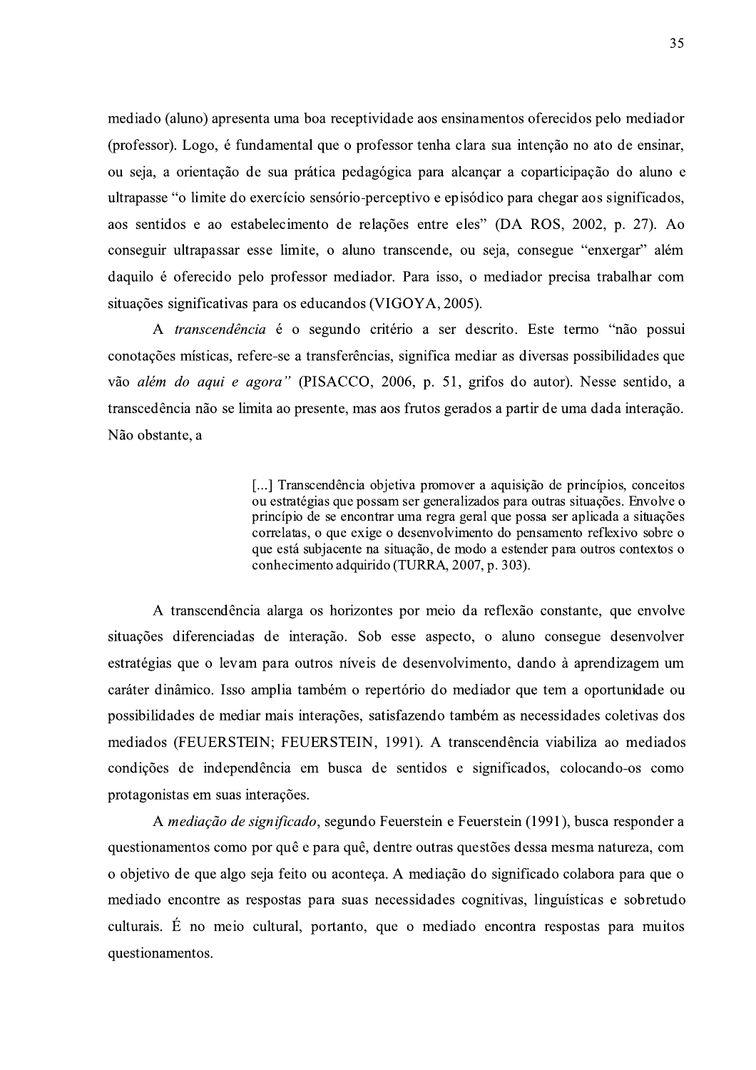mediado (aluno) apresenta uma boa receptividade aos ensinamentos oferecidos pelo mediador (professor). Logo, é fundamental que o professor tenha clara sua intenção no ato de ensinar, ou seja, a orientação de sua prática pedagógica para alcançar a coparticipação do aluno e ultrapasse "o limite do exercício sensório-perceptivo e episódico para chegar aos significados, aos sentidos e ao estabelecimento de relações entre eles" (DA ROS, 2002, p. 27). Ao conseguir ultrapassar esse limite, o aluno transcende, ou seja, consegue "enxergar" além daquilo é oferecido pelo professor mediador. Para isso, o mediador precisa trabalhar com situações significativas para os educandos (VIGOYA, 2005).

A *transcendência* é o segundo critério a ser descrito. Este termo "não possui conotações místicas, refere-se a transferências, significa mediar as diversas possibilidades que vão *além do aqui e agora*" (PISACCO, 2006, p. 51, grifos do autor). Nesse sentido, a transcedência não se limita ao presente, mas aos frutos gerados a partir de uma dada interação. Não obstante, a

> [...] Transcendência objetiva promover a aquisição de princípios, conceitos ou estratégias que possam ser generalizados para outras situações. Envolve o princípio de se encontrar uma regra geral que possa ser aplicada a situações correlatas, o que exige o desenvolvimento do pensamento reflexivo sobre o que está subjacente na situação, de modo a estender para outros contextos o conhecimento adquirido (TURRA, 2007, p. 303).

A transcendência alarga os horizontes por meio da reflexão constante, que envolve situações diferenciadas de interação. Sob esse aspecto, o aluno consegue desenvolver estratégias que o levam para outros níveis de desenvolvimento, dando à aprendizagem um caráter dinâmico. Isso amplia também o repertório do mediador que tem a oportunidade ou possibilidades de mediar mais interações, satisfazendo também as necessidades coletivas dos mediados (FEUERSTEIN; FEUERSTEIN, 1991). A transcendência viabiliza ao mediados condições de independência em busca de sentidos e significados, colocando-os como protagonistas em suas interações.

A *mediação de significado*, segundo Feuerstein e Feuerstein (1991), busca responder a questionamentos como por quê e para quê, dentre outras questões dessa mesma natureza, com o objetivo de que algo seja feito ou aconteça. A mediação do significado colabora para que o mediado encontre as respostas para suas necessidades cognitivas, linguísticas e sobretudo culturais. É no meio cultural, portanto, que o mediado encontra respostas para muitos questionamentos.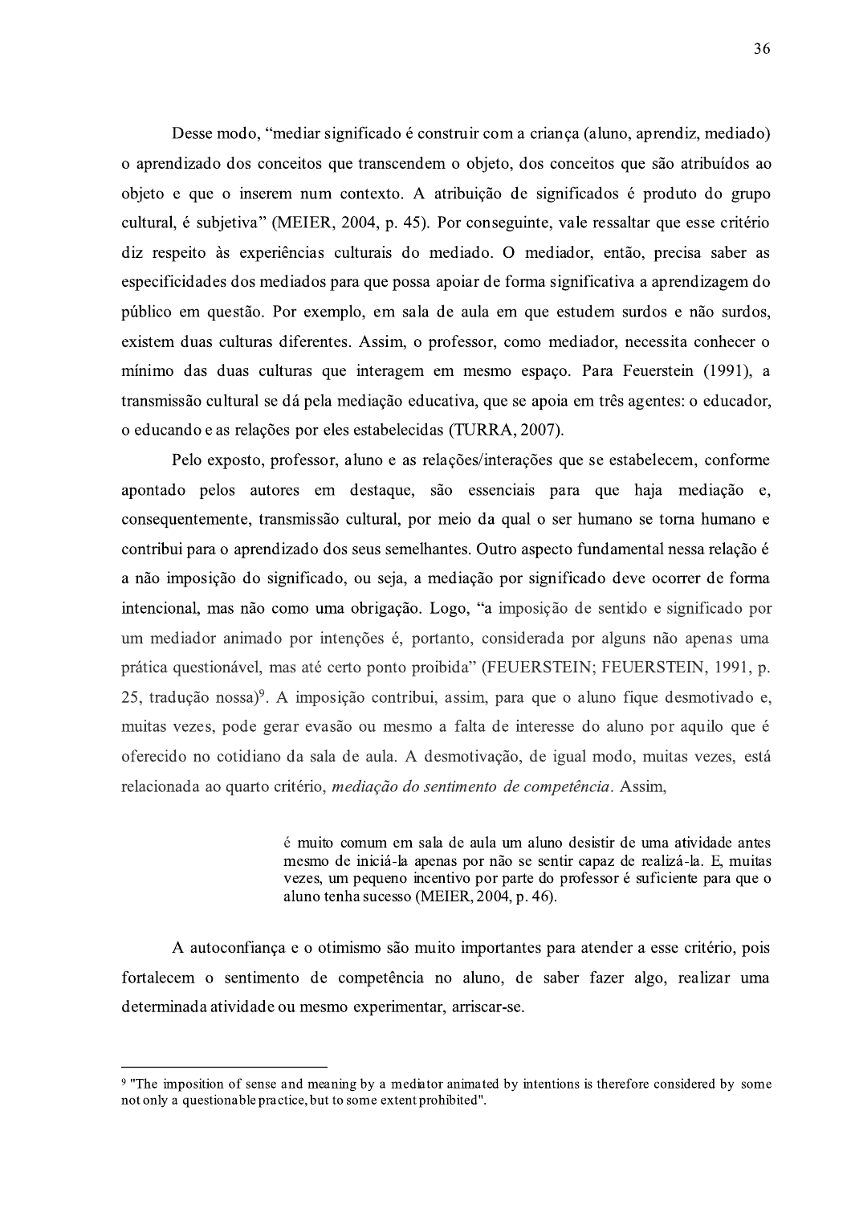Desse modo, “mediar significado é construir com a criança (aluno, aprendiz, mediado) o aprendizado dos conceitos que transcendem o objeto, dos conceitos que são atribuídos ao objeto e que o inserem num contexto. A atribuição de significados é produto do grupo cultural, é subjetiva” (MEIER, 2004, p. 45). Por conseguinte, vale ressaltar que esse critério diz respeito às experiências culturais do mediado. O mediador, então, precisa saber as especificidades dos mediados para que possa apoiar de forma significativa a aprendizagem do público em questão. Por exemplo, em sala de aula em que estudem surdos e não surdos, existem duas culturas diferentes. Assim, o professor, como mediador, necessita conhecer o mínimo das duas culturas que interagem em mesmo espaço. Para Feuerstein (1991), a transmissão cultural se dá pela mediação educativa, que se apoia em três agentes: o educador, o educando e as relações por eles estabelecidas (TURRA, 2007).

Pelo exposto, professor, aluno e as relações/interações que se estabelecem, conforme apontado pelos autores em destaque, são essenciais para que haja mediação e, consequentemente, transmissão cultural, por meio da qual o ser humano se torna humano e contribui para o aprendizado dos seus semelhantes. Outro aspecto fundamental nessa relação é a não imposição do significado, ou seja, a mediação por significado deve ocorrer de forma intencional, mas não como uma obrigação. Logo, “a imposição de sentido e significado por um mediador animado por intenções é, portanto, considerada por alguns não apenas uma prática questionável, mas até certo ponto proibida” (FEUERSTEIN; FEUERSTEIN, 1991, p. 25, tradução nossa)[9]. A imposição contribui, assim, para que o aluno fique desmotivado e, muitas vezes, pode gerar evasão ou mesmo a falta de interesse do aluno por aquilo que é oferecido no cotidiano da sala de aula. A desmotivação, de igual modo, muitas vezes, está relacionada ao quarto critério, *mediação do sentimento de competência*. Assim,

> é muito comum em sala de aula um aluno desistir de uma atividade antes mesmo de iniciá-la apenas por não se sentir capaz de realizá-la. E, muitas vezes, um pequeno incentivo por parte do professor é suficiente para que o aluno tenha sucesso (MEIER, 2004, p. 46).

A autoconfiança e o otimismo são muito importantes para atender a esse critério, pois fortalecem o sentimento de competência no aluno, de saber fazer algo, realizar uma determinada atividade ou mesmo experimentar, arriscar-se.

---

[9] "The imposition of sense and meaning by a mediator animated by intentions is therefore considered by some not only a questionable practice, but to some extent prohibited".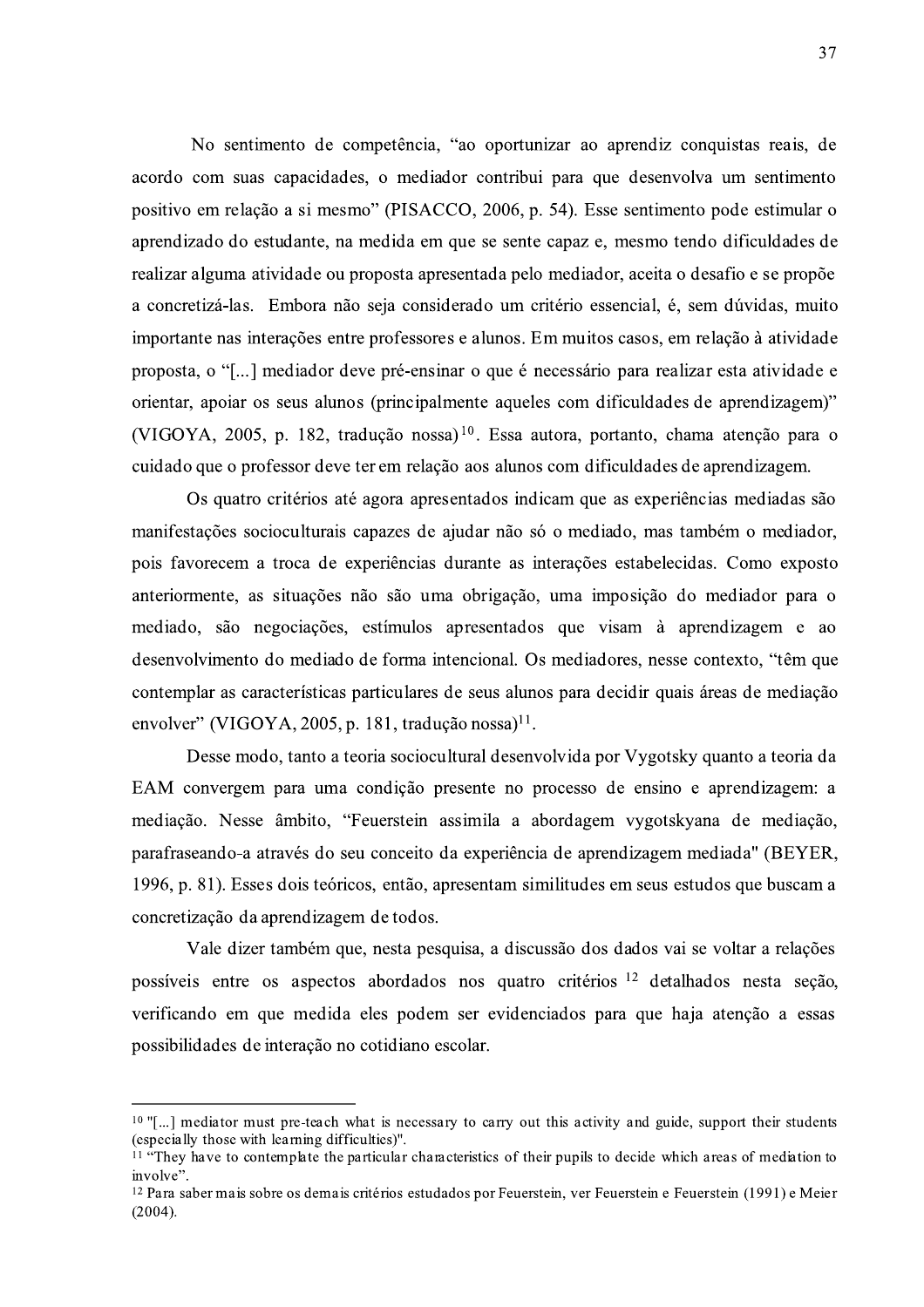No sentimento de competência, "ao oportunizar ao aprendiz conquistas reais, de acordo com suas capacidades, o mediador contribui para que desenvolva um sentimento positivo em relação a si mesmo" (PISACCO, 2006, p. 54). Esse sentimento pode estimular o aprendizado do estudante, na medida em que se sente capaz e, mesmo tendo dificuldades de realizar alguma atividade ou proposta apresentada pelo mediador, aceita o desafio e se propõe a concretizá-las. Embora não seja considerado um critério essencial, é, sem dúvidas, muito importante nas interações entre professores e alunos. Em muitos casos, em relação à atividade proposta, o "[...] mediador deve pré-ensinar o que é necessário para realizar esta atividade e orientar, apoiar os seus alunos (principalmente aqueles com dificuldades de aprendizagem)" (VIGOYA, 2005, p. 182, tradução nossa)[10]. Essa autora, portanto, chama atenção para o cuidado que o professor deve ter em relação aos alunos com dificuldades de aprendizagem.

Os quatro critérios até agora apresentados indicam que as experiências mediadas são manifestações socioculturais capazes de ajudar não só o mediado, mas também o mediador, pois favorecem a troca de experiências durante as interações estabelecidas. Como exposto anteriormente, as situações não são uma obrigação, uma imposição do mediador para o mediado, são negociações, estímulos apresentados que visam à aprendizagem e ao desenvolvimento do mediado de forma intencional. Os mediadores, nesse contexto, "têm que contemplar as características particulares de seus alunos para decidir quais áreas de mediação envolver" (VIGOYA, 2005, p. 181, tradução nossa)[11].

Desse modo, tanto a teoria sociocultural desenvolvida por Vygotsky quanto a teoria da EAM convergem para uma condição presente no processo de ensino e aprendizagem: a mediação. Nesse âmbito, "Feuerstein assimila a abordagem vygotskyana de mediação, parafraseando-a através do seu conceito da experiência de aprendizagem mediada" (BEYER, 1996, p. 81). Esses dois teóricos, então, apresentam similitudes em seus estudos que buscam a concretização da aprendizagem de todos.

Vale dizer também que, nesta pesquisa, a discussão dos dados vai se voltar a relações possíveis entre os aspectos abordados nos quatro critérios [12] detalhados nesta seção, verificando em que medida eles podem ser evidenciados para que haja atenção a essas possibilidades de interação no cotidiano escolar.

---

[10] "[...] mediator must pre-teach what is necessary to carry out this activity and guide, support their students (especially those with learning difficulties)".

[11] "They have to contemplate the particular characteristics of their pupils to decide which areas of mediation to involve".

[12] Para saber mais sobre os demais critérios estudados por Feuerstein, ver Feuerstein e Feuerstein (1991) e Meier (2004).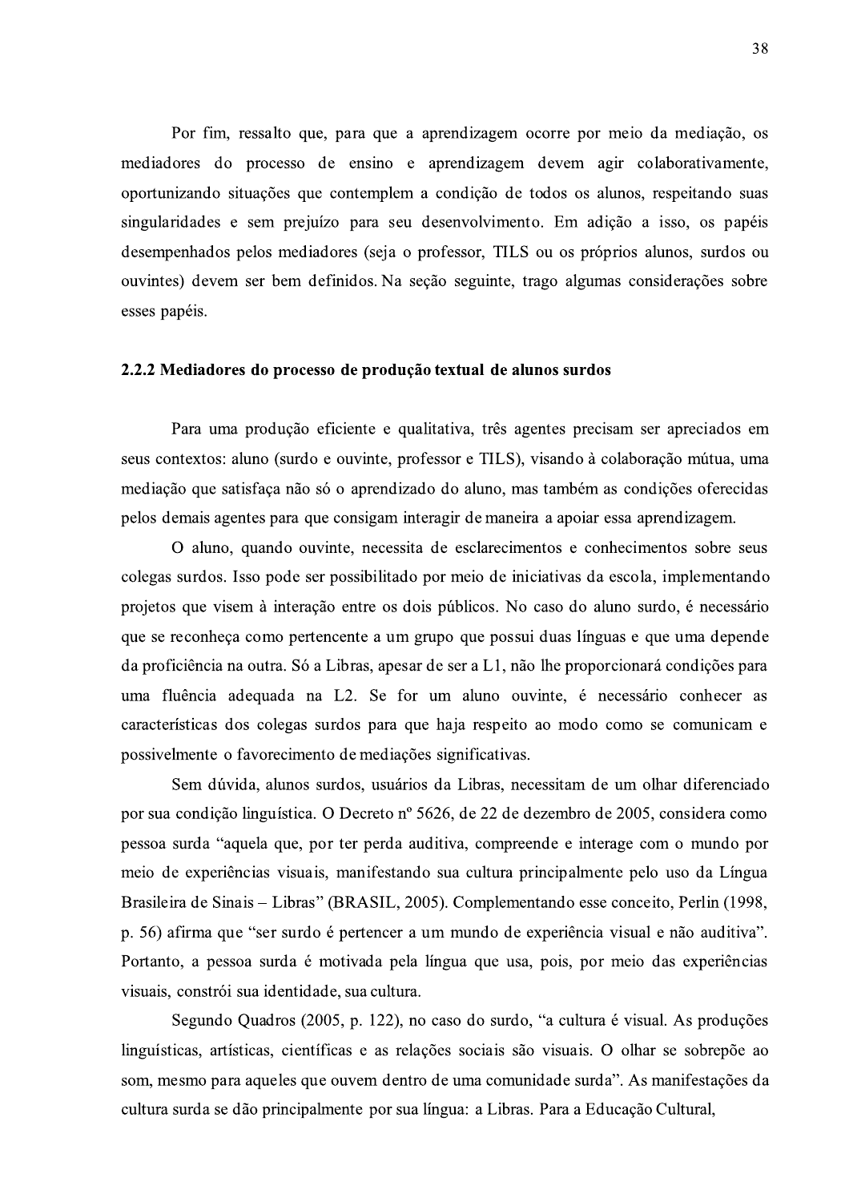Por fim, ressalto que, para que a aprendizagem ocorre por meio da mediação, os mediadores do processo de ensino e aprendizagem devem agir colaborativamente, oportunizando situações que contemplem a condição de todos os alunos, respeitando suas singularidades e sem prejuízo para seu desenvolvimento. Em adição a isso, os papéis desempenhados pelos mediadores (seja o professor, TILS ou os próprios alunos, surdos ou ouvintes) devem ser bem definidos. Na seção seguinte, trago algumas considerações sobre esses papéis.

### 2.2.2 Mediadores do processo de produção textual de alunos surdos

Para uma produção eficiente e qualitativa, três agentes precisam ser apreciados em seus contextos: aluno (surdo e ouvinte, professor e TILS), visando à colaboração mútua, uma mediação que satisfaça não só o aprendizado do aluno, mas também as condições oferecidas pelos demais agentes para que consigam interagir de maneira a apoiar essa aprendizagem.

O aluno, quando ouvinte, necessita de esclarecimentos e conhecimentos sobre seus colegas surdos. Isso pode ser possibilitado por meio de iniciativas da escola, implementando projetos que visem à interação entre os dois públicos. No caso do aluno surdo, é necessário que se reconheça como pertencente a um grupo que possui duas línguas e que uma depende da proficiência na outra. Só a Libras, apesar de ser a L1, não lhe proporcionará condições para uma fluência adequada na L2. Se for um aluno ouvinte, é necessário conhecer as características dos colegas surdos para que haja respeito ao modo como se comunicam e possivelmente o favorecimento de mediações significativas.

Sem dúvida, alunos surdos, usuários da Libras, necessitam de um olhar diferenciado por sua condição linguística. O Decreto nº 5626, de 22 de dezembro de 2005, considera como pessoa surda "aquela que, por ter perda auditiva, compreende e interage com o mundo por meio de experiências visuais, manifestando sua cultura principalmente pelo uso da Língua Brasileira de Sinais – Libras" (BRASIL, 2005). Complementando esse conceito, Perlin (1998, p. 56) afirma que "ser surdo é pertencer a um mundo de experiência visual e não auditiva". Portanto, a pessoa surda é motivada pela língua que usa, pois, por meio das experiências visuais, constrói sua identidade, sua cultura.

Segundo Quadros (2005, p. 122), no caso do surdo, "a cultura é visual. As produções linguísticas, artísticas, científicas e as relações sociais são visuais. O olhar se sobrepõe ao som, mesmo para aqueles que ouvem dentro de uma comunidade surda". As manifestações da cultura surda se dão principalmente por sua língua: a Libras. Para a Educação Cultural,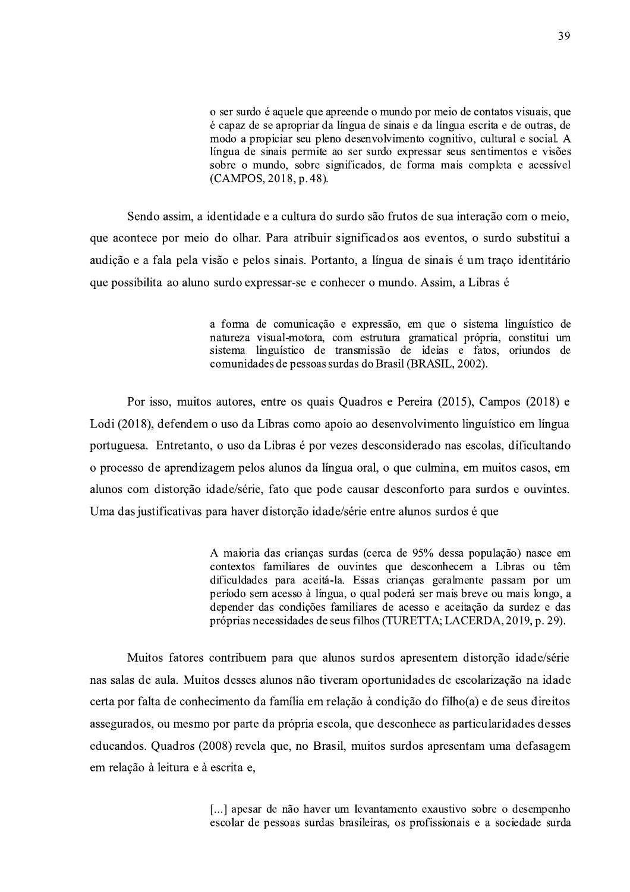> o ser surdo é aquele que apreende o mundo por meio de contatos visuais, que é capaz de se apropriar da língua de sinais e da língua escrita e de outras, de modo a propiciar seu pleno desenvolvimento cognitivo, cultural e social. A língua de sinais permite ao ser surdo expressar seus sentimentos e visões sobre o mundo, sobre significados, de forma mais completa e acessível (CAMPOS, 2018, p. 48).

Sendo assim, a identidade e a cultura do surdo são frutos de sua interação com o meio, que acontece por meio do olhar. Para atribuir significados aos eventos, o surdo substitui a audição e a fala pela visão e pelos sinais. Portanto, a língua de sinais é um traço identitário que possibilita ao aluno surdo expressar-se e conhecer o mundo. Assim, a Libras é

> a forma de comunicação e expressão, em que o sistema linguístico de natureza visual-motora, com estrutura gramatical própria, constitui um sistema linguístico de transmissão de ideias e fatos, oriundos de comunidades de pessoas surdas do Brasil (BRASIL, 2002).

Por isso, muitos autores, entre os quais Quadros e Pereira (2015), Campos (2018) e Lodi (2018), defendem o uso da Libras como apoio ao desenvolvimento linguístico em língua portuguesa. Entretanto, o uso da Libras é por vezes desconsiderado nas escolas, dificultando o processo de aprendizagem pelos alunos da língua oral, o que culmina, em muitos casos, em alunos com distorção idade/série, fato que pode causar desconforto para surdos e ouvintes. Uma das justificativas para haver distorção idade/série entre alunos surdos é que

> A maioria das crianças surdas (cerca de 95% dessa população) nasce em contextos familiares de ouvintes que desconhecem a Libras ou têm dificuldades para aceitá-la. Essas crianças geralmente passam por um período sem acesso à língua, o qual poderá ser mais breve ou mais longo, a depender das condições familiares de acesso e aceitação da surdez e das próprias necessidades de seus filhos (TURETTA; LACERDA, 2019, p. 29).

Muitos fatores contribuem para que alunos surdos apresentem distorção idade/série nas salas de aula. Muitos desses alunos não tiveram oportunidades de escolarização na idade certa por falta de conhecimento da família em relação à condição do filho(a) e de seus direitos assegurados, ou mesmo por parte da própria escola, que desconhece as particularidades desses educandos. Quadros (2008) revela que, no Brasil, muitos surdos apresentam uma defasagem em relação à leitura e à escrita e,

> [...] apesar de não haver um levantamento exaustivo sobre o desempenho escolar de pessoas surdas brasileiras, os profissionais e a sociedade surda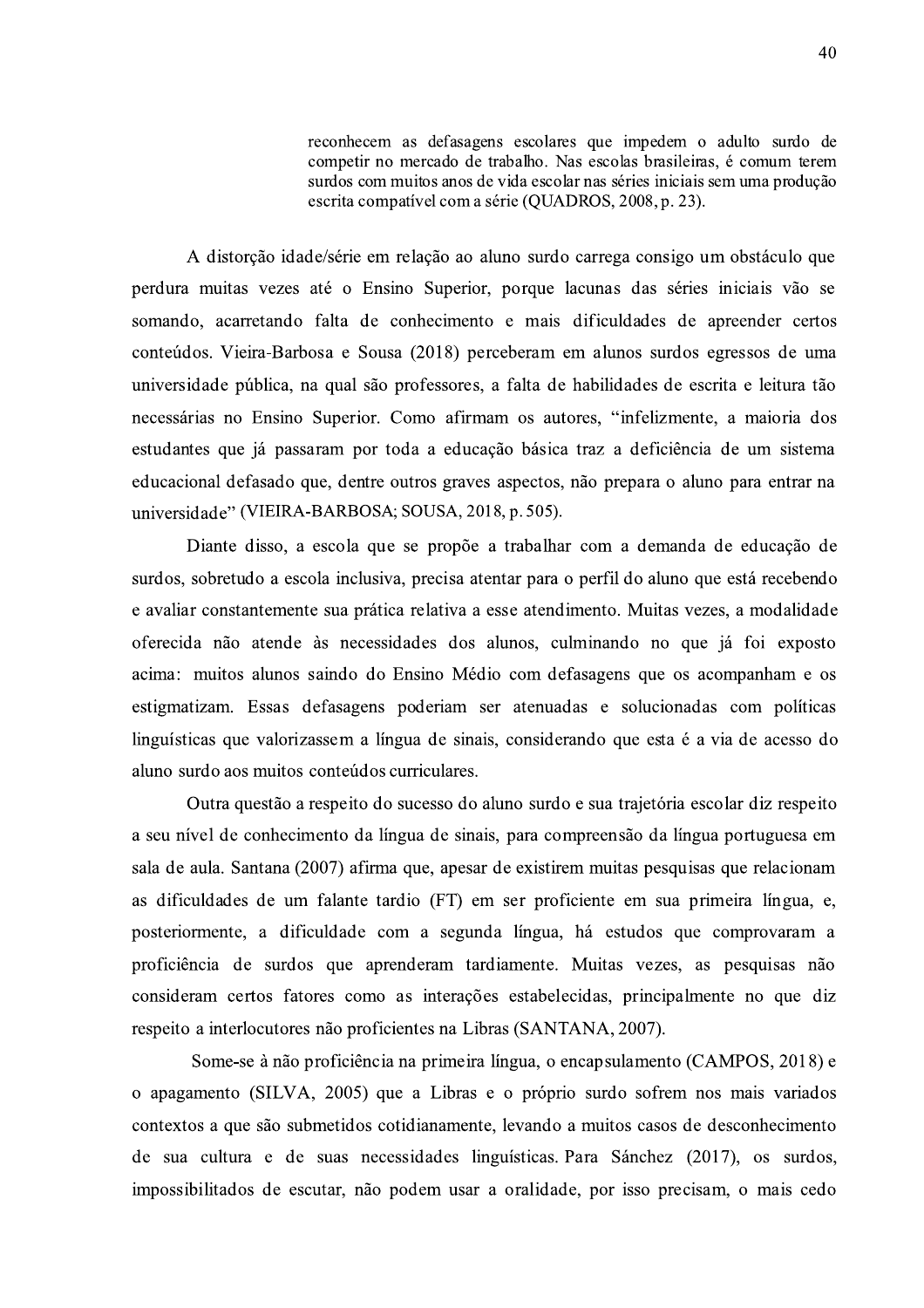> reconhecem as defasagens escolares que impedem o adulto surdo de competir no mercado de trabalho. Nas escolas brasileiras, é comum terem surdos com muitos anos de vida escolar nas séries iniciais sem uma produção escrita compatível com a série (QUADROS, 2008, p. 23).

A distorção idade/série em relação ao aluno surdo carrega consigo um obstáculo que perdura muitas vezes até o Ensino Superior, porque lacunas das séries iniciais vão se somando, acarretando falta de conhecimento e mais dificuldades de apreender certos conteúdos. Vieira-Barbosa e Sousa (2018) perceberam em alunos surdos egressos de uma universidade pública, na qual são professores, a falta de habilidades de escrita e leitura tão necessárias no Ensino Superior. Como afirmam os autores, "infelizmente, a maioria dos estudantes que já passaram por toda a educação básica traz a deficiência de um sistema educacional defasado que, dentre outros graves aspectos, não prepara o aluno para entrar na universidade" (VIEIRA-BARBOSA; SOUSA, 2018, p. 505).

Diante disso, a escola que se propõe a trabalhar com a demanda de educação de surdos, sobretudo a escola inclusiva, precisa atentar para o perfil do aluno que está recebendo e avaliar constantemente sua prática relativa a esse atendimento. Muitas vezes, a modalidade oferecida não atende às necessidades dos alunos, culminando no que já foi exposto acima: muitos alunos saindo do Ensino Médio com defasagens que os acompanham e os estigmatizam. Essas defasagens poderiam ser atenuadas e solucionadas com políticas linguísticas que valorizassem a língua de sinais, considerando que esta é a via de acesso do aluno surdo aos muitos conteúdos curriculares.

Outra questão a respeito do sucesso do aluno surdo e sua trajetória escolar diz respeito a seu nível de conhecimento da língua de sinais, para compreensão da língua portuguesa em sala de aula. Santana (2007) afirma que, apesar de existirem muitas pesquisas que relacionam as dificuldades de um falante tardio (FT) em ser proficiente em sua primeira língua, e, posteriormente, a dificuldade com a segunda língua, há estudos que comprovaram a proficiência de surdos que aprenderam tardiamente. Muitas vezes, as pesquisas não consideram certos fatores como as interações estabelecidas, principalmente no que diz respeito a interlocutores não proficientes na Libras (SANTANA, 2007).

Some-se à não proficiência na primeira língua, o encapsulamento (CAMPOS, 2018) e o apagamento (SILVA, 2005) que a Libras e o próprio surdo sofrem nos mais variados contextos a que são submetidos cotidianamente, levando a muitos casos de desconhecimento de sua cultura e de suas necessidades linguísticas. Para Sánchez (2017), os surdos, impossibilitados de escutar, não podem usar a oralidade, por isso precisam, o mais cedo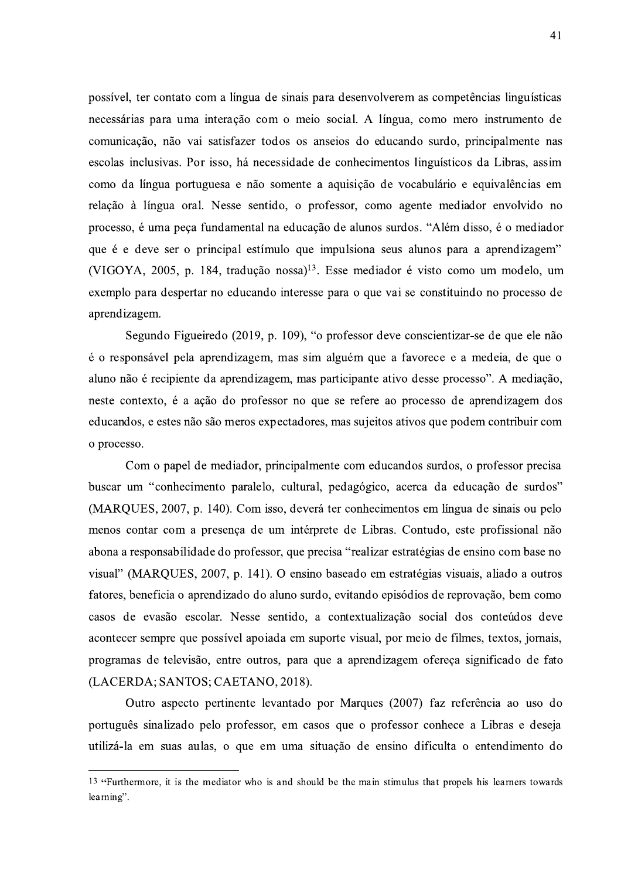possível, ter contato com a língua de sinais para desenvolverem as competências linguísticas necessárias para uma interação com o meio social. A língua, como mero instrumento de comunicação, não vai satisfazer todos os anseios do educando surdo, principalmente nas escolas inclusivas. Por isso, há necessidade de conhecimentos linguísticos da Libras, assim como da língua portuguesa e não somente a aquisição de vocabulário e equivalências em relação à língua oral. Nesse sentido, o professor, como agente mediador envolvido no processo, é uma peça fundamental na educação de alunos surdos. "Além disso, é o mediador que é e deve ser o principal estímulo que impulsiona seus alunos para a aprendizagem" (VIGOYA, 2005, p. 184, tradução nossa)[13]. Esse mediador é visto como um modelo, um exemplo para despertar no educando interesse para o que vai se constituindo no processo de aprendizagem.

Segundo Figueiredo (2019, p. 109), "o professor deve conscientizar-se de que ele não é o responsável pela aprendizagem, mas sim alguém que a favorece e a medeia, de que o aluno não é recipiente da aprendizagem, mas participante ativo desse processo". A mediação, neste contexto, é a ação do professor no que se refere ao processo de aprendizagem dos educandos, e estes não são meros expectadores, mas sujeitos ativos que podem contribuir com o processo.

Com o papel de mediador, principalmente com educandos surdos, o professor precisa buscar um "conhecimento paralelo, cultural, pedagógico, acerca da educação de surdos" (MARQUES, 2007, p. 140). Com isso, deverá ter conhecimentos em língua de sinais ou pelo menos contar com a presença de um intérprete de Libras. Contudo, este profissional não abona a responsabilidade do professor, que precisa "realizar estratégias de ensino com base no visual" (MARQUES, 2007, p. 141). O ensino baseado em estratégias visuais, aliado a outros fatores, beneficia o aprendizado do aluno surdo, evitando episódios de reprovação, bem como casos de evasão escolar. Nesse sentido, a contextualização social dos conteúdos deve acontecer sempre que possível apoiada em suporte visual, por meio de filmes, textos, jornais, programas de televisão, entre outros, para que a aprendizagem ofereça significado de fato (LACERDA; SANTOS; CAETANO, 2018).

Outro aspecto pertinente levantado por Marques (2007) faz referência ao uso do português sinalizado pelo professor, em casos que o professor conhece a Libras e deseja utilizá-la em suas aulas, o que em uma situação de ensino dificulta o entendimento do

---

[13] "Furthermore, it is the mediator who is and should be the main stimulus that propels his learners towards learning".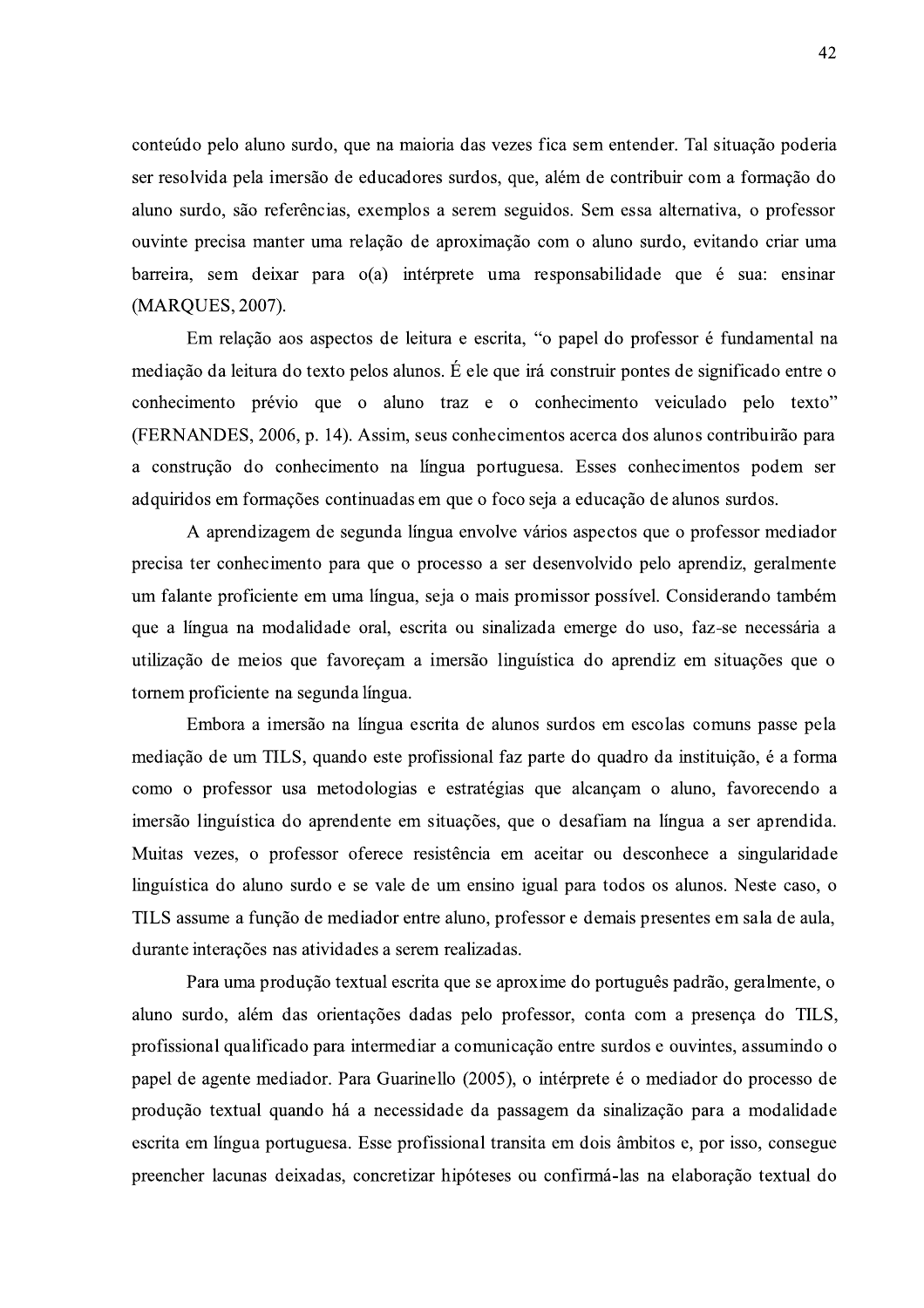conteúdo pelo aluno surdo, que na maioria das vezes fica sem entender. Tal situação poderia ser resolvida pela imersão de educadores surdos, que, além de contribuir com a formação do aluno surdo, são referências, exemplos a serem seguidos. Sem essa alternativa, o professor ouvinte precisa manter uma relação de aproximação com o aluno surdo, evitando criar uma barreira, sem deixar para o(a) intérprete uma responsabilidade que é sua: ensinar (MARQUES, 2007).

Em relação aos aspectos de leitura e escrita, "o papel do professor é fundamental na mediação da leitura do texto pelos alunos. É ele que irá construir pontes de significado entre o conhecimento prévio que o aluno traz e o conhecimento veiculado pelo texto" (FERNANDES, 2006, p. 14). Assim, seus conhecimentos acerca dos alunos contribuirão para a construção do conhecimento na língua portuguesa. Esses conhecimentos podem ser adquiridos em formações continuadas em que o foco seja a educação de alunos surdos.

A aprendizagem de segunda língua envolve vários aspectos que o professor mediador precisa ter conhecimento para que o processo a ser desenvolvido pelo aprendiz, geralmente um falante proficiente em uma língua, seja o mais promissor possível. Considerando também que a língua na modalidade oral, escrita ou sinalizada emerge do uso, faz-se necessária a utilização de meios que favoreçam a imersão linguística do aprendiz em situações que o tornem proficiente na segunda língua.

Embora a imersão na língua escrita de alunos surdos em escolas comuns passe pela mediação de um TILS, quando este profissional faz parte do quadro da instituição, é a forma como o professor usa metodologias e estratégias que alcançam o aluno, favorecendo a imersão linguística do aprendente em situações, que o desafiam na língua a ser aprendida. Muitas vezes, o professor oferece resistência em aceitar ou desconhece a singularidade linguística do aluno surdo e se vale de um ensino igual para todos os alunos. Neste caso, o TILS assume a função de mediador entre aluno, professor e demais presentes em sala de aula, durante interações nas atividades a serem realizadas.

Para uma produção textual escrita que se aproxime do português padrão, geralmente, o aluno surdo, além das orientações dadas pelo professor, conta com a presença do TILS, profissional qualificado para intermediar a comunicação entre surdos e ouvintes, assumindo o papel de agente mediador. Para Guarinello (2005), o intérprete é o mediador do processo de produção textual quando há a necessidade da passagem da sinalização para a modalidade escrita em língua portuguesa. Esse profissional transita em dois âmbitos e, por isso, consegue preencher lacunas deixadas, concretizar hipóteses ou confirmá-las na elaboração textual do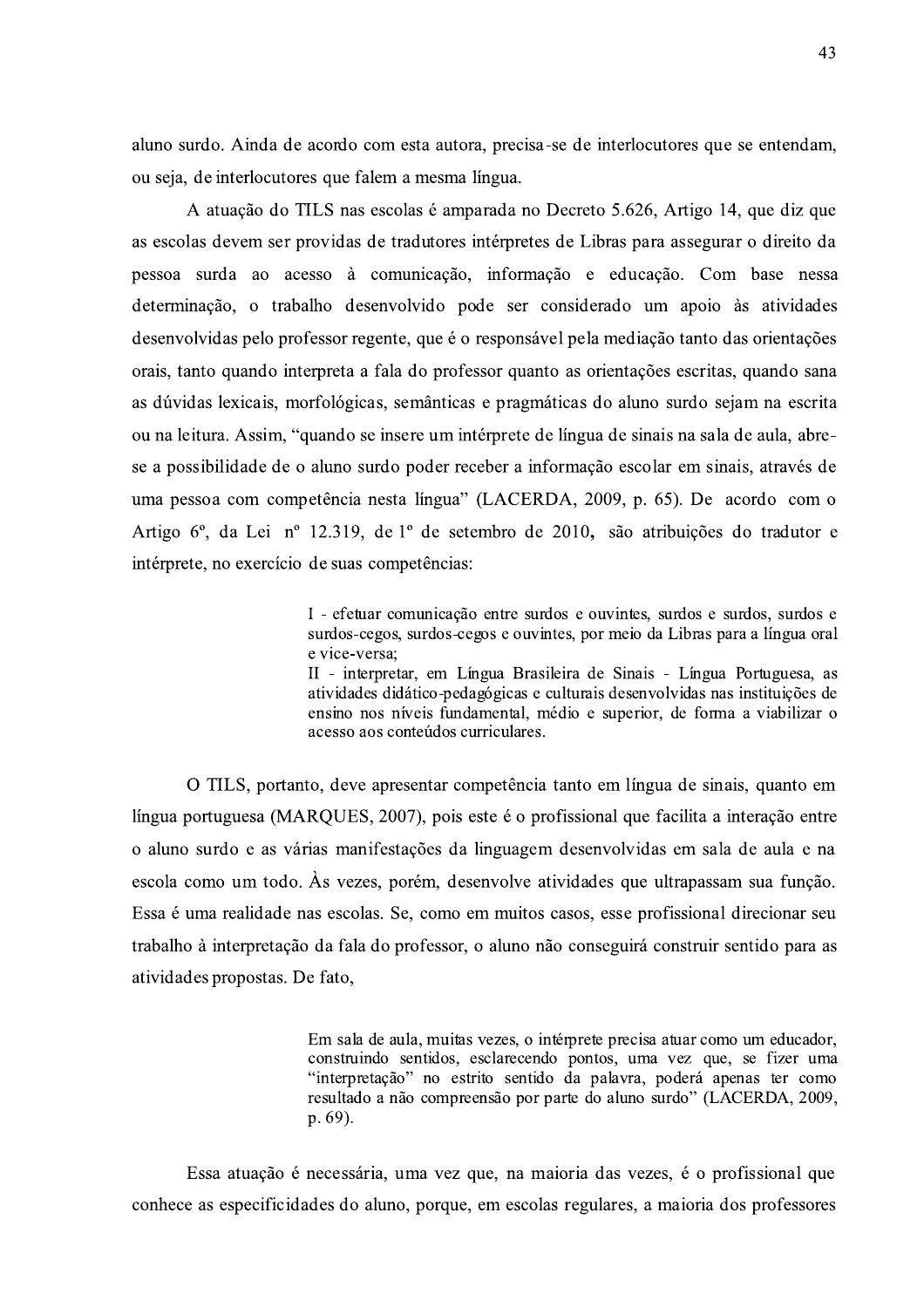aluno surdo. Ainda de acordo com esta autora, precisa-se de interlocutores que se entendam, ou seja, de interlocutores que falem a mesma língua.

A atuação do TILS nas escolas é amparada no Decreto 5.626, Artigo 14, que diz que as escolas devem ser providas de tradutores intérpretes de Libras para assegurar o direito da pessoa surda ao acesso à comunicação, informação e educação. Com base nessa determinação, o trabalho desenvolvido pode ser considerado um apoio às atividades desenvolvidas pelo professor regente, que é o responsável pela mediação tanto das orientações orais, tanto quando interpreta a fala do professor quanto as orientações escritas, quando sana as dúvidas lexicais, morfológicas, semânticas e pragmáticas do aluno surdo sejam na escrita ou na leitura. Assim, "quando se insere um intérprete de língua de sinais na sala de aula, abre-se a possibilidade de o aluno surdo poder receber a informação escolar em sinais, através de uma pessoa com competência nesta língua" (LACERDA, 2009, p. 65). De acordo com o Artigo 6º, da Lei nº 12.319, de 1º de setembro de 2010, são atribuições do tradutor e intérprete, no exercício de suas competências:

> I - efetuar comunicação entre surdos e ouvintes, surdos e surdos, surdos e surdos-cegos, surdos-cegos e ouvintes, por meio da Libras para a língua oral e vice-versa;
> II - interpretar, em Língua Brasileira de Sinais - Língua Portuguesa, as atividades didático-pedagógicas e culturais desenvolvidas nas instituições de ensino nos níveis fundamental, médio e superior, de forma a viabilizar o acesso aos conteúdos curriculares.

O TILS, portanto, deve apresentar competência tanto em língua de sinais, quanto em língua portuguesa (MARQUES, 2007), pois este é o profissional que facilita a interação entre o aluno surdo e as várias manifestações da linguagem desenvolvidas em sala de aula e na escola como um todo. Às vezes, porém, desenvolve atividades que ultrapassam sua função. Essa é uma realidade nas escolas. Se, como em muitos casos, esse profissional direcionar seu trabalho à interpretação da fala do professor, o aluno não conseguirá construir sentido para as atividades propostas. De fato,

> Em sala de aula, muitas vezes, o intérprete precisa atuar como um educador, construindo sentidos, esclarecendo pontos, uma vez que, se fizer uma "interpretação" no estrito sentido da palavra, poderá apenas ter como resultado a não compreensão por parte do aluno surdo" (LACERDA, 2009, p. 69).

Essa atuação é necessária, uma vez que, na maioria das vezes, é o profissional que conhece as especificidades do aluno, porque, em escolas regulares, a maioria dos professores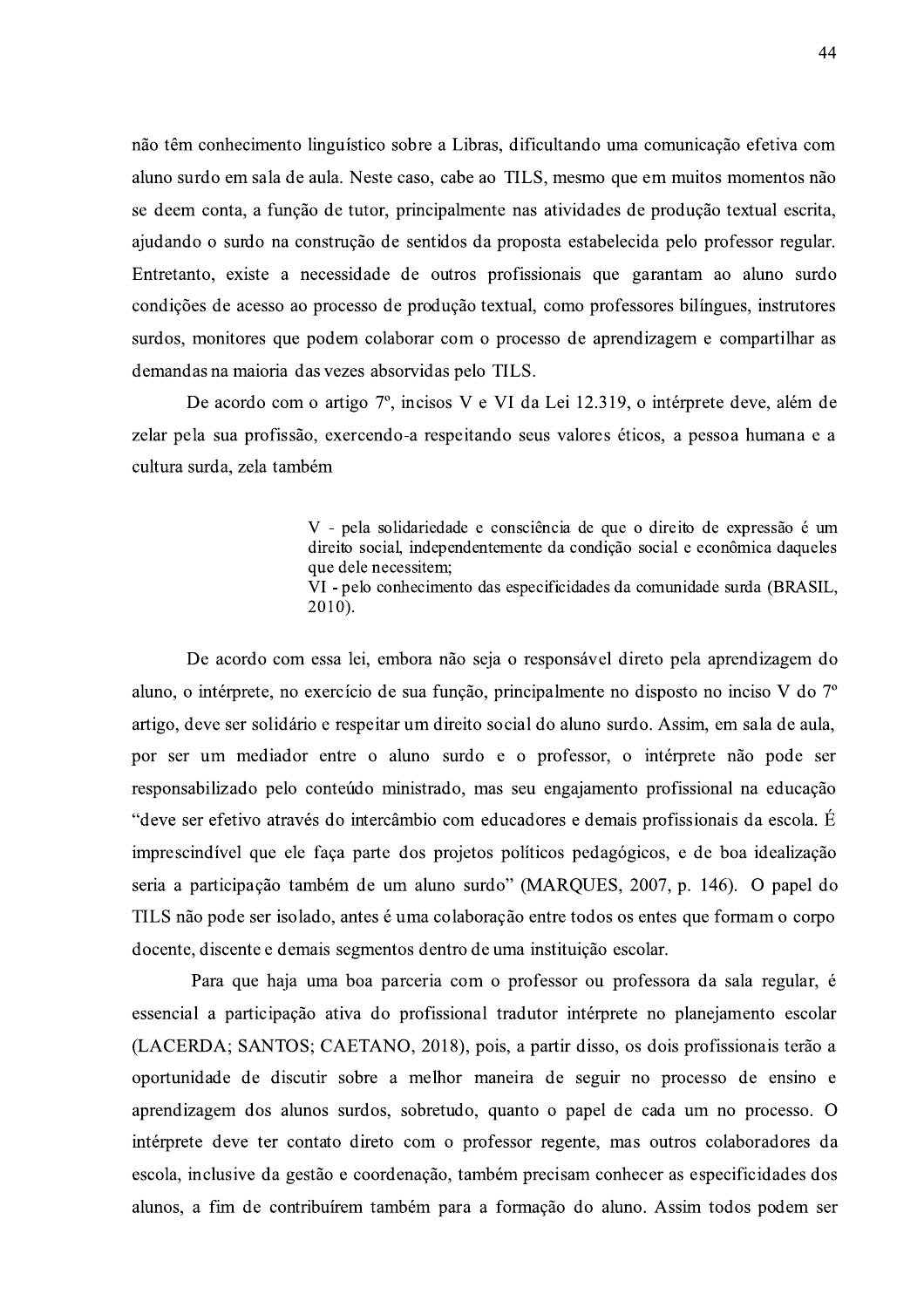não têm conhecimento linguístico sobre a Libras, dificultando uma comunicação efetiva com aluno surdo em sala de aula. Neste caso, cabe ao TILS, mesmo que em muitos momentos não se deem conta, a função de tutor, principalmente nas atividades de produção textual escrita, ajudando o surdo na construção de sentidos da proposta estabelecida pelo professor regular. Entretanto, existe a necessidade de outros profissionais que garantam ao aluno surdo condições de acesso ao processo de produção textual, como professores bilíngues, instrutores surdos, monitores que podem colaborar com o processo de aprendizagem e compartilhar as demandas na maioria das vezes absorvidas pelo TILS.

De acordo com o artigo 7º, incisos V e VI da Lei 12.319, o intérprete deve, além de zelar pela sua profissão, exercendo-a respeitando seus valores éticos, a pessoa humana e a cultura surda, zela também

> V - pela solidariedade e consciência de que o direito de expressão é um direito social, independentemente da condição social e econômica daqueles que dele necessitem;
> VI - pelo conhecimento das especificidades da comunidade surda (BRASIL, 2010).

De acordo com essa lei, embora não seja o responsável direto pela aprendizagem do aluno, o intérprete, no exercício de sua função, principalmente no disposto no inciso V do 7º artigo, deve ser solidário e respeitar um direito social do aluno surdo. Assim, em sala de aula, por ser um mediador entre o aluno surdo e o professor, o intérprete não pode ser responsabilizado pelo conteúdo ministrado, mas seu engajamento profissional na educação "deve ser efetivo através do intercâmbio com educadores e demais profissionais da escola. É imprescindível que ele faça parte dos projetos políticos pedagógicos, e de boa idealização seria a participação também de um aluno surdo" (MARQUES, 2007, p. 146). O papel do TILS não pode ser isolado, antes é uma colaboração entre todos os entes que formam o corpo docente, discente e demais segmentos dentro de uma instituição escolar.

Para que haja uma boa parceria com o professor ou professora da sala regular, é essencial a participação ativa do profissional tradutor intérprete no planejamento escolar (LACERDA; SANTOS; CAETANO, 2018), pois, a partir disso, os dois profissionais terão a oportunidade de discutir sobre a melhor maneira de seguir no processo de ensino e aprendizagem dos alunos surdos, sobretudo, quanto o papel de cada um no processo. O intérprete deve ter contato direto com o professor regente, mas outros colaboradores da escola, inclusive da gestão e coordenação, também precisam conhecer as especificidades dos alunos, a fim de contribuírem também para a formação do aluno. Assim todos podem ser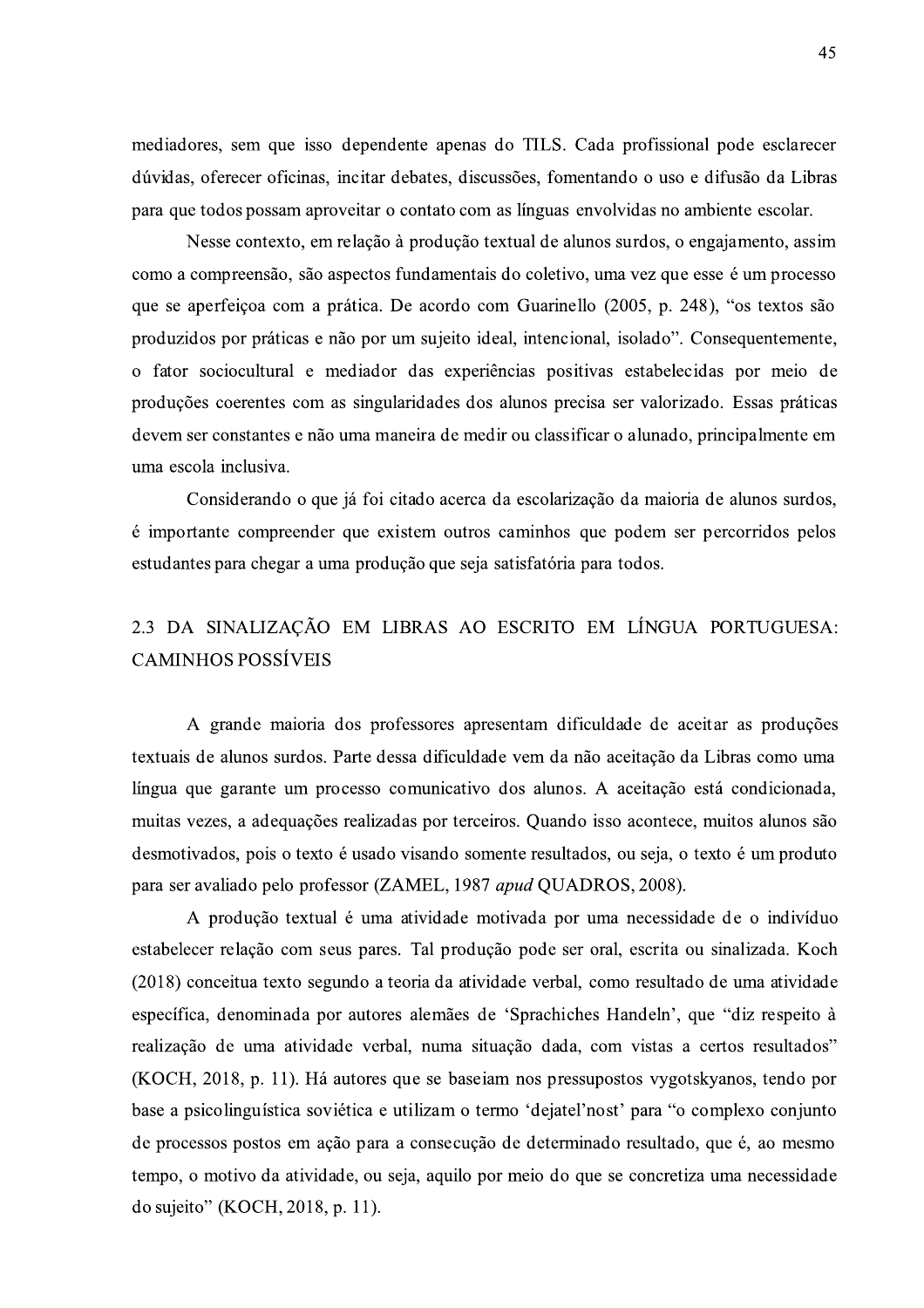mediadores, sem que isso dependente apenas do TILS. Cada profissional pode esclarecer dúvidas, oferecer oficinas, incitar debates, discussões, fomentando o uso e difusão da Libras para que todos possam aproveitar o contato com as línguas envolvidas no ambiente escolar.

Nesse contexto, em relação à produção textual de alunos surdos, o engajamento, assim como a compreensão, são aspectos fundamentais do coletivo, uma vez que esse é um processo que se aperfeiçoa com a prática. De acordo com Guarinello (2005, p. 248), "os textos são produzidos por práticas e não por um sujeito ideal, intencional, isolado". Consequentemente, o fator sociocultural e mediador das experiências positivas estabelecidas por meio de produções coerentes com as singularidades dos alunos precisa ser valorizado. Essas práticas devem ser constantes e não uma maneira de medir ou classificar o alunado, principalmente em uma escola inclusiva.

Considerando o que já foi citado acerca da escolarização da maioria de alunos surdos, é importante compreender que existem outros caminhos que podem ser percorridos pelos estudantes para chegar a uma produção que seja satisfatória para todos.

## 2.3 DA SINALIZAÇÃO EM LIBRAS AO ESCRITO EM LÍNGUA PORTUGUESA: CAMINHOS POSSÍVEIS

A grande maioria dos professores apresentam dificuldade de aceitar as produções textuais de alunos surdos. Parte dessa dificuldade vem da não aceitação da Libras como uma língua que garante um processo comunicativo dos alunos. A aceitação está condicionada, muitas vezes, a adequações realizadas por terceiros. Quando isso acontece, muitos alunos são desmotivados, pois o texto é usado visando somente resultados, ou seja, o texto é um produto para ser avaliado pelo professor (ZAMEL, 1987 *apud* QUADROS, 2008).

A produção textual é uma atividade motivada por uma necessidade de o indivíduo estabelecer relação com seus pares. Tal produção pode ser oral, escrita ou sinalizada. Koch (2018) conceitua texto segundo a teoria da atividade verbal, como resultado de uma atividade específica, denominada por autores alemães de 'Sprachiches Handeln', que "diz respeito à realização de uma atividade verbal, numa situação dada, com vistas a certos resultados" (KOCH, 2018, p. 11). Há autores que se baseiam nos pressupostos vygotskyanos, tendo por base a psicolinguística soviética e utilizam o termo 'dejatel'nost' para "o complexo conjunto de processos postos em ação para a consecução de determinado resultado, que é, ao mesmo tempo, o motivo da atividade, ou seja, aquilo por meio do que se concretiza uma necessidade do sujeito" (KOCH, 2018, p. 11).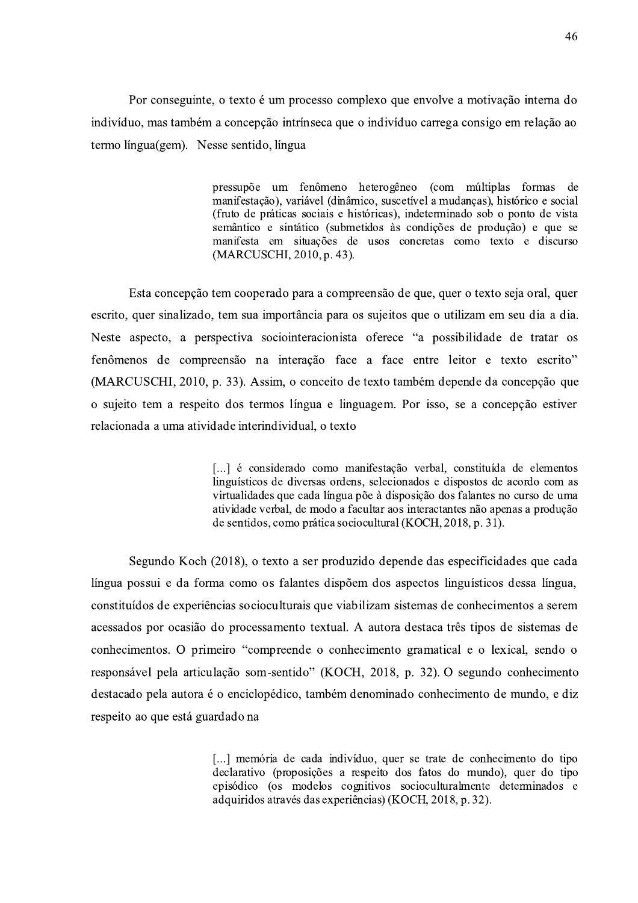Por conseguinte, o texto é um processo complexo que envolve a motivação interna do indivíduo, mas também a concepção intrínseca que o indivíduo carrega consigo em relação ao termo língua(gem). Nesse sentido, língua

> pressupõe um fenômeno heterogêneo (com múltiplas formas de manifestação), variável (dinâmico, suscetível a mudanças), histórico e social (fruto de práticas sociais e históricas), indeterminado sob o ponto de vista semântico e sintático (submetidos às condições de produção) e que se manifesta em situações de usos concretas como texto e discurso (MARCUSCHI, 2010, p. 43).

Esta concepção tem cooperado para a compreensão de que, quer o texto seja oral, quer escrito, quer sinalizado, tem sua importância para os sujeitos que o utilizam em seu dia a dia. Neste aspecto, a perspectiva sociointeracionista oferece "a possibilidade de tratar os fenômenos de compreensão na interação face a face entre leitor e texto escrito" (MARCUSCHI, 2010, p. 33). Assim, o conceito de texto também depende da concepção que o sujeito tem a respeito dos termos língua e linguagem. Por isso, se a concepção estiver relacionada a uma atividade interindividual, o texto

> [...] é considerado como manifestação verbal, constituída de elementos linguísticos de diversas ordens, selecionados e dispostos de acordo com as virtualidades que cada língua põe à disposição dos falantes no curso de uma atividade verbal, de modo a facultar aos interactantes não apenas a produção de sentidos, como prática sociocultural (KOCH, 2018, p. 31).

Segundo Koch (2018), o texto a ser produzido depende das especificidades que cada língua possui e da forma como os falantes dispõem dos aspectos linguísticos dessa língua, constituídos de experiências socioculturais que viabilizam sistemas de conhecimentos a serem acessados por ocasião do processamento textual. A autora destaca três tipos de sistemas de conhecimentos. O primeiro "compreende o conhecimento gramatical e o lexical, sendo o responsável pela articulação som-sentido" (KOCH, 2018, p. 32). O segundo conhecimento destacado pela autora é o enciclopédico, também denominado conhecimento de mundo, e diz respeito ao que está guardado na

> [...] memória de cada indivíduo, quer se trate de conhecimento do tipo declarativo (proposições a respeito dos fatos do mundo), quer do tipo episódico (os modelos cognitivos socioculturalmente determinados e adquiridos através das experiências) (KOCH, 2018, p. 32).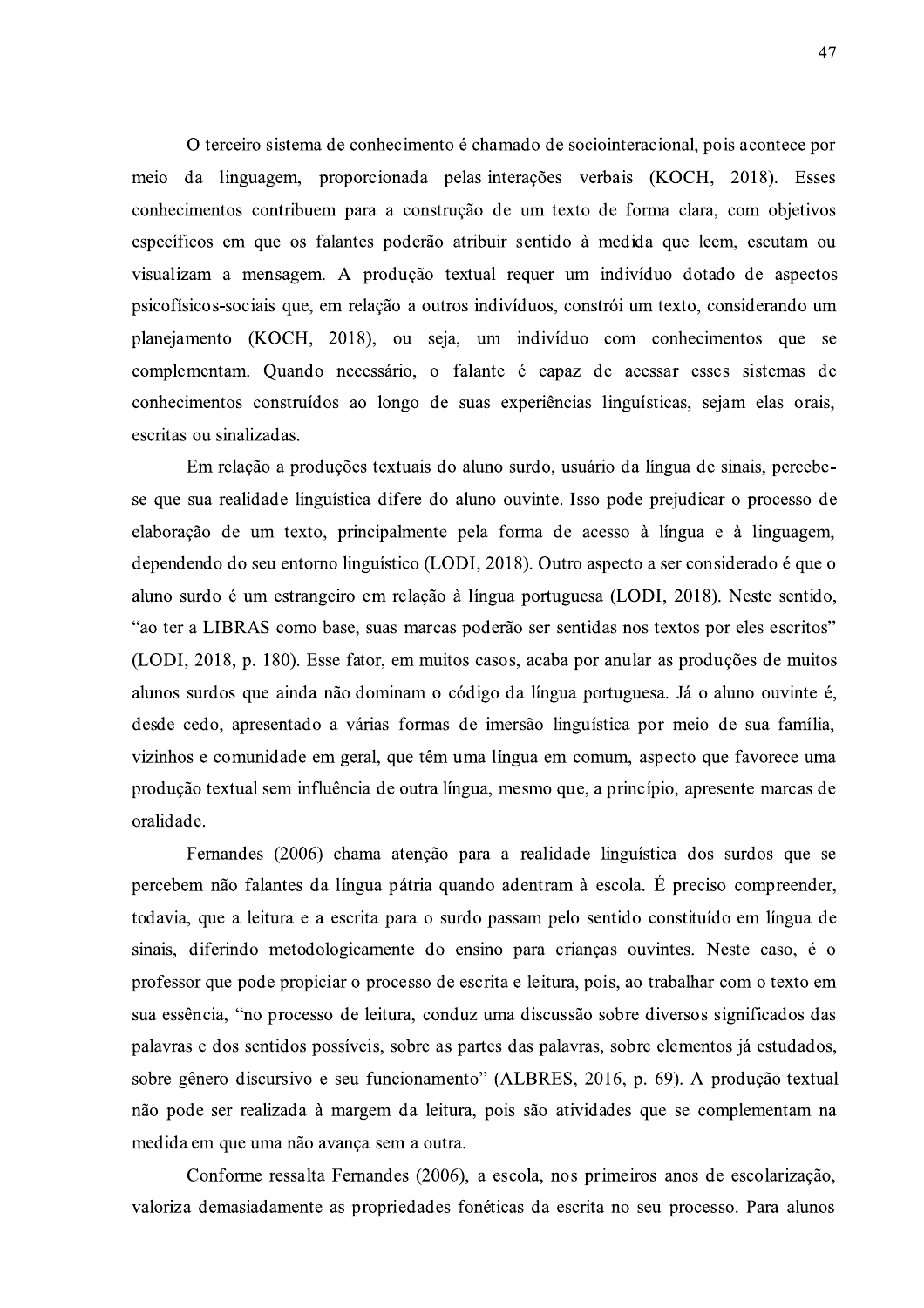O terceiro sistema de conhecimento é chamado de sociointeracional, pois acontece por meio da linguagem, proporcionada pelas interações verbais (KOCH, 2018). Esses conhecimentos contribuem para a construção de um texto de forma clara, com objetivos específicos em que os falantes poderão atribuir sentido à medida que leem, escutam ou visualizam a mensagem. A produção textual requer um indivíduo dotado de aspectos psicofísicos-sociais que, em relação a outros indivíduos, constrói um texto, considerando um planejamento (KOCH, 2018), ou seja, um indivíduo com conhecimentos que se complementam. Quando necessário, o falante é capaz de acessar esses sistemas de conhecimentos construídos ao longo de suas experiências linguísticas, sejam elas orais, escritas ou sinalizadas.

Em relação a produções textuais do aluno surdo, usuário da língua de sinais, percebe-se que sua realidade linguística difere do aluno ouvinte. Isso pode prejudicar o processo de elaboração de um texto, principalmente pela forma de acesso à língua e à linguagem, dependendo do seu entorno linguístico (LODI, 2018). Outro aspecto a ser considerado é que o aluno surdo é um estrangeiro em relação à língua portuguesa (LODI, 2018). Neste sentido, "ao ter a LIBRAS como base, suas marcas poderão ser sentidas nos textos por eles escritos" (LODI, 2018, p. 180). Esse fator, em muitos casos, acaba por anular as produções de muitos alunos surdos que ainda não dominam o código da língua portuguesa. Já o aluno ouvinte é, desde cedo, apresentado a várias formas de imersão linguística por meio de sua família, vizinhos e comunidade em geral, que têm uma língua em comum, aspecto que favorece uma produção textual sem influência de outra língua, mesmo que, a princípio, apresente marcas de oralidade.

Fernandes (2006) chama atenção para a realidade linguística dos surdos que se percebem não falantes da língua pátria quando adentram à escola. É preciso compreender, todavia, que a leitura e a escrita para o surdo passam pelo sentido constituído em língua de sinais, diferindo metodologicamente do ensino para crianças ouvintes. Neste caso, é o professor que pode propiciar o processo de escrita e leitura, pois, ao trabalhar com o texto em sua essência, "no processo de leitura, conduz uma discussão sobre diversos significados das palavras e dos sentidos possíveis, sobre as partes das palavras, sobre elementos já estudados, sobre gênero discursivo e seu funcionamento" (ALBRES, 2016, p. 69). A produção textual não pode ser realizada à margem da leitura, pois são atividades que se complementam na medida em que uma não avança sem a outra.

Conforme ressalta Fernandes (2006), a escola, nos primeiros anos de escolarização, valoriza demasiadamente as propriedades fonéticas da escrita no seu processo. Para alunos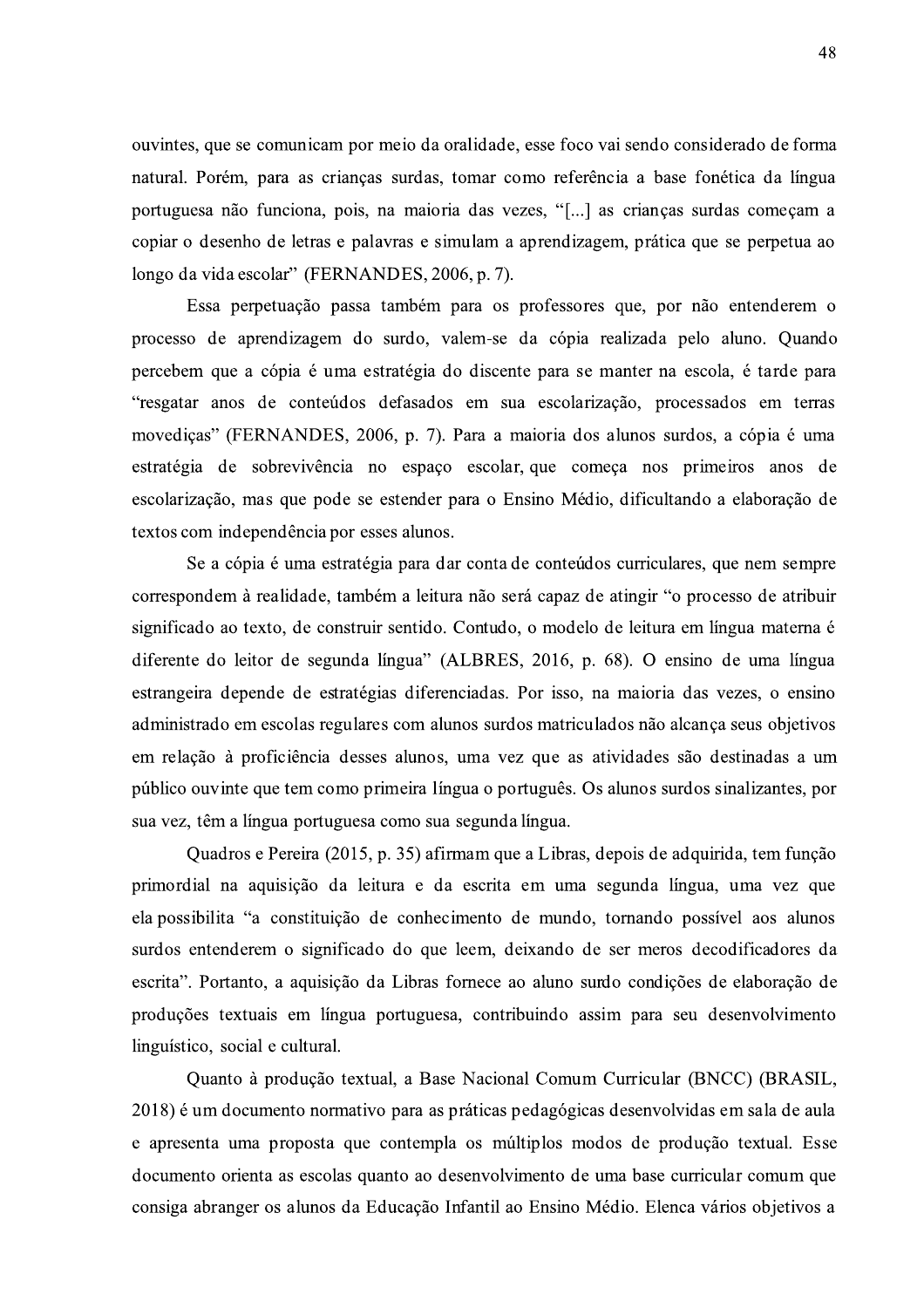ouvintes, que se comunicam por meio da oralidade, esse foco vai sendo considerado de forma natural. Porém, para as crianças surdas, tomar como referência a base fonética da língua portuguesa não funciona, pois, na maioria das vezes, "[...] as crianças surdas começam a copiar o desenho de letras e palavras e simulam a aprendizagem, prática que se perpetua ao longo da vida escolar" (FERNANDES, 2006, p. 7).

Essa perpetuação passa também para os professores que, por não entenderem o processo de aprendizagem do surdo, valem-se da cópia realizada pelo aluno. Quando percebem que a cópia é uma estratégia do discente para se manter na escola, é tarde para "resgatar anos de conteúdos defasados em sua escolarização, processados em terras movediças" (FERNANDES, 2006, p. 7). Para a maioria dos alunos surdos, a cópia é uma estratégia de sobrevivência no espaço escolar, que começa nos primeiros anos de escolarização, mas que pode se estender para o Ensino Médio, dificultando a elaboração de textos com independência por esses alunos.

Se a cópia é uma estratégia para dar conta de conteúdos curriculares, que nem sempre correspondem à realidade, também a leitura não será capaz de atingir "o processo de atribuir significado ao texto, de construir sentido. Contudo, o modelo de leitura em língua materna é diferente do leitor de segunda língua" (ALBRES, 2016, p. 68). O ensino de uma língua estrangeira depende de estratégias diferenciadas. Por isso, na maioria das vezes, o ensino administrado em escolas regulares com alunos surdos matriculados não alcança seus objetivos em relação à proficiência desses alunos, uma vez que as atividades são destinadas a um público ouvinte que tem como primeira língua o português. Os alunos surdos sinalizantes, por sua vez, têm a língua portuguesa como sua segunda língua.

Quadros e Pereira (2015, p. 35) afirmam que a Libras, depois de adquirida, tem função primordial na aquisição da leitura e da escrita em uma segunda língua, uma vez que ela possibilita "a constituição de conhecimento de mundo, tornando possível aos alunos surdos entenderem o significado do que leem, deixando de ser meros decodificadores da escrita". Portanto, a aquisição da Libras fornece ao aluno surdo condições de elaboração de produções textuais em língua portuguesa, contribuindo assim para seu desenvolvimento linguístico, social e cultural.

Quanto à produção textual, a Base Nacional Comum Curricular (BNCC) (BRASIL, 2018) é um documento normativo para as práticas pedagógicas desenvolvidas em sala de aula e apresenta uma proposta que contempla os múltiplos modos de produção textual. Esse documento orienta as escolas quanto ao desenvolvimento de uma base curricular comum que consiga abranger os alunos da Educação Infantil ao Ensino Médio. Elenca vários objetivos a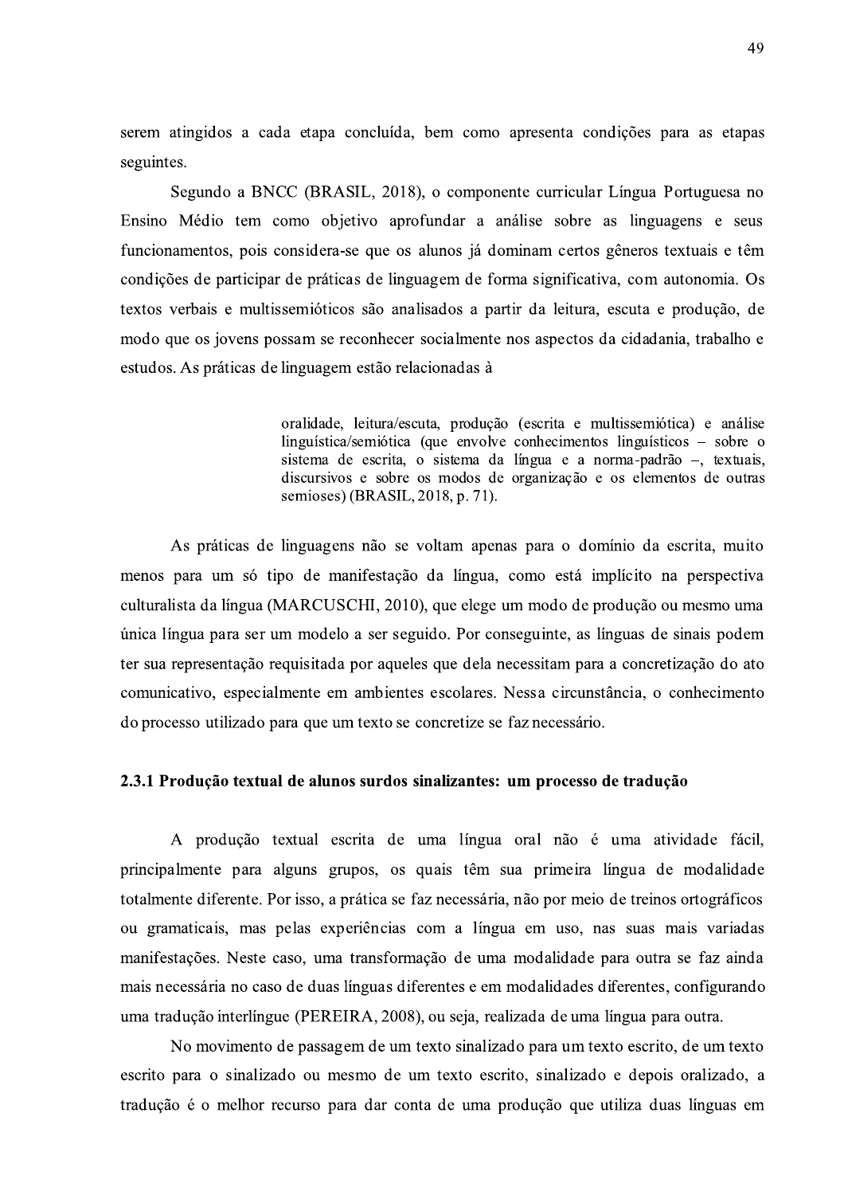serem atingidos a cada etapa concluída, bem como apresenta condições para as etapas seguintes.

Segundo a BNCC (BRASIL, 2018), o componente curricular Língua Portuguesa no Ensino Médio tem como objetivo aprofundar a análise sobre as linguagens e seus funcionamentos, pois considera-se que os alunos já dominam certos gêneros textuais e têm condições de participar de práticas de linguagem de forma significativa, com autonomia. Os textos verbais e multissemióticos são analisados a partir da leitura, escuta e produção, de modo que os jovens possam se reconhecer socialmente nos aspectos da cidadania, trabalho e estudos. As práticas de linguagem estão relacionadas à

> oralidade, leitura/escuta, produção (escrita e multissemiótica) e análise linguística/semiótica (que envolve conhecimentos linguísticos – sobre o sistema de escrita, o sistema da língua e a norma-padrão –, textuais, discursivos e sobre os modos de organização e os elementos de outras semioses) (BRASIL, 2018, p. 71).

As práticas de linguagens não se voltam apenas para o domínio da escrita, muito menos para um só tipo de manifestação da língua, como está implícito na perspectiva culturalista da língua (MARCUSCHI, 2010), que elege um modo de produção ou mesmo uma única língua para ser um modelo a ser seguido. Por conseguinte, as línguas de sinais podem ter sua representação requisitada por aqueles que dela necessitam para a concretização do ato comunicativo, especialmente em ambientes escolares. Nessa circunstância, o conhecimento do processo utilizado para que um texto se concretize se faz necessário.

### 2.3.1 Produção textual de alunos surdos sinalizantes: um processo de tradução

A produção textual escrita de uma língua oral não é uma atividade fácil, principalmente para alguns grupos, os quais têm sua primeira língua de modalidade totalmente diferente. Por isso, a prática se faz necessária, não por meio de treinos ortográficos ou gramaticais, mas pelas experiências com a língua em uso, nas suas mais variadas manifestações. Neste caso, uma transformação de uma modalidade para outra se faz ainda mais necessária no caso de duas línguas diferentes e em modalidades diferentes, configurando uma tradução interlíngue (PEREIRA, 2008), ou seja, realizada de uma língua para outra.

No movimento de passagem de um texto sinalizado para um texto escrito, de um texto escrito para o sinalizado ou mesmo de um texto escrito, sinalizado e depois oralizado, a tradução é o melhor recurso para dar conta de uma produção que utiliza duas línguas em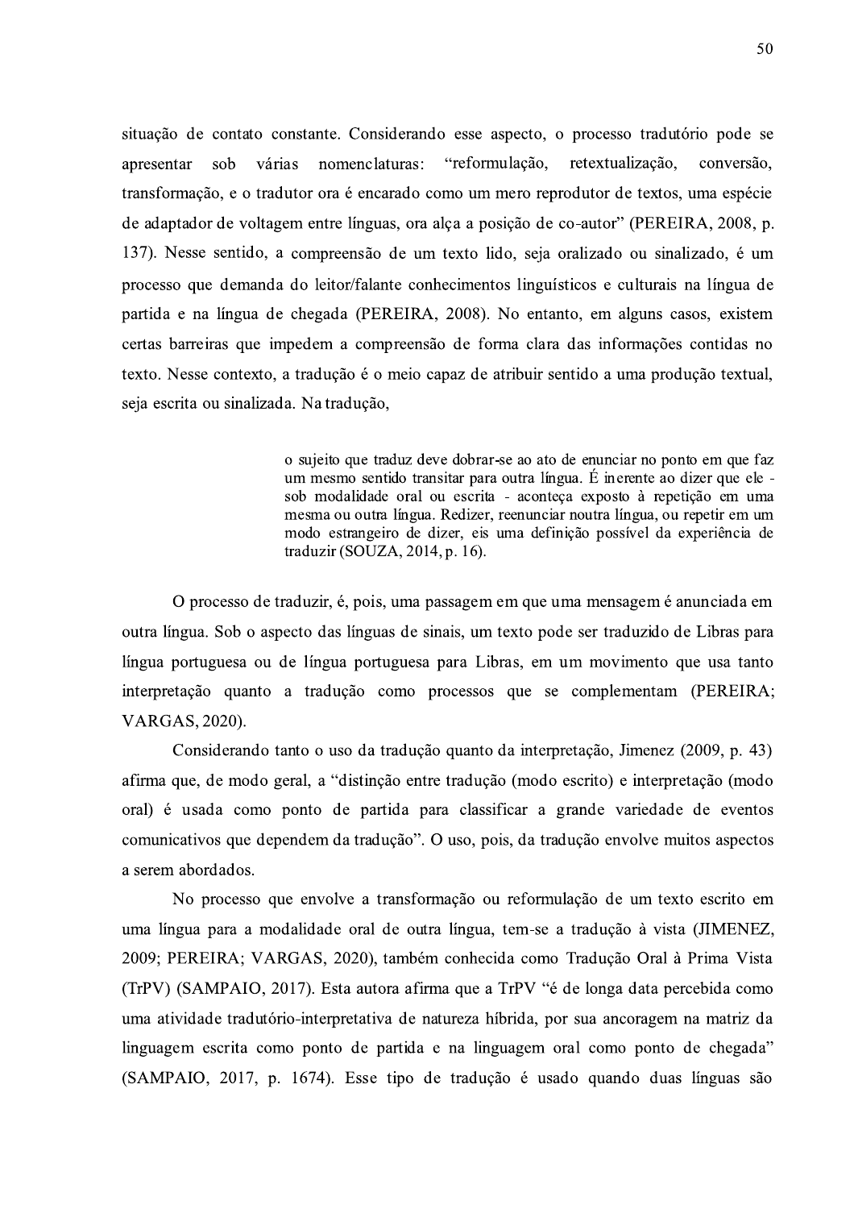situação de contato constante. Considerando esse aspecto, o processo tradutório pode se apresentar sob várias nomenclaturas: "reformulação, retextualização, conversão, transformação, e o tradutor ora é encarado como um mero reprodutor de textos, uma espécie de adaptador de voltagem entre línguas, ora alça a posição de co-autor" (PEREIRA, 2008, p. 137). Nesse sentido, a compreensão de um texto lido, seja oralizado ou sinalizado, é um processo que demanda do leitor/falante conhecimentos linguísticos e culturais na língua de partida e na língua de chegada (PEREIRA, 2008). No entanto, em alguns casos, existem certas barreiras que impedem a compreensão de forma clara das informações contidas no texto. Nesse contexto, a tradução é o meio capaz de atribuir sentido a uma produção textual, seja escrita ou sinalizada. Na tradução,

> o sujeito que traduz deve dobrar-se ao ato de enunciar no ponto em que faz um mesmo sentido transitar para outra língua. É inerente ao dizer que ele - sob modalidade oral ou escrita - aconteça exposto à repetição em uma mesma ou outra língua. Redizer, reenunciar noutra língua, ou repetir em um modo estrangeiro de dizer, eis uma definição possível da experiência de traduzir (SOUZA, 2014, p. 16).

O processo de traduzir, é, pois, uma passagem em que uma mensagem é anunciada em outra língua. Sob o aspecto das línguas de sinais, um texto pode ser traduzido de Libras para língua portuguesa ou de língua portuguesa para Libras, em um movimento que usa tanto interpretação quanto a tradução como processos que se complementam (PEREIRA; VARGAS, 2020).

Considerando tanto o uso da tradução quanto da interpretação, Jimenez (2009, p. 43) afirma que, de modo geral, a "distinção entre tradução (modo escrito) e interpretação (modo oral) é usada como ponto de partida para classificar a grande variedade de eventos comunicativos que dependem da tradução". O uso, pois, da tradução envolve muitos aspectos a serem abordados.

No processo que envolve a transformação ou reformulação de um texto escrito em uma língua para a modalidade oral de outra língua, tem-se a tradução à vista (JIMENEZ, 2009; PEREIRA; VARGAS, 2020), também conhecida como Tradução Oral à Prima Vista (TrPV) (SAMPAIO, 2017). Esta autora afirma que a TrPV "é de longa data percebida como uma atividade tradutório-interpretativa de natureza híbrida, por sua ancoragem na matriz da linguagem escrita como ponto de partida e na linguagem oral como ponto de chegada" (SAMPAIO, 2017, p. 1674). Esse tipo de tradução é usado quando duas línguas são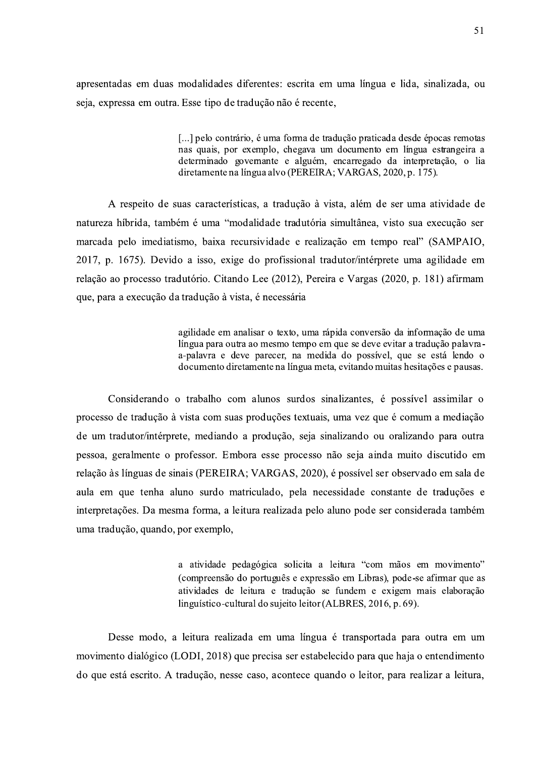apresentadas em duas modalidades diferentes: escrita em uma língua e lida, sinalizada, ou seja, expressa em outra. Esse tipo de tradução não é recente,

> [...] pelo contrário, é uma forma de tradução praticada desde épocas remotas nas quais, por exemplo, chegava um documento em língua estrangeira a determinado governante e alguém, encarregado da interpretação, o lia diretamente na língua alvo (PEREIRA; VARGAS, 2020, p. 175).

A respeito de suas características, a tradução à vista, além de ser uma atividade de natureza híbrida, também é uma "modalidade tradutória simultânea, visto sua execução ser marcada pelo imediatismo, baixa recursividade e realização em tempo real" (SAMPAIO, 2017, p. 1675). Devido a isso, exige do profissional tradutor/intérprete uma agilidade em relação ao processo tradutório. Citando Lee (2012), Pereira e Vargas (2020, p. 181) afirmam que, para a execução da tradução à vista, é necessária

> agilidade em analisar o texto, uma rápida conversão da informação de uma língua para outra ao mesmo tempo em que se deve evitar a tradução palavra-a-palavra e deve parecer, na medida do possível, que se está lendo o documento diretamente na língua meta, evitando muitas hesitações e pausas.

Considerando o trabalho com alunos surdos sinalizantes, é possível assimilar o processo de tradução à vista com suas produções textuais, uma vez que é comum a mediação de um tradutor/intérprete, mediando a produção, seja sinalizando ou oralizando para outra pessoa, geralmente o professor. Embora esse processo não seja ainda muito discutido em relação às línguas de sinais (PEREIRA; VARGAS, 2020), é possível ser observado em sala de aula em que tenha aluno surdo matriculado, pela necessidade constante de traduções e interpretações. Da mesma forma, a leitura realizada pelo aluno pode ser considerada também uma tradução, quando, por exemplo,

> a atividade pedagógica solicita a leitura "com mãos em movimento" (compreensão do português e expressão em Libras), pode-se afirmar que as atividades de leitura e tradução se fundem e exigem mais elaboração linguístico-cultural do sujeito leitor (ALBRES, 2016, p. 69).

Desse modo, a leitura realizada em uma língua é transportada para outra em um movimento dialógico (LODI, 2018) que precisa ser estabelecido para que haja o entendimento do que está escrito. A tradução, nesse caso, acontece quando o leitor, para realizar a leitura,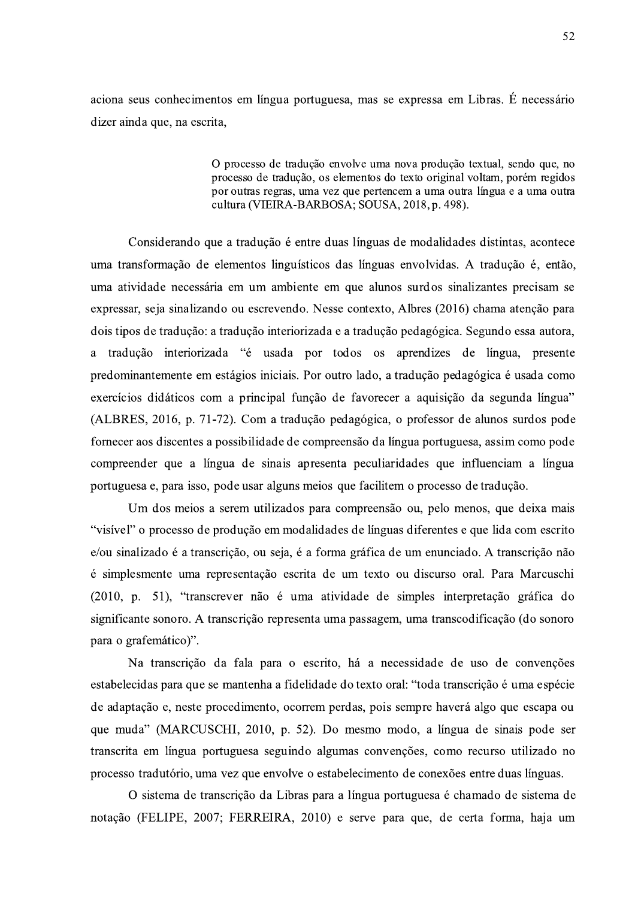aciona seus conhecimentos em língua portuguesa, mas se expressa em Libras. É necessário dizer ainda que, na escrita,

> O processo de tradução envolve uma nova produção textual, sendo que, no processo de tradução, os elementos do texto original voltam, porém regidos por outras regras, uma vez que pertencem a uma outra língua e a uma outra cultura (VIEIRA-BARBOSA; SOUSA, 2018, p. 498).

Considerando que a tradução é entre duas línguas de modalidades distintas, acontece uma transformação de elementos linguísticos das línguas envolvidas. A tradução é, então, uma atividade necessária em um ambiente em que alunos surdos sinalizantes precisam se expressar, seja sinalizando ou escrevendo. Nesse contexto, Albres (2016) chama atenção para dois tipos de tradução: a tradução interiorizada e a tradução pedagógica. Segundo essa autora, a tradução interiorizada "é usada por todos os aprendizes de língua, presente predominantemente em estágios iniciais. Por outro lado, a tradução pedagógica é usada como exercícios didáticos com a principal função de favorecer a aquisição da segunda língua" (ALBRES, 2016, p. 71-72). Com a tradução pedagógica, o professor de alunos surdos pode fornecer aos discentes a possibilidade de compreensão da língua portuguesa, assim como pode compreender que a língua de sinais apresenta peculiaridades que influenciam a língua portuguesa e, para isso, pode usar alguns meios que facilitem o processo de tradução.

Um dos meios a serem utilizados para compreensão ou, pelo menos, que deixa mais "visível" o processo de produção em modalidades de línguas diferentes e que lida com escrito e/ou sinalizado é a transcrição, ou seja, é a forma gráfica de um enunciado. A transcrição não é simplesmente uma representação escrita de um texto ou discurso oral. Para Marcuschi (2010, p. 51), "transcrever não é uma atividade de simples interpretação gráfica do significante sonoro. A transcrição representa uma passagem, uma transcodificação (do sonoro para o grafemático)".

Na transcrição da fala para o escrito, há a necessidade de uso de convenções estabelecidas para que se mantenha a fidelidade do texto oral: "toda transcrição é uma espécie de adaptação e, neste procedimento, ocorrem perdas, pois sempre haverá algo que escapa ou que muda" (MARCUSCHI, 2010, p. 52). Do mesmo modo, a língua de sinais pode ser transcrita em língua portuguesa seguindo algumas convenções, como recurso utilizado no processo tradutório, uma vez que envolve o estabelecimento de conexões entre duas línguas.

O sistema de transcrição da Libras para a língua portuguesa é chamado de sistema de notação (FELIPE, 2007; FERREIRA, 2010) e serve para que, de certa forma, haja um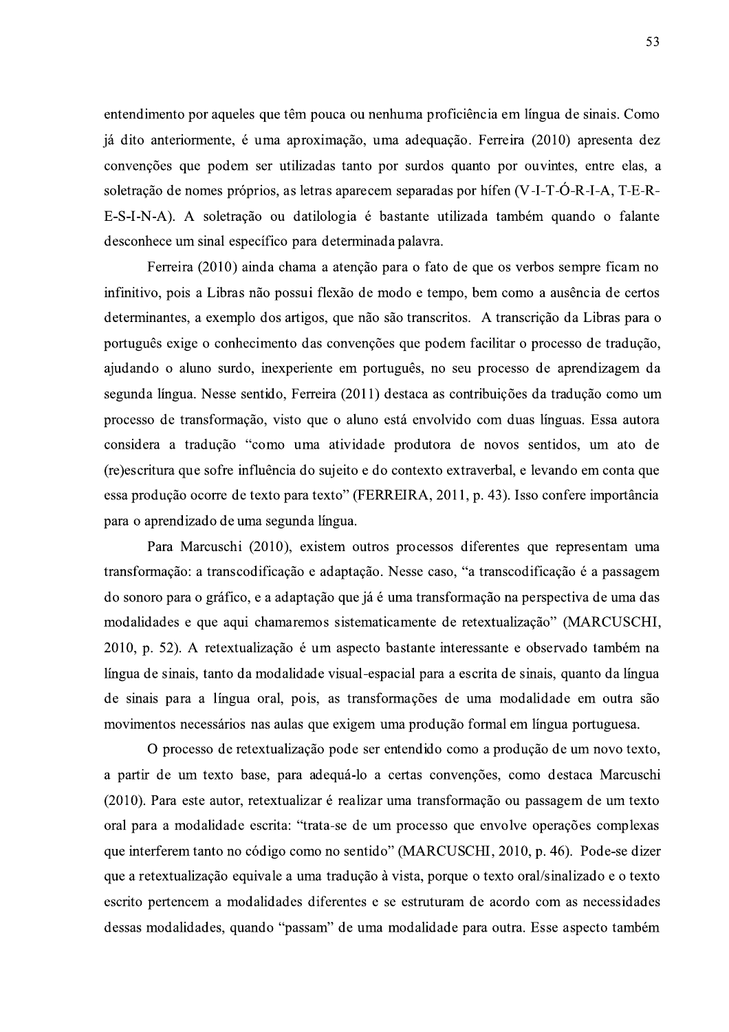entendimento por aqueles que têm pouca ou nenhuma proficiência em língua de sinais. Como já dito anteriormente, é uma aproximação, uma adequação. Ferreira (2010) apresenta dez convenções que podem ser utilizadas tanto por surdos quanto por ouvintes, entre elas, a soletração de nomes próprios, as letras aparecem separadas por hífen (V-I-T-Ó-R-I-A, T-E-R-E-S-I-N-A). A soletração ou datilologia é bastante utilizada também quando o falante desconhece um sinal específico para determinada palavra.

Ferreira (2010) ainda chama a atenção para o fato de que os verbos sempre ficam no infinitivo, pois a Libras não possui flexão de modo e tempo, bem como a ausência de certos determinantes, a exemplo dos artigos, que não são transcritos. A transcrição da Libras para o português exige o conhecimento das convenções que podem facilitar o processo de tradução, ajudando o aluno surdo, inexperiente em português, no seu processo de aprendizagem da segunda língua. Nesse sentido, Ferreira (2011) destaca as contribuições da tradução como um processo de transformação, visto que o aluno está envolvido com duas línguas. Essa autora considera a tradução "como uma atividade produtora de novos sentidos, um ato de (re)escritura que sofre influência do sujeito e do contexto extraverbal, e levando em conta que essa produção ocorre de texto para texto" (FERREIRA, 2011, p. 43). Isso confere importância para o aprendizado de uma segunda língua.

Para Marcuschi (2010), existem outros processos diferentes que representam uma transformação: a transcodificação e adaptação. Nesse caso, "a transcodificação é a passagem do sonoro para o gráfico, e a adaptação que já é uma transformação na perspectiva de uma das modalidades e que aqui chamaremos sistematicamente de retextualização" (MARCUSCHI, 2010, p. 52). A retextualização é um aspecto bastante interessante e observado também na língua de sinais, tanto da modalidade visual-espacial para a escrita de sinais, quanto da língua de sinais para a língua oral, pois, as transformações de uma modalidade em outra são movimentos necessários nas aulas que exigem uma produção formal em língua portuguesa.

O processo de retextualização pode ser entendido como a produção de um novo texto, a partir de um texto base, para adequá-lo a certas convenções, como destaca Marcuschi (2010). Para este autor, retextualizar é realizar uma transformação ou passagem de um texto oral para a modalidade escrita: "trata-se de um processo que envolve operações complexas que interferem tanto no código como no sentido" (MARCUSCHI, 2010, p. 46). Pode-se dizer que a retextualização equivale a uma tradução à vista, porque o texto oral/sinalizado e o texto escrito pertencem a modalidades diferentes e se estruturam de acordo com as necessidades dessas modalidades, quando "passam" de uma modalidade para outra. Esse aspecto também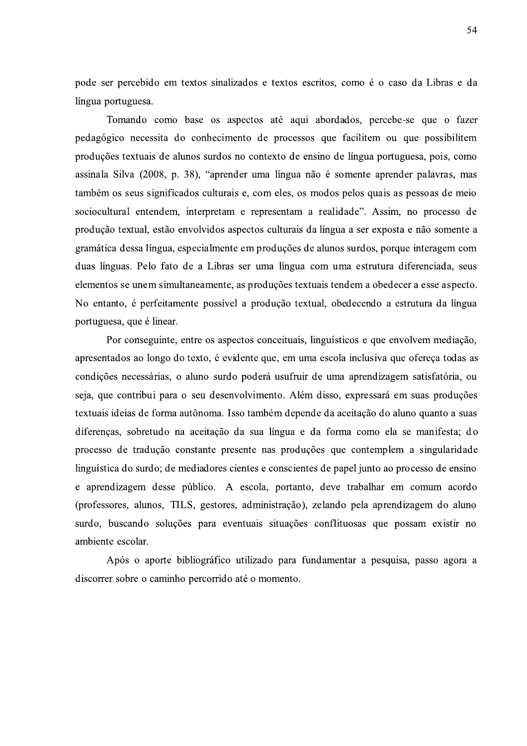pode ser percebido em textos sinalizados e textos escritos, como é o caso da Libras e da língua portuguesa.

Tomando como base os aspectos até aqui abordados, percebe-se que o fazer pedagógico necessita do conhecimento de processos que facilitem ou que possibilitem produções textuais de alunos surdos no contexto de ensino de língua portuguesa, pois, como assinala Silva (2008, p. 38), "aprender uma língua não é somente aprender palavras, mas também os seus significados culturais e, com eles, os modos pelos quais as pessoas de meio sociocultural entendem, interpretam e representam a realidade". Assim, no processo de produção textual, estão envolvidos aspectos culturais da língua a ser exposta e não somente a gramática dessa língua, especialmente em produções de alunos surdos, porque interagem com duas línguas. Pelo fato de a Libras ser uma língua com uma estrutura diferenciada, seus elementos se unem simultaneamente, as produções textuais tendem a obedecer a esse aspecto. No entanto, é perfeitamente possível a produção textual, obedecendo a estrutura da língua portuguesa, que é linear.

Por conseguinte, entre os aspectos conceituais, linguísticos e que envolvem mediação, apresentados ao longo do texto, é evidente que, em uma escola inclusiva que ofereça todas as condições necessárias, o aluno surdo poderá usufruir de uma aprendizagem satisfatória, ou seja, que contribui para o seu desenvolvimento. Além disso, expressará em suas produções textuais ideias de forma autônoma. Isso também depende da aceitação do aluno quanto a suas diferenças, sobretudo na aceitação da sua língua e da forma como ela se manifesta; do processo de tradução constante presente nas produções que contemplem a singularidade linguística do surdo; de mediadores cientes e conscientes de papel junto ao processo de ensino e aprendizagem desse público. A escola, portanto, deve trabalhar em comum acordo (professores, alunos, TILS, gestores, administração), zelando pela aprendizagem do aluno surdo, buscando soluções para eventuais situações conflituosas que possam existir no ambiente escolar.

Após o aporte bibliográfico utilizado para fundamentar a pesquisa, passo agora a discorrer sobre o caminho percorrido até o momento.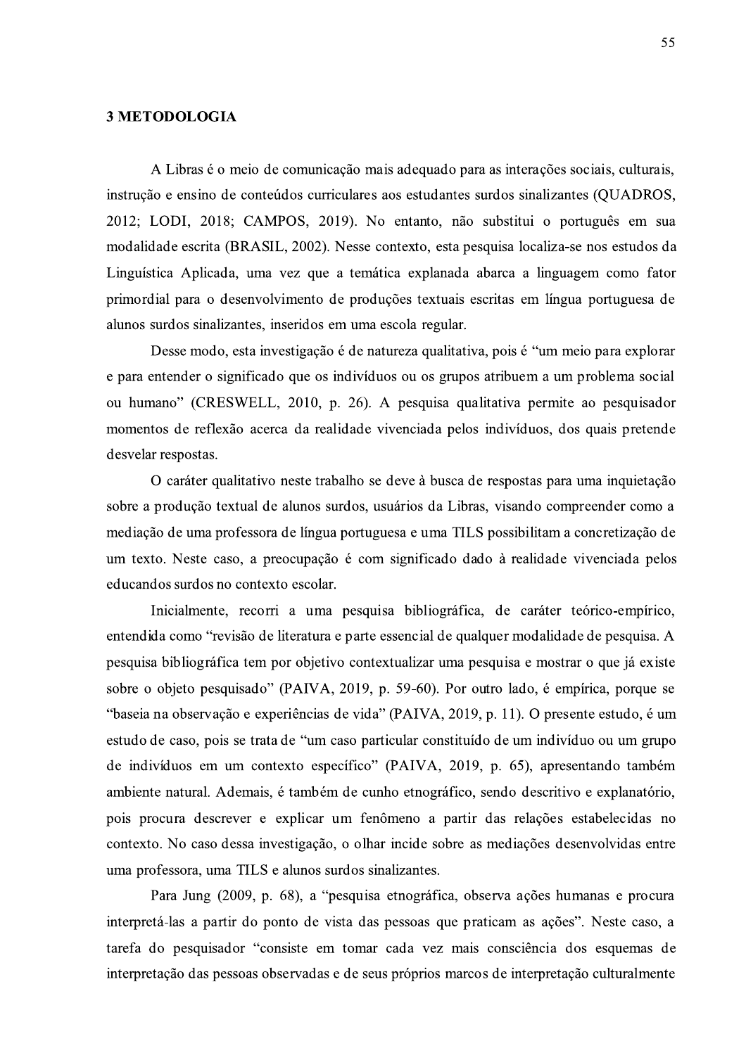# 3 METODOLOGIA

A Libras é o meio de comunicação mais adequado para as interações sociais, culturais, instrução e ensino de conteúdos curriculares aos estudantes surdos sinalizantes (QUADROS, 2012; LODI, 2018; CAMPOS, 2019). No entanto, não substitui o português em sua modalidade escrita (BRASIL, 2002). Nesse contexto, esta pesquisa localiza-se nos estudos da Linguística Aplicada, uma vez que a temática explanada abarca a linguagem como fator primordial para o desenvolvimento de produções textuais escritas em língua portuguesa de alunos surdos sinalizantes, inseridos em uma escola regular.

Desse modo, esta investigação é de natureza qualitativa, pois é "um meio para explorar e para entender o significado que os indivíduos ou os grupos atribuem a um problema social ou humano" (CRESWELL, 2010, p. 26). A pesquisa qualitativa permite ao pesquisador momentos de reflexão acerca da realidade vivenciada pelos indivíduos, dos quais pretende desvelar respostas.

O caráter qualitativo neste trabalho se deve à busca de respostas para uma inquietação sobre a produção textual de alunos surdos, usuários da Libras, visando compreender como a mediação de uma professora de língua portuguesa e uma TILS possibilitam a concretização de um texto. Neste caso, a preocupação é com significado dado à realidade vivenciada pelos educandos surdos no contexto escolar.

Inicialmente, recorri a uma pesquisa bibliográfica, de caráter teórico-empírico, entendida como "revisão de literatura e parte essencial de qualquer modalidade de pesquisa. A pesquisa bibliográfica tem por objetivo contextualizar uma pesquisa e mostrar o que já existe sobre o objeto pesquisado" (PAIVA, 2019, p. 59-60). Por outro lado, é empírica, porque se "baseia na observação e experiências de vida" (PAIVA, 2019, p. 11). O presente estudo, é um estudo de caso, pois se trata de "um caso particular constituído de um indivíduo ou um grupo de indivíduos em um contexto específico" (PAIVA, 2019, p. 65), apresentando também ambiente natural. Ademais, é também de cunho etnográfico, sendo descritivo e explanatório, pois procura descrever e explicar um fenômeno a partir das relações estabelecidas no contexto. No caso dessa investigação, o olhar incide sobre as mediações desenvolvidas entre uma professora, uma TILS e alunos surdos sinalizantes.

Para Jung (2009, p. 68), a "pesquisa etnográfica, observa ações humanas e procura interpretá-las a partir do ponto de vista das pessoas que praticam as ações". Neste caso, a tarefa do pesquisador "consiste em tomar cada vez mais consciência dos esquemas de interpretação das pessoas observadas e de seus próprios marcos de interpretação culturalmente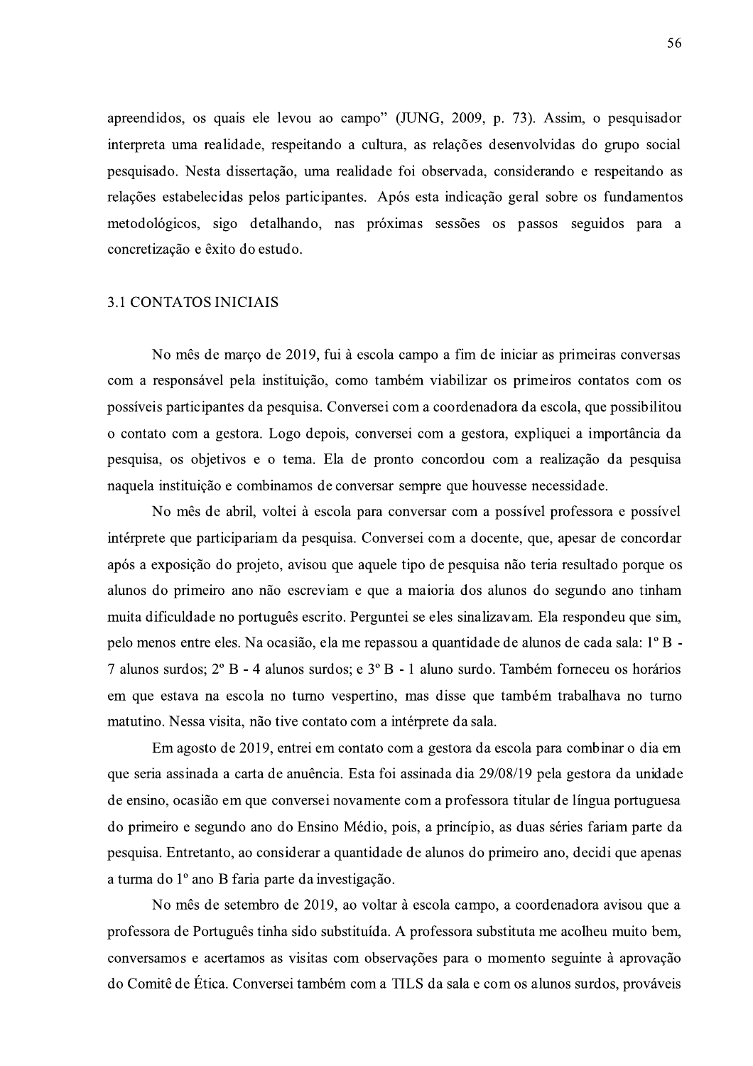apreendidos, os quais ele levou ao campo" (JUNG, 2009, p. 73). Assim, o pesquisador interpreta uma realidade, respeitando a cultura, as relações desenvolvidas do grupo social pesquisado. Nesta dissertação, uma realidade foi observada, considerando e respeitando as relações estabelecidas pelos participantes. Após esta indicação geral sobre os fundamentos metodológicos, sigo detalhando, nas próximas sessões os passos seguidos para a concretização e êxito do estudo.

## 3.1 CONTATOS INICIAIS

No mês de março de 2019, fui à escola campo a fim de iniciar as primeiras conversas com a responsável pela instituição, como também viabilizar os primeiros contatos com os possíveis participantes da pesquisa. Conversei com a coordenadora da escola, que possibilitou o contato com a gestora. Logo depois, conversei com a gestora, expliquei a importância da pesquisa, os objetivos e o tema. Ela de pronto concordou com a realização da pesquisa naquela instituição e combinamos de conversar sempre que houvesse necessidade.

No mês de abril, voltei à escola para conversar com a possível professora e possível intérprete que participariam da pesquisa. Conversei com a docente, que, apesar de concordar após a exposição do projeto, avisou que aquele tipo de pesquisa não teria resultado porque os alunos do primeiro ano não escreviam e que a maioria dos alunos do segundo ano tinham muita dificuldade no português escrito. Perguntei se eles sinalizavam. Ela respondeu que sim, pelo menos entre eles. Na ocasião, ela me repassou a quantidade de alunos de cada sala: 1º B - 7 alunos surdos; 2º B - 4 alunos surdos; e 3º B - 1 aluno surdo. Também forneceu os horários em que estava na escola no turno vespertino, mas disse que também trabalhava no turno matutino. Nessa visita, não tive contato com a intérprete da sala.

Em agosto de 2019, entrei em contato com a gestora da escola para combinar o dia em que seria assinada a carta de anuência. Esta foi assinada dia 29/08/19 pela gestora da unidade de ensino, ocasião em que conversei novamente com a professora titular de língua portuguesa do primeiro e segundo ano do Ensino Médio, pois, a princípio, as duas séries fariam parte da pesquisa. Entretanto, ao considerar a quantidade de alunos do primeiro ano, decidi que apenas a turma do 1º ano B faria parte da investigação.

No mês de setembro de 2019, ao voltar à escola campo, a coordenadora avisou que a professora de Português tinha sido substituída. A professora substituta me acolheu muito bem, conversamos e acertamos as visitas com observações para o momento seguinte à aprovação do Comitê de Ética. Conversei também com a TILS da sala e com os alunos surdos, prováveis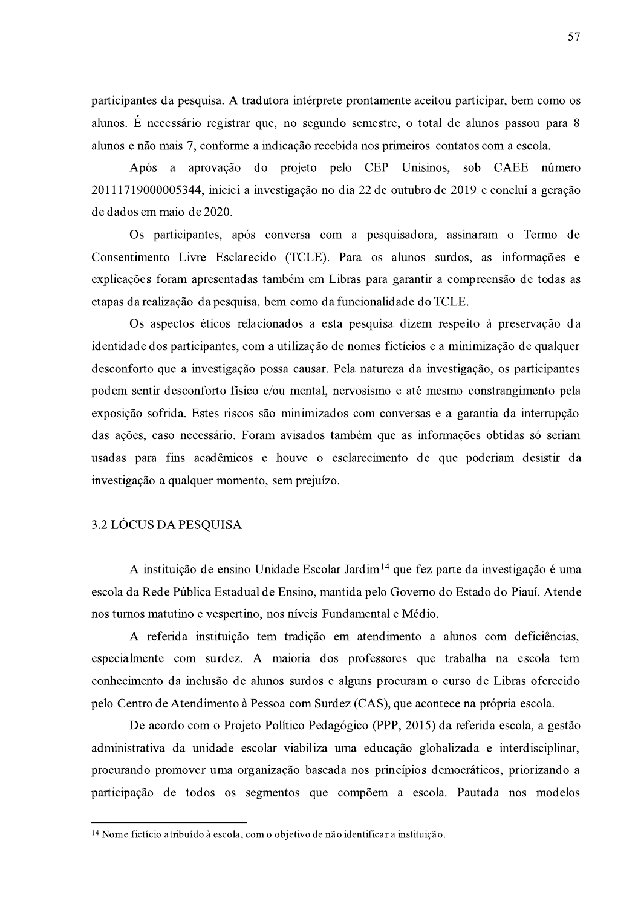participantes da pesquisa. A tradutora intérprete prontamente aceitou participar, bem como os alunos. É necessário registrar que, no segundo semestre, o total de alunos passou para 8 alunos e não mais 7, conforme a indicação recebida nos primeiros contatos com a escola.

Após a aprovação do projeto pelo CEP Unisinos, sob CAEE número 20111719000005344, iniciei a investigação no dia 22 de outubro de 2019 e concluí a geração de dados em maio de 2020.

Os participantes, após conversa com a pesquisadora, assinaram o Termo de Consentimento Livre Esclarecido (TCLE). Para os alunos surdos, as informações e explicações foram apresentadas também em Libras para garantir a compreensão de todas as etapas da realização da pesquisa, bem como da funcionalidade do TCLE.

Os aspectos éticos relacionados a esta pesquisa dizem respeito à preservação da identidade dos participantes, com a utilização de nomes fictícios e a minimização de qualquer desconforto que a investigação possa causar. Pela natureza da investigação, os participantes podem sentir desconforto físico e/ou mental, nervosismo e até mesmo constrangimento pela exposição sofrida. Estes riscos são minimizados com conversas e a garantia da interrupção das ações, caso necessário. Foram avisados também que as informações obtidas só seriam usadas para fins acadêmicos e houve o esclarecimento de que poderiam desistir da investigação a qualquer momento, sem prejuízo.

## 3.2 LÓCUS DA PESQUISA

A instituição de ensino Unidade Escolar Jardim[14] que fez parte da investigação é uma escola da Rede Pública Estadual de Ensino, mantida pelo Governo do Estado do Piauí. Atende nos turnos matutino e vespertino, nos níveis Fundamental e Médio.

A referida instituição tem tradição em atendimento a alunos com deficiências, especialmente com surdez. A maioria dos professores que trabalha na escola tem conhecimento da inclusão de alunos surdos e alguns procuram o curso de Libras oferecido pelo Centro de Atendimento à Pessoa com Surdez (CAS), que acontece na própria escola.

De acordo com o Projeto Político Pedagógico (PPP, 2015) da referida escola, a gestão administrativa da unidade escolar viabiliza uma educação globalizada e interdisciplinar, procurando promover uma organização baseada nos princípios democráticos, priorizando a participação de todos os segmentos que compõem a escola. Pautada nos modelos

[14] Nome fictício atribuído à escola, com o objetivo de não identificar a instituição.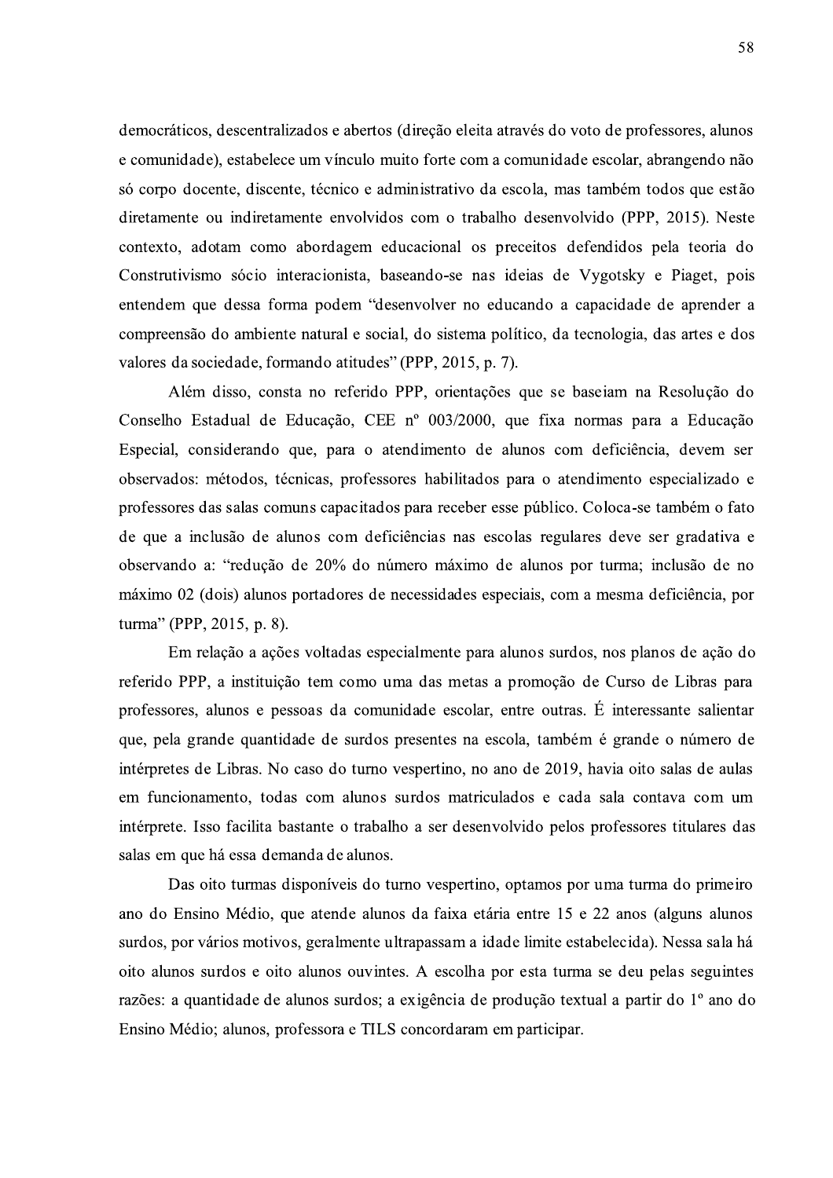democráticos, descentralizados e abertos (direção eleita através do voto de professores, alunos e comunidade), estabelece um vínculo muito forte com a comunidade escolar, abrangendo não só corpo docente, discente, técnico e administrativo da escola, mas também todos que estão diretamente ou indiretamente envolvidos com o trabalho desenvolvido (PPP, 2015). Neste contexto, adotam como abordagem educacional os preceitos defendidos pela teoria do Construtivismo sócio interacionista, baseando-se nas ideias de Vygotsky e Piaget, pois entendem que dessa forma podem "desenvolver no educando a capacidade de aprender a compreensão do ambiente natural e social, do sistema político, da tecnologia, das artes e dos valores da sociedade, formando atitudes" (PPP, 2015, p. 7).

Além disso, consta no referido PPP, orientações que se baseiam na Resolução do Conselho Estadual de Educação, CEE nº 003/2000, que fixa normas para a Educação Especial, considerando que, para o atendimento de alunos com deficiência, devem ser observados: métodos, técnicas, professores habilitados para o atendimento especializado e professores das salas comuns capacitados para receber esse público. Coloca-se também o fato de que a inclusão de alunos com deficiências nas escolas regulares deve ser gradativa e observando a: "redução de 20% do número máximo de alunos por turma; inclusão de no máximo 02 (dois) alunos portadores de necessidades especiais, com a mesma deficiência, por turma" (PPP, 2015, p. 8).

Em relação a ações voltadas especialmente para alunos surdos, nos planos de ação do referido PPP, a instituição tem como uma das metas a promoção de Curso de Libras para professores, alunos e pessoas da comunidade escolar, entre outras. É interessante salientar que, pela grande quantidade de surdos presentes na escola, também é grande o número de intérpretes de Libras. No caso do turno vespertino, no ano de 2019, havia oito salas de aulas em funcionamento, todas com alunos surdos matriculados e cada sala contava com um intérprete. Isso facilita bastante o trabalho a ser desenvolvido pelos professores titulares das salas em que há essa demanda de alunos.

Das oito turmas disponíveis do turno vespertino, optamos por uma turma do primeiro ano do Ensino Médio, que atende alunos da faixa etária entre 15 e 22 anos (alguns alunos surdos, por vários motivos, geralmente ultrapassam a idade limite estabelecida). Nessa sala há oito alunos surdos e oito alunos ouvintes. A escolha por esta turma se deu pelas seguintes razões: a quantidade de alunos surdos; a exigência de produção textual a partir do 1º ano do Ensino Médio; alunos, professora e TILS concordaram em participar.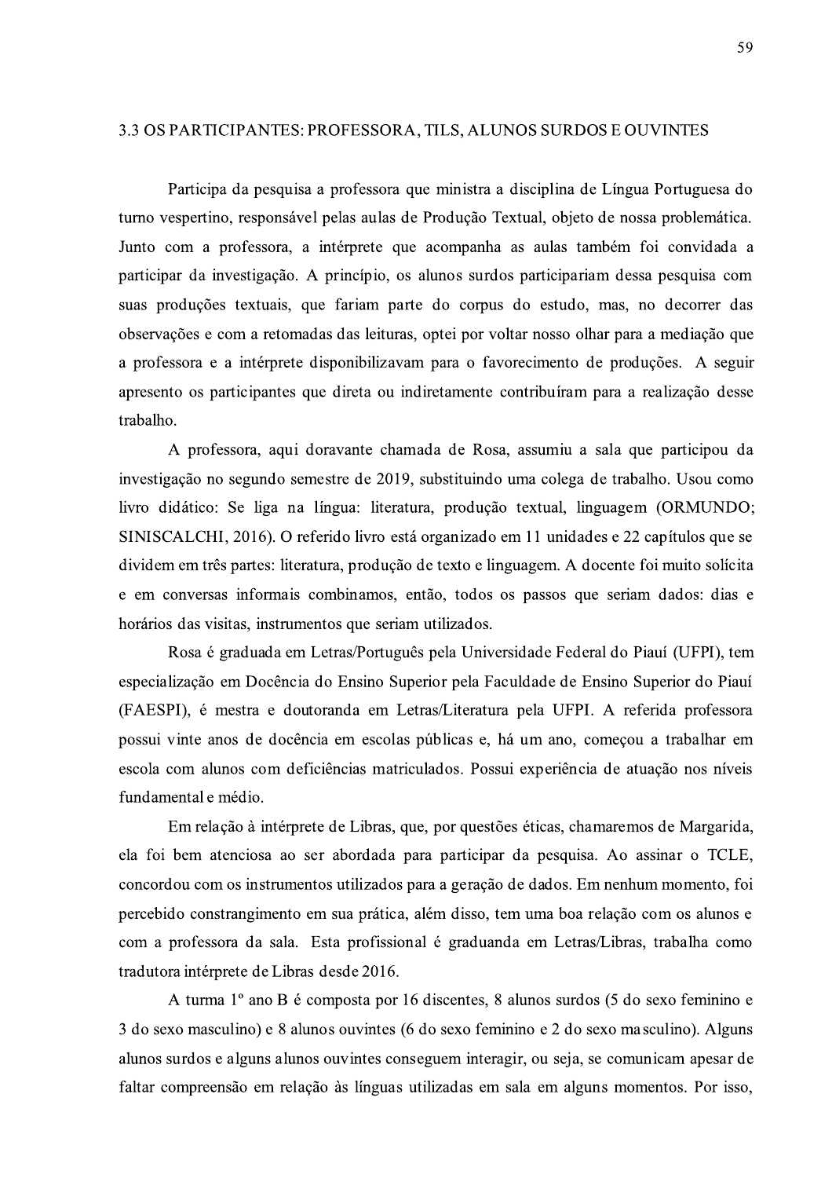## 3.3 OS PARTICIPANTES: PROFESSORA, TILS, ALUNOS SURDOS E OUVINTES

Participa da pesquisa a professora que ministra a disciplina de Língua Portuguesa do turno vespertino, responsável pelas aulas de Produção Textual, objeto de nossa problemática. Junto com a professora, a intérprete que acompanha as aulas também foi convidada a participar da investigação. A princípio, os alunos surdos participariam dessa pesquisa com suas produções textuais, que fariam parte do corpus do estudo, mas, no decorrer das observações e com a retomadas das leituras, optei por voltar nosso olhar para a mediação que a professora e a intérprete disponibilizavam para o favorecimento de produções. A seguir apresento os participantes que direta ou indiretamente contribuíram para a realização desse trabalho.

A professora, aqui doravante chamada de Rosa, assumiu a sala que participou da investigação no segundo semestre de 2019, substituindo uma colega de trabalho. Usou como livro didático: Se liga na língua: literatura, produção textual, linguagem (ORMUNDO; SINISCALCHI, 2016). O referido livro está organizado em 11 unidades e 22 capítulos que se dividem em três partes: literatura, produção de texto e linguagem. A docente foi muito solícita e em conversas informais combinamos, então, todos os passos que seriam dados: dias e horários das visitas, instrumentos que seriam utilizados.

Rosa é graduada em Letras/Português pela Universidade Federal do Piauí (UFPI), tem especialização em Docência do Ensino Superior pela Faculdade de Ensino Superior do Piauí (FAESPI), é mestra e doutoranda em Letras/Literatura pela UFPI. A referida professora possui vinte anos de docência em escolas públicas e, há um ano, começou a trabalhar em escola com alunos com deficiências matriculados. Possui experiência de atuação nos níveis fundamental e médio.

Em relação à intérprete de Libras, que, por questões éticas, chamaremos de Margarida, ela foi bem atenciosa ao ser abordada para participar da pesquisa. Ao assinar o TCLE, concordou com os instrumentos utilizados para a geração de dados. Em nenhum momento, foi percebido constrangimento em sua prática, além disso, tem uma boa relação com os alunos e com a professora da sala. Esta profissional é graduanda em Letras/Libras, trabalha como tradutora intérprete de Libras desde 2016.

A turma 1º ano B é composta por 16 discentes, 8 alunos surdos (5 do sexo feminino e 3 do sexo masculino) e 8 alunos ouvintes (6 do sexo feminino e 2 do sexo masculino). Alguns alunos surdos e alguns alunos ouvintes conseguem interagir, ou seja, se comunicam apesar de faltar compreensão em relação às línguas utilizadas em sala em alguns momentos. Por isso,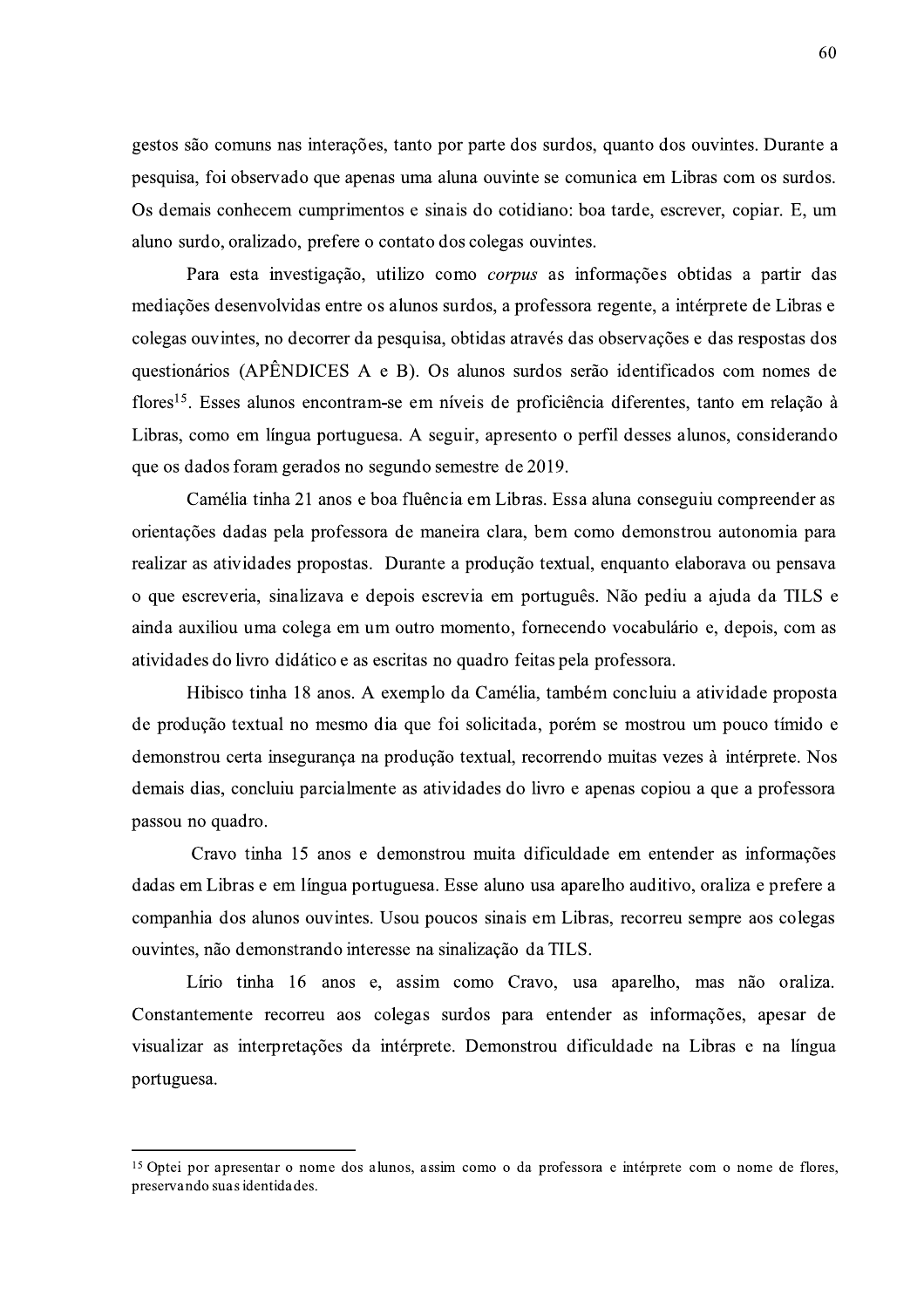gestos são comuns nas interações, tanto por parte dos surdos, quanto dos ouvintes. Durante a pesquisa, foi observado que apenas uma aluna ouvinte se comunica em Libras com os surdos. Os demais conhecem cumprimentos e sinais do cotidiano: boa tarde, escrever, copiar. E, um aluno surdo, oralizado, prefere o contato dos colegas ouvintes.

Para esta investigação, utilizo como *corpus* as informações obtidas a partir das mediações desenvolvidas entre os alunos surdos, a professora regente, a intérprete de Libras e colegas ouvintes, no decorrer da pesquisa, obtidas através das observações e das respostas dos questionários (APÊNDICES A e B). Os alunos surdos serão identificados com nomes de flores[15]. Esses alunos encontram-se em níveis de proficiência diferentes, tanto em relação à Libras, como em língua portuguesa. A seguir, apresento o perfil desses alunos, considerando que os dados foram gerados no segundo semestre de 2019.

Camélia tinha 21 anos e boa fluência em Libras. Essa aluna conseguiu compreender as orientações dadas pela professora de maneira clara, bem como demonstrou autonomia para realizar as atividades propostas. Durante a produção textual, enquanto elaborava ou pensava o que escreveria, sinalizava e depois escrevia em português. Não pediu a ajuda da TILS e ainda auxiliou uma colega em um outro momento, fornecendo vocabulário e, depois, com as atividades do livro didático e as escritas no quadro feitas pela professora.

Hibisco tinha 18 anos. A exemplo da Camélia, também concluiu a atividade proposta de produção textual no mesmo dia que foi solicitada, porém se mostrou um pouco tímido e demonstrou certa insegurança na produção textual, recorrendo muitas vezes à intérprete. Nos demais dias, concluiu parcialmente as atividades do livro e apenas copiou a que a professora passou no quadro.

Cravo tinha 15 anos e demonstrou muita dificuldade em entender as informações dadas em Libras e em língua portuguesa. Esse aluno usa aparelho auditivo, oraliza e prefere a companhia dos alunos ouvintes. Usou poucos sinais em Libras, recorreu sempre aos colegas ouvintes, não demonstrando interesse na sinalização da TILS.

Lírio tinha 16 anos e, assim como Cravo, usa aparelho, mas não oraliza. Constantemente recorreu aos colegas surdos para entender as informações, apesar de visualizar as interpretações da intérprete. Demonstrou dificuldade na Libras e na língua portuguesa.

[15] Optei por apresentar o nome dos alunos, assim como o da professora e intérprete com o nome de flores, preservando suas identidades.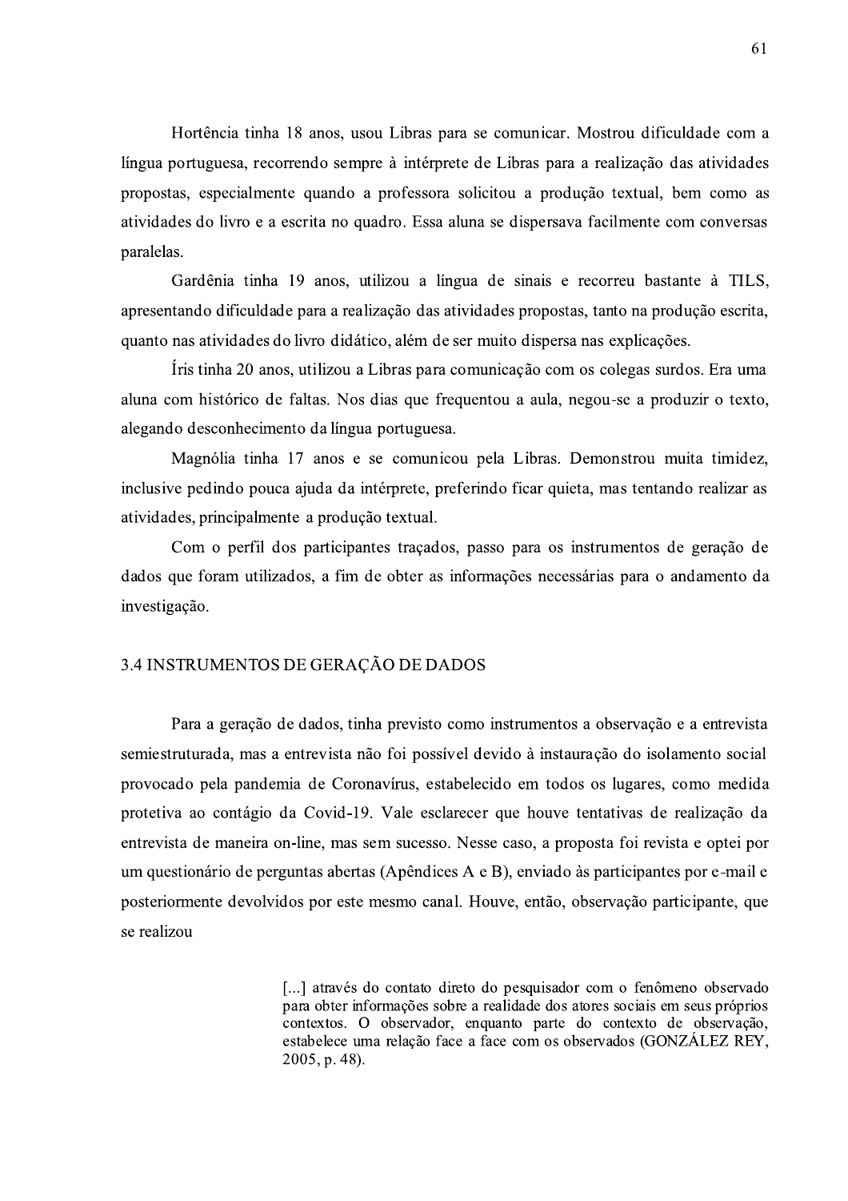Hortência tinha 18 anos, usou Libras para se comunicar. Mostrou dificuldade com a língua portuguesa, recorrendo sempre à intérprete de Libras para a realização das atividades propostas, especialmente quando a professora solicitou a produção textual, bem como as atividades do livro e a escrita no quadro. Essa aluna se dispersava facilmente com conversas paralelas.

Gardênia tinha 19 anos, utilizou a língua de sinais e recorreu bastante à TILS, apresentando dificuldade para a realização das atividades propostas, tanto na produção escrita, quanto nas atividades do livro didático, além de ser muito dispersa nas explicações.

Íris tinha 20 anos, utilizou a Libras para comunicação com os colegas surdos. Era uma aluna com histórico de faltas. Nos dias que frequentou a aula, negou-se a produzir o texto, alegando desconhecimento da língua portuguesa.

Magnólia tinha 17 anos e se comunicou pela Libras. Demonstrou muita timidez, inclusive pedindo pouca ajuda da intérprete, preferindo ficar quieta, mas tentando realizar as atividades, principalmente a produção textual.

Com o perfil dos participantes traçados, passo para os instrumentos de geração de dados que foram utilizados, a fim de obter as informações necessárias para o andamento da investigação.

## 3.4 INSTRUMENTOS DE GERAÇÃO DE DADOS

Para a geração de dados, tinha previsto como instrumentos a observação e a entrevista semiestruturada, mas a entrevista não foi possível devido à instauração do isolamento social provocado pela pandemia de Coronavírus, estabelecido em todos os lugares, como medida protetiva ao contágio da Covid-19. Vale esclarecer que houve tentativas de realização da entrevista de maneira on-line, mas sem sucesso. Nesse caso, a proposta foi revista e optei por um questionário de perguntas abertas (Apêndices A e B), enviado às participantes por e-mail e posteriormente devolvidos por este mesmo canal. Houve, então, observação participante, que se realizou

> [...] através do contato direto do pesquisador com o fenômeno observado para obter informações sobre a realidade dos atores sociais em seus próprios contextos. O observador, enquanto parte do contexto de observação, estabelece uma relação face a face com os observados (GONZÁLEZ REY, 2005, p. 48).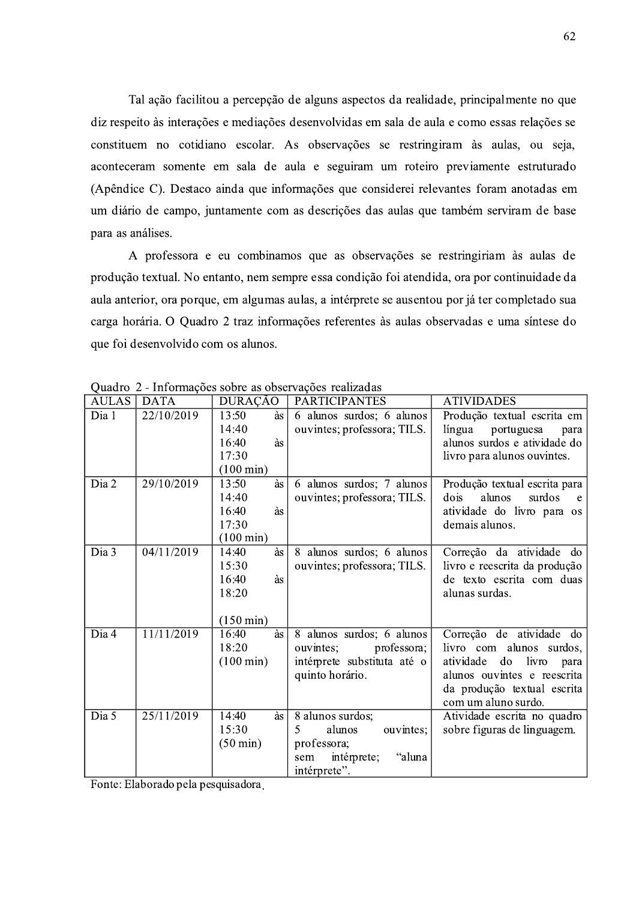Tal ação facilitou a percepção de alguns aspectos da realidade, principalmente no que diz respeito às interações e mediações desenvolvidas em sala de aula e como essas relações se constituem no cotidiano escolar. As observações se restringiram às aulas, ou seja, aconteceram somente em sala de aula e seguiram um roteiro previamente estruturado (Apêndice C). Destaco ainda que informações que considerei relevantes foram anotadas em um diário de campo, juntamente com as descrições das aulas que também serviram de base para as análises.

A professora e eu combinamos que as observações se restringiriam às aulas de produção textual. No entanto, nem sempre essa condição foi atendida, ora por continuidade da aula anterior, ora porque, em algumas aulas, a intérprete se ausentou por já ter completado sua carga horária. O Quadro 2 traz informações referentes às aulas observadas e uma síntese do que foi desenvolvido com os alunos.

Quadro 2 - Informações sobre as observações realizadas

| AULAS | DATA | DURAÇÃO | PARTICIPANTES | ATIVIDADES |
|---|---|---|---|---|
| Dia 1 | 22/10/2019 | 13:50 às 14:40 16:40 às 17:30 (100 min) | 6 alunos surdos; 6 alunos ouvintes; professora; TILS. | Produção textual escrita em língua portuguesa para alunos surdos e atividade do livro para alunos ouvintes. |
| Dia 2 | 29/10/2019 | 13:50 às 14:40 16:40 às 17:30 (100 min) | 6 alunos surdos; 7 alunos ouvintes; professora; TILS. | Produção textual escrita para dois alunos surdos e atividade do livro para os demais alunos. |
| Dia 3 | 04/11/2019 | 14:40 às 15:30 16:40 às 18:20 (150 min) | 8 alunos surdos; 6 alunos ouvintes; professora; TILS. | Correção da atividade do livro e reescrita da produção de texto escrita com duas alunas surdas. |
| Dia 4 | 11/11/2019 | 16:40 às 18:20 (100 min) | 8 alunos surdos; 6 alunos ouvintes; professora; intérprete substituta até o quinto horário. | Correção de atividade do livro com alunos surdos, atividade do livro para alunos ouvintes e reescrita da produção textual escrita com um aluno surdo. |
| Dia 5 | 25/11/2019 | 14:40 às 15:30 (50 min) | 8 alunos surdos; 5 alunos ouvintes; professora; sem intérprete; "aluna intérprete". | Atividade escrita no quadro sobre figuras de linguagem. |

Fonte: Elaborado pela pesquisadora.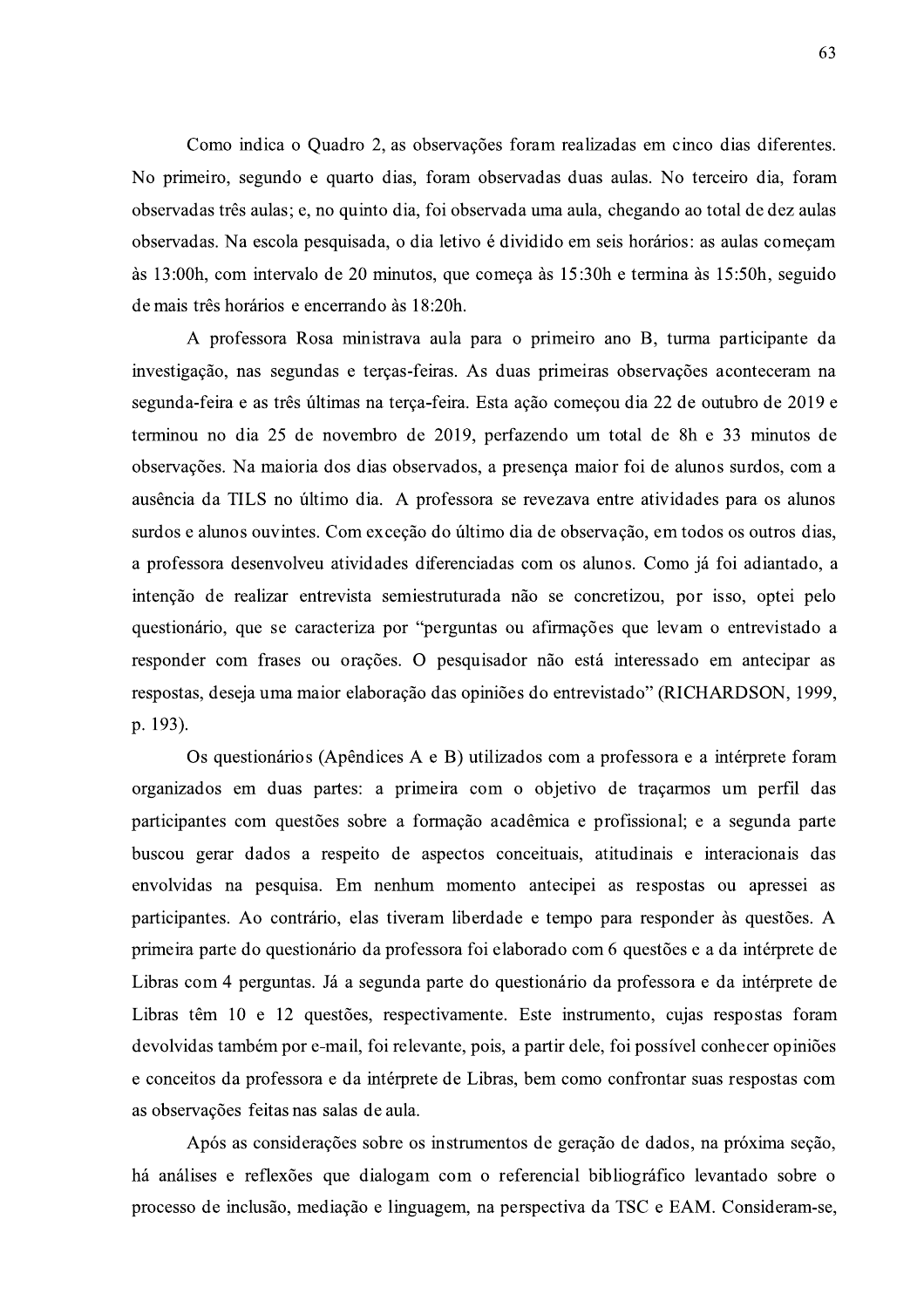Como indica o Quadro 2, as observações foram realizadas em cinco dias diferentes. No primeiro, segundo e quarto dias, foram observadas duas aulas. No terceiro dia, foram observadas três aulas; e, no quinto dia, foi observada uma aula, chegando ao total de dez aulas observadas. Na escola pesquisada, o dia letivo é dividido em seis horários: as aulas começam às 13:00h, com intervalo de 20 minutos, que começa às 15:30h e termina às 15:50h, seguido de mais três horários e encerrando às 18:20h.

A professora Rosa ministrava aula para o primeiro ano B, turma participante da investigação, nas segundas e terças-feiras. As duas primeiras observações aconteceram na segunda-feira e as três últimas na terça-feira. Esta ação começou dia 22 de outubro de 2019 e terminou no dia 25 de novembro de 2019, perfazendo um total de 8h e 33 minutos de observações. Na maioria dos dias observados, a presença maior foi de alunos surdos, com a ausência da TILS no último dia. A professora se revezava entre atividades para os alunos surdos e alunos ouvintes. Com exceção do último dia de observação, em todos os outros dias, a professora desenvolveu atividades diferenciadas com os alunos. Como já foi adiantado, a intenção de realizar entrevista semiestruturada não se concretizou, por isso, optei pelo questionário, que se caracteriza por "perguntas ou afirmações que levam o entrevistado a responder com frases ou orações. O pesquisador não está interessado em antecipar as respostas, deseja uma maior elaboração das opiniões do entrevistado" (RICHARDSON, 1999, p. 193).

Os questionários (Apêndices A e B) utilizados com a professora e a intérprete foram organizados em duas partes: a primeira com o objetivo de traçarmos um perfil das participantes com questões sobre a formação acadêmica e profissional; e a segunda parte buscou gerar dados a respeito de aspectos conceituais, atitudinais e interacionais das envolvidas na pesquisa. Em nenhum momento antecipei as respostas ou apressei as participantes. Ao contrário, elas tiveram liberdade e tempo para responder às questões. A primeira parte do questionário da professora foi elaborado com 6 questões e a da intérprete de Libras com 4 perguntas. Já a segunda parte do questionário da professora e da intérprete de Libras têm 10 e 12 questões, respectivamente. Este instrumento, cujas respostas foram devolvidas também por e-mail, foi relevante, pois, a partir dele, foi possível conhecer opiniões e conceitos da professora e da intérprete de Libras, bem como confrontar suas respostas com as observações feitas nas salas de aula.

Após as considerações sobre os instrumentos de geração de dados, na próxima seção, há análises e reflexões que dialogam com o referencial bibliográfico levantado sobre o processo de inclusão, mediação e linguagem, na perspectiva da TSC e EAM. Consideram-se,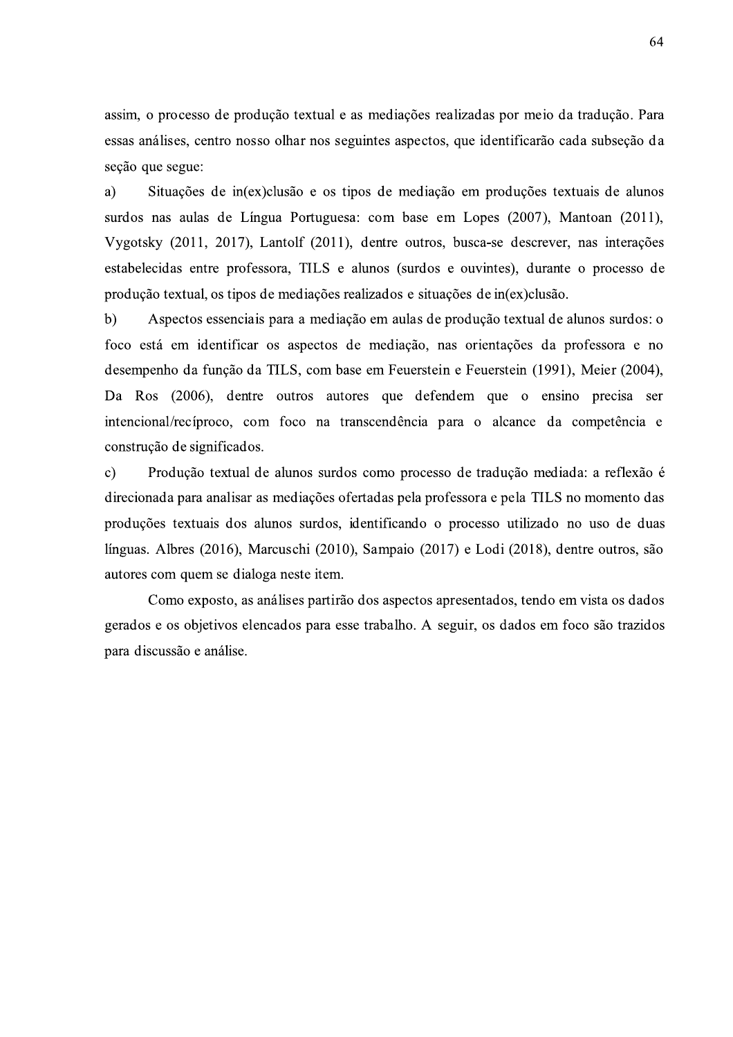assim, o processo de produção textual e as mediações realizadas por meio da tradução. Para essas análises, centro nosso olhar nos seguintes aspectos, que identificarão cada subseção da seção que segue:

a) Situações de in(ex)clusão e os tipos de mediação em produções textuais de alunos surdos nas aulas de Língua Portuguesa: com base em Lopes (2007), Mantoan (2011), Vygotsky (2011, 2017), Lantolf (2011), dentre outros, busca-se descrever, nas interações estabelecidas entre professora, TILS e alunos (surdos e ouvintes), durante o processo de produção textual, os tipos de mediações realizados e situações de in(ex)clusão.

b) Aspectos essenciais para a mediação em aulas de produção textual de alunos surdos: o foco está em identificar os aspectos de mediação, nas orientações da professora e no desempenho da função da TILS, com base em Feuerstein e Feuerstein (1991), Meier (2004), Da Ros (2006), dentre outros autores que defendem que o ensino precisa ser intencional/recíproco, com foco na transcendência para o alcance da competência e construção de significados.

c) Produção textual de alunos surdos como processo de tradução mediada: a reflexão é direcionada para analisar as mediações ofertadas pela professora e pela TILS no momento das produções textuais dos alunos surdos, identificando o processo utilizado no uso de duas línguas. Albres (2016), Marcuschi (2010), Sampaio (2017) e Lodi (2018), dentre outros, são autores com quem se dialoga neste item.

Como exposto, as análises partirão dos aspectos apresentados, tendo em vista os dados gerados e os objetivos elencados para esse trabalho. A seguir, os dados em foco são trazidos para discussão e análise.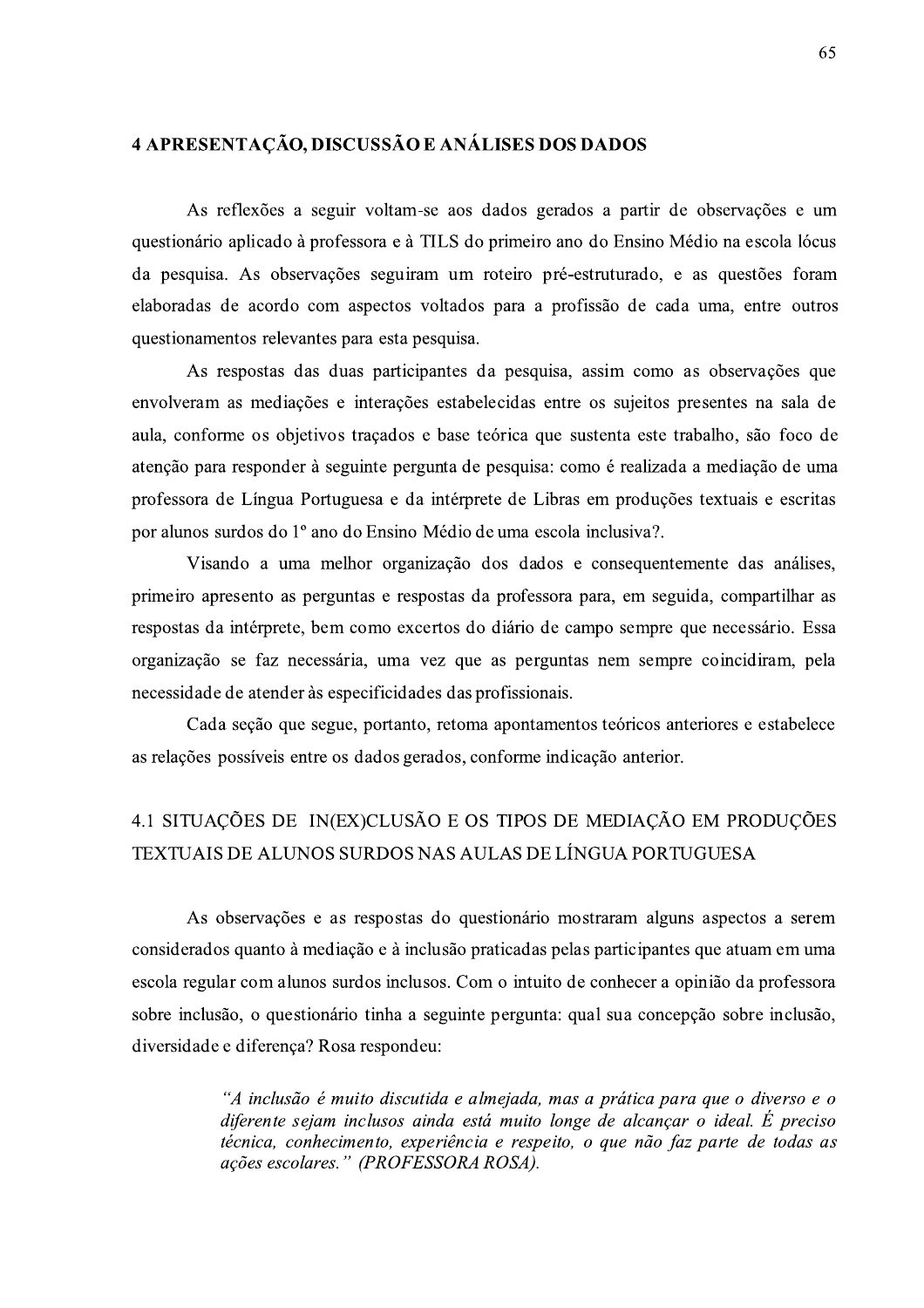# 4 APRESENTAÇÃO, DISCUSSÃO E ANÁLISES DOS DADOS

As reflexões a seguir voltam-se aos dados gerados a partir de observações e um questionário aplicado à professora e à TILS do primeiro ano do Ensino Médio na escola lócus da pesquisa. As observações seguiram um roteiro pré-estruturado, e as questões foram elaboradas de acordo com aspectos voltados para a profissão de cada uma, entre outros questionamentos relevantes para esta pesquisa.

As respostas das duas participantes da pesquisa, assim como as observações que envolveram as mediações e interações estabelecidas entre os sujeitos presentes na sala de aula, conforme os objetivos traçados e base teórica que sustenta este trabalho, são foco de atenção para responder à seguinte pergunta de pesquisa: como é realizada a mediação de uma professora de Língua Portuguesa e da intérprete de Libras em produções textuais e escritas por alunos surdos do 1º ano do Ensino Médio de uma escola inclusiva?.

Visando a uma melhor organização dos dados e consequentemente das análises, primeiro apresento as perguntas e respostas da professora para, em seguida, compartilhar as respostas da intérprete, bem como excertos do diário de campo sempre que necessário. Essa organização se faz necessária, uma vez que as perguntas nem sempre coincidiram, pela necessidade de atender às especificidades das profissionais.

Cada seção que segue, portanto, retoma apontamentos teóricos anteriores e estabelece as relações possíveis entre os dados gerados, conforme indicação anterior.

## 4.1 SITUAÇÕES DE IN(EX)CLUSÃO E OS TIPOS DE MEDIAÇÃO EM PRODUÇÕES TEXTUAIS DE ALUNOS SURDOS NAS AULAS DE LÍNGUA PORTUGUESA

As observações e as respostas do questionário mostraram alguns aspectos a serem considerados quanto à mediação e à inclusão praticadas pelas participantes que atuam em uma escola regular com alunos surdos inclusos. Com o intuito de conhecer a opinião da professora sobre inclusão, o questionário tinha a seguinte pergunta: qual sua concepção sobre inclusão, diversidade e diferença? Rosa respondeu:

> *"A inclusão é muito discutida e almejada, mas a prática para que o diverso e o diferente sejam inclusos ainda está muito longe de alcançar o ideal. É preciso técnica, conhecimento, experiência e respeito, o que não faz parte de todas as ações escolares." (PROFESSORA ROSA).*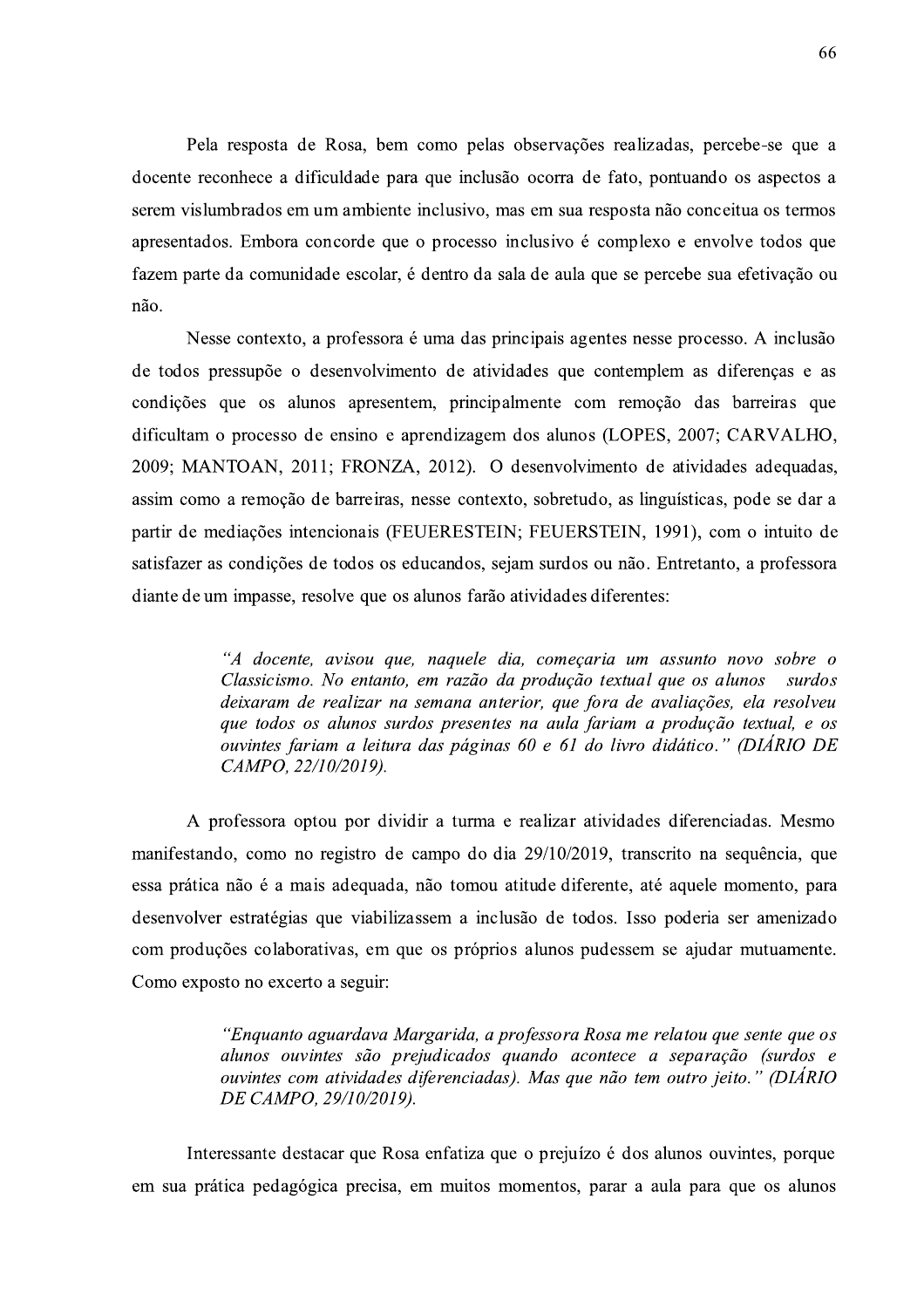Pela resposta de Rosa, bem como pelas observações realizadas, percebe-se que a docente reconhece a dificuldade para que inclusão ocorra de fato, pontuando os aspectos a serem vislumbrados em um ambiente inclusivo, mas em sua resposta não conceitua os termos apresentados. Embora concorde que o processo inclusivo é complexo e envolve todos que fazem parte da comunidade escolar, é dentro da sala de aula que se percebe sua efetivação ou não.

Nesse contexto, a professora é uma das principais agentes nesse processo. A inclusão de todos pressupõe o desenvolvimento de atividades que contemplem as diferenças e as condições que os alunos apresentem, principalmente com remoção das barreiras que dificultam o processo de ensino e aprendizagem dos alunos (LOPES, 2007; CARVALHO, 2009; MANTOAN, 2011; FRONZA, 2012). O desenvolvimento de atividades adequadas, assim como a remoção de barreiras, nesse contexto, sobretudo, as linguísticas, pode se dar a partir de mediações intencionais (FEUERESTEIN; FEUERSTEIN, 1991), com o intuito de satisfazer as condições de todos os educandos, sejam surdos ou não. Entretanto, a professora diante de um impasse, resolve que os alunos farão atividades diferentes:

> *"A docente, avisou que, naquele dia, começaria um assunto novo sobre o Classicismo. No entanto, em razão da produção textual que os alunos surdos deixaram de realizar na semana anterior, que fora de avaliações, ela resolveu que todos os alunos surdos presentes na aula fariam a produção textual, e os ouvintes fariam a leitura das páginas 60 e 61 do livro didático." (DIÁRIO DE CAMPO, 22/10/2019).*

A professora optou por dividir a turma e realizar atividades diferenciadas. Mesmo manifestando, como no registro de campo do dia 29/10/2019, transcrito na sequência, que essa prática não é a mais adequada, não tomou atitude diferente, até aquele momento, para desenvolver estratégias que viabilizassem a inclusão de todos. Isso poderia ser amenizado com produções colaborativas, em que os próprios alunos pudessem se ajudar mutuamente. Como exposto no excerto a seguir:

> *"Enquanto aguardava Margarida, a professora Rosa me relatou que sente que os alunos ouvintes são prejudicados quando acontece a separação (surdos e ouvintes com atividades diferenciadas). Mas que não tem outro jeito." (DIÁRIO DE CAMPO, 29/10/2019).*

Interessante destacar que Rosa enfatiza que o prejuízo é dos alunos ouvintes, porque em sua prática pedagógica precisa, em muitos momentos, parar a aula para que os alunos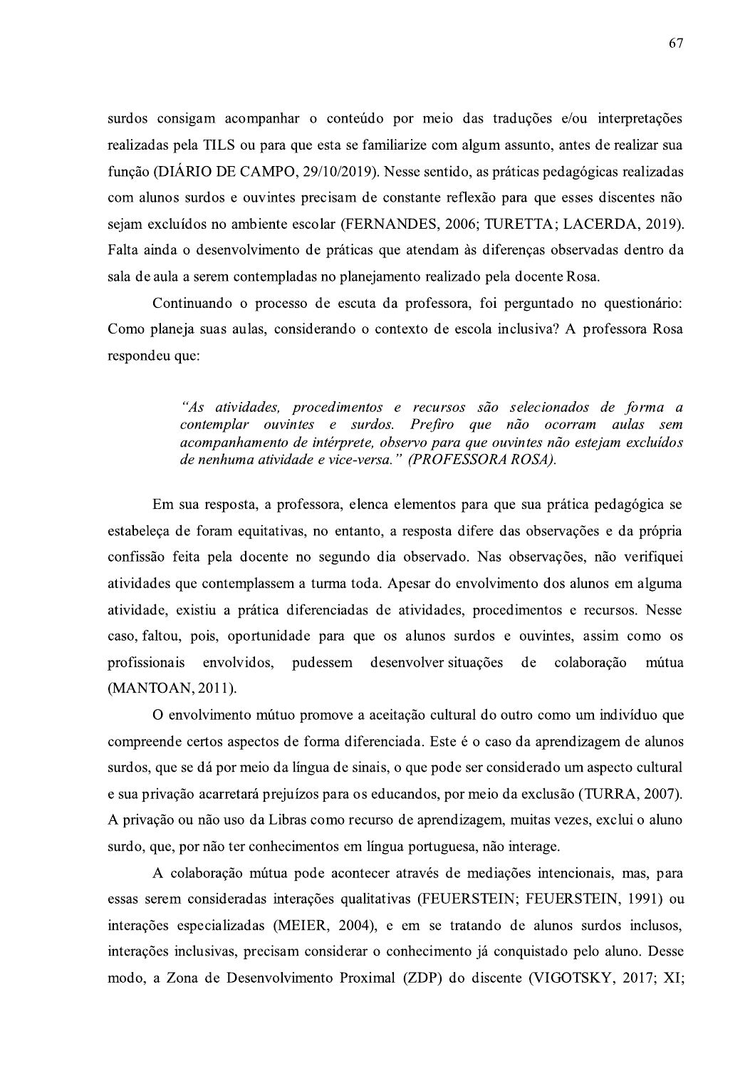surdos consigam acompanhar o conteúdo por meio das traduções e/ou interpretações realizadas pela TILS ou para que esta se familiarize com algum assunto, antes de realizar sua função (DIÁRIO DE CAMPO, 29/10/2019). Nesse sentido, as práticas pedagógicas realizadas com alunos surdos e ouvintes precisam de constante reflexão para que esses discentes não sejam excluídos no ambiente escolar (FERNANDES, 2006; TURETTA; LACERDA, 2019). Falta ainda o desenvolvimento de práticas que atendam às diferenças observadas dentro da sala de aula a serem contempladas no planejamento realizado pela docente Rosa.

Continuando o processo de escuta da professora, foi perguntado no questionário: Como planeja suas aulas, considerando o contexto de escola inclusiva? A professora Rosa respondeu que:

> *"As atividades, procedimentos e recursos são selecionados de forma a contemplar ouvintes e surdos. Prefiro que não ocorram aulas sem acompanhamento de intérprete, observo para que ouvintes não estejam excluídos de nenhuma atividade e vice-versa." (PROFESSORA ROSA).*

Em sua resposta, a professora, elenca elementos para que sua prática pedagógica se estabeleça de foram equitativas, no entanto, a resposta difere das observações e da própria confissão feita pela docente no segundo dia observado. Nas observações, não verifiquei atividades que contemplassem a turma toda. Apesar do envolvimento dos alunos em alguma atividade, existiu a prática diferenciadas de atividades, procedimentos e recursos. Nesse caso, faltou, pois, oportunidade para que os alunos surdos e ouvintes, assim como os profissionais envolvidos, pudessem desenvolver situações de colaboração mútua (MANTOAN, 2011).

O envolvimento mútuo promove a aceitação cultural do outro como um indivíduo que compreende certos aspectos de forma diferenciada. Este é o caso da aprendizagem de alunos surdos, que se dá por meio da língua de sinais, o que pode ser considerado um aspecto cultural e sua privação acarretará prejuízos para os educandos, por meio da exclusão (TURRA, 2007). A privação ou não uso da Libras como recurso de aprendizagem, muitas vezes, exclui o aluno surdo, que, por não ter conhecimentos em língua portuguesa, não interage.

A colaboração mútua pode acontecer através de mediações intencionais, mas, para essas serem consideradas interações qualitativas (FEUERSTEIN; FEUERSTEIN, 1991) ou interações especializadas (MEIER, 2004), e em se tratando de alunos surdos inclusos, interações inclusivas, precisam considerar o conhecimento já conquistado pelo aluno. Desse modo, a Zona de Desenvolvimento Proximal (ZDP) do discente (VIGOTSKY, 2017; XI;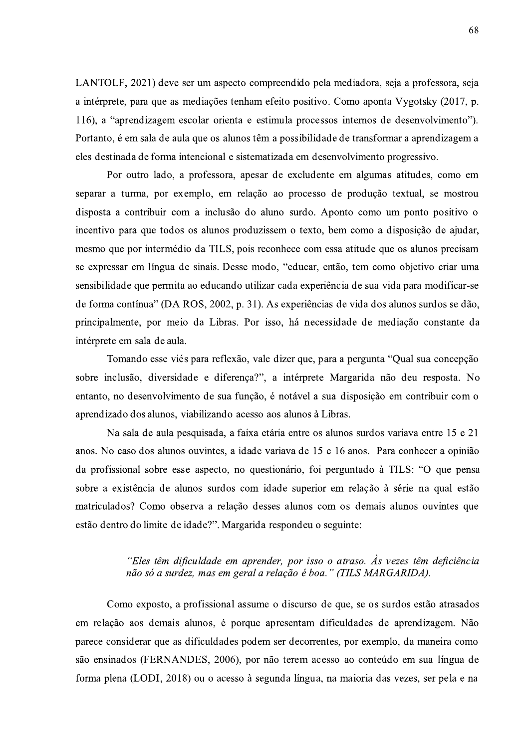LANTOLF, 2021) deve ser um aspecto compreendido pela mediadora, seja a professora, seja a intérprete, para que as mediações tenham efeito positivo. Como aponta Vygotsky (2017, p. 116), a "aprendizagem escolar orienta e estimula processos internos de desenvolvimento"). Portanto, é em sala de aula que os alunos têm a possibilidade de transformar a aprendizagem a eles destinada de forma intencional e sistematizada em desenvolvimento progressivo.

Por outro lado, a professora, apesar de excludente em algumas atitudes, como em separar a turma, por exemplo, em relação ao processo de produção textual, se mostrou disposta a contribuir com a inclusão do aluno surdo. Aponto como um ponto positivo o incentivo para que todos os alunos produzissem o texto, bem como a disposição de ajudar, mesmo que por intermédio da TILS, pois reconhece com essa atitude que os alunos precisam se expressar em língua de sinais. Desse modo, "educar, então, tem como objetivo criar uma sensibilidade que permita ao educando utilizar cada experiência de sua vida para modificar-se de forma contínua" (DA ROS, 2002, p. 31). As experiências de vida dos alunos surdos se dão, principalmente, por meio da Libras. Por isso, há necessidade de mediação constante da intérprete em sala de aula.

Tomando esse viés para reflexão, vale dizer que, para a pergunta "Qual sua concepção sobre inclusão, diversidade e diferença?", a intérprete Margarida não deu resposta. No entanto, no desenvolvimento de sua função, é notável a sua disposição em contribuir com o aprendizado dos alunos, viabilizando acesso aos alunos à Libras.

Na sala de aula pesquisada, a faixa etária entre os alunos surdos variava entre 15 e 21 anos. No caso dos alunos ouvintes, a idade variava de 15 e 16 anos. Para conhecer a opinião da profissional sobre esse aspecto, no questionário, foi perguntado à TILS: "O que pensa sobre a existência de alunos surdos com idade superior em relação à série na qual estão matriculados? Como observa a relação desses alunos com os demais alunos ouvintes que estão dentro do limite de idade?". Margarida respondeu o seguinte:

> *"Eles têm dificuldade em aprender, por isso o atraso. Às vezes têm deficiência não só a surdez, mas em geral a relação é boa." (TILS MARGARIDA).*

Como exposto, a profissional assume o discurso de que, se os surdos estão atrasados em relação aos demais alunos, é porque apresentam dificuldades de aprendizagem. Não parece considerar que as dificuldades podem ser decorrentes, por exemplo, da maneira como são ensinados (FERNANDES, 2006), por não terem acesso ao conteúdo em sua língua de forma plena (LODI, 2018) ou o acesso à segunda língua, na maioria das vezes, ser pela e na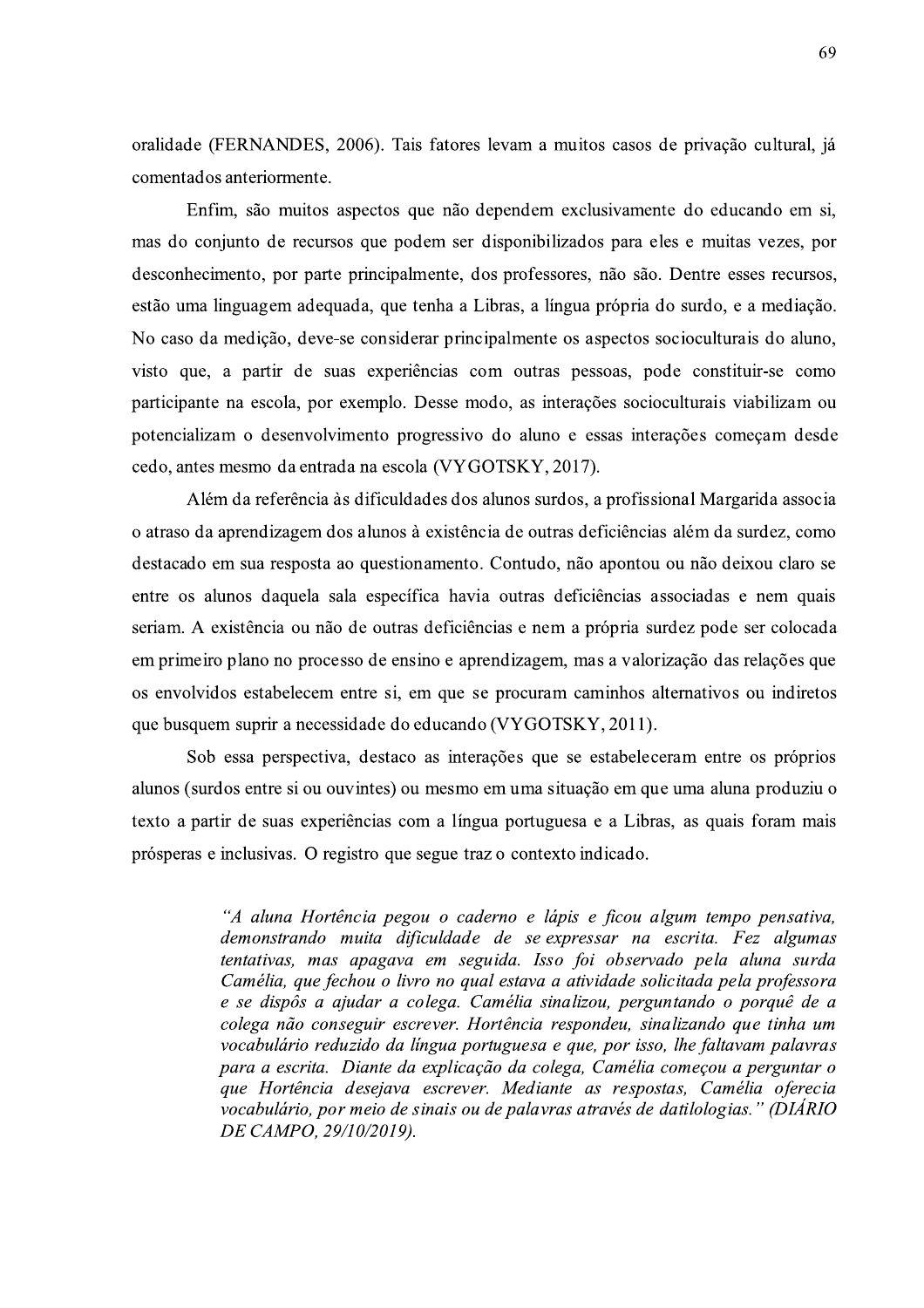oralidade (FERNANDES, 2006). Tais fatores levam a muitos casos de privação cultural, já comentados anteriormente.

Enfim, são muitos aspectos que não dependem exclusivamente do educando em si, mas do conjunto de recursos que podem ser disponibilizados para eles e muitas vezes, por desconhecimento, por parte principalmente, dos professores, não são. Dentre esses recursos, estão uma linguagem adequada, que tenha a Libras, a língua própria do surdo, e a mediação. No caso da medição, deve-se considerar principalmente os aspectos socioculturais do aluno, visto que, a partir de suas experiências com outras pessoas, pode constituir-se como participante na escola, por exemplo. Desse modo, as interações socioculturais viabilizam ou potencializam o desenvolvimento progressivo do aluno e essas interações começam desde cedo, antes mesmo da entrada na escola (VYGOTSKY, 2017).

Além da referência às dificuldades dos alunos surdos, a profissional Margarida associa o atraso da aprendizagem dos alunos à existência de outras deficiências além da surdez, como destacado em sua resposta ao questionamento. Contudo, não apontou ou não deixou claro se entre os alunos daquela sala específica havia outras deficiências associadas e nem quais seriam. A existência ou não de outras deficiências e nem a própria surdez pode ser colocada em primeiro plano no processo de ensino e aprendizagem, mas a valorização das relações que os envolvidos estabelecem entre si, em que se procuram caminhos alternativos ou indiretos que busquem suprir a necessidade do educando (VYGOTSKY, 2011).

Sob essa perspectiva, destaco as interações que se estabeleceram entre os próprios alunos (surdos entre si ou ouvintes) ou mesmo em uma situação em que uma aluna produziu o texto a partir de suas experiências com a língua portuguesa e a Libras, as quais foram mais prósperas e inclusivas. O registro que segue traz o contexto indicado.

> *"A aluna Hortência pegou o caderno e lápis e ficou algum tempo pensativa, demonstrando muita dificuldade de se expressar na escrita. Fez algumas tentativas, mas apagava em seguida. Isso foi observado pela aluna surda Camélia, que fechou o livro no qual estava a atividade solicitada pela professora e se dispôs a ajudar a colega. Camélia sinalizou, perguntando o porquê de a colega não conseguir escrever. Hortência respondeu, sinalizando que tinha um vocabulário reduzido da língua portuguesa e que, por isso, lhe faltavam palavras para a escrita. Diante da explicação da colega, Camélia começou a perguntar o que Hortência desejava escrever. Mediante as respostas, Camélia oferecia vocabulário, por meio de sinais ou de palavras através de datilologias." (DIÁRIO DE CAMPO, 29/10/2019).*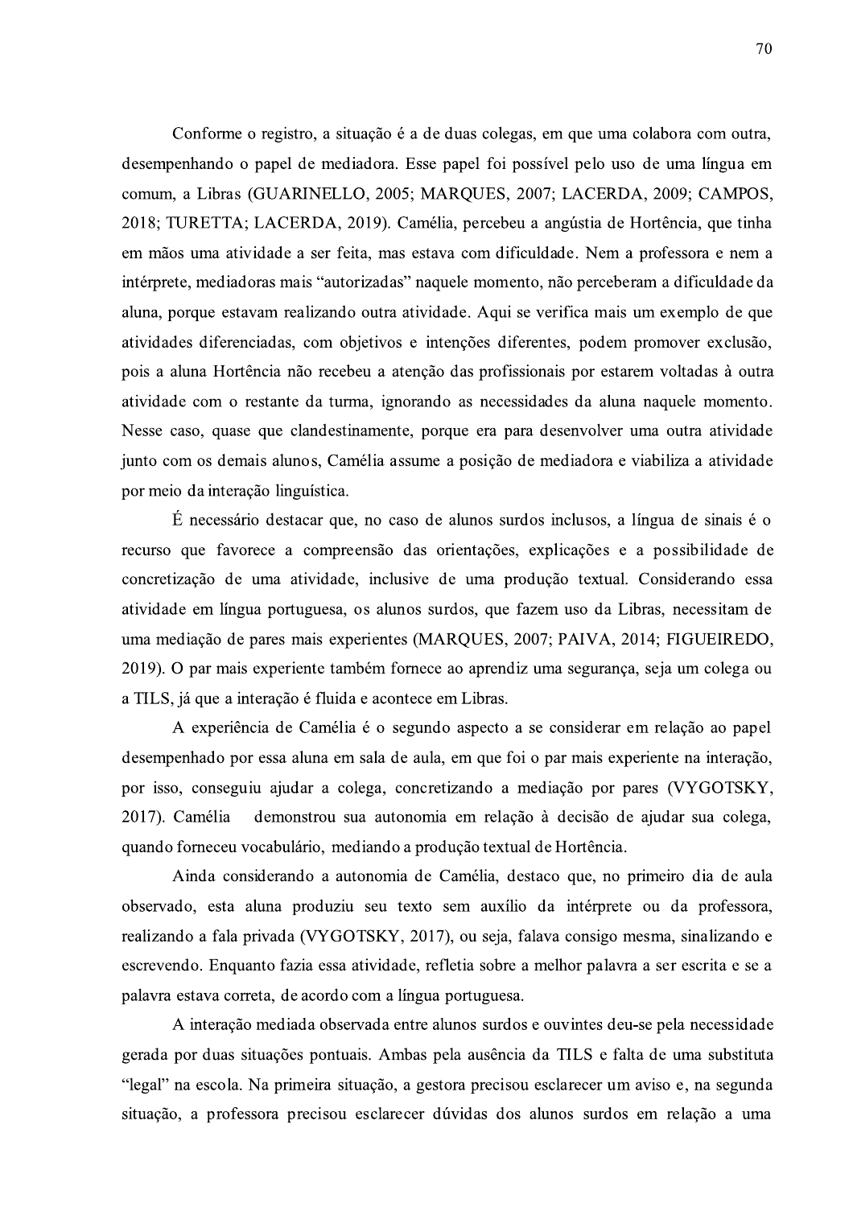Conforme o registro, a situação é a de duas colegas, em que uma colabora com outra, desempenhando o papel de mediadora. Esse papel foi possível pelo uso de uma língua em comum, a Libras (GUARINELLO, 2005; MARQUES, 2007; LACERDA, 2009; CAMPOS, 2018; TURETTA; LACERDA, 2019). Camélia, percebeu a angústia de Hortência, que tinha em mãos uma atividade a ser feita, mas estava com dificuldade. Nem a professora e nem a intérprete, mediadoras mais "autorizadas" naquele momento, não perceberam a dificuldade da aluna, porque estavam realizando outra atividade. Aqui se verifica mais um exemplo de que atividades diferenciadas, com objetivos e intenções diferentes, podem promover exclusão, pois a aluna Hortência não recebeu a atenção das profissionais por estarem voltadas à outra atividade com o restante da turma, ignorando as necessidades da aluna naquele momento. Nesse caso, quase que clandestinamente, porque era para desenvolver uma outra atividade junto com os demais alunos, Camélia assume a posição de mediadora e viabiliza a atividade por meio da interação linguística.

É necessário destacar que, no caso de alunos surdos inclusos, a língua de sinais é o recurso que favorece a compreensão das orientações, explicações e a possibilidade de concretização de uma atividade, inclusive de uma produção textual. Considerando essa atividade em língua portuguesa, os alunos surdos, que fazem uso da Libras, necessitam de uma mediação de pares mais experientes (MARQUES, 2007; PAIVA, 2014; FIGUEIREDO, 2019). O par mais experiente também fornece ao aprendiz uma segurança, seja um colega ou a TILS, já que a interação é fluida e acontece em Libras.

A experiência de Camélia é o segundo aspecto a se considerar em relação ao papel desempenhado por essa aluna em sala de aula, em que foi o par mais experiente na interação, por isso, conseguiu ajudar a colega, concretizando a mediação por pares (VYGOTSKY, 2017). Camélia demonstrou sua autonomia em relação à decisão de ajudar sua colega, quando forneceu vocabulário, mediando a produção textual de Hortência.

Ainda considerando a autonomia de Camélia, destaco que, no primeiro dia de aula observado, esta aluna produziu seu texto sem auxílio da intérprete ou da professora, realizando a fala privada (VYGOTSKY, 2017), ou seja, falava consigo mesma, sinalizando e escrevendo. Enquanto fazia essa atividade, refletia sobre a melhor palavra a ser escrita e se a palavra estava correta, de acordo com a língua portuguesa.

A interação mediada observada entre alunos surdos e ouvintes deu-se pela necessidade gerada por duas situações pontuais. Ambas pela ausência da TILS e falta de uma substituta "legal" na escola. Na primeira situação, a gestora precisou esclarecer um aviso e, na segunda situação, a professora precisou esclarecer dúvidas dos alunos surdos em relação a uma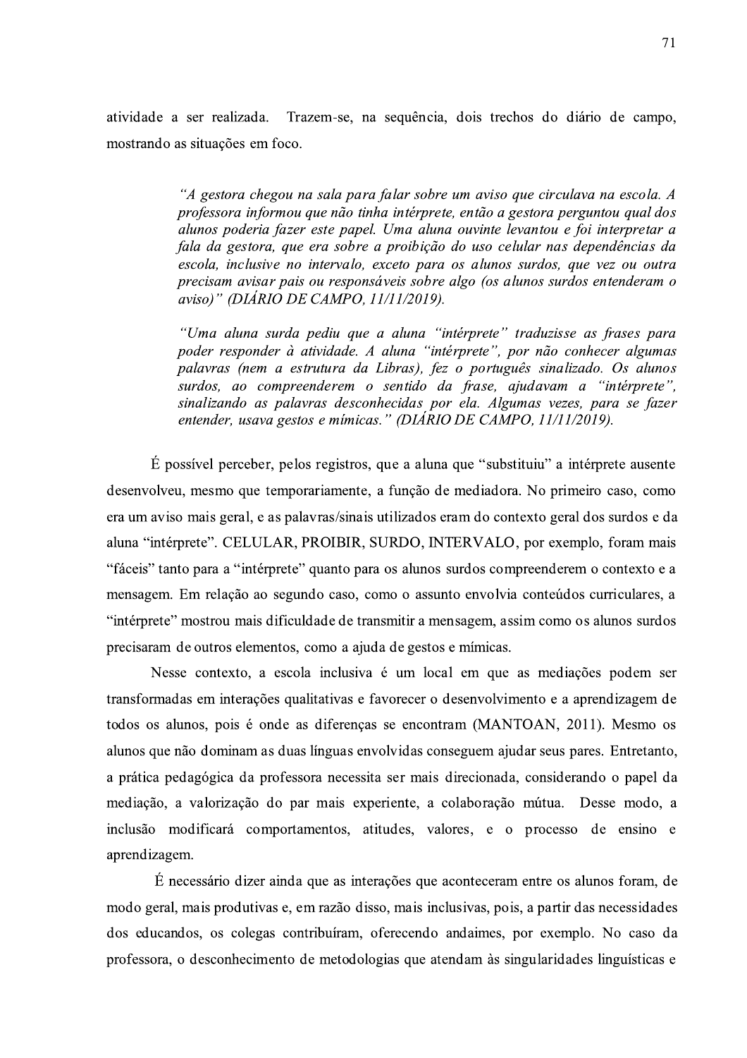atividade a ser realizada. Trazem-se, na sequência, dois trechos do diário de campo, mostrando as situações em foco.

> *"A gestora chegou na sala para falar sobre um aviso que circulava na escola. A professora informou que não tinha intérprete, então a gestora perguntou qual dos alunos poderia fazer este papel. Uma aluna ouvinte levantou e foi interpretar a fala da gestora, que era sobre a proibição do uso celular nas dependências da escola, inclusive no intervalo, exceto para os alunos surdos, que vez ou outra precisam avisar pais ou responsáveis sobre algo (os alunos surdos entenderam o aviso)" (DIÁRIO DE CAMPO, 11/11/2019).*
>
> *"Uma aluna surda pediu que a aluna "intérprete" traduzisse as frases para poder responder à atividade. A aluna "intérprete", por não conhecer algumas palavras (nem a estrutura da Libras), fez o português sinalizado. Os alunos surdos, ao compreenderem o sentido da frase, ajudavam a "intérprete", sinalizando as palavras desconhecidas por ela. Algumas vezes, para se fazer entender, usava gestos e mímicas." (DIÁRIO DE CAMPO, 11/11/2019).*

É possível perceber, pelos registros, que a aluna que "substituiu" a intérprete ausente desenvolveu, mesmo que temporariamente, a função de mediadora. No primeiro caso, como era um aviso mais geral, e as palavras/sinais utilizados eram do contexto geral dos surdos e da aluna "intérprete". CELULAR, PROIBIR, SURDO, INTERVALO, por exemplo, foram mais "fáceis" tanto para a "intérprete" quanto para os alunos surdos compreenderem o contexto e a mensagem. Em relação ao segundo caso, como o assunto envolvia conteúdos curriculares, a "intérprete" mostrou mais dificuldade de transmitir a mensagem, assim como os alunos surdos precisaram de outros elementos, como a ajuda de gestos e mímicas.

Nesse contexto, a escola inclusiva é um local em que as mediações podem ser transformadas em interações qualitativas e favorecer o desenvolvimento e a aprendizagem de todos os alunos, pois é onde as diferenças se encontram (MANTOAN, 2011). Mesmo os alunos que não dominam as duas línguas envolvidas conseguem ajudar seus pares. Entretanto, a prática pedagógica da professora necessita ser mais direcionada, considerando o papel da mediação, a valorização do par mais experiente, a colaboração mútua. Desse modo, a inclusão modificará comportamentos, atitudes, valores, e o processo de ensino e aprendizagem.

É necessário dizer ainda que as interações que aconteceram entre os alunos foram, de modo geral, mais produtivas e, em razão disso, mais inclusivas, pois, a partir das necessidades dos educandos, os colegas contribuíram, oferecendo andaimes, por exemplo. No caso da professora, o desconhecimento de metodologias que atendam às singularidades linguísticas e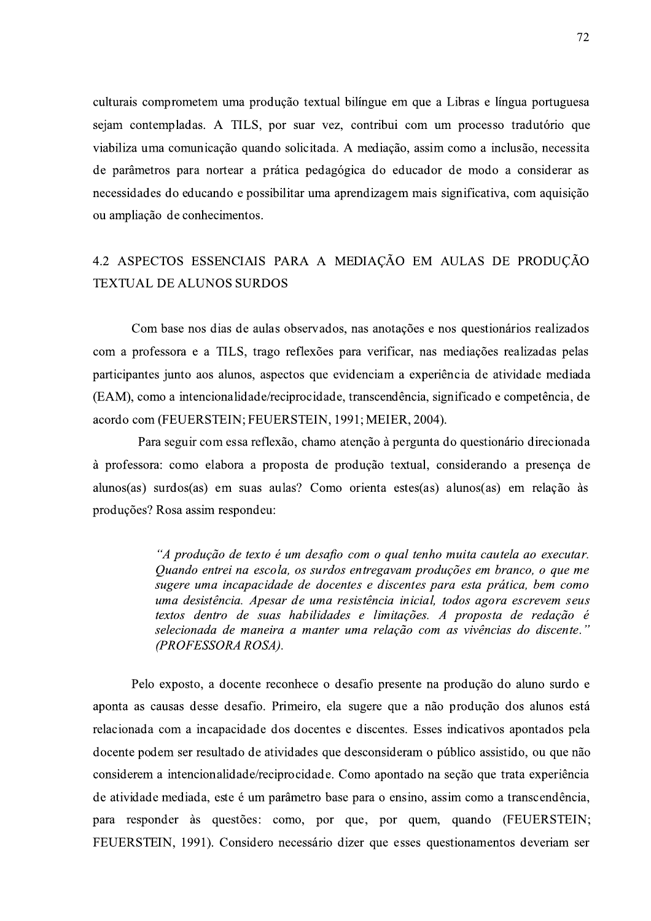culturais comprometem uma produção textual bilíngue em que a Libras e língua portuguesa sejam contempladas. A TILS, por suar vez, contribui com um processo tradutório que viabiliza uma comunicação quando solicitada. A mediação, assim como a inclusão, necessita de parâmetros para nortear a prática pedagógica do educador de modo a considerar as necessidades do educando e possibilitar uma aprendizagem mais significativa, com aquisição ou ampliação de conhecimentos.

## 4.2 ASPECTOS ESSENCIAIS PARA A MEDIAÇÃO EM AULAS DE PRODUÇÃO TEXTUAL DE ALUNOS SURDOS

Com base nos dias de aulas observados, nas anotações e nos questionários realizados com a professora e a TILS, trago reflexões para verificar, nas mediações realizadas pelas participantes junto aos alunos, aspectos que evidenciam a experiência de atividade mediada (EAM), como a intencionalidade/reciprocidade, transcendência, significado e competência, de acordo com (FEUERSTEIN; FEUERSTEIN, 1991; MEIER, 2004).

Para seguir com essa reflexão, chamo atenção à pergunta do questionário direcionada à professora: como elabora a proposta de produção textual, considerando a presença de alunos(as) surdos(as) em suas aulas? Como orienta estes(as) alunos(as) em relação às produções? Rosa assim respondeu:

> *"A produção de texto é um desafio com o qual tenho muita cautela ao executar. Quando entrei na escola, os surdos entregavam produções em branco, o que me sugere uma incapacidade de docentes e discentes para esta prática, bem como uma desistência. Apesar de uma resistência inicial, todos agora escrevem seus textos dentro de suas habilidades e limitações. A proposta de redação é selecionada de maneira a manter uma relação com as vivências do discente." (PROFESSORA ROSA).*

Pelo exposto, a docente reconhece o desafio presente na produção do aluno surdo e aponta as causas desse desafio. Primeiro, ela sugere que a não produção dos alunos está relacionada com a incapacidade dos docentes e discentes. Esses indicativos apontados pela docente podem ser resultado de atividades que desconsideram o público assistido, ou que não considerem a intencionalidade/reciprocidade. Como apontado na seção que trata experiência de atividade mediada, este é um parâmetro base para o ensino, assim como a transcendência, para responder às questões: como, por que, por quem, quando (FEUERSTEIN; FEUERSTEIN, 1991). Considero necessário dizer que esses questionamentos deveriam ser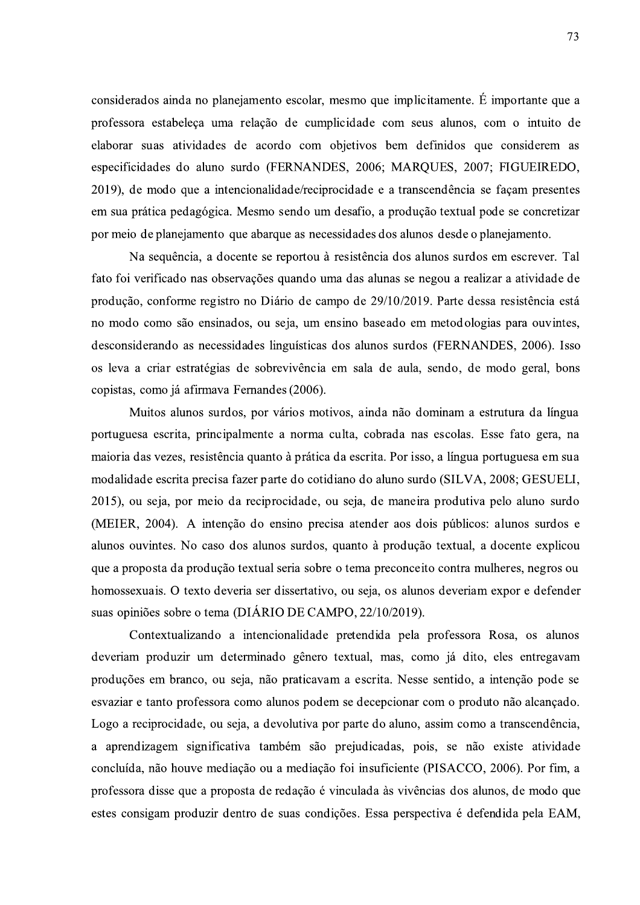considerados ainda no planejamento escolar, mesmo que implicitamente. É importante que a professora estabeleça uma relação de cumplicidade com seus alunos, com o intuito de elaborar suas atividades de acordo com objetivos bem definidos que considerem as especificidades do aluno surdo (FERNANDES, 2006; MARQUES, 2007; FIGUEIREDO, 2019), de modo que a intencionalidade/reciprocidade e a transcendência se façam presentes em sua prática pedagógica. Mesmo sendo um desafio, a produção textual pode se concretizar por meio de planejamento que abarque as necessidades dos alunos desde o planejamento.

Na sequência, a docente se reportou à resistência dos alunos surdos em escrever. Tal fato foi verificado nas observações quando uma das alunas se negou a realizar a atividade de produção, conforme registro no Diário de campo de 29/10/2019. Parte dessa resistência está no modo como são ensinados, ou seja, um ensino baseado em metodologias para ouvintes, desconsiderando as necessidades linguísticas dos alunos surdos (FERNANDES, 2006). Isso os leva a criar estratégias de sobrevivência em sala de aula, sendo, de modo geral, bons copistas, como já afirmava Fernandes (2006).

Muitos alunos surdos, por vários motivos, ainda não dominam a estrutura da língua portuguesa escrita, principalmente a norma culta, cobrada nas escolas. Esse fato gera, na maioria das vezes, resistência quanto à prática da escrita. Por isso, a língua portuguesa em sua modalidade escrita precisa fazer parte do cotidiano do aluno surdo (SILVA, 2008; GESUELI, 2015), ou seja, por meio da reciprocidade, ou seja, de maneira produtiva pelo aluno surdo (MEIER, 2004). A intenção do ensino precisa atender aos dois públicos: alunos surdos e alunos ouvintes. No caso dos alunos surdos, quanto à produção textual, a docente explicou que a proposta da produção textual seria sobre o tema preconceito contra mulheres, negros ou homossexuais. O texto deveria ser dissertativo, ou seja, os alunos deveriam expor e defender suas opiniões sobre o tema (DIÁRIO DE CAMPO, 22/10/2019).

Contextualizando a intencionalidade pretendida pela professora Rosa, os alunos deveriam produzir um determinado gênero textual, mas, como já dito, eles entregavam produções em branco, ou seja, não praticavam a escrita. Nesse sentido, a intenção pode se esvaziar e tanto professora como alunos podem se decepcionar com o produto não alcançado. Logo a reciprocidade, ou seja, a devolutiva por parte do aluno, assim como a transcendência, a aprendizagem significativa também são prejudicadas, pois, se não existe atividade concluída, não houve mediação ou a mediação foi insuficiente (PISACCO, 2006). Por fim, a professora disse que a proposta de redação é vinculada às vivências dos alunos, de modo que estes consigam produzir dentro de suas condições. Essa perspectiva é defendida pela EAM,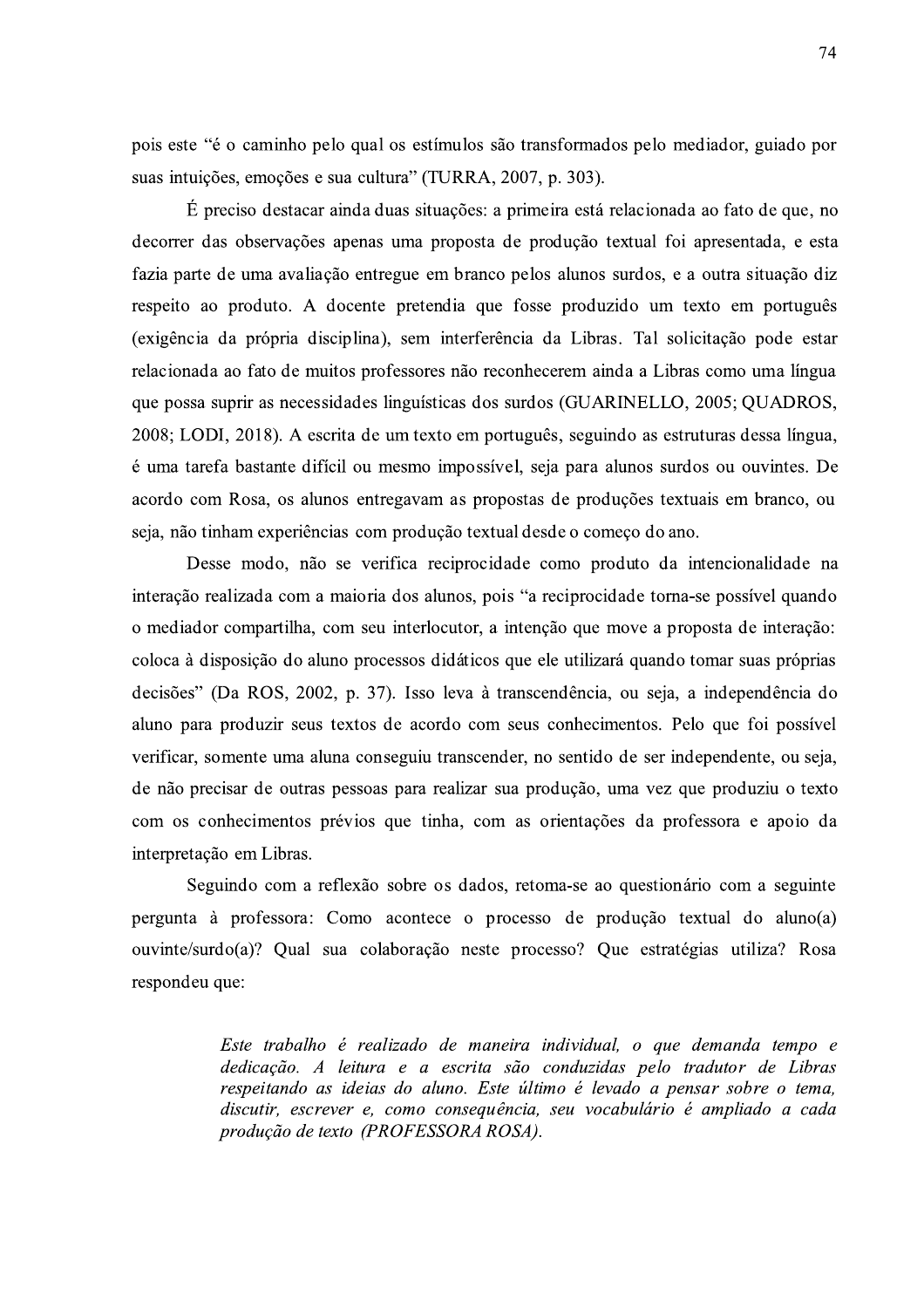pois este "é o caminho pelo qual os estímulos são transformados pelo mediador, guiado por suas intuições, emoções e sua cultura" (TURRA, 2007, p. 303).

É preciso destacar ainda duas situações: a primeira está relacionada ao fato de que, no decorrer das observações apenas uma proposta de produção textual foi apresentada, e esta fazia parte de uma avaliação entregue em branco pelos alunos surdos, e a outra situação diz respeito ao produto. A docente pretendia que fosse produzido um texto em português (exigência da própria disciplina), sem interferência da Libras. Tal solicitação pode estar relacionada ao fato de muitos professores não reconhecerem ainda a Libras como uma língua que possa suprir as necessidades linguísticas dos surdos (GUARINELLO, 2005; QUADROS, 2008; LODI, 2018). A escrita de um texto em português, seguindo as estruturas dessa língua, é uma tarefa bastante difícil ou mesmo impossível, seja para alunos surdos ou ouvintes. De acordo com Rosa, os alunos entregavam as propostas de produções textuais em branco, ou seja, não tinham experiências com produção textual desde o começo do ano.

Desse modo, não se verifica reciprocidade como produto da intencionalidade na interação realizada com a maioria dos alunos, pois "a reciprocidade torna-se possível quando o mediador compartilha, com seu interlocutor, a intenção que move a proposta de interação: coloca à disposição do aluno processos didáticos que ele utilizará quando tomar suas próprias decisões" (Da ROS, 2002, p. 37). Isso leva à transcendência, ou seja, a independência do aluno para produzir seus textos de acordo com seus conhecimentos. Pelo que foi possível verificar, somente uma aluna conseguiu transcender, no sentido de ser independente, ou seja, de não precisar de outras pessoas para realizar sua produção, uma vez que produziu o texto com os conhecimentos prévios que tinha, com as orientações da professora e apoio da interpretação em Libras.

Seguindo com a reflexão sobre os dados, retoma-se ao questionário com a seguinte pergunta à professora: Como acontece o processo de produção textual do aluno(a) ouvinte/surdo(a)? Qual sua colaboração neste processo? Que estratégias utiliza? Rosa respondeu que:

> *Este trabalho é realizado de maneira individual, o que demanda tempo e dedicação. A leitura e a escrita são conduzidas pelo tradutor de Libras respeitando as ideias do aluno. Este último é levado a pensar sobre o tema, discutir, escrever e, como consequência, seu vocabulário é ampliado a cada produção de texto (PROFESSORA ROSA).*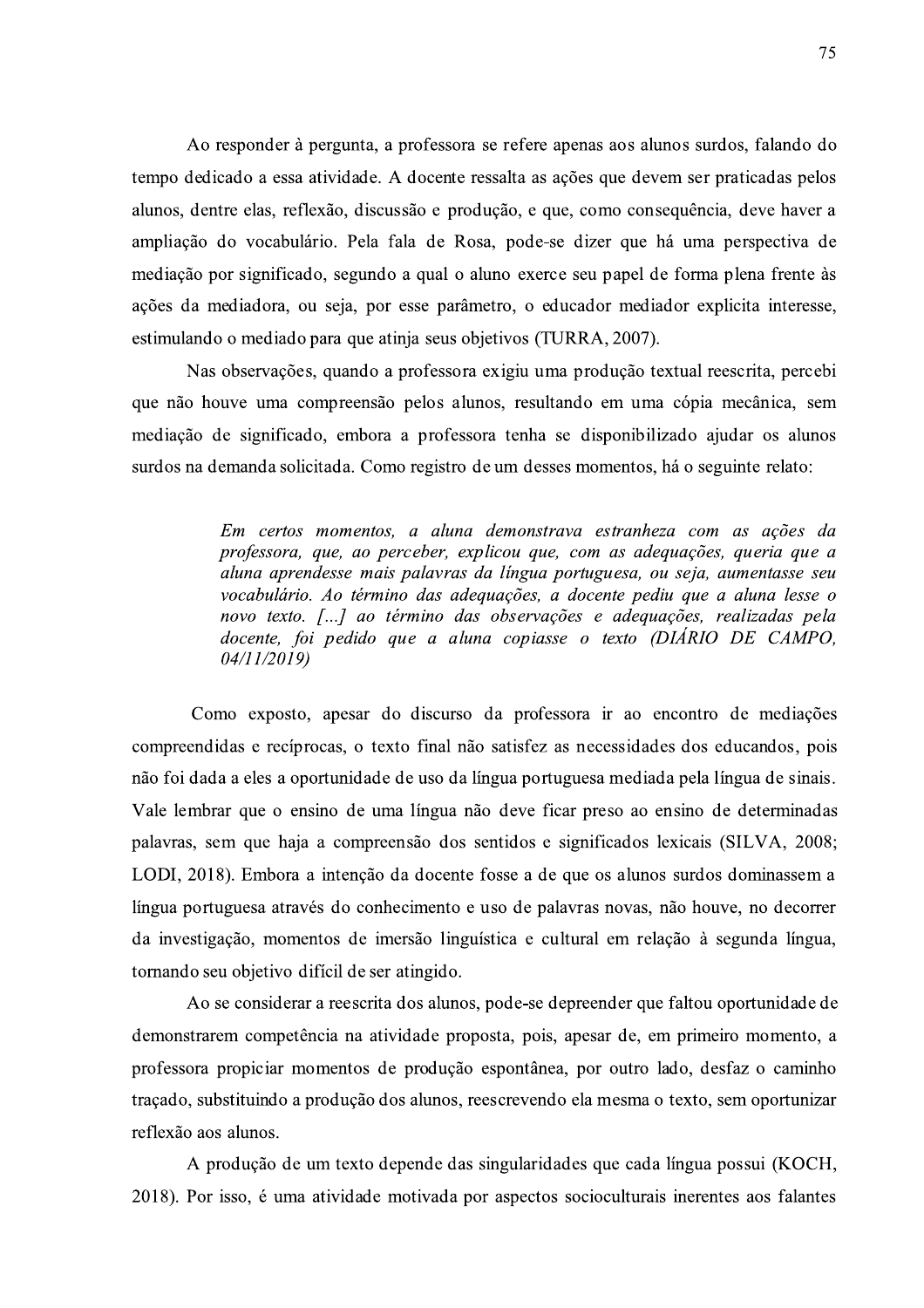Ao responder à pergunta, a professora se refere apenas aos alunos surdos, falando do tempo dedicado a essa atividade. A docente ressalta as ações que devem ser praticadas pelos alunos, dentre elas, reflexão, discussão e produção, e que, como consequência, deve haver a ampliação do vocabulário. Pela fala de Rosa, pode-se dizer que há uma perspectiva de mediação por significado, segundo a qual o aluno exerce seu papel de forma plena frente às ações da mediadora, ou seja, por esse parâmetro, o educador mediador explicita interesse, estimulando o mediado para que atinja seus objetivos (TURRA, 2007).

Nas observações, quando a professora exigiu uma produção textual reescrita, percebi que não houve uma compreensão pelos alunos, resultando em uma cópia mecânica, sem mediação de significado, embora a professora tenha se disponibilizado ajudar os alunos surdos na demanda solicitada. Como registro de um desses momentos, há o seguinte relato:

> *Em certos momentos, a aluna demonstrava estranheza com as ações da professora, que, ao perceber, explicou que, com as adequações, queria que a aluna aprendesse mais palavras da língua portuguesa, ou seja, aumentasse seu vocabulário. Ao término das adequações, a docente pediu que a aluna lesse o novo texto. [...] ao término das observações e adequações, realizadas pela docente, foi pedido que a aluna copiasse o texto (DIÁRIO DE CAMPO, 04/11/2019)*

Como exposto, apesar do discurso da professora ir ao encontro de mediações compreendidas e recíprocas, o texto final não satisfez as necessidades dos educandos, pois não foi dada a eles a oportunidade de uso da língua portuguesa mediada pela língua de sinais. Vale lembrar que o ensino de uma língua não deve ficar preso ao ensino de determinadas palavras, sem que haja a compreensão dos sentidos e significados lexicais (SILVA, 2008; LODI, 2018). Embora a intenção da docente fosse a de que os alunos surdos dominassem a língua portuguesa através do conhecimento e uso de palavras novas, não houve, no decorrer da investigação, momentos de imersão linguística e cultural em relação à segunda língua, tornando seu objetivo difícil de ser atingido.

Ao se considerar a reescrita dos alunos, pode-se depreender que faltou oportunidade de demonstrarem competência na atividade proposta, pois, apesar de, em primeiro momento, a professora propiciar momentos de produção espontânea, por outro lado, desfaz o caminho traçado, substituindo a produção dos alunos, reescrevendo ela mesma o texto, sem oportunizar reflexão aos alunos.

A produção de um texto depende das singularidades que cada língua possui (KOCH, 2018). Por isso, é uma atividade motivada por aspectos socioculturais inerentes aos falantes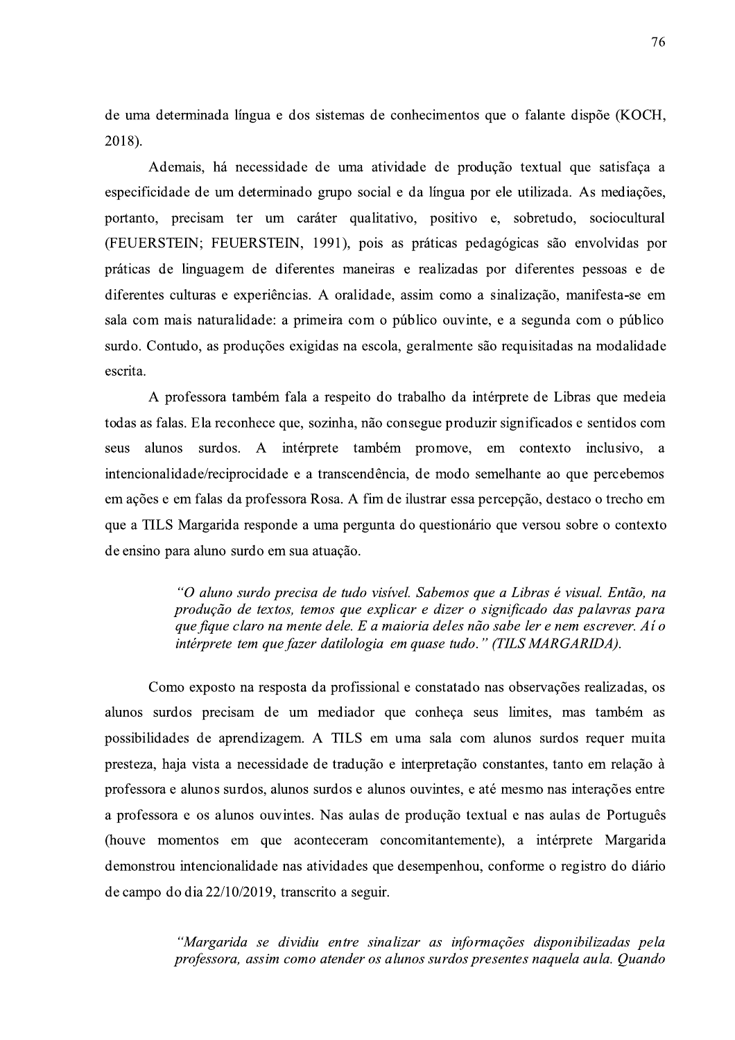de uma determinada língua e dos sistemas de conhecimentos que o falante dispõe (KOCH, 2018).

Ademais, há necessidade de uma atividade de produção textual que satisfaça a especificidade de um determinado grupo social e da língua por ele utilizada. As mediações, portanto, precisam ter um caráter qualitativo, positivo e, sobretudo, sociocultural (FEUERSTEIN; FEUERSTEIN, 1991), pois as práticas pedagógicas são envolvidas por práticas de linguagem de diferentes maneiras e realizadas por diferentes pessoas e de diferentes culturas e experiências. A oralidade, assim como a sinalização, manifesta-se em sala com mais naturalidade: a primeira com o público ouvinte, e a segunda com o público surdo. Contudo, as produções exigidas na escola, geralmente são requisitadas na modalidade escrita.

A professora também fala a respeito do trabalho da intérprete de Libras que medeia todas as falas. Ela reconhece que, sozinha, não consegue produzir significados e sentidos com seus alunos surdos. A intérprete também promove, em contexto inclusivo, a intencionalidade/reciprocidade e a transcendência, de modo semelhante ao que percebemos em ações e em falas da professora Rosa. A fim de ilustrar essa percepção, destaco o trecho em que a TILS Margarida responde a uma pergunta do questionário que versou sobre o contexto de ensino para aluno surdo em sua atuação.

> *"O aluno surdo precisa de tudo visível. Sabemos que a Libras é visual. Então, na produção de textos, temos que explicar e dizer o significado das palavras para que fique claro na mente dele. E a maioria deles não sabe ler e nem escrever. Aí o intérprete tem que fazer datilologia em quase tudo." (TILS MARGARIDA).*

Como exposto na resposta da profissional e constatado nas observações realizadas, os alunos surdos precisam de um mediador que conheça seus limites, mas também as possibilidades de aprendizagem. A TILS em uma sala com alunos surdos requer muita presteza, haja vista a necessidade de tradução e interpretação constantes, tanto em relação à professora e alunos surdos, alunos surdos e alunos ouvintes, e até mesmo nas interações entre a professora e os alunos ouvintes. Nas aulas de produção textual e nas aulas de Português (houve momentos em que aconteceram concomitantemente), a intérprete Margarida demonstrou intencionalidade nas atividades que desempenhou, conforme o registro do diário de campo do dia 22/10/2019, transcrito a seguir.

> *"Margarida se dividiu entre sinalizar as informações disponibilizadas pela professora, assim como atender os alunos surdos presentes naquela aula. Quando*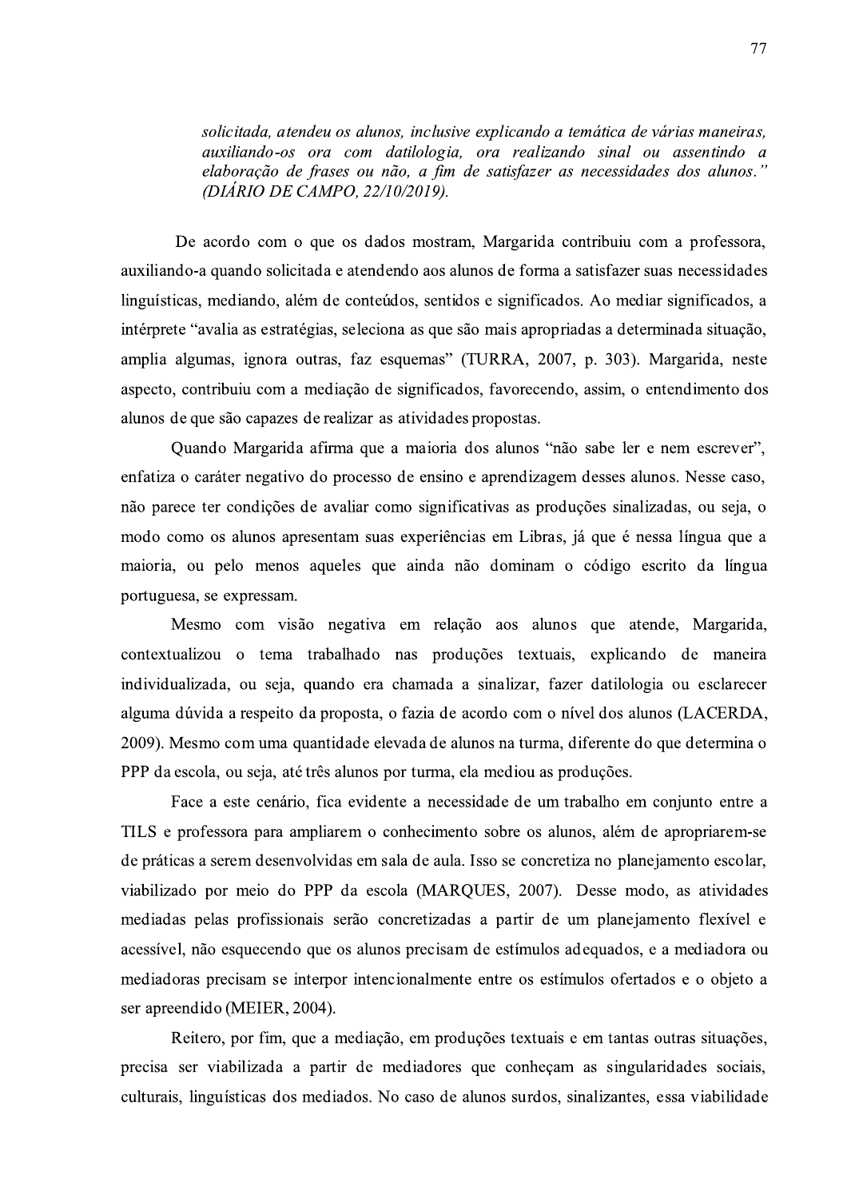*solicitada, atendeu os alunos, inclusive explicando a temática de várias maneiras, auxiliando-os ora com datilologia, ora realizando sinal ou assentindo a elaboração de frases ou não, a fim de satisfazer as necessidades dos alunos." (DIÁRIO DE CAMPO, 22/10/2019).*

De acordo com o que os dados mostram, Margarida contribuiu com a professora, auxiliando-a quando solicitada e atendendo aos alunos de forma a satisfazer suas necessidades linguísticas, mediando, além de conteúdos, sentidos e significados. Ao mediar significados, a intérprete "avalia as estratégias, seleciona as que são mais apropriadas a determinada situação, amplia algumas, ignora outras, faz esquemas" (TURRA, 2007, p. 303). Margarida, neste aspecto, contribuiu com a mediação de significados, favorecendo, assim, o entendimento dos alunos de que são capazes de realizar as atividades propostas.

Quando Margarida afirma que a maioria dos alunos "não sabe ler e nem escrever", enfatiza o caráter negativo do processo de ensino e aprendizagem desses alunos. Nesse caso, não parece ter condições de avaliar como significativas as produções sinalizadas, ou seja, o modo como os alunos apresentam suas experiências em Libras, já que é nessa língua que a maioria, ou pelo menos aqueles que ainda não dominam o código escrito da língua portuguesa, se expressam.

Mesmo com visão negativa em relação aos alunos que atende, Margarida, contextualizou o tema trabalhado nas produções textuais, explicando de maneira individualizada, ou seja, quando era chamada a sinalizar, fazer datilologia ou esclarecer alguma dúvida a respeito da proposta, o fazia de acordo com o nível dos alunos (LACERDA, 2009). Mesmo com uma quantidade elevada de alunos na turma, diferente do que determina o PPP da escola, ou seja, até três alunos por turma, ela mediou as produções.

Face a este cenário, fica evidente a necessidade de um trabalho em conjunto entre a TILS e professora para ampliarem o conhecimento sobre os alunos, além de apropriarem-se de práticas a serem desenvolvidas em sala de aula. Isso se concretiza no planejamento escolar, viabilizado por meio do PPP da escola (MARQUES, 2007). Desse modo, as atividades mediadas pelas profissionais serão concretizadas a partir de um planejamento flexível e acessível, não esquecendo que os alunos precisam de estímulos adequados, e a mediadora ou mediadoras precisam se interpor intencionalmente entre os estímulos ofertados e o objeto a ser apreendido (MEIER, 2004).

Reitero, por fim, que a mediação, em produções textuais e em tantas outras situações, precisa ser viabilizada a partir de mediadores que conheçam as singularidades sociais, culturais, linguísticas dos mediados. No caso de alunos surdos, sinalizantes, essa viabilidade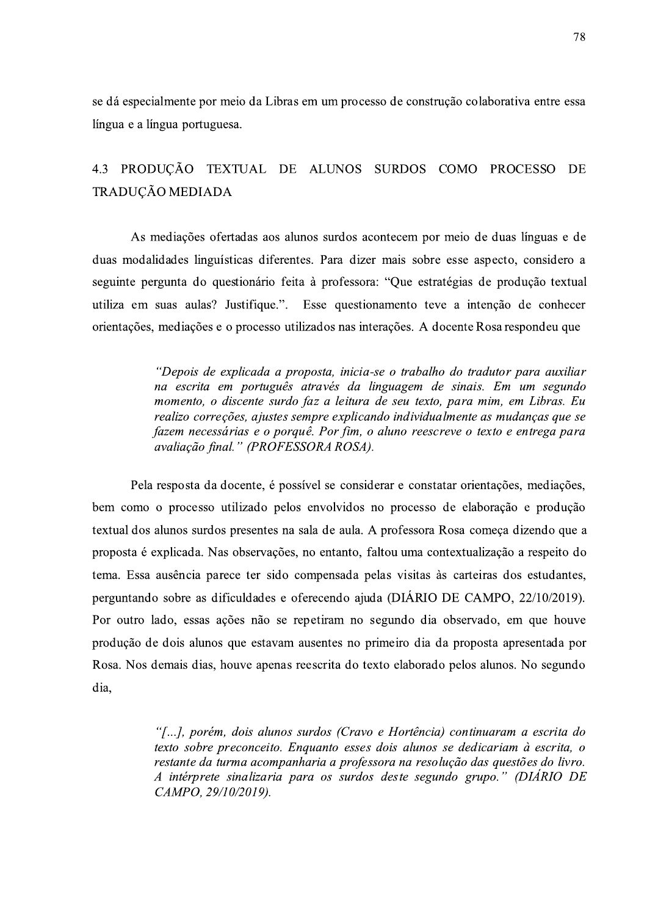se dá especialmente por meio da Libras em um processo de construção colaborativa entre essa língua e a língua portuguesa.

## 4.3 PRODUÇÃO TEXTUAL DE ALUNOS SURDOS COMO PROCESSO DE TRADUÇÃO MEDIADA

As mediações ofertadas aos alunos surdos acontecem por meio de duas línguas e de duas modalidades linguísticas diferentes. Para dizer mais sobre esse aspecto, considero a seguinte pergunta do questionário feita à professora: "Que estratégias de produção textual utiliza em suas aulas? Justifique.". Esse questionamento teve a intenção de conhecer orientações, mediações e o processo utilizados nas interações. A docente Rosa respondeu que

> *"Depois de explicada a proposta, inicia-se o trabalho do tradutor para auxiliar na escrita em português através da linguagem de sinais. Em um segundo momento, o discente surdo faz a leitura de seu texto, para mim, em Libras. Eu realizo correções, ajustes sempre explicando individualmente as mudanças que se fazem necessárias e o porquê. Por fim, o aluno reescreve o texto e entrega para avaliação final." (PROFESSORA ROSA).*

Pela resposta da docente, é possível se considerar e constatar orientações, mediações, bem como o processo utilizado pelos envolvidos no processo de elaboração e produção textual dos alunos surdos presentes na sala de aula. A professora Rosa começa dizendo que a proposta é explicada. Nas observações, no entanto, faltou uma contextualização a respeito do tema. Essa ausência parece ter sido compensada pelas visitas às carteiras dos estudantes, perguntando sobre as dificuldades e oferecendo ajuda (DIÁRIO DE CAMPO, 22/10/2019). Por outro lado, essas ações não se repetiram no segundo dia observado, em que houve produção de dois alunos que estavam ausentes no primeiro dia da proposta apresentada por Rosa. Nos demais dias, houve apenas reescrita do texto elaborado pelos alunos. No segundo dia,

> *"[...], porém, dois alunos surdos (Cravo e Hortência) continuaram a escrita do texto sobre preconceito. Enquanto esses dois alunos se dedicariam à escrita, o restante da turma acompanharia a professora na resolução das questões do livro. A intérprete sinalizaria para os surdos deste segundo grupo." (DIÁRIO DE CAMPO, 29/10/2019).*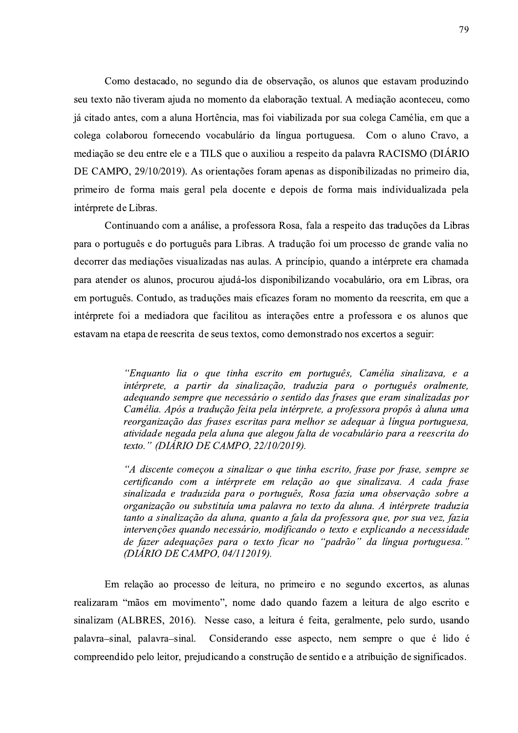Como destacado, no segundo dia de observação, os alunos que estavam produzindo seu texto não tiveram ajuda no momento da elaboração textual. A mediação aconteceu, como já citado antes, com a aluna Hortência, mas foi viabilizada por sua colega Camélia, em que a colega colaborou fornecendo vocabulário da língua portuguesa. Com o aluno Cravo, a mediação se deu entre ele e a TILS que o auxiliou a respeito da palavra RACISMO (DIÁRIO DE CAMPO, 29/10/2019). As orientações foram apenas as disponibilizadas no primeiro dia, primeiro de forma mais geral pela docente e depois de forma mais individualizada pela intérprete de Libras.

Continuando com a análise, a professora Rosa, fala a respeito das traduções da Libras para o português e do português para Libras. A tradução foi um processo de grande valia no decorrer das mediações visualizadas nas aulas. A princípio, quando a intérprete era chamada para atender os alunos, procurou ajudá-los disponibilizando vocabulário, ora em Libras, ora em português. Contudo, as traduções mais eficazes foram no momento da reescrita, em que a intérprete foi a mediadora que facilitou as interações entre a professora e os alunos que estavam na etapa de reescrita de seus textos, como demonstrado nos excertos a seguir:

> *"Enquanto lia o que tinha escrito em português, Camélia sinalizava, e a intérprete, a partir da sinalização, traduzia para o português oralmente, adequando sempre que necessário o sentido das frases que eram sinalizadas por Camélia. Após a tradução feita pela intérprete, a professora propôs à aluna uma reorganização das frases escritas para melhor se adequar à língua portuguesa, atividade negada pela aluna que alegou falta de vocabulário para a reescrita do texto." (DIÁRIO DE CAMPO, 22/10/2019).*

> *"A discente começou a sinalizar o que tinha escrito, frase por frase, sempre se certificando com a intérprete em relação ao que sinalizava. A cada frase sinalizada e traduzida para o português, Rosa fazia uma observação sobre a organização ou substituía uma palavra no texto da aluna. A intérprete traduzia tanto a sinalização da aluna, quanto a fala da professora que, por sua vez, fazia intervenções quando necessário, modificando o texto e explicando a necessidade de fazer adequações para o texto ficar no "padrão" da língua portuguesa." (DIÁRIO DE CAMPO, 04/112019).*

Em relação ao processo de leitura, no primeiro e no segundo excertos, as alunas realizaram "mãos em movimento", nome dado quando fazem a leitura de algo escrito e sinalizam (ALBRES, 2016). Nesse caso, a leitura é feita, geralmente, pelo surdo, usando palavra–sinal, palavra–sinal. Considerando esse aspecto, nem sempre o que é lido é compreendido pelo leitor, prejudicando a construção de sentido e a atribuição de significados.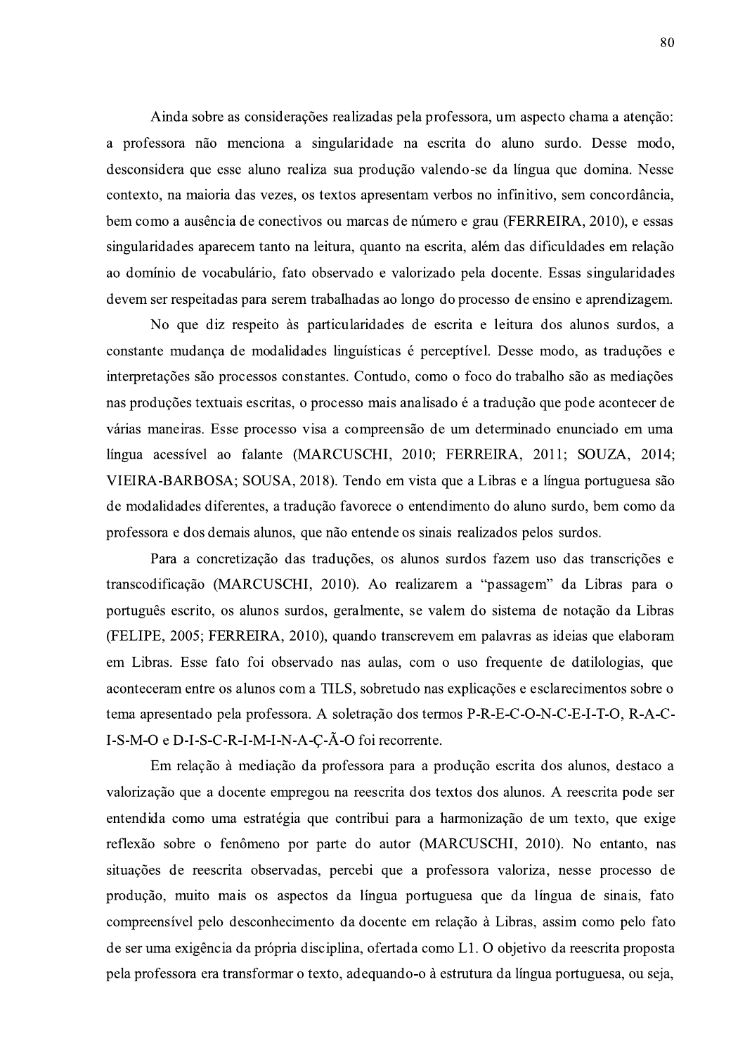Ainda sobre as considerações realizadas pela professora, um aspecto chama a atenção: a professora não menciona a singularidade na escrita do aluno surdo. Desse modo, desconsidera que esse aluno realiza sua produção valendo-se da língua que domina. Nesse contexto, na maioria das vezes, os textos apresentam verbos no infinitivo, sem concordância, bem como a ausência de conectivos ou marcas de número e grau (FERREIRA, 2010), e essas singularidades aparecem tanto na leitura, quanto na escrita, além das dificuldades em relação ao domínio de vocabulário, fato observado e valorizado pela docente. Essas singularidades devem ser respeitadas para serem trabalhadas ao longo do processo de ensino e aprendizagem.

No que diz respeito às particularidades de escrita e leitura dos alunos surdos, a constante mudança de modalidades linguísticas é perceptível. Desse modo, as traduções e interpretações são processos constantes. Contudo, como o foco do trabalho são as mediações nas produções textuais escritas, o processo mais analisado é a tradução que pode acontecer de várias maneiras. Esse processo visa a compreensão de um determinado enunciado em uma língua acessível ao falante (MARCUSCHI, 2010; FERREIRA, 2011; SOUZA, 2014; VIEIRA-BARBOSA; SOUSA, 2018). Tendo em vista que a Libras e a língua portuguesa são de modalidades diferentes, a tradução favorece o entendimento do aluno surdo, bem como da professora e dos demais alunos, que não entende os sinais realizados pelos surdos.

Para a concretização das traduções, os alunos surdos fazem uso das transcrições e transcodificação (MARCUSCHI, 2010). Ao realizarem a "passagem" da Libras para o português escrito, os alunos surdos, geralmente, se valem do sistema de notação da Libras (FELIPE, 2005; FERREIRA, 2010), quando transcrevem em palavras as ideias que elaboram em Libras. Esse fato foi observado nas aulas, com o uso frequente de datilologias, que aconteceram entre os alunos com a TILS, sobretudo nas explicações e esclarecimentos sobre o tema apresentado pela professora. A soletração dos termos P-R-E-C-O-N-C-E-I-T-O, R-A-C-I-S-M-O e D-I-S-C-R-I-M-I-N-A-Ç-Ã-O foi recorrente.

Em relação à mediação da professora para a produção escrita dos alunos, destaco a valorização que a docente empregou na reescrita dos textos dos alunos. A reescrita pode ser entendida como uma estratégia que contribui para a harmonização de um texto, que exige reflexão sobre o fenômeno por parte do autor (MARCUSCHI, 2010). No entanto, nas situações de reescrita observadas, percebi que a professora valoriza, nesse processo de produção, muito mais os aspectos da língua portuguesa que da língua de sinais, fato compreensível pelo desconhecimento da docente em relação à Libras, assim como pelo fato de ser uma exigência da própria disciplina, ofertada como L1. O objetivo da reescrita proposta pela professora era transformar o texto, adequando-o à estrutura da língua portuguesa, ou seja,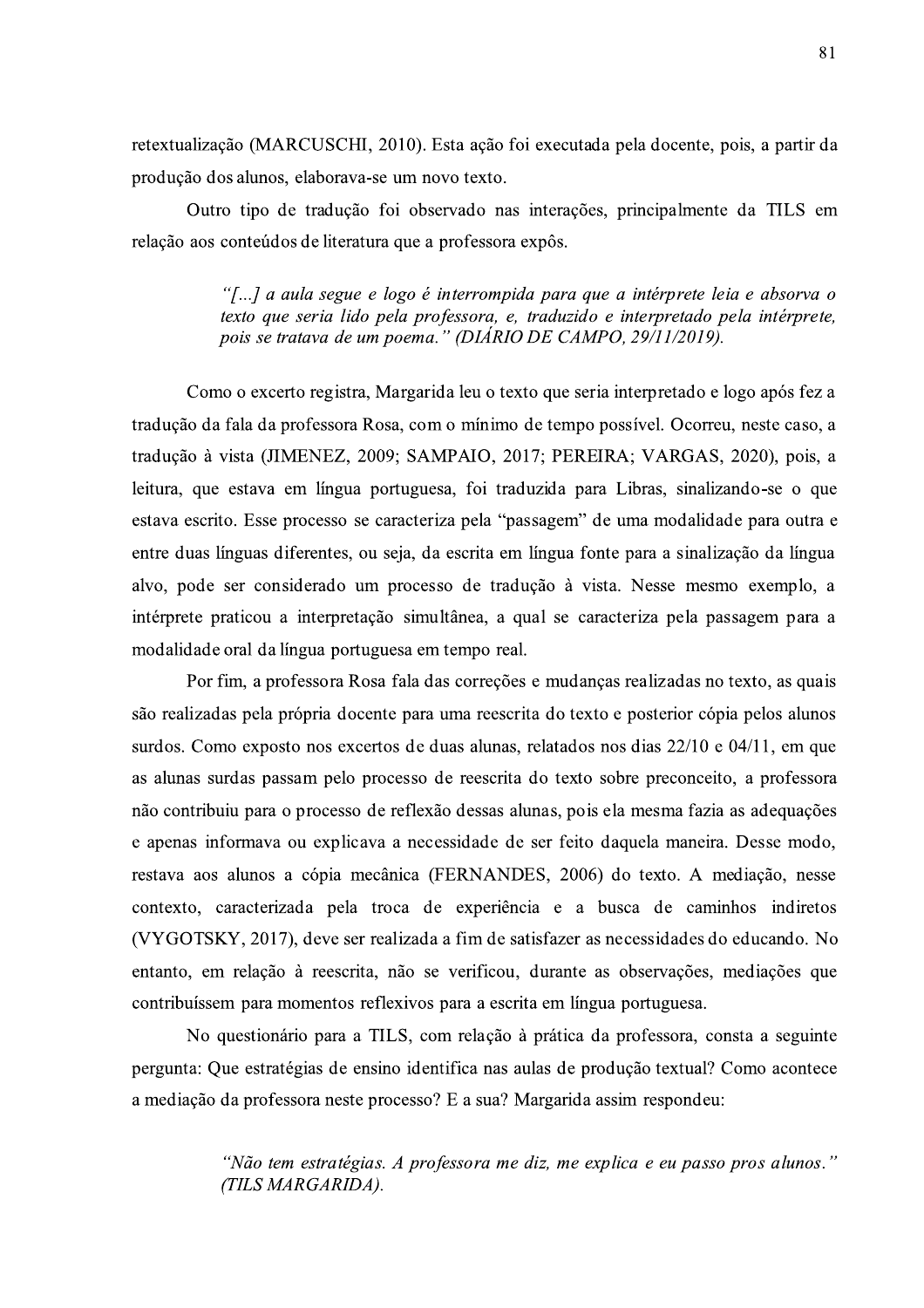retextualização (MARCUSCHI, 2010). Esta ação foi executada pela docente, pois, a partir da produção dos alunos, elaborava-se um novo texto.

Outro tipo de tradução foi observado nas interações, principalmente da TILS em relação aos conteúdos de literatura que a professora expôs.

> *"[...] a aula segue e logo é interrompida para que a intérprete leia e absorva o texto que seria lido pela professora, e, traduzido e interpretado pela intérprete, pois se tratava de um poema." (DIÁRIO DE CAMPO, 29/11/2019).*

Como o excerto registra, Margarida leu o texto que seria interpretado e logo após fez a tradução da fala da professora Rosa, com o mínimo de tempo possível. Ocorreu, neste caso, a tradução à vista (JIMENEZ, 2009; SAMPAIO, 2017; PEREIRA; VARGAS, 2020), pois, a leitura, que estava em língua portuguesa, foi traduzida para Libras, sinalizando-se o que estava escrito. Esse processo se caracteriza pela "passagem" de uma modalidade para outra e entre duas línguas diferentes, ou seja, da escrita em língua fonte para a sinalização da língua alvo, pode ser considerado um processo de tradução à vista. Nesse mesmo exemplo, a intérprete praticou a interpretação simultânea, a qual se caracteriza pela passagem para a modalidade oral da língua portuguesa em tempo real.

Por fim, a professora Rosa fala das correções e mudanças realizadas no texto, as quais são realizadas pela própria docente para uma reescrita do texto e posterior cópia pelos alunos surdos. Como exposto nos excertos de duas alunas, relatados nos dias 22/10 e 04/11, em que as alunas surdas passam pelo processo de reescrita do texto sobre preconceito, a professora não contribuiu para o processo de reflexão dessas alunas, pois ela mesma fazia as adequações e apenas informava ou explicava a necessidade de ser feito daquela maneira. Desse modo, restava aos alunos a cópia mecânica (FERNANDES, 2006) do texto. A mediação, nesse contexto, caracterizada pela troca de experiência e a busca de caminhos indiretos (VYGOTSKY, 2017), deve ser realizada a fim de satisfazer as necessidades do educando. No entanto, em relação à reescrita, não se verificou, durante as observações, mediações que contribuíssem para momentos reflexivos para a escrita em língua portuguesa.

No questionário para a TILS, com relação à prática da professora, consta a seguinte pergunta: Que estratégias de ensino identifica nas aulas de produção textual? Como acontece a mediação da professora neste processo? E a sua? Margarida assim respondeu:

> *"Não tem estratégias. A professora me diz, me explica e eu passo pros alunos." (TILS MARGARIDA).*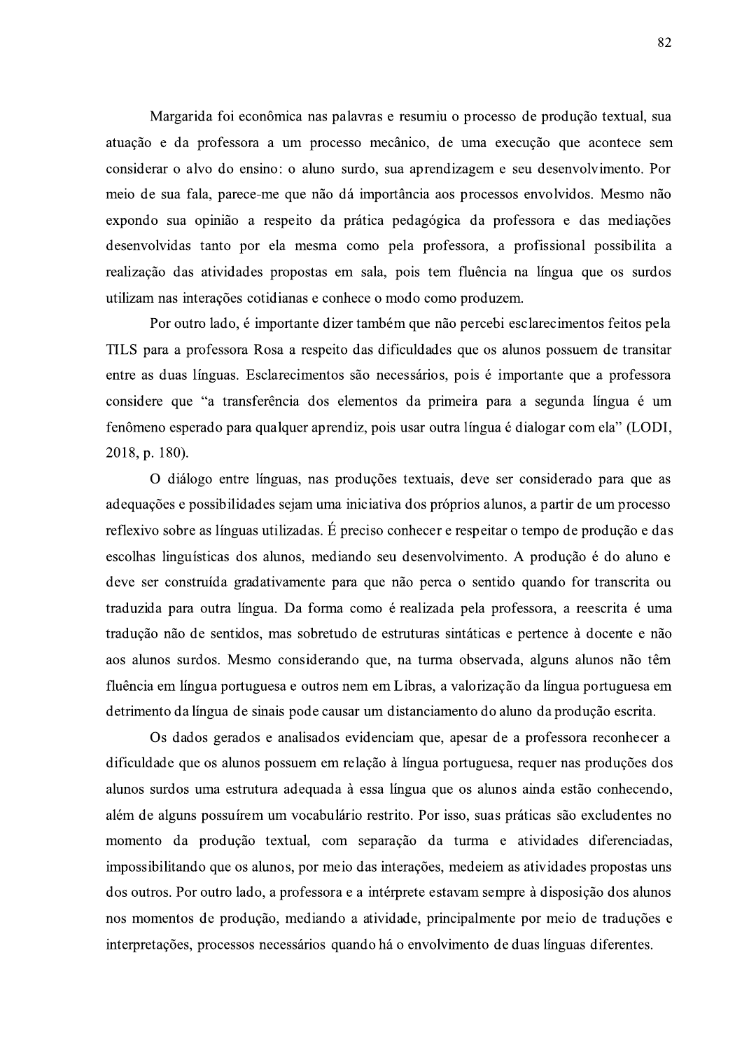Margarida foi econômica nas palavras e resumiu o processo de produção textual, sua atuação e da professora a um processo mecânico, de uma execução que acontece sem considerar o alvo do ensino: o aluno surdo, sua aprendizagem e seu desenvolvimento. Por meio de sua fala, parece-me que não dá importância aos processos envolvidos. Mesmo não expondo sua opinião a respeito da prática pedagógica da professora e das mediações desenvolvidas tanto por ela mesma como pela professora, a profissional possibilita a realização das atividades propostas em sala, pois tem fluência na língua que os surdos utilizam nas interações cotidianas e conhece o modo como produzem.

Por outro lado, é importante dizer também que não percebi esclarecimentos feitos pela TILS para a professora Rosa a respeito das dificuldades que os alunos possuem de transitar entre as duas línguas. Esclarecimentos são necessários, pois é importante que a professora considere que "a transferência dos elementos da primeira para a segunda língua é um fenômeno esperado para qualquer aprendiz, pois usar outra língua é dialogar com ela" (LODI, 2018, p. 180).

O diálogo entre línguas, nas produções textuais, deve ser considerado para que as adequações e possibilidades sejam uma iniciativa dos próprios alunos, a partir de um processo reflexivo sobre as línguas utilizadas. É preciso conhecer e respeitar o tempo de produção e das escolhas linguísticas dos alunos, mediando seu desenvolvimento. A produção é do aluno e deve ser construída gradativamente para que não perca o sentido quando for transcrita ou traduzida para outra língua. Da forma como é realizada pela professora, a reescrita é uma tradução não de sentidos, mas sobretudo de estruturas sintáticas e pertence à docente e não aos alunos surdos. Mesmo considerando que, na turma observada, alguns alunos não têm fluência em língua portuguesa e outros nem em Libras, a valorização da língua portuguesa em detrimento da língua de sinais pode causar um distanciamento do aluno da produção escrita.

Os dados gerados e analisados evidenciam que, apesar de a professora reconhecer a dificuldade que os alunos possuem em relação à língua portuguesa, requer nas produções dos alunos surdos uma estrutura adequada à essa língua que os alunos ainda estão conhecendo, além de alguns possuírem um vocabulário restrito. Por isso, suas práticas são excludentes no momento da produção textual, com separação da turma e atividades diferenciadas, impossibilitando que os alunos, por meio das interações, medeiem as atividades propostas uns dos outros. Por outro lado, a professora e a intérprete estavam sempre à disposição dos alunos nos momentos de produção, mediando a atividade, principalmente por meio de traduções e interpretações, processos necessários quando há o envolvimento de duas línguas diferentes.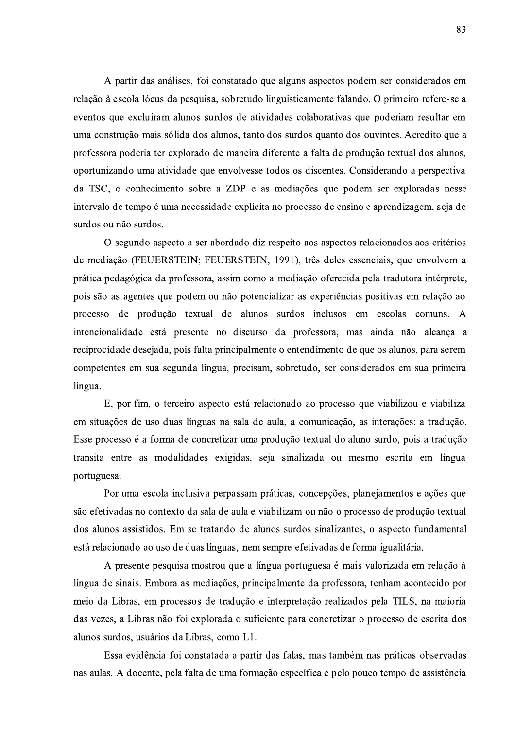A partir das análises, foi constatado que alguns aspectos podem ser considerados em relação à escola lócus da pesquisa, sobretudo linguisticamente falando. O primeiro refere-se a eventos que excluíram alunos surdos de atividades colaborativas que poderiam resultar em uma construção mais sólida dos alunos, tanto dos surdos quanto dos ouvintes. Acredito que a professora poderia ter explorado de maneira diferente a falta de produção textual dos alunos, oportunizando uma atividade que envolvesse todos os discentes. Considerando a perspectiva da TSC, o conhecimento sobre a ZDP e as mediações que podem ser exploradas nesse intervalo de tempo é uma necessidade explícita no processo de ensino e aprendizagem, seja de surdos ou não surdos.

O segundo aspecto a ser abordado diz respeito aos aspectos relacionados aos critérios de mediação (FEUERSTEIN; FEUERSTEIN, 1991), três deles essenciais, que envolvem a prática pedagógica da professora, assim como a mediação oferecida pela tradutora intérprete, pois são as agentes que podem ou não potencializar as experiências positivas em relação ao processo de produção textual de alunos surdos inclusos em escolas comuns. A intencionalidade está presente no discurso da professora, mas ainda não alcança a reciprocidade desejada, pois falta principalmente o entendimento de que os alunos, para serem competentes em sua segunda língua, precisam, sobretudo, ser considerados em sua primeira língua.

E, por fim, o terceiro aspecto está relacionado ao processo que viabilizou e viabiliza em situações de uso duas línguas na sala de aula, a comunicação, as interações: a tradução. Esse processo é a forma de concretizar uma produção textual do aluno surdo, pois a tradução transita entre as modalidades exigidas, seja sinalizada ou mesmo escrita em língua portuguesa.

Por uma escola inclusiva perpassam práticas, concepções, planejamentos e ações que são efetivadas no contexto da sala de aula e viabilizam ou não o processo de produção textual dos alunos assistidos. Em se tratando de alunos surdos sinalizantes, o aspecto fundamental está relacionado ao uso de duas línguas, nem sempre efetivadas de forma igualitária.

A presente pesquisa mostrou que a língua portuguesa é mais valorizada em relação à língua de sinais. Embora as mediações, principalmente da professora, tenham acontecido por meio da Libras, em processos de tradução e interpretação realizados pela TILS, na maioria das vezes, a Libras não foi explorada o suficiente para concretizar o processo de escrita dos alunos surdos, usuários da Libras, como L1.

Essa evidência foi constatada a partir das falas, mas também nas práticas observadas nas aulas. A docente, pela falta de uma formação específica e pelo pouco tempo de assistência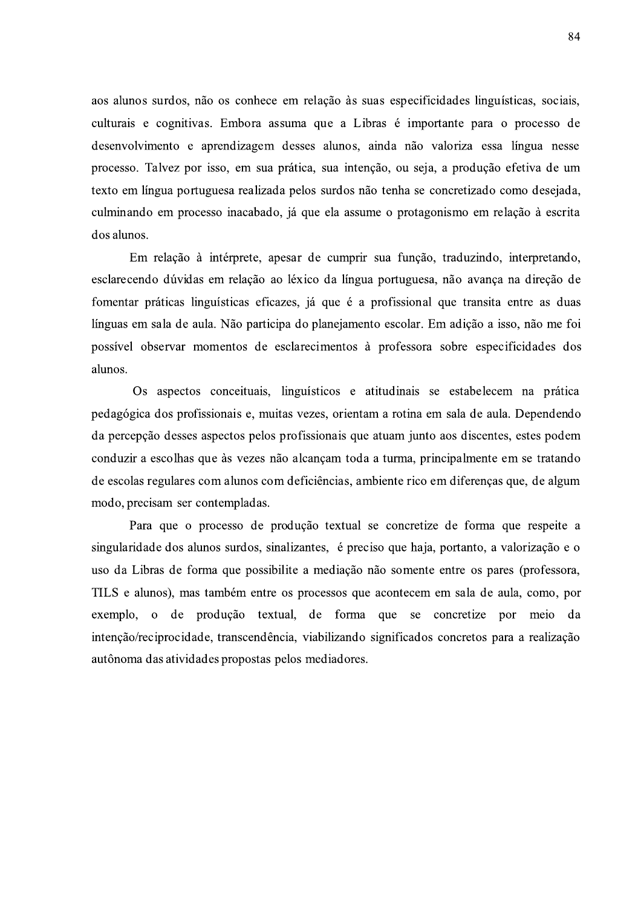aos alunos surdos, não os conhece em relação às suas especificidades linguísticas, sociais, culturais e cognitivas. Embora assuma que a Libras é importante para o processo de desenvolvimento e aprendizagem desses alunos, ainda não valoriza essa língua nesse processo. Talvez por isso, em sua prática, sua intenção, ou seja, a produção efetiva de um texto em língua portuguesa realizada pelos surdos não tenha se concretizado como desejada, culminando em processo inacabado, já que ela assume o protagonismo em relação à escrita dos alunos.

Em relação à intérprete, apesar de cumprir sua função, traduzindo, interpretando, esclarecendo dúvidas em relação ao léxico da língua portuguesa, não avança na direção de fomentar práticas linguísticas eficazes, já que é a profissional que transita entre as duas línguas em sala de aula. Não participa do planejamento escolar. Em adição a isso, não me foi possível observar momentos de esclarecimentos à professora sobre especificidades dos alunos.

Os aspectos conceituais, linguísticos e atitudinais se estabelecem na prática pedagógica dos profissionais e, muitas vezes, orientam a rotina em sala de aula. Dependendo da percepção desses aspectos pelos profissionais que atuam junto aos discentes, estes podem conduzir a escolhas que às vezes não alcançam toda a turma, principalmente em se tratando de escolas regulares com alunos com deficiências, ambiente rico em diferenças que, de algum modo, precisam ser contempladas.

Para que o processo de produção textual se concretize de forma que respeite a singularidade dos alunos surdos, sinalizantes, é preciso que haja, portanto, a valorização e o uso da Libras de forma que possibilite a mediação não somente entre os pares (professora, TILS e alunos), mas também entre os processos que acontecem em sala de aula, como, por exemplo, o de produção textual, de forma que se concretize por meio da intenção/reciprocidade, transcendência, viabilizando significados concretos para a realização autônoma das atividades propostas pelos mediadores.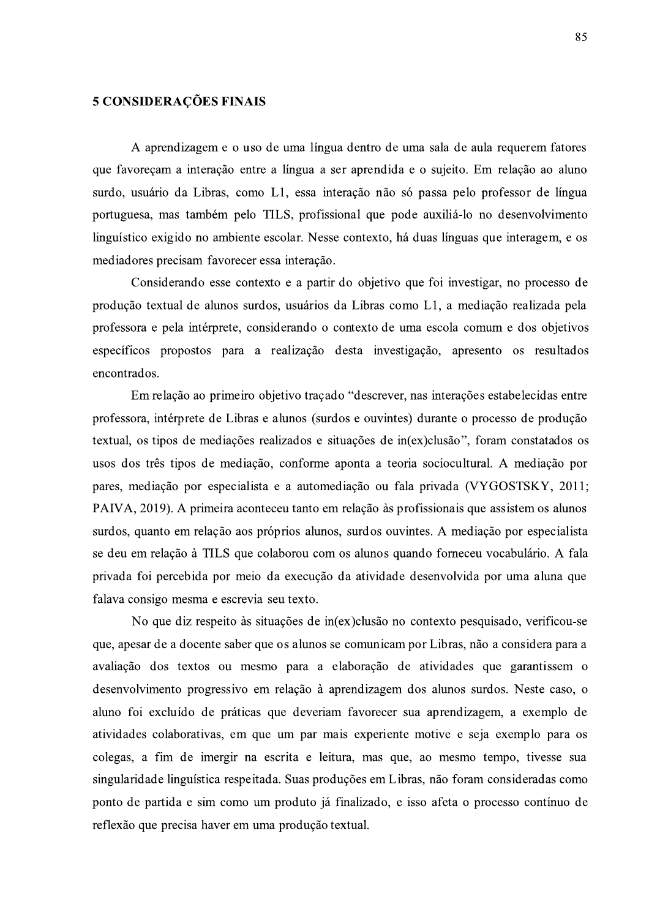# 5 CONSIDERAÇÕES FINAIS

A aprendizagem e o uso de uma língua dentro de uma sala de aula requerem fatores que favoreçam a interação entre a língua a ser aprendida e o sujeito. Em relação ao aluno surdo, usuário da Libras, como L1, essa interação não só passa pelo professor de língua portuguesa, mas também pelo TILS, profissional que pode auxiliá-lo no desenvolvimento linguístico exigido no ambiente escolar. Nesse contexto, há duas línguas que interagem, e os mediadores precisam favorecer essa interação.

Considerando esse contexto e a partir do objetivo que foi investigar, no processo de produção textual de alunos surdos, usuários da Libras como L1, a mediação realizada pela professora e pela intérprete, considerando o contexto de uma escola comum e dos objetivos específicos propostos para a realização desta investigação, apresento os resultados encontrados.

Em relação ao primeiro objetivo traçado "descrever, nas interações estabelecidas entre professora, intérprete de Libras e alunos (surdos e ouvintes) durante o processo de produção textual, os tipos de mediações realizados e situações de in(ex)clusão", foram constatados os usos dos três tipos de mediação, conforme aponta a teoria sociocultural. A mediação por pares, mediação por especialista e a automediação ou fala privada (VYGOSTSKY, 2011; PAIVA, 2019). A primeira aconteceu tanto em relação às profissionais que assistem os alunos surdos, quanto em relação aos próprios alunos, surdos ouvintes. A mediação por especialista se deu em relação à TILS que colaborou com os alunos quando forneceu vocabulário. A fala privada foi percebida por meio da execução da atividade desenvolvida por uma aluna que falava consigo mesma e escrevia seu texto.

No que diz respeito às situações de in(ex)clusão no contexto pesquisado, verificou-se que, apesar de a docente saber que os alunos se comunicam por Libras, não a considera para a avaliação dos textos ou mesmo para a elaboração de atividades que garantissem o desenvolvimento progressivo em relação à aprendizagem dos alunos surdos. Neste caso, o aluno foi excluído de práticas que deveriam favorecer sua aprendizagem, a exemplo de atividades colaborativas, em que um par mais experiente motive e seja exemplo para os colegas, a fim de imergir na escrita e leitura, mas que, ao mesmo tempo, tivesse sua singularidade linguística respeitada. Suas produções em Libras, não foram consideradas como ponto de partida e sim como um produto já finalizado, e isso afeta o processo contínuo de reflexão que precisa haver em uma produção textual.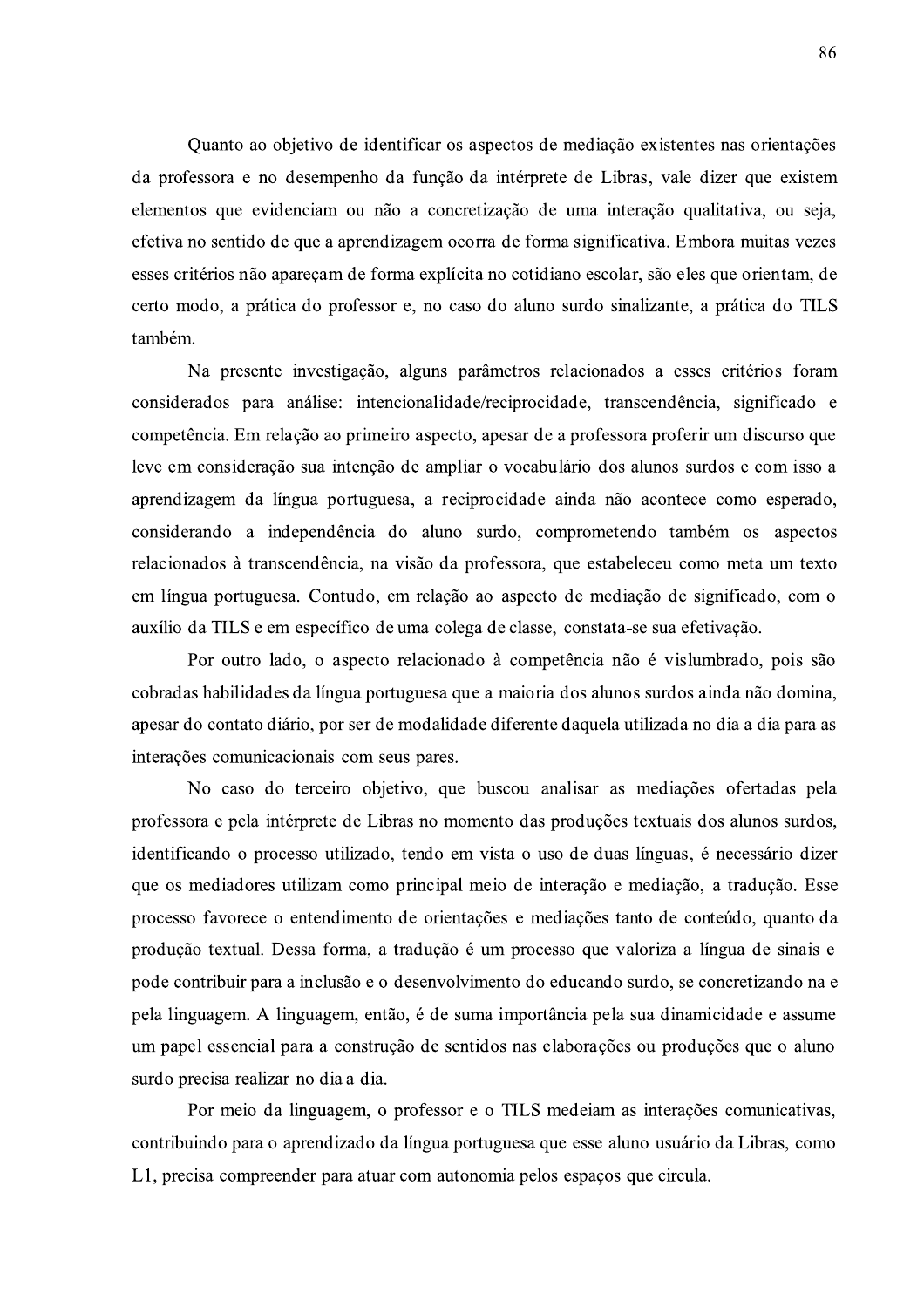Quanto ao objetivo de identificar os aspectos de mediação existentes nas orientações da professora e no desempenho da função da intérprete de Libras, vale dizer que existem elementos que evidenciam ou não a concretização de uma interação qualitativa, ou seja, efetiva no sentido de que a aprendizagem ocorra de forma significativa. Embora muitas vezes esses critérios não apareçam de forma explícita no cotidiano escolar, são eles que orientam, de certo modo, a prática do professor e, no caso do aluno surdo sinalizante, a prática do TILS também.

Na presente investigação, alguns parâmetros relacionados a esses critérios foram considerados para análise: intencionalidade/reciprocidade, transcendência, significado e competência. Em relação ao primeiro aspecto, apesar de a professora proferir um discurso que leve em consideração sua intenção de ampliar o vocabulário dos alunos surdos e com isso a aprendizagem da língua portuguesa, a reciprocidade ainda não acontece como esperado, considerando a independência do aluno surdo, comprometendo também os aspectos relacionados à transcendência, na visão da professora, que estabeleceu como meta um texto em língua portuguesa. Contudo, em relação ao aspecto de mediação de significado, com o auxílio da TILS e em específico de uma colega de classe, constata-se sua efetivação.

Por outro lado, o aspecto relacionado à competência não é vislumbrado, pois são cobradas habilidades da língua portuguesa que a maioria dos alunos surdos ainda não domina, apesar do contato diário, por ser de modalidade diferente daquela utilizada no dia a dia para as interações comunicacionais com seus pares.

No caso do terceiro objetivo, que buscou analisar as mediações ofertadas pela professora e pela intérprete de Libras no momento das produções textuais dos alunos surdos, identificando o processo utilizado, tendo em vista o uso de duas línguas, é necessário dizer que os mediadores utilizam como principal meio de interação e mediação, a tradução. Esse processo favorece o entendimento de orientações e mediações tanto de conteúdo, quanto da produção textual. Dessa forma, a tradução é um processo que valoriza a língua de sinais e pode contribuir para a inclusão e o desenvolvimento do educando surdo, se concretizando na e pela linguagem. A linguagem, então, é de suma importância pela sua dinamicidade e assume um papel essencial para a construção de sentidos nas elaborações ou produções que o aluno surdo precisa realizar no dia a dia.

Por meio da linguagem, o professor e o TILS medeiam as interações comunicativas, contribuindo para o aprendizado da língua portuguesa que esse aluno usuário da Libras, como L1, precisa compreender para atuar com autonomia pelos espaços que circula.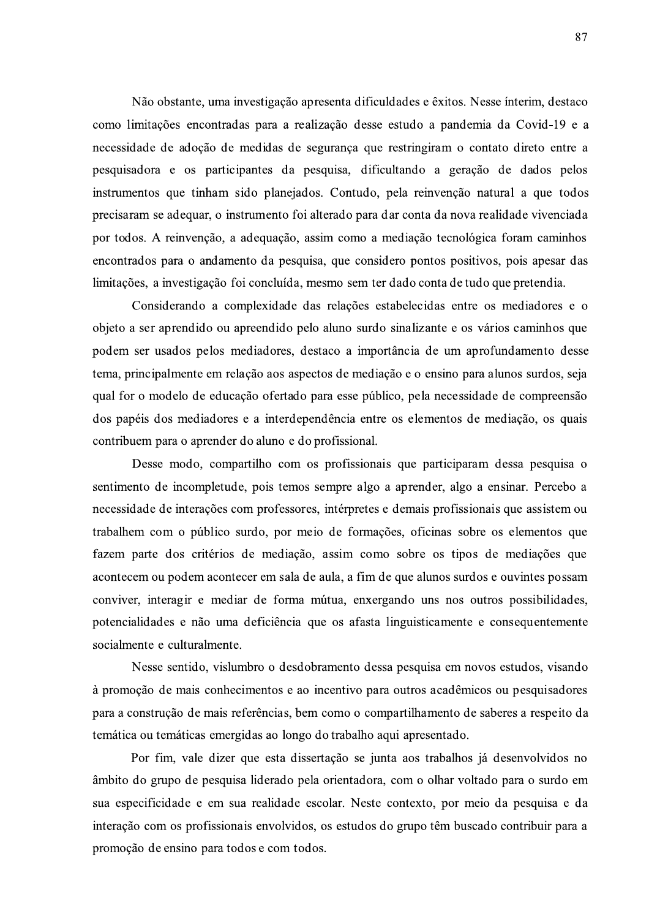Não obstante, uma investigação apresenta dificuldades e êxitos. Nesse ínterim, destaco como limitações encontradas para a realização desse estudo a pandemia da Covid-19 e a necessidade de adoção de medidas de segurança que restringiram o contato direto entre a pesquisadora e os participantes da pesquisa, dificultando a geração de dados pelos instrumentos que tinham sido planejados. Contudo, pela reinvenção natural a que todos precisaram se adequar, o instrumento foi alterado para dar conta da nova realidade vivenciada por todos. A reinvenção, a adequação, assim como a mediação tecnológica foram caminhos encontrados para o andamento da pesquisa, que considero pontos positivos, pois apesar das limitações, a investigação foi concluída, mesmo sem ter dado conta de tudo que pretendia.

Considerando a complexidade das relações estabelecidas entre os mediadores e o objeto a ser aprendido ou apreendido pelo aluno surdo sinalizante e os vários caminhos que podem ser usados pelos mediadores, destaco a importância de um aprofundamento desse tema, principalmente em relação aos aspectos de mediação e o ensino para alunos surdos, seja qual for o modelo de educação ofertado para esse público, pela necessidade de compreensão dos papéis dos mediadores e a interdependência entre os elementos de mediação, os quais contribuem para o aprender do aluno e do profissional.

Desse modo, compartilho com os profissionais que participaram dessa pesquisa o sentimento de incompletude, pois temos sempre algo a aprender, algo a ensinar. Percebo a necessidade de interações com professores, intérpretes e demais profissionais que assistem ou trabalhem com o público surdo, por meio de formações, oficinas sobre os elementos que fazem parte dos critérios de mediação, assim como sobre os tipos de mediações que acontecem ou podem acontecer em sala de aula, a fim de que alunos surdos e ouvintes possam conviver, interagir e mediar de forma mútua, enxergando uns nos outros possibilidades, potencialidades e não uma deficiência que os afasta linguisticamente e consequentemente socialmente e culturalmente.

Nesse sentido, vislumbro o desdobramento dessa pesquisa em novos estudos, visando à promoção de mais conhecimentos e ao incentivo para outros acadêmicos ou pesquisadores para a construção de mais referências, bem como o compartilhamento de saberes a respeito da temática ou temáticas emergidas ao longo do trabalho aqui apresentado.

Por fim, vale dizer que esta dissertação se junta aos trabalhos já desenvolvidos no âmbito do grupo de pesquisa liderado pela orientadora, com o olhar voltado para o surdo em sua especificidade e em sua realidade escolar. Neste contexto, por meio da pesquisa e da interação com os profissionais envolvidos, os estudos do grupo têm buscado contribuir para a promoção de ensino para todos e com todos.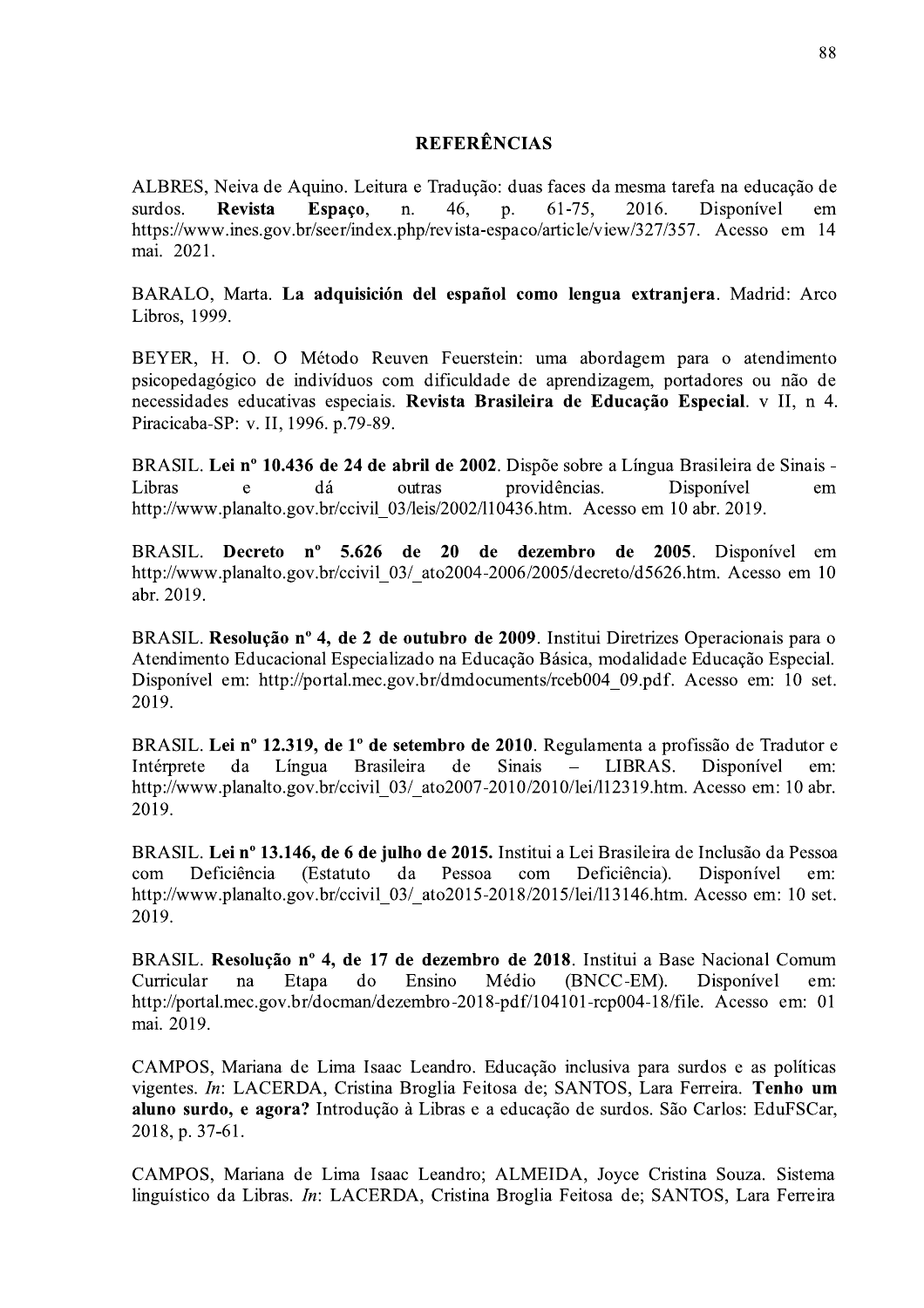# REFERÊNCIAS

ALBRES, Neiva de Aquino. Leitura e Tradução: duas faces da mesma tarefa na educação de surdos. **Revista Espaço**, n. 46, p. 61-75, 2016. Disponível em https://www.ines.gov.br/seer/index.php/revista-espaco/article/view/327/357. Acesso em 14 mai. 2021.

BARALO, Marta. **La adquisición del español como lengua extranjera**. Madrid: Arco Libros, 1999.

BEYER, H. O. O Método Reuven Feuerstein: uma abordagem para o atendimento psicopedagógico de indivíduos com dificuldade de aprendizagem, portadores ou não de necessidades educativas especiais. **Revista Brasileira de Educação Especial**. v II, n 4. Piracicaba-SP: v. II, 1996. p.79-89.

BRASIL. **Lei nº 10.436 de 24 de abril de 2002**. Dispõe sobre a Língua Brasileira de Sinais - Libras e dá outras providências. Disponível em http://www.planalto.gov.br/ccivil_03/leis/2002/l10436.htm. Acesso em 10 abr. 2019.

BRASIL. **Decreto nº 5.626 de 20 de dezembro de 2005**. Disponível em http://www.planalto.gov.br/ccivil_03/_ato2004-2006/2005/decreto/d5626.htm. Acesso em 10 abr. 2019.

BRASIL. **Resolução nº 4, de 2 de outubro de 2009**. Institui Diretrizes Operacionais para o Atendimento Educacional Especializado na Educação Básica, modalidade Educação Especial. Disponível em: http://portal.mec.gov.br/dmdocuments/rceb004_09.pdf. Acesso em: 10 set. 2019.

BRASIL. **Lei nº 12.319, de 1º de setembro de 2010**. Regulamenta a profissão de Tradutor e Intérprete da Língua Brasileira de Sinais – LIBRAS. Disponível em: http://www.planalto.gov.br/ccivil_03/_ato2007-2010/2010/lei/l12319.htm. Acesso em: 10 abr. 2019.

BRASIL. **Lei nº 13.146, de 6 de julho de 2015.** Institui a Lei Brasileira de Inclusão da Pessoa com Deficiência (Estatuto da Pessoa com Deficiência). Disponível em: http://www.planalto.gov.br/ccivil_03/_ato2015-2018/2015/lei/l13146.htm. Acesso em: 10 set. 2019.

BRASIL. **Resolução nº 4, de 17 de dezembro de 2018**. Institui a Base Nacional Comum Curricular na Etapa do Ensino Médio (BNCC-EM). Disponível em: http://portal.mec.gov.br/docman/dezembro-2018-pdf/104101-rcp004-18/file. Acesso em: 01 mai. 2019.

CAMPOS, Mariana de Lima Isaac Leandro. Educação inclusiva para surdos e as políticas vigentes. *In*: LACERDA, Cristina Broglia Feitosa de; SANTOS, Lara Ferreira. **Tenho um aluno surdo, e agora?** Introdução à Libras e a educação de surdos. São Carlos: EduFSCar, 2018, p. 37-61.

CAMPOS, Mariana de Lima Isaac Leandro; ALMEIDA, Joyce Cristina Souza. Sistema linguístico da Libras. *In*: LACERDA, Cristina Broglia Feitosa de; SANTOS, Lara Ferreira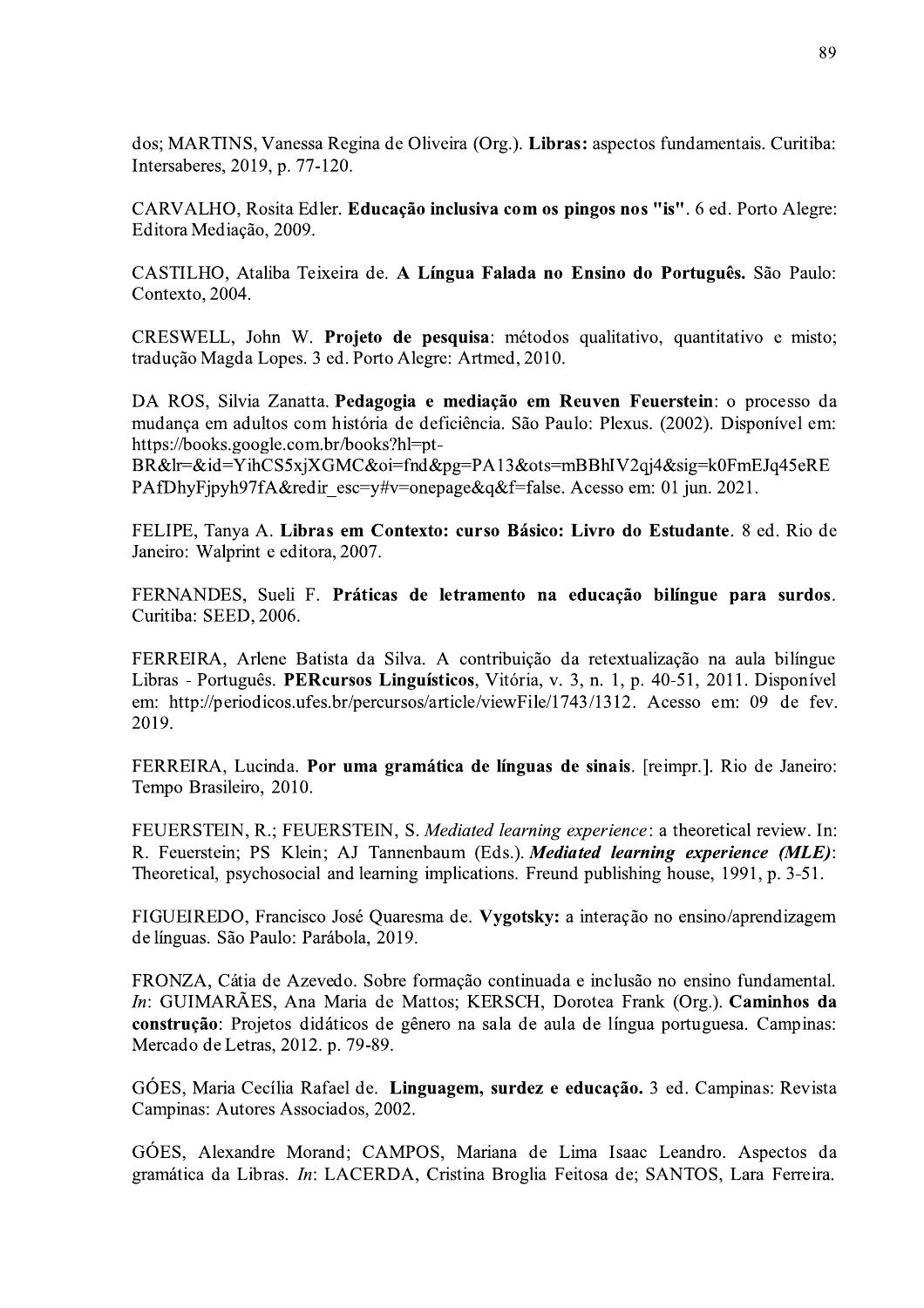dos; MARTINS, Vanessa Regina de Oliveira (Org.). **Libras:** aspectos fundamentais. Curitiba: Intersaberes, 2019, p. 77-120.

CARVALHO, Rosita Edler. **Educação inclusiva com os pingos nos "is"**. 6 ed. Porto Alegre: Editora Mediação, 2009.

CASTILHO, Ataliba Teixeira de. **A Língua Falada no Ensino do Português.** São Paulo: Contexto, 2004.

CRESWELL, John W. **Projeto de pesquisa**: métodos qualitativo, quantitativo e misto; tradução Magda Lopes. 3 ed. Porto Alegre: Artmed, 2010.

DA ROS, Silvia Zanatta. **Pedagogia e mediação em Reuven Feuerstein**: o processo da mudança em adultos com história de deficiência. São Paulo: Plexus. (2002). Disponível em: https://books.google.com.br/books?hl=pt-BR&lr=&id=YihCS5xjXGMC&oi=fnd&pg=PA13&ots=mBBhIV2qj4&sig=k0FmEJq45eREPAfDhyFjpyh97fA&redir_esc=y#v=onepage&q&f=false. Acesso em: 01 jun. 2021.

FELIPE, Tanya A. **Libras em Contexto: curso Básico: Livro do Estudante**. 8 ed. Rio de Janeiro: Walprint e editora, 2007.

FERNANDES, Sueli F. **Práticas de letramento na educação bilíngue para surdos**. Curitiba: SEED, 2006.

FERREIRA, Arlene Batista da Silva. A contribuição da retextualização na aula bilíngue Libras - Português. **PERcursos Linguísticos**, Vitória, v. 3, n. 1, p. 40-51, 2011. Disponível em: http://periodicos.ufes.br/percursos/article/viewFile/1743/1312. Acesso em: 09 de fev. 2019.

FERREIRA, Lucinda. **Por uma gramática de línguas de sinais**. [reimpr.]. Rio de Janeiro: Tempo Brasileiro, 2010.

FEUERSTEIN, R.; FEUERSTEIN, S. *Mediated learning experience*: a theoretical review. In: R. Feuerstein; PS Klein; AJ Tannenbaum (Eds.). ***Mediated learning experience (MLE)***: Theoretical, psychosocial and learning implications. Freund publishing house, 1991, p. 3-51.

FIGUEIREDO, Francisco José Quaresma de. **Vygotsky:** a interação no ensino/aprendizagem de línguas. São Paulo: Parábola, 2019.

FRONZA, Cátia de Azevedo. Sobre formação continuada e inclusão no ensino fundamental. *In*: GUIMARÃES, Ana Maria de Mattos; KERSCH, Dorotea Frank (Org.). **Caminhos da construção**: Projetos didáticos de gênero na sala de aula de língua portuguesa. Campinas: Mercado de Letras, 2012. p. 79-89.

GÓES, Maria Cecília Rafael de. **Linguagem, surdez e educação.** 3 ed. Campinas: Revista Campinas: Autores Associados, 2002.

GÓES, Alexandre Morand; CAMPOS, Mariana de Lima Isaac Leandro. Aspectos da gramática da Libras. *In*: LACERDA, Cristina Broglia Feitosa de; SANTOS, Lara Ferreira.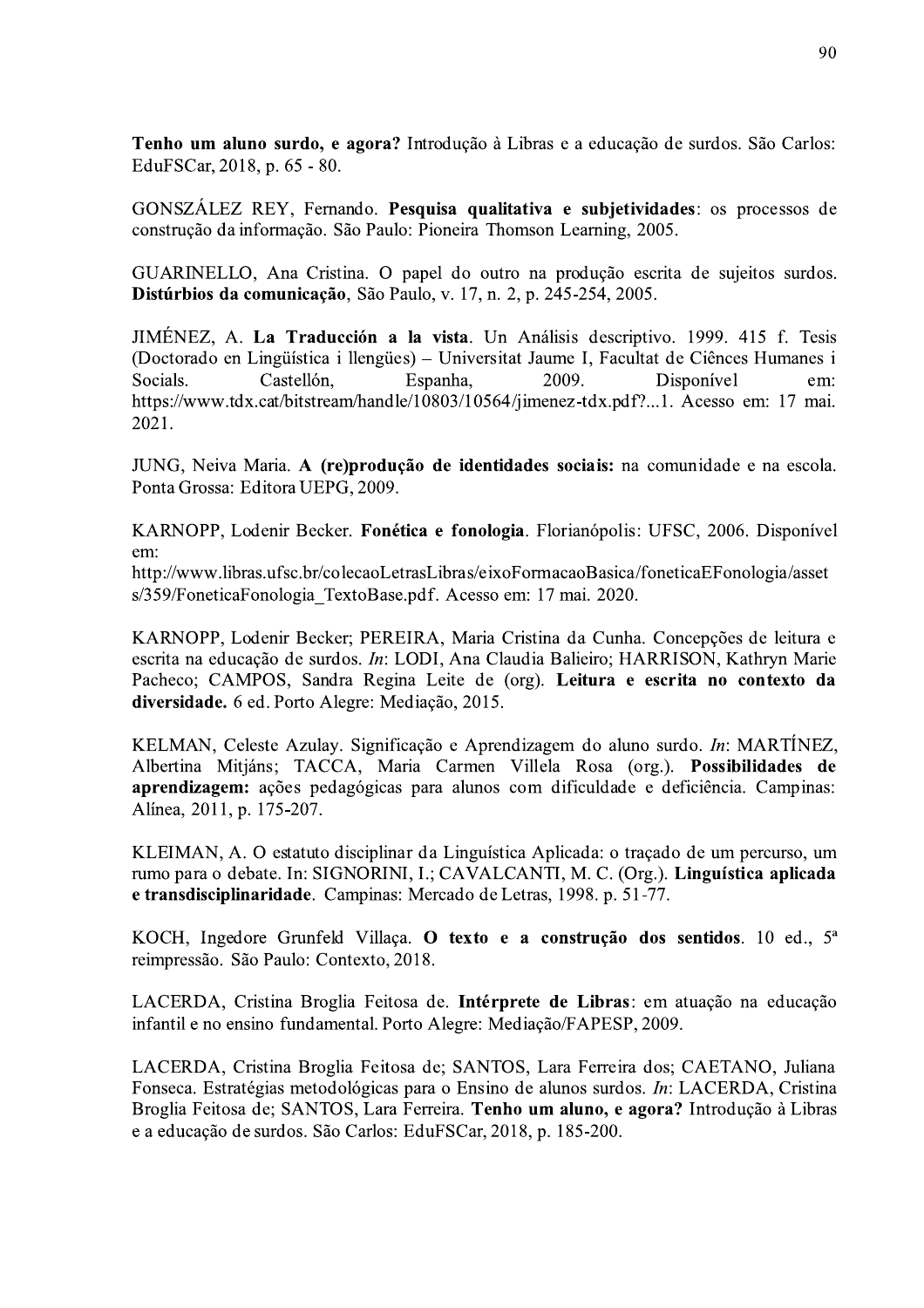**Tenho um aluno surdo, e agora?** Introdução à Libras e a educação de surdos. São Carlos: EduFSCar, 2018, p. 65 - 80.

GONSZÁLEZ REY, Fernando. **Pesquisa qualitativa e subjetividades**: os processos de construção da informação. São Paulo: Pioneira Thomson Learning, 2005.

GUARINELLO, Ana Cristina. O papel do outro na produção escrita de sujeitos surdos. **Distúrbios da comunicação**, São Paulo, v. 17, n. 2, p. 245-254, 2005.

JIMÉNEZ, A. **La Traducción a la vista**. Un Análisis descriptivo. 1999. 415 f. Tesis (Doctorado en Lingüística i llengües) – Universitat Jaume I, Facultat de Ciênces Humanes i Socials. Castellón, Espanha, 2009. Disponível em: https://www.tdx.cat/bitstream/handle/10803/10564/jimenez-tdx.pdf?...1. Acesso em: 17 mai. 2021.

JUNG, Neiva Maria. **A (re)produção de identidades sociais:** na comunidade e na escola. Ponta Grossa: Editora UEPG, 2009.

KARNOPP, Lodenir Becker. **Fonética e fonologia**. Florianópolis: UFSC, 2006. Disponível em: http://www.libras.ufsc.br/colecaoLetrasLibras/eixoFormacaoBasica/foneticaEFonologia/assets/359/FoneticaFonologia_TextoBase.pdf. Acesso em: 17 mai. 2020.

KARNOPP, Lodenir Becker; PEREIRA, Maria Cristina da Cunha. Concepções de leitura e escrita na educação de surdos. *In*: LODI, Ana Claudia Balieiro; HARRISON, Kathryn Marie Pacheco; CAMPOS, Sandra Regina Leite de (org). **Leitura e escrita no contexto da diversidade.** 6 ed. Porto Alegre: Mediação, 2015.

KELMAN, Celeste Azulay. Significação e Aprendizagem do aluno surdo. *In*: MARTÍNEZ, Albertina Mitjáns; TACCA, Maria Carmen Villela Rosa (org.). **Possibilidades de aprendizagem:** ações pedagógicas para alunos com dificuldade e deficiência. Campinas: Alínea, 2011, p. 175-207.

KLEIMAN, A. O estatuto disciplinar da Linguística Aplicada: o traçado de um percurso, um rumo para o debate. In: SIGNORINI, I.; CAVALCANTI, M. C. (Org.). **Linguística aplicada e transdisciplinaridade**. Campinas: Mercado de Letras, 1998. p. 51-77.

KOCH, Ingedore Grunfeld Villaça. **O texto e a construção dos sentidos**. 10 ed., 5ª reimpressão. São Paulo: Contexto, 2018.

LACERDA, Cristina Broglia Feitosa de. **Intérprete de Libras**: em atuação na educação infantil e no ensino fundamental. Porto Alegre: Mediação/FAPESP, 2009.

LACERDA, Cristina Broglia Feitosa de; SANTOS, Lara Ferreira dos; CAETANO, Juliana Fonseca. Estratégias metodológicas para o Ensino de alunos surdos. *In*: LACERDA, Cristina Broglia Feitosa de; SANTOS, Lara Ferreira. **Tenho um aluno, e agora?** Introdução à Libras e a educação de surdos. São Carlos: EduFSCar, 2018, p. 185-200.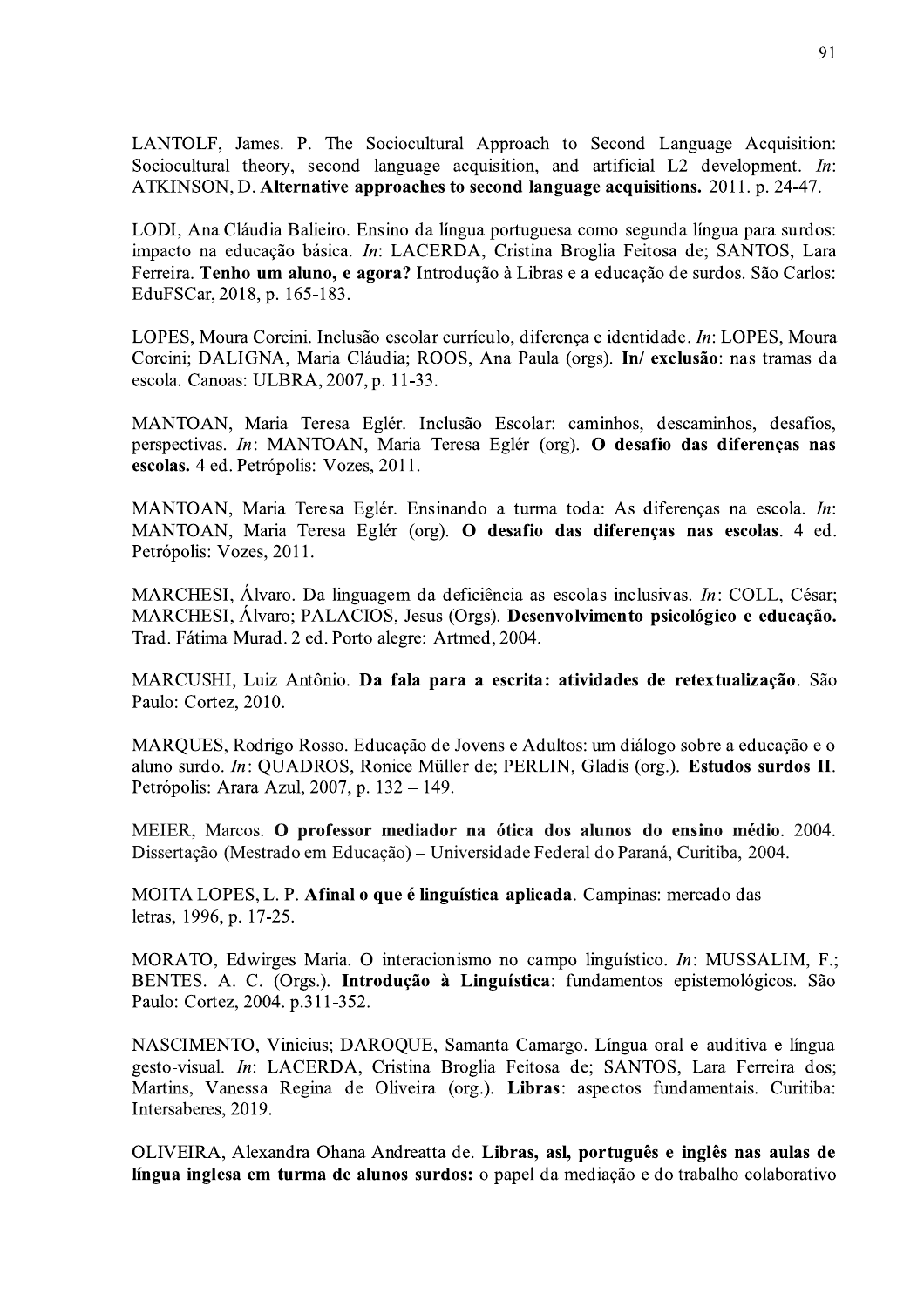LANTOLF, James. P. The Sociocultural Approach to Second Language Acquisition: Sociocultural theory, second language acquisition, and artificial L2 development. *In*: ATKINSON, D. **Alternative approaches to second language acquisitions.** 2011. p. 24-47.

LODI, Ana Cláudia Balieiro. Ensino da língua portuguesa como segunda língua para surdos: impacto na educação básica. *In*: LACERDA, Cristina Broglia Feitosa de; SANTOS, Lara Ferreira. **Tenho um aluno, e agora?** Introdução à Libras e a educação de surdos. São Carlos: EduFSCar, 2018, p. 165-183.

LOPES, Moura Corcini. Inclusão escolar currículo, diferença e identidade. *In*: LOPES, Moura Corcini; DALIGNA, Maria Cláudia; ROOS, Ana Paula (orgs). **In/ exclusão**: nas tramas da escola. Canoas: ULBRA, 2007, p. 11-33.

MANTOAN, Maria Teresa Eglér. Inclusão Escolar: caminhos, descaminhos, desafios, perspectivas. *In*: MANTOAN, Maria Teresa Eglér (org). **O desafio das diferenças nas escolas.** 4 ed. Petrópolis: Vozes, 2011.

MANTOAN, Maria Teresa Eglér. Ensinando a turma toda: As diferenças na escola. *In*: MANTOAN, Maria Teresa Eglér (org). **O desafio das diferenças nas escolas**. 4 ed. Petrópolis: Vozes, 2011.

MARCHESI, Álvaro. Da linguagem da deficiência as escolas inclusivas. *In*: COLL, César; MARCHESI, Álvaro; PALACIOS, Jesus (Orgs). **Desenvolvimento psicológico e educação.** Trad. Fátima Murad. 2 ed. Porto alegre: Artmed, 2004.

MARCUSHI, Luiz Antônio. **Da fala para a escrita: atividades de retextualização**. São Paulo: Cortez, 2010.

MARQUES, Rodrigo Rosso. Educação de Jovens e Adultos: um diálogo sobre a educação e o aluno surdo. *In*: QUADROS, Ronice Müller de; PERLIN, Gladis (org.). **Estudos surdos II**. Petrópolis: Arara Azul, 2007, p. 132 – 149.

MEIER, Marcos. **O professor mediador na ótica dos alunos do ensino médio**. 2004. Dissertação (Mestrado em Educação) – Universidade Federal do Paraná, Curitiba, 2004.

MOITA LOPES, L. P. **Afinal o que é linguística aplicada**. Campinas: mercado das letras, 1996, p. 17-25.

MORATO, Edwirges Maria. O interacionismo no campo linguístico. *In*: MUSSALIM, F.; BENTES. A. C. (Orgs.). **Introdução à Linguística**: fundamentos epistemológicos. São Paulo: Cortez, 2004. p.311-352.

NASCIMENTO, Vinicius; DAROQUE, Samanta Camargo. Língua oral e auditiva e língua gesto-visual. *In*: LACERDA, Cristina Broglia Feitosa de; SANTOS, Lara Ferreira dos; Martins, Vanessa Regina de Oliveira (org.). **Libras**: aspectos fundamentais. Curitiba: Intersaberes, 2019.

OLIVEIRA, Alexandra Ohana Andreatta de. **Libras, asl, português e inglês nas aulas de língua inglesa em turma de alunos surdos:** o papel da mediação e do trabalho colaborativo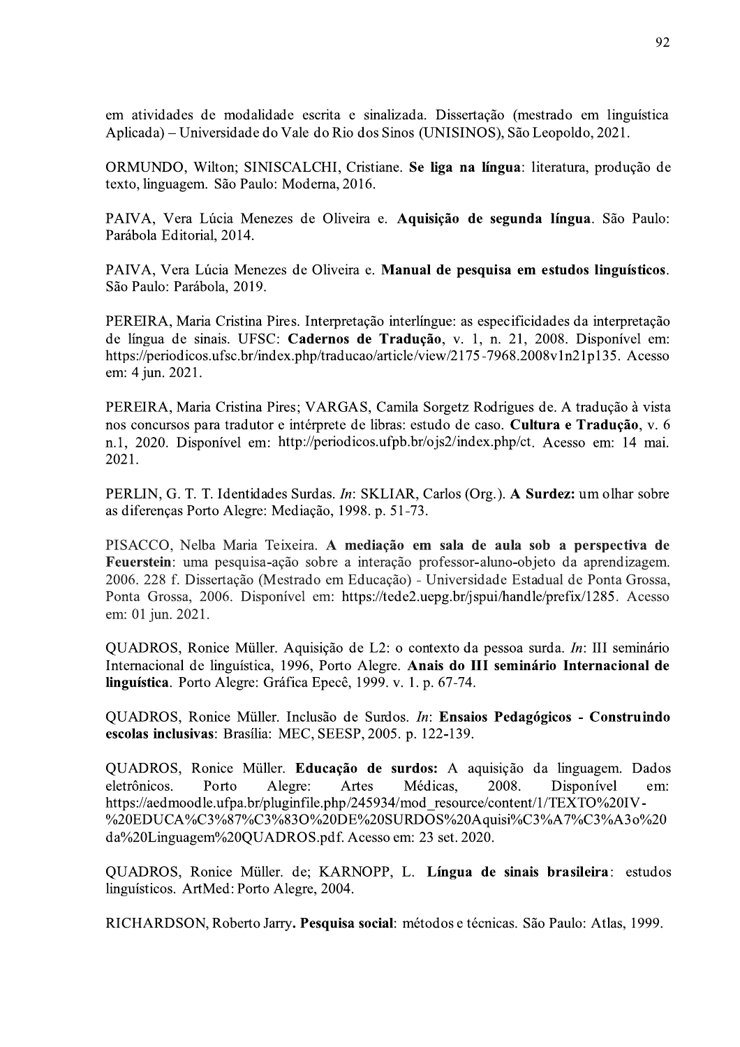em atividades de modalidade escrita e sinalizada. Dissertação (mestrado em linguística Aplicada) – Universidade do Vale do Rio dos Sinos (UNISINOS), São Leopoldo, 2021.

ORMUNDO, Wilton; SINISCALCHI, Cristiane. **Se liga na língua**: literatura, produção de texto, linguagem. São Paulo: Moderna, 2016.

PAIVA, Vera Lúcia Menezes de Oliveira e. **Aquisição de segunda língua**. São Paulo: Parábola Editorial, 2014.

PAIVA, Vera Lúcia Menezes de Oliveira e. **Manual de pesquisa em estudos linguísticos**. São Paulo: Parábola, 2019.

PEREIRA, Maria Cristina Pires. Interpretação interlíngue: as especificidades da interpretação de língua de sinais. UFSC: **Cadernos de Tradução**, v. 1, n. 21, 2008. Disponível em: https://periodicos.ufsc.br/index.php/traducao/article/view/2175-7968.2008v1n21p135. Acesso em: 4 jun. 2021.

PEREIRA, Maria Cristina Pires; VARGAS, Camila Sorgetz Rodrigues de. A tradução à vista nos concursos para tradutor e intérprete de libras: estudo de caso. **Cultura e Tradução**, v. 6 n.1, 2020. Disponível em: http://periodicos.ufpb.br/ojs2/index.php/ct. Acesso em: 14 mai. 2021.

PERLIN, G. T. T. Identidades Surdas. *In*: SKLIAR, Carlos (Org.). **A Surdez:** um olhar sobre as diferenças Porto Alegre: Mediação, 1998. p. 51-73.

PISACCO, Nelba Maria Teixeira. **A mediação em sala de aula sob a perspectiva de Feuerstein**: uma pesquisa-ação sobre a interação professor-aluno-objeto da aprendizagem. 2006. 228 f. Dissertação (Mestrado em Educação) - Universidade Estadual de Ponta Grossa, Ponta Grossa, 2006. Disponível em: https://tede2.uepg.br/jspui/handle/prefix/1285. Acesso em: 01 jun. 2021.

QUADROS, Ronice Müller. Aquisição de L2: o contexto da pessoa surda. *In*: III seminário Internacional de linguística, 1996, Porto Alegre. **Anais do III seminário Internacional de linguística**. Porto Alegre: Gráfica Epecê, 1999. v. 1. p. 67-74.

QUADROS, Ronice Müller. Inclusão de Surdos. *In*: **Ensaios Pedagógicos - Construindo escolas inclusivas**: Brasília: MEC, SEESP, 2005. p. 122-139.

QUADROS, Ronice Müller. **Educação de surdos:** A aquisição da linguagem. Dados eletrônicos. Porto Alegre: Artes Médicas, 2008. Disponível em: https://aedmoodle.ufpa.br/pluginfile.php/245934/mod_resource/content/1/TEXTO%20IV-%20EDUCA%C3%87%C3%83O%20DE%20SURDOS%20Aquisi%C3%A7%C3%A3o%20da%20Linguagem%20QUADROS.pdf. Acesso em: 23 set. 2020.

QUADROS, Ronice Müller. de; KARNOPP, L. **Língua de sinais brasileira**: estudos linguísticos. ArtMed: Porto Alegre, 2004.

RICHARDSON, Roberto Jarry**. Pesquisa social**: métodos e técnicas. São Paulo: Atlas, 1999.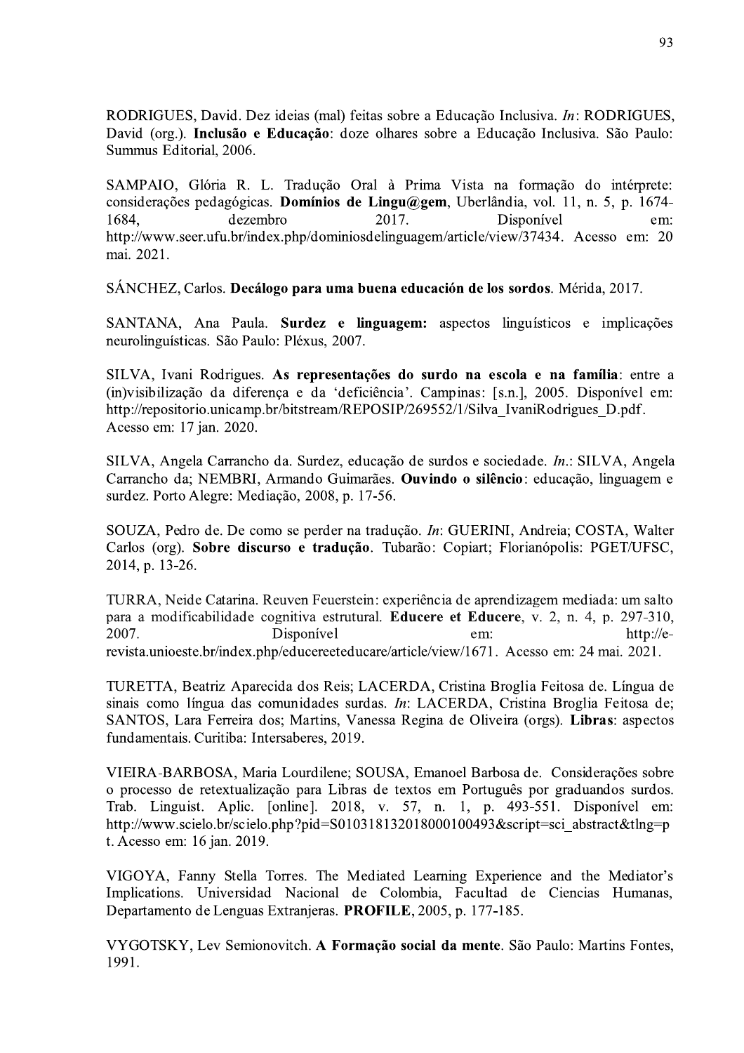RODRIGUES, David. Dez ideias (mal) feitas sobre a Educação Inclusiva. *In*: RODRIGUES, David (org.). **Inclusão e Educação**: doze olhares sobre a Educação Inclusiva. São Paulo: Summus Editorial, 2006.

SAMPAIO, Glória R. L. Tradução Oral à Prima Vista na formação do intérprete: considerações pedagógicas. **Domínios de Lingu@gem**, Uberlândia, vol. 11, n. 5, p. 1674-1684, dezembro 2017. Disponível em: http://www.seer.ufu.br/index.php/dominiosdelinguagem/article/view/37434. Acesso em: 20 mai. 2021.

SÁNCHEZ, Carlos. **Decálogo para uma buena educación de los sordos**. Mérida, 2017.

SANTANA, Ana Paula. **Surdez e linguagem:** aspectos linguísticos e implicações neurolinguísticas. São Paulo: Pléxus, 2007.

SILVA, Ivani Rodrigues. **As representações do surdo na escola e na família**: entre a (in)visibilização da diferença e da 'deficiência'. Campinas: [s.n.], 2005. Disponível em: http://repositorio.unicamp.br/bitstream/REPOSIP/269552/1/Silva_IvaniRodrigues_D.pdf. Acesso em: 17 jan. 2020.

SILVA, Angela Carrancho da. Surdez, educação de surdos e sociedade. *In*.: SILVA, Angela Carrancho da; NEMBRI, Armando Guimarães. **Ouvindo o silêncio**: educação, linguagem e surdez. Porto Alegre: Mediação, 2008, p. 17-56.

SOUZA, Pedro de. De como se perder na tradução. *In*: GUERINI, Andreia; COSTA, Walter Carlos (org). **Sobre discurso e tradução**. Tubarão: Copiart; Florianópolis: PGET/UFSC, 2014, p. 13-26.

TURRA, Neide Catarina. Reuven Feuerstein: experiência de aprendizagem mediada: um salto para a modificabilidade cognitiva estrutural. **Educere et Educere**, v. 2, n. 4, p. 297-310, 2007. Disponível em: http://e-revista.unioeste.br/index.php/educereeteducare/article/view/1671. Acesso em: 24 mai. 2021.

TURETTA, Beatriz Aparecida dos Reis; LACERDA, Cristina Broglia Feitosa de. Língua de sinais como língua das comunidades surdas. *In*: LACERDA, Cristina Broglia Feitosa de; SANTOS, Lara Ferreira dos; Martins, Vanessa Regina de Oliveira (orgs). **Libras**: aspectos fundamentais. Curitiba: Intersaberes, 2019.

VIEIRA-BARBOSA, Maria Lourdilene; SOUSA, Emanoel Barbosa de. Considerações sobre o processo de retextualização para Libras de textos em Português por graduandos surdos. Trab. Linguist. Aplic. [online]. 2018, v. 57, n. 1, p. 493-551. Disponível em: http://www.scielo.br/scielo.php?pid=S010318132018000100493&script=sci_abstract&tlng=pt. Acesso em: 16 jan. 2019.

VIGOYA, Fanny Stella Torres. The Mediated Learning Experience and the Mediator's Implications. Universidad Nacional de Colombia, Facultad de Ciencias Humanas, Departamento de Lenguas Extranjeras. **PROFILE**, 2005, p. 177-185.

VYGOTSKY, Lev Semionovitch. **A Formação social da mente**. São Paulo: Martins Fontes, 1991.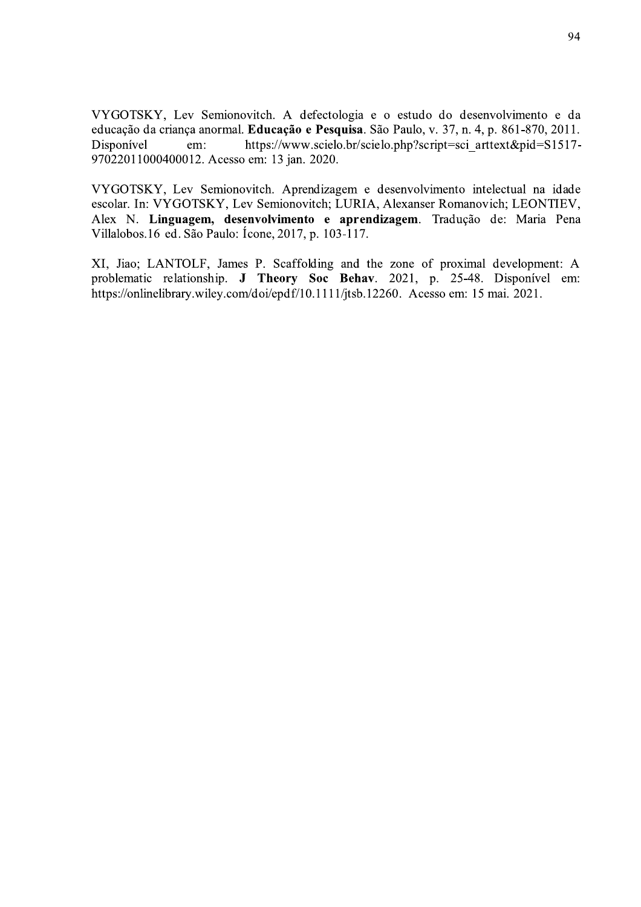VYGOTSKY, Lev Semionovitch. A defectologia e o estudo do desenvolvimento e da educação da criança anormal. **Educação e Pesquisa**. São Paulo, v. 37, n. 4, p. 861-870, 2011. Disponível em: https://www.scielo.br/scielo.php?script=sci_arttext&pid=S1517-97022011000400012. Acesso em: 13 jan. 2020.

VYGOTSKY, Lev Semionovitch. Aprendizagem e desenvolvimento intelectual na idade escolar. In: VYGOTSKY, Lev Semionovitch; LURIA, Alexanser Romanovich; LEONTIEV, Alex N. **Linguagem, desenvolvimento e aprendizagem**. Tradução de: Maria Pena Villalobos.16 ed. São Paulo: Ícone, 2017, p. 103-117.

XI, Jiao; LANTOLF, James P. Scaffolding and the zone of proximal development: A problematic relationship. **J Theory Soc Behav**. 2021, p. 25-48. Disponível em: https://onlinelibrary.wiley.com/doi/epdf/10.1111/jtsb.12260. Acesso em: 15 mai. 2021.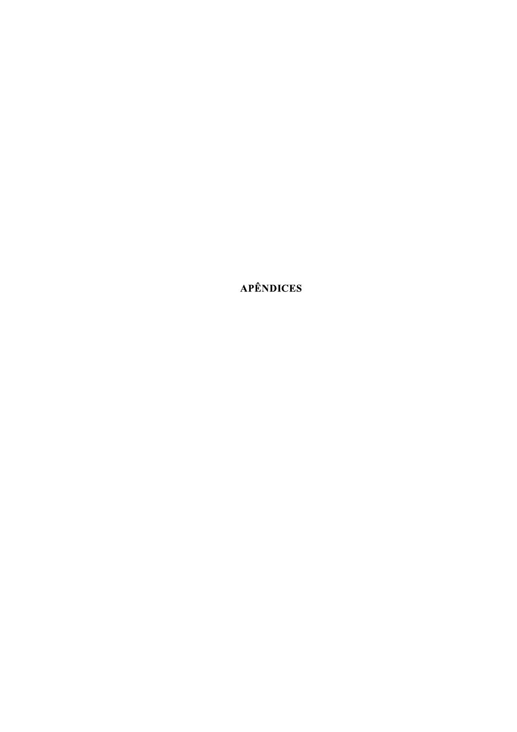# APÊNDICES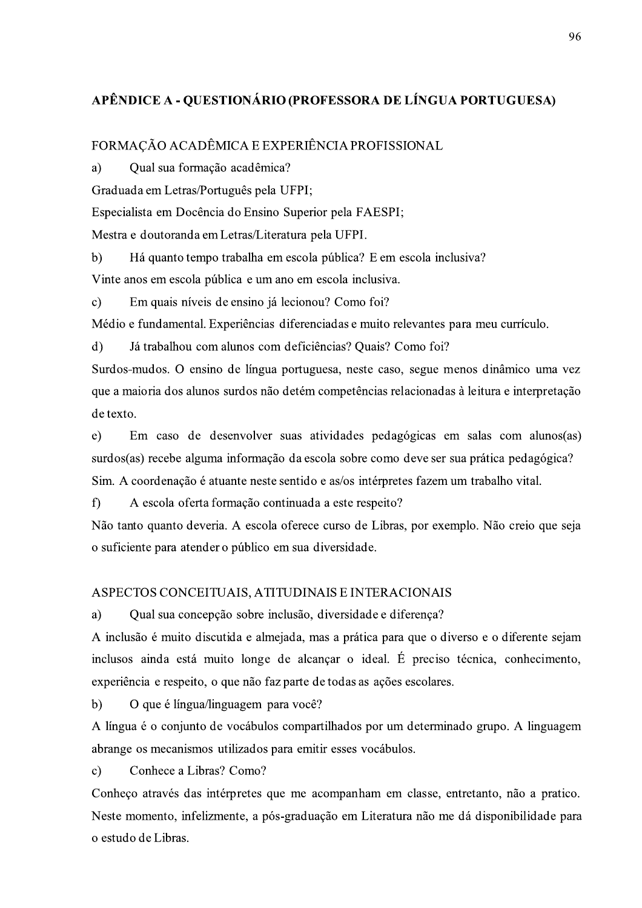## APÊNDICE A - QUESTIONÁRIO (PROFESSORA DE LÍNGUA PORTUGUESA)

FORMAÇÃO ACADÊMICA E EXPERIÊNCIA PROFISSIONAL

a) Qual sua formação acadêmica?

Graduada em Letras/Português pela UFPI;

Especialista em Docência do Ensino Superior pela FAESPI;

Mestra e doutoranda em Letras/Literatura pela UFPI.

b) Há quanto tempo trabalha em escola pública? E em escola inclusiva?

Vinte anos em escola pública e um ano em escola inclusiva.

c) Em quais níveis de ensino já lecionou? Como foi?

Médio e fundamental. Experiências diferenciadas e muito relevantes para meu currículo.

d) Já trabalhou com alunos com deficiências? Quais? Como foi?

Surdos-mudos. O ensino de língua portuguesa, neste caso, segue menos dinâmico uma vez que a maioria dos alunos surdos não detém competências relacionadas à leitura e interpretação de texto.

e) Em caso de desenvolver suas atividades pedagógicas em salas com alunos(as) surdos(as) recebe alguma informação da escola sobre como deve ser sua prática pedagógica?

Sim. A coordenação é atuante neste sentido e as/os intérpretes fazem um trabalho vital.

f) A escola oferta formação continuada a este respeito?

Não tanto quanto deveria. A escola oferece curso de Libras, por exemplo. Não creio que seja o suficiente para atender o público em sua diversidade.

ASPECTOS CONCEITUAIS, ATITUDINAIS E INTERACIONAIS

a) Qual sua concepção sobre inclusão, diversidade e diferença?

A inclusão é muito discutida e almejada, mas a prática para que o diverso e o diferente sejam inclusos ainda está muito longe de alcançar o ideal. É preciso técnica, conhecimento, experiência e respeito, o que não faz parte de todas as ações escolares.

b) O que é língua/linguagem para você?

A língua é o conjunto de vocábulos compartilhados por um determinado grupo. A linguagem abrange os mecanismos utilizados para emitir esses vocábulos.

c) Conhece a Libras? Como?

Conheço através das intérpretes que me acompanham em classe, entretanto, não a pratico. Neste momento, infelizmente, a pós-graduação em Literatura não me dá disponibilidade para o estudo de Libras.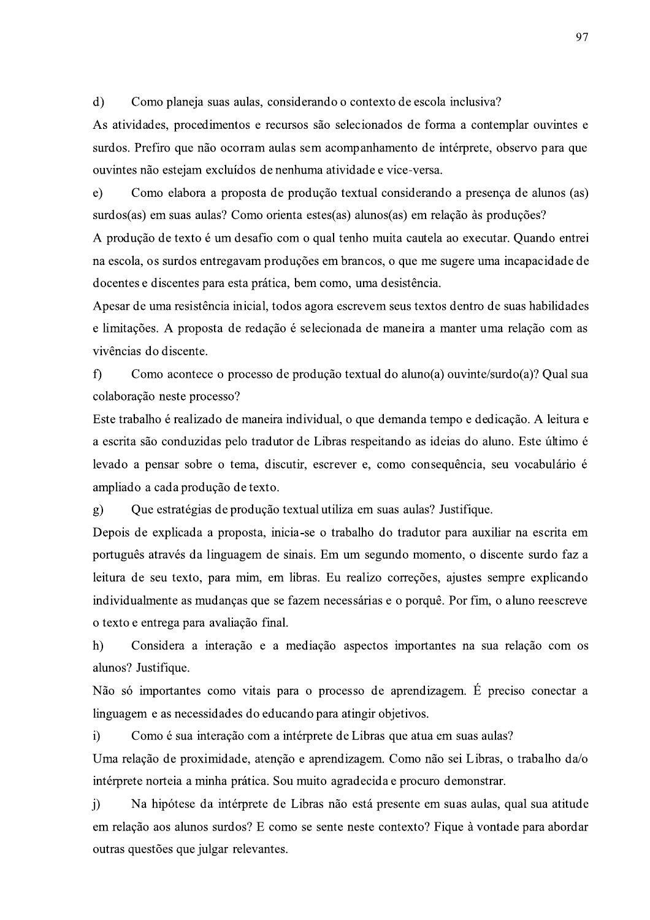d) Como planeja suas aulas, considerando o contexto de escola inclusiva?

As atividades, procedimentos e recursos são selecionados de forma a contemplar ouvintes e surdos. Prefiro que não ocorram aulas sem acompanhamento de intérprete, observo para que ouvintes não estejam excluídos de nenhuma atividade e vice-versa.

e) Como elabora a proposta de produção textual considerando a presença de alunos (as) surdos(as) em suas aulas? Como orienta estes(as) alunos(as) em relação às produções?

A produção de texto é um desafio com o qual tenho muita cautela ao executar. Quando entrei na escola, os surdos entregavam produções em brancos, o que me sugere uma incapacidade de docentes e discentes para esta prática, bem como, uma desistência.

Apesar de uma resistência inicial, todos agora escrevem seus textos dentro de suas habilidades e limitações. A proposta de redação é selecionada de maneira a manter uma relação com as vivências do discente.

f) Como acontece o processo de produção textual do aluno(a) ouvinte/surdo(a)? Qual sua colaboração neste processo?

Este trabalho é realizado de maneira individual, o que demanda tempo e dedicação. A leitura e a escrita são conduzidas pelo tradutor de Libras respeitando as ideias do aluno. Este último é levado a pensar sobre o tema, discutir, escrever e, como consequência, seu vocabulário é ampliado a cada produção de texto.

g) Que estratégias de produção textual utiliza em suas aulas? Justifique.

Depois de explicada a proposta, inicia-se o trabalho do tradutor para auxiliar na escrita em português através da linguagem de sinais. Em um segundo momento, o discente surdo faz a leitura de seu texto, para mim, em libras. Eu realizo correções, ajustes sempre explicando individualmente as mudanças que se fazem necessárias e o porquê. Por fim, o aluno reescreve o texto e entrega para avaliação final.

h) Considera a interação e a mediação aspectos importantes na sua relação com os alunos? Justifique.

Não só importantes como vitais para o processo de aprendizagem. É preciso conectar a linguagem e as necessidades do educando para atingir objetivos.

i) Como é sua interação com a intérprete de Libras que atua em suas aulas?

Uma relação de proximidade, atenção e aprendizagem. Como não sei Libras, o trabalho da/o intérprete norteia a minha prática. Sou muito agradecida e procuro demonstrar.

j) Na hipótese da intérprete de Libras não está presente em suas aulas, qual sua atitude em relação aos alunos surdos? E como se sente neste contexto? Fique à vontade para abordar outras questões que julgar relevantes.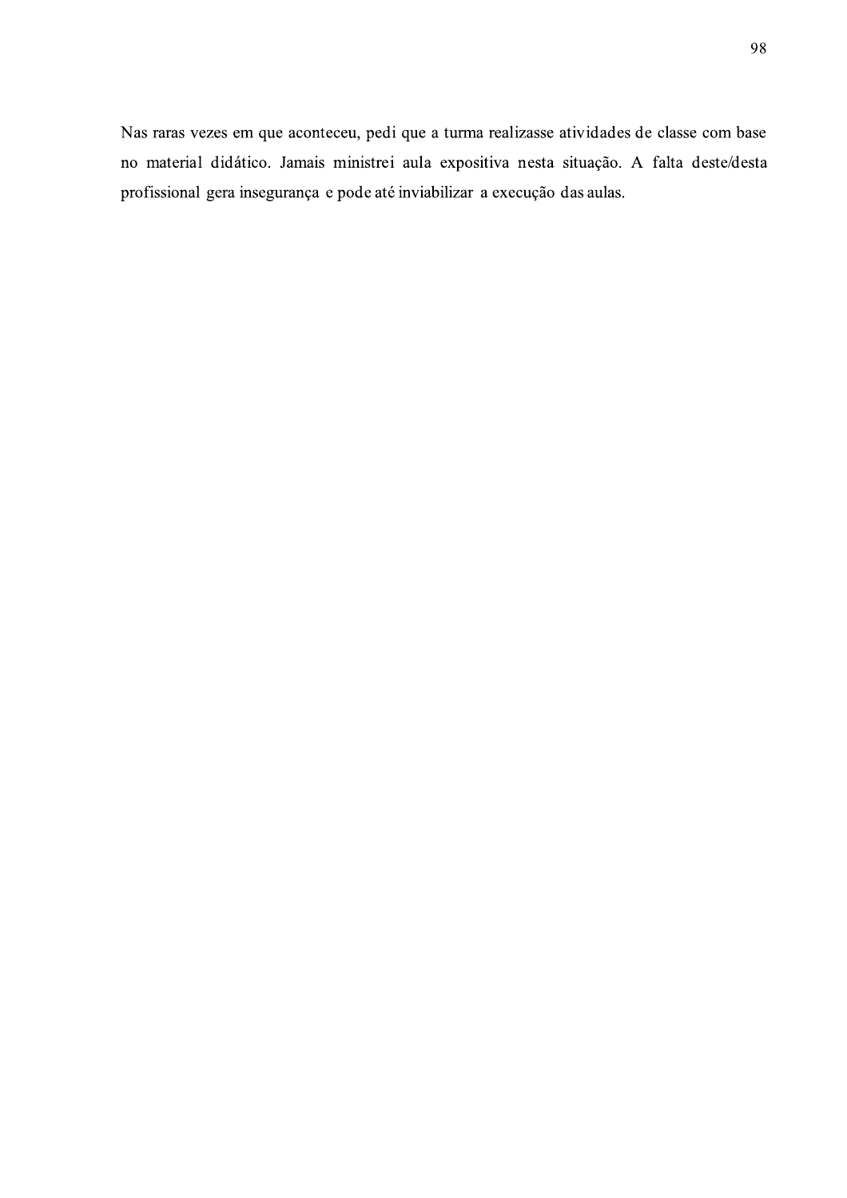Nas raras vezes em que aconteceu, pedi que a turma realizasse atividades de classe com base no material didático. Jamais ministrei aula expositiva nesta situação. A falta deste/desta profissional gera insegurança e pode até inviabilizar a execução das aulas.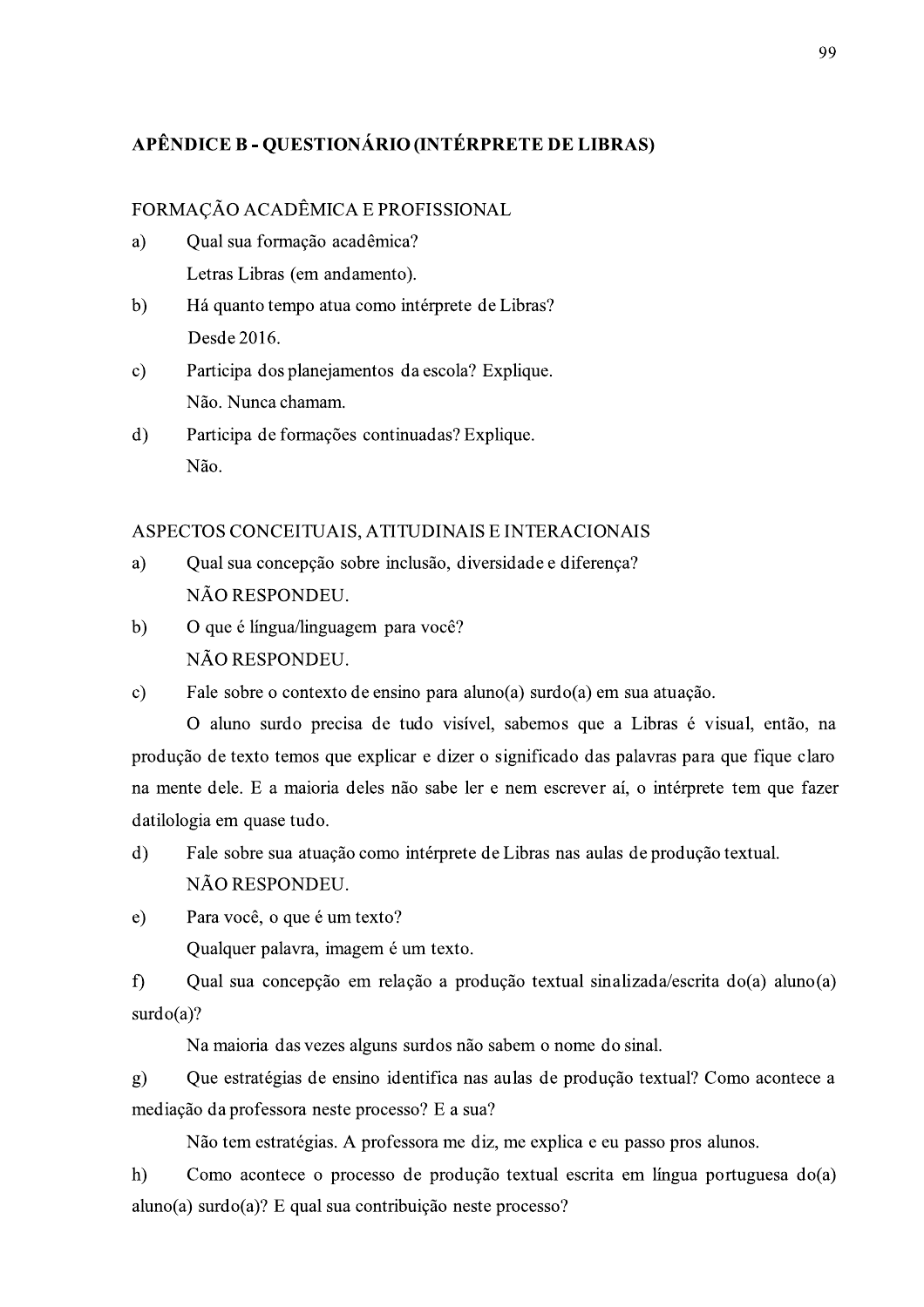## APÊNDICE B - QUESTIONÁRIO (INTÉRPRETE DE LIBRAS)

FORMAÇÃO ACADÊMICA E PROFISSIONAL

a) Qual sua formação acadêmica?

Letras Libras (em andamento).

b) Há quanto tempo atua como intérprete de Libras?

Desde 2016.

c) Participa dos planejamentos da escola? Explique.

Não. Nunca chamam.

d) Participa de formações continuadas? Explique.

Não.

ASPECTOS CONCEITUAIS, ATITUDINAIS E INTERACIONAIS

a) Qual sua concepção sobre inclusão, diversidade e diferença?

NÃO RESPONDEU.

b) O que é língua/linguagem para você?

NÃO RESPONDEU.

c) Fale sobre o contexto de ensino para aluno(a) surdo(a) em sua atuação.

O aluno surdo precisa de tudo visível, sabemos que a Libras é visual, então, na produção de texto temos que explicar e dizer o significado das palavras para que fique claro na mente dele. E a maioria deles não sabe ler e nem escrever aí, o intérprete tem que fazer datilologia em quase tudo.

d) Fale sobre sua atuação como intérprete de Libras nas aulas de produção textual.

NÃO RESPONDEU.

e) Para você, o que é um texto?

Qualquer palavra, imagem é um texto.

f) Qual sua concepção em relação a produção textual sinalizada/escrita do(a) aluno(a) surdo(a)?

Na maioria das vezes alguns surdos não sabem o nome do sinal.

g) Que estratégias de ensino identifica nas aulas de produção textual? Como acontece a mediação da professora neste processo? E a sua?

Não tem estratégias. A professora me diz, me explica e eu passo pros alunos.

h) Como acontece o processo de produção textual escrita em língua portuguesa do(a) aluno(a) surdo(a)? E qual sua contribuição neste processo?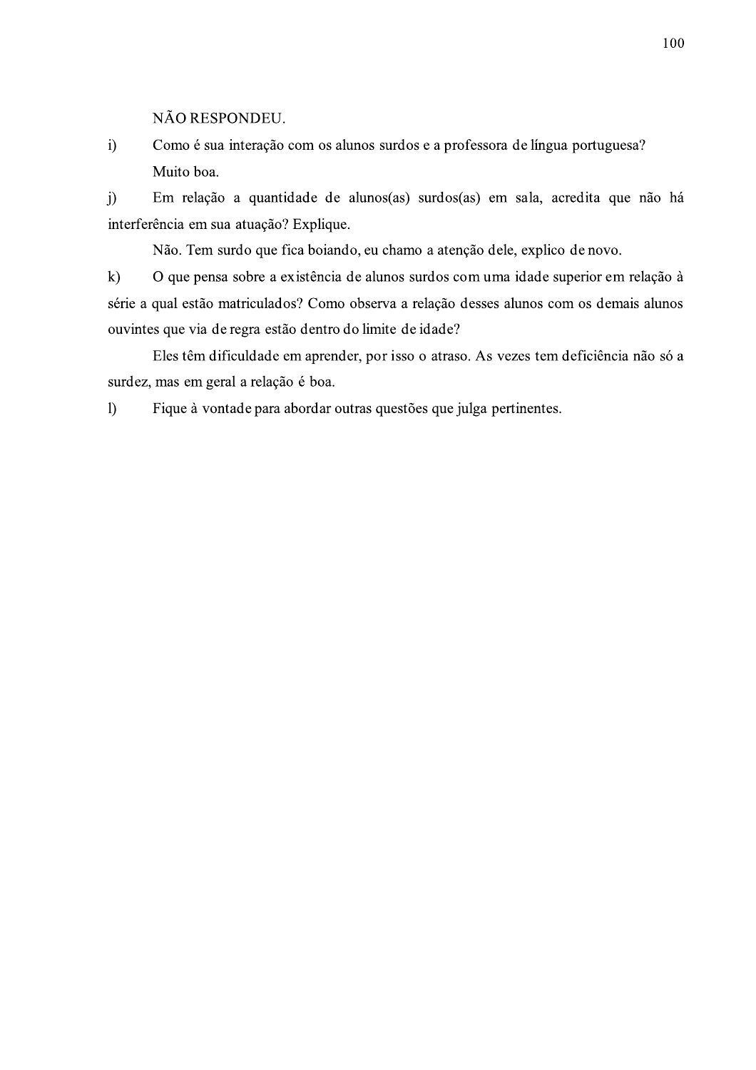NÃO RESPONDEU.

i) Como é sua interação com os alunos surdos e a professora de língua portuguesa?

Muito boa.

j) Em relação a quantidade de alunos(as) surdos(as) em sala, acredita que não há interferência em sua atuação? Explique.

Não. Tem surdo que fica boiando, eu chamo a atenção dele, explico de novo.

k) O que pensa sobre a existência de alunos surdos com uma idade superior em relação à série a qual estão matriculados? Como observa a relação desses alunos com os demais alunos ouvintes que via de regra estão dentro do limite de idade?

Eles têm dificuldade em aprender, por isso o atraso. As vezes tem deficiência não só a surdez, mas em geral a relação é boa.

l) Fique à vontade para abordar outras questões que julga pertinentes.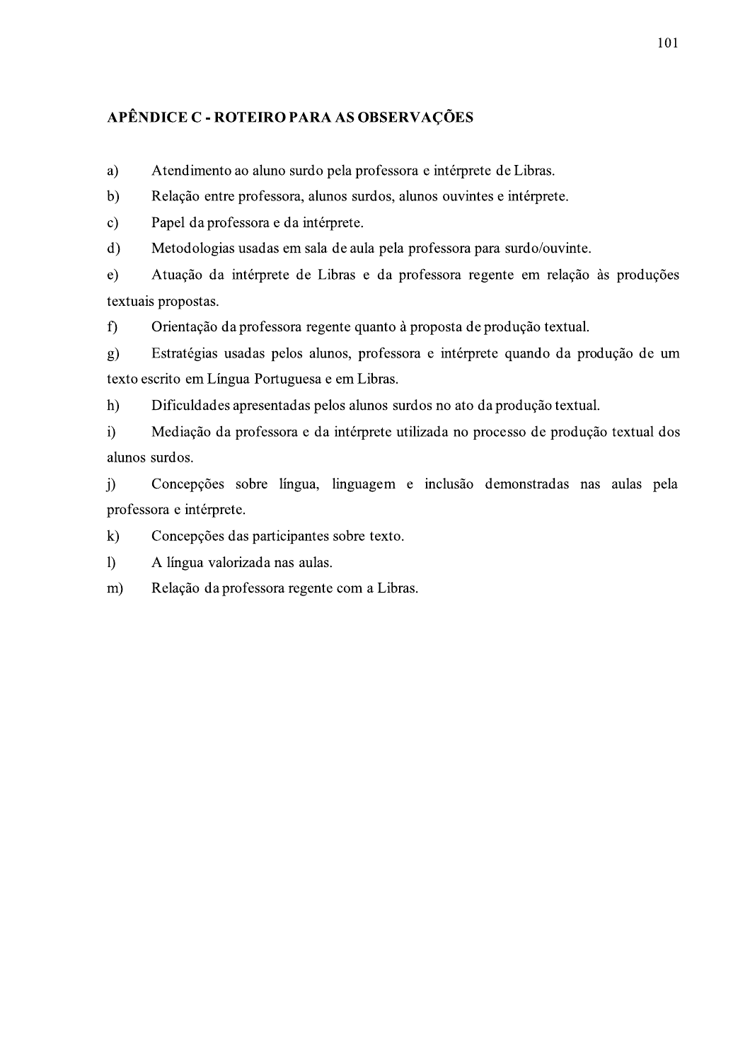## APÊNDICE C - ROTEIRO PARA AS OBSERVAÇÕES

a) Atendimento ao aluno surdo pela professora e intérprete de Libras.

b) Relação entre professora, alunos surdos, alunos ouvintes e intérprete.

c) Papel da professora e da intérprete.

d) Metodologias usadas em sala de aula pela professora para surdo/ouvinte.

e) Atuação da intérprete de Libras e da professora regente em relação às produções textuais propostas.

f) Orientação da professora regente quanto à proposta de produção textual.

g) Estratégias usadas pelos alunos, professora e intérprete quando da produção de um texto escrito em Língua Portuguesa e em Libras.

h) Dificuldades apresentadas pelos alunos surdos no ato da produção textual.

i) Mediação da professora e da intérprete utilizada no processo de produção textual dos alunos surdos.

j) Concepções sobre língua, linguagem e inclusão demonstradas nas aulas pela professora e intérprete.

k) Concepções das participantes sobre texto.

l) A língua valorizada nas aulas.

m) Relação da professora regente com a Libras.